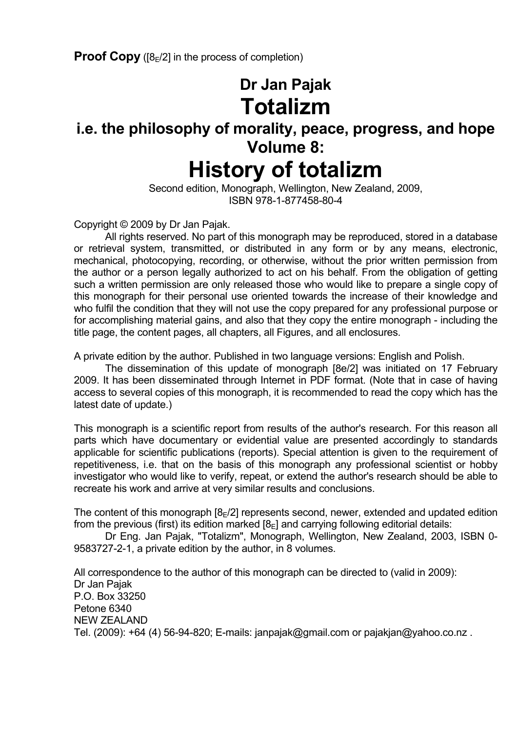**Proof Copy** ([$8_E$/2] in the process of completion)

# Dr Jan Pajak
# Totalizm
## i.e. the philosophy of morality, peace, progress, and hope
## Volume 8:
# History of totalizm

Second edition, Monograph, Wellington, New Zealand, 2009,
ISBN 978-1-877458-80-4

Copyright © 2009 by Dr Jan Pajak.

All rights reserved. No part of this monograph may be reproduced, stored in a database or retrieval system, transmitted, or distributed in any form or by any means, electronic, mechanical, photocopying, recording, or otherwise, without the prior written permission from the author or a person legally authorized to act on his behalf. From the obligation of getting such a written permission are only released those who would like to prepare a single copy of this monograph for their personal use oriented towards the increase of their knowledge and who fulfil the condition that they will not use the copy prepared for any professional purpose or for accomplishing material gains, and also that they copy the entire monograph - including the title page, the content pages, all chapters, all Figures, and all enclosures.

A private edition by the author. Published in two language versions: English and Polish.

The dissemination of this update of monograph [8e/2] was initiated on 17 February 2009. It has been disseminated through Internet in PDF format. (Note that in case of having access to several copies of this monograph, it is recommended to read the copy which has the latest date of update.)

This monograph is a scientific report from results of the author's research. For this reason all parts which have documentary or evidential value are presented accordingly to standards applicable for scientific publications (reports). Special attention is given to the requirement of repetitiveness, i.e. that on the basis of this monograph any professional scientist or hobby investigator who would like to verify, repeat, or extend the author's research should be able to recreate his work and arrive at very similar results and conclusions.

The content of this monograph [$8_E$/2] represents second, newer, extended and updated edition from the previous (first) its edition marked [$8_E$] and carrying following editorial details:

Dr Eng. Jan Pajak, "Totalizm", Monograph, Wellington, New Zealand, 2003, ISBN 0-9583727-2-1, a private edition by the author, in 8 volumes.

All correspondence to the author of this monograph can be directed to (valid in 2009):
Dr Jan Pajak
P.O. Box 33250
Petone 6340
NEW ZEALAND
Tel. (2009): +64 (4) 56-94-820; E-mails: janpajak@gmail.com or pajakjan@yahoo.co.nz .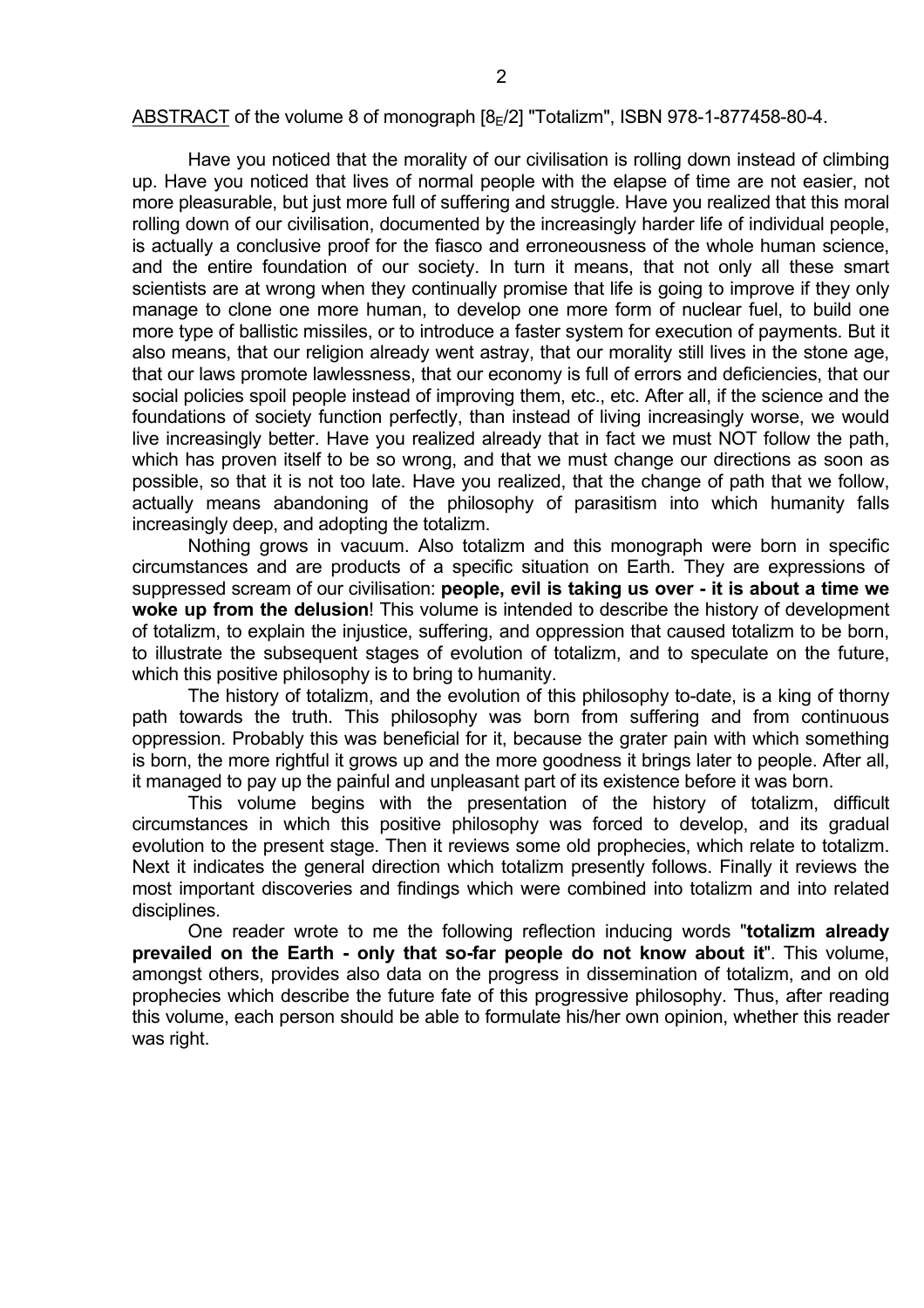<u>ABSTRACT</u> of the volume 8 of monograph [$8_E$/2] "Totalizm", ISBN 978-1-877458-80-4.

Have you noticed that the morality of our civilisation is rolling down instead of climbing up. Have you noticed that lives of normal people with the elapse of time are not easier, not more pleasurable, but just more full of suffering and struggle. Have you realized that this moral rolling down of our civilisation, documented by the increasingly harder life of individual people, is actually a conclusive proof for the fiasco and erroneousness of the whole human science, and the entire foundation of our society. In turn it means, that not only all these smart scientists are at wrong when they continually promise that life is going to improve if they only manage to clone one more human, to develop one more form of nuclear fuel, to build one more type of ballistic missiles, or to introduce a faster system for execution of payments. But it also means, that our religion already went astray, that our morality still lives in the stone age, that our laws promote lawlessness, that our economy is full of errors and deficiencies, that our social policies spoil people instead of improving them, etc., etc. After all, if the science and the foundations of society function perfectly, than instead of living increasingly worse, we would live increasingly better. Have you realized already that in fact we must NOT follow the path, which has proven itself to be so wrong, and that we must change our directions as soon as possible, so that it is not too late. Have you realized, that the change of path that we follow, actually means abandoning of the philosophy of parasitism into which humanity falls increasingly deep, and adopting the totalizm.

Nothing grows in vacuum. Also totalizm and this monograph were born in specific circumstances and are products of a specific situation on Earth. They are expressions of suppressed scream of our civilisation: **people, evil is taking us over - it is about a time we woke up from the delusion**! This volume is intended to describe the history of development of totalizm, to explain the injustice, suffering, and oppression that caused totalizm to be born, to illustrate the subsequent stages of evolution of totalizm, and to speculate on the future, which this positive philosophy is to bring to humanity.

The history of totalizm, and the evolution of this philosophy to-date, is a king of thorny path towards the truth. This philosophy was born from suffering and from continuous oppression. Probably this was beneficial for it, because the grater pain with which something is born, the more rightful it grows up and the more goodness it brings later to people. After all, it managed to pay up the painful and unpleasant part of its existence before it was born.

This volume begins with the presentation of the history of totalizm, difficult circumstances in which this positive philosophy was forced to develop, and its gradual evolution to the present stage. Then it reviews some old prophecies, which relate to totalizm. Next it indicates the general direction which totalizm presently follows. Finally it reviews the most important discoveries and findings which were combined into totalizm and into related disciplines.

One reader wrote to me the following reflection inducing words "**totalizm already prevailed on the Earth - only that so-far people do not know about it**". This volume, amongst others, provides also data on the progress in dissemination of totalizm, and on old prophecies which describe the future fate of this progressive philosophy. Thus, after reading this volume, each person should be able to formulate his/her own opinion, whether this reader was right.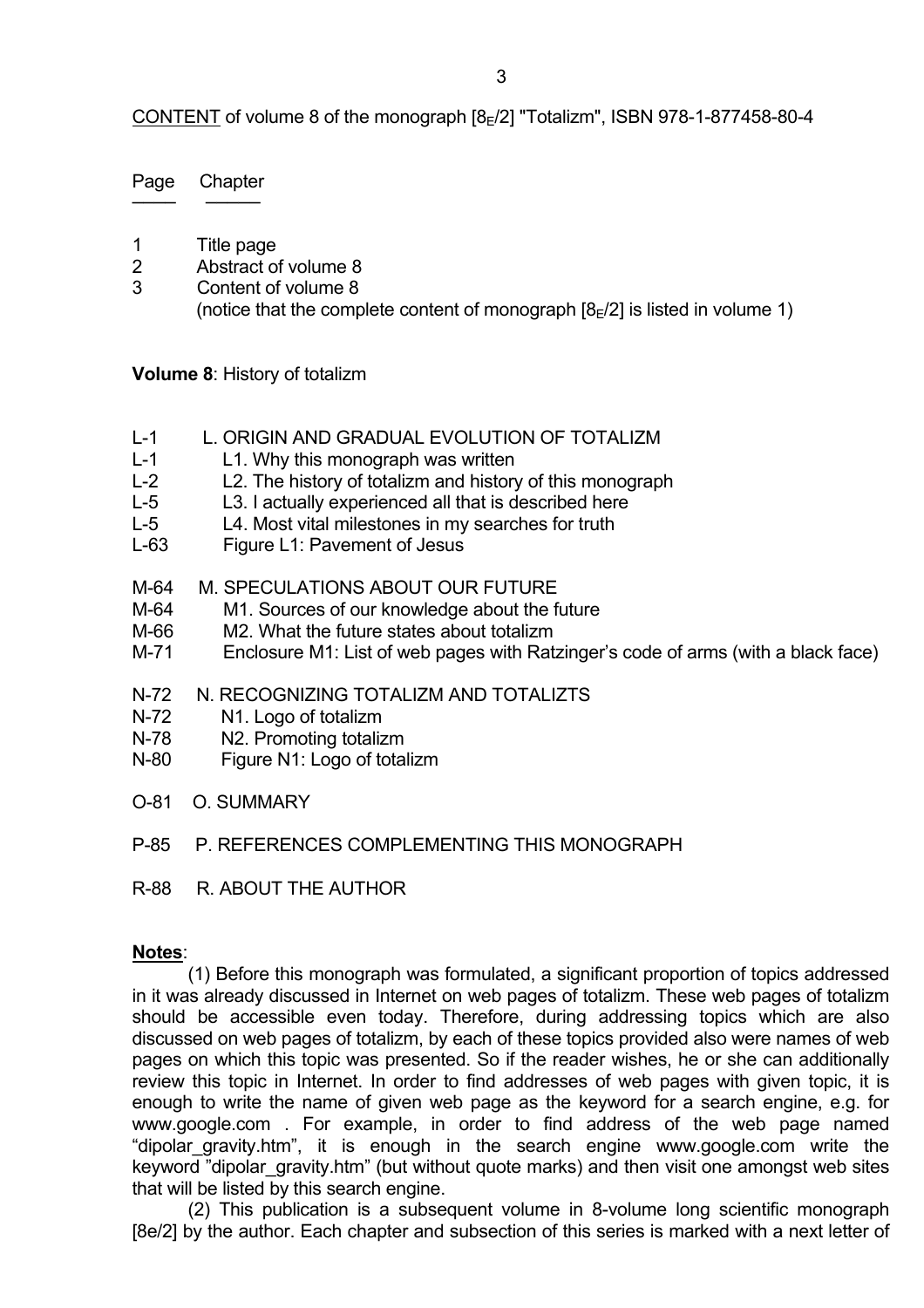CONTENT of volume 8 of the monograph [$8_E$/2] "Totalizm", ISBN 978-1-877458-80-4

| Page | Chapter |
| --- | --- |
| 1 | Title page |
| 2 | Abstract of volume 8 |
| 3 | Content of volume 8 (notice that the complete content of monograph [$8_E$/2] is listed in volume 1) |

**Volume 8**: History of totalizm

| | |
| --- | --- |
| L-1 | L. ORIGIN AND GRADUAL EVOLUTION OF TOTALIZM |
| L-1 | L1. Why this monograph was written |
| L-2 | L2. The history of totalizm and history of this monograph |
| L-5 | L3. I actually experienced all that is described here |
| L-5 | L4. Most vital milestones in my searches for truth |
| L-63 | Figure L1: Pavement of Jesus |
| M-64 | M. SPECULATIONS ABOUT OUR FUTURE |
| M-64 | M1. Sources of our knowledge about the future |
| M-66 | M2. What the future states about totalizm |
| M-71 | Enclosure M1: List of web pages with Ratzinger's code of arms (with a black face) |
| N-72 | N. RECOGNIZING TOTALIZM AND TOTALIZTS |
| N-72 | N1. Logo of totalizm |
| N-78 | N2. Promoting totalizm |
| N-80 | Figure N1: Logo of totalizm |
| O-81 | O. SUMMARY |
| P-85 | P. REFERENCES COMPLEMENTING THIS MONOGRAPH |
| R-88 | R. ABOUT THE AUTHOR |

**Notes**:

(1) Before this monograph was formulated, a significant proportion of topics addressed in it was already discussed in Internet on web pages of totalizm. These web pages of totalizm should be accessible even today. Therefore, during addressing topics which are also discussed on web pages of totalizm, by each of these topics provided also were names of web pages on which this topic was presented. So if the reader wishes, he or she can additionally review this topic in Internet. In order to find addresses of web pages with given topic, it is enough to write the name of given web page as the keyword for a search engine, e.g. for www.google.com . For example, in order to find address of the web page named "dipolar_gravity.htm", it is enough in the search engine www.google.com write the keyword "dipolar_gravity.htm" (but without quote marks) and then visit one amongst web sites that will be listed by this search engine.

(2) This publication is a subsequent volume in 8-volume long scientific monograph [8e/2] by the author. Each chapter and subsection of this series is marked with a next letter of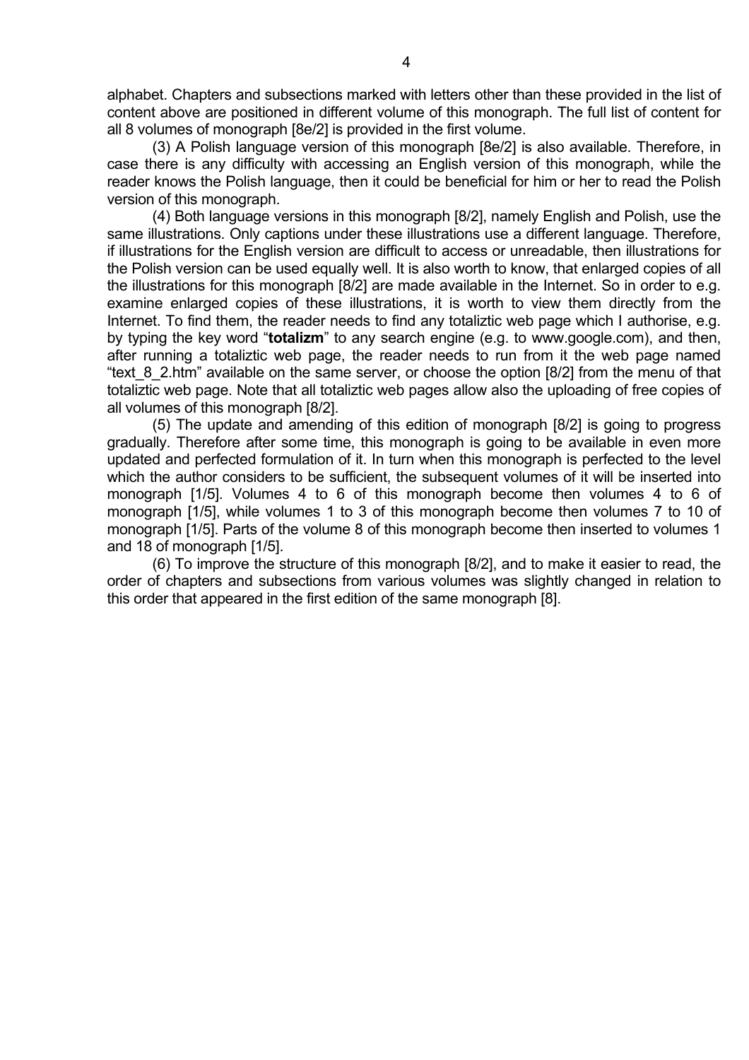alphabet. Chapters and subsections marked with letters other than these provided in the list of content above are positioned in different volume of this monograph. The full list of content for all 8 volumes of monograph [8e/2] is provided in the first volume.

(3) A Polish language version of this monograph [8e/2] is also available. Therefore, in case there is any difficulty with accessing an English version of this monograph, while the reader knows the Polish language, then it could be beneficial for him or her to read the Polish version of this monograph.

(4) Both language versions in this monograph [8/2], namely English and Polish, use the same illustrations. Only captions under these illustrations use a different language. Therefore, if illustrations for the English version are difficult to access or unreadable, then illustrations for the Polish version can be used equally well. It is also worth to know, that enlarged copies of all the illustrations for this monograph [8/2] are made available in the Internet. So in order to e.g. examine enlarged copies of these illustrations, it is worth to view them directly from the Internet. To find them, the reader needs to find any totaliztic web page which I authorise, e.g. by typing the key word "**totalizm**" to any search engine (e.g. to www.google.com), and then, after running a totaliztic web page, the reader needs to run from it the web page named "text_8_2.htm" available on the same server, or choose the option [8/2] from the menu of that totaliztic web page. Note that all totaliztic web pages allow also the uploading of free copies of all volumes of this monograph [8/2].

(5) The update and amending of this edition of monograph [8/2] is going to progress gradually. Therefore after some time, this monograph is going to be available in even more updated and perfected formulation of it. In turn when this monograph is perfected to the level which the author considers to be sufficient, the subsequent volumes of it will be inserted into monograph [1/5]. Volumes 4 to 6 of this monograph become then volumes 4 to 6 of monograph [1/5], while volumes 1 to 3 of this monograph become then volumes 7 to 10 of monograph [1/5]. Parts of the volume 8 of this monograph become then inserted to volumes 1 and 18 of monograph [1/5].

(6) To improve the structure of this monograph [8/2], and to make it easier to read, the order of chapters and subsections from various volumes was slightly changed in relation to this order that appeared in the first edition of the same monograph [8].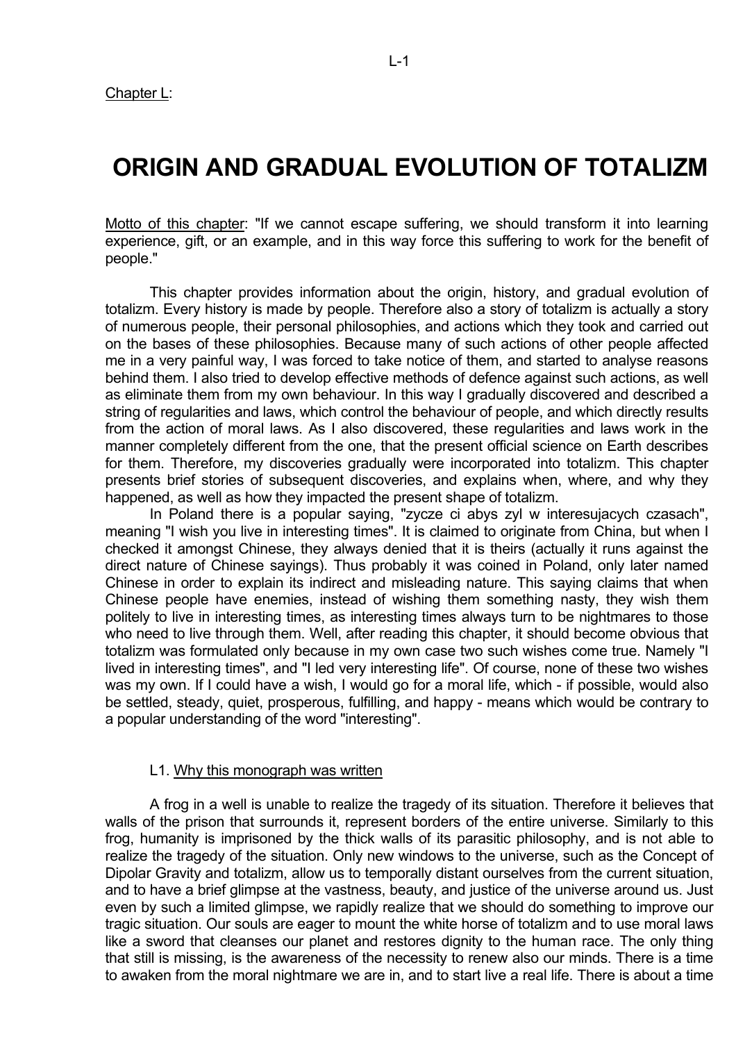Chapter L:

# ORIGIN AND GRADUAL EVOLUTION OF TOTALIZM

Motto of this chapter: "If we cannot escape suffering, we should transform it into learning experience, gift, or an example, and in this way force this suffering to work for the benefit of people."

This chapter provides information about the origin, history, and gradual evolution of totalizm. Every history is made by people. Therefore also a story of totalizm is actually a story of numerous people, their personal philosophies, and actions which they took and carried out on the bases of these philosophies. Because many of such actions of other people affected me in a very painful way, I was forced to take notice of them, and started to analyse reasons behind them. I also tried to develop effective methods of defence against such actions, as well as eliminate them from my own behaviour. In this way I gradually discovered and described a string of regularities and laws, which control the behaviour of people, and which directly results from the action of moral laws. As I also discovered, these regularities and laws work in the manner completely different from the one, that the present official science on Earth describes for them. Therefore, my discoveries gradually were incorporated into totalizm. This chapter presents brief stories of subsequent discoveries, and explains when, where, and why they happened, as well as how they impacted the present shape of totalizm.

In Poland there is a popular saying, "zycze ci abys zyl w interesujacych czasach", meaning "I wish you live in interesting times". It is claimed to originate from China, but when I checked it amongst Chinese, they always denied that it is theirs (actually it runs against the direct nature of Chinese sayings). Thus probably it was coined in Poland, only later named Chinese in order to explain its indirect and misleading nature. This saying claims that when Chinese people have enemies, instead of wishing them something nasty, they wish them politely to live in interesting times, as interesting times always turn to be nightmares to those who need to live through them. Well, after reading this chapter, it should become obvious that totalizm was formulated only because in my own case two such wishes come true. Namely "I lived in interesting times", and "I led very interesting life". Of course, none of these two wishes was my own. If I could have a wish, I would go for a moral life, which - if possible, would also be settled, steady, quiet, prosperous, fulfilling, and happy - means which would be contrary to a popular understanding of the word "interesting".

## L1. Why this monograph was written

A frog in a well is unable to realize the tragedy of its situation. Therefore it believes that walls of the prison that surrounds it, represent borders of the entire universe. Similarly to this frog, humanity is imprisoned by the thick walls of its parasitic philosophy, and is not able to realize the tragedy of the situation. Only new windows to the universe, such as the Concept of Dipolar Gravity and totalizm, allow us to temporally distant ourselves from the current situation, and to have a brief glimpse at the vastness, beauty, and justice of the universe around us. Just even by such a limited glimpse, we rapidly realize that we should do something to improve our tragic situation. Our souls are eager to mount the white horse of totalizm and to use moral laws like a sword that cleanses our planet and restores dignity to the human race. The only thing that still is missing, is the awareness of the necessity to renew also our minds. There is a time to awaken from the moral nightmare we are in, and to start live a real life. There is about a time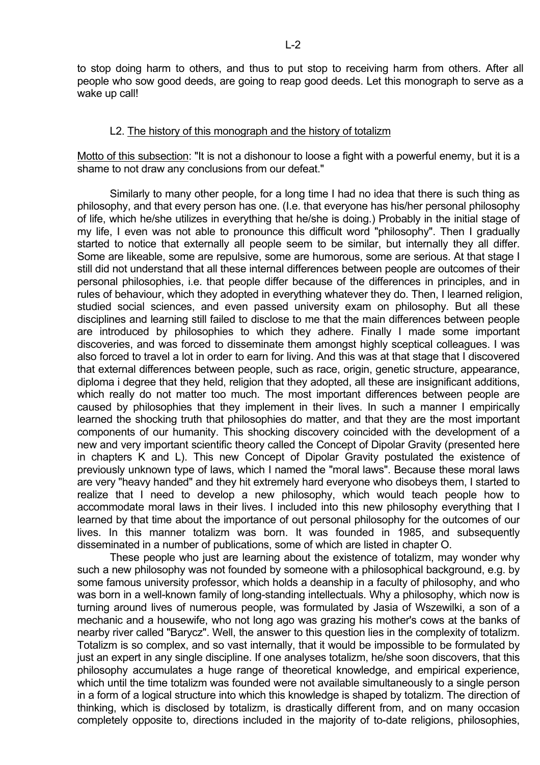to stop doing harm to others, and thus to put stop to receiving harm from others. After all people who sow good deeds, are going to reap good deeds. Let this monograph to serve as a wake up call!

## L2. The history of this monograph and the history of totalizm

Motto of this subsection: "It is not a dishonour to loose a fight with a powerful enemy, but it is a shame to not draw any conclusions from our defeat."

Similarly to many other people, for a long time I had no idea that there is such thing as philosophy, and that every person has one. (I.e. that everyone has his/her personal philosophy of life, which he/she utilizes in everything that he/she is doing.) Probably in the initial stage of my life, I even was not able to pronounce this difficult word "philosophy". Then I gradually started to notice that externally all people seem to be similar, but internally they all differ. Some are likeable, some are repulsive, some are humorous, some are serious. At that stage I still did not understand that all these internal differences between people are outcomes of their personal philosophies, i.e. that people differ because of the differences in principles, and in rules of behaviour, which they adopted in everything whatever they do. Then, I learned religion, studied social sciences, and even passed university exam on philosophy. But all these disciplines and learning still failed to disclose to me that the main differences between people are introduced by philosophies to which they adhere. Finally I made some important discoveries, and was forced to disseminate them amongst highly sceptical colleagues. I was also forced to travel a lot in order to earn for living. And this was at that stage that I discovered that external differences between people, such as race, origin, genetic structure, appearance, diploma i degree that they held, religion that they adopted, all these are insignificant additions, which really do not matter too much. The most important differences between people are caused by philosophies that they implement in their lives. In such a manner I empirically learned the shocking truth that philosophies do matter, and that they are the most important components of our humanity. This shocking discovery coincided with the development of a new and very important scientific theory called the Concept of Dipolar Gravity (presented here in chapters K and L). This new Concept of Dipolar Gravity postulated the existence of previously unknown type of laws, which I named the "moral laws". Because these moral laws are very "heavy handed" and they hit extremely hard everyone who disobeys them, I started to realize that I need to develop a new philosophy, which would teach people how to accommodate moral laws in their lives. I included into this new philosophy everything that I learned by that time about the importance of out personal philosophy for the outcomes of our lives. In this manner totalizm was born. It was founded in 1985, and subsequently disseminated in a number of publications, some of which are listed in chapter O.

These people who just are learning about the existence of totalizm, may wonder why such a new philosophy was not founded by someone with a philosophical background, e.g. by some famous university professor, which holds a deanship in a faculty of philosophy, and who was born in a well-known family of long-standing intellectuals. Why a philosophy, which now is turning around lives of numerous people, was formulated by Jasia of Wszewilki, a son of a mechanic and a housewife, who not long ago was grazing his mother's cows at the banks of nearby river called "Barycz". Well, the answer to this question lies in the complexity of totalizm. Totalizm is so complex, and so vast internally, that it would be impossible to be formulated by just an expert in any single discipline. If one analyses totalizm, he/she soon discovers, that this philosophy accumulates a huge range of theoretical knowledge, and empirical experience, which until the time totalizm was founded were not available simultaneously to a single person in a form of a logical structure into which this knowledge is shaped by totalizm. The direction of thinking, which is disclosed by totalizm, is drastically different from, and on many occasion completely opposite to, directions included in the majority of to-date religions, philosophies,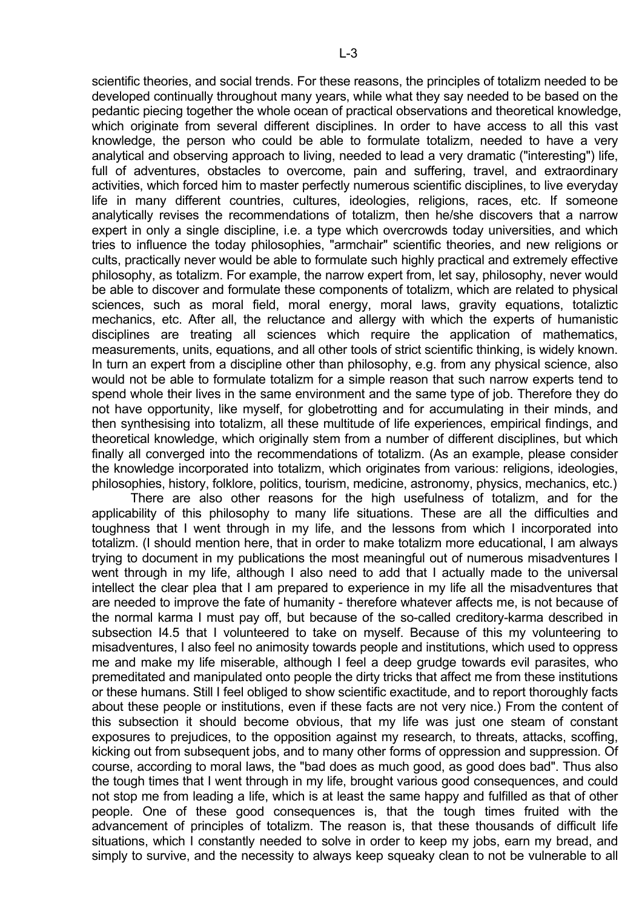scientific theories, and social trends. For these reasons, the principles of totalizm needed to be developed continually throughout many years, while what they say needed to be based on the pedantic piecing together the whole ocean of practical observations and theoretical knowledge, which originate from several different disciplines. In order to have access to all this vast knowledge, the person who could be able to formulate totalizm, needed to have a very analytical and observing approach to living, needed to lead a very dramatic ("interesting") life, full of adventures, obstacles to overcome, pain and suffering, travel, and extraordinary activities, which forced him to master perfectly numerous scientific disciplines, to live everyday life in many different countries, cultures, ideologies, religions, races, etc. If someone analytically revises the recommendations of totalizm, then he/she discovers that a narrow expert in only a single discipline, i.e. a type which overcrowds today universities, and which tries to influence the today philosophies, "armchair" scientific theories, and new religions or cults, practically never would be able to formulate such highly practical and extremely effective philosophy, as totalizm. For example, the narrow expert from, let say, philosophy, never would be able to discover and formulate these components of totalizm, which are related to physical sciences, such as moral field, moral energy, moral laws, gravity equations, totaliztic mechanics, etc. After all, the reluctance and allergy with which the experts of humanistic disciplines are treating all sciences which require the application of mathematics, measurements, units, equations, and all other tools of strict scientific thinking, is widely known. In turn an expert from a discipline other than philosophy, e.g. from any physical science, also would not be able to formulate totalizm for a simple reason that such narrow experts tend to spend whole their lives in the same environment and the same type of job. Therefore they do not have opportunity, like myself, for globetrotting and for accumulating in their minds, and then synthesising into totalizm, all these multitude of life experiences, empirical findings, and theoretical knowledge, which originally stem from a number of different disciplines, but which finally all converged into the recommendations of totalizm. (As an example, please consider the knowledge incorporated into totalizm, which originates from various: religions, ideologies, philosophies, history, folklore, politics, tourism, medicine, astronomy, physics, mechanics, etc.)

There are also other reasons for the high usefulness of totalizm, and for the applicability of this philosophy to many life situations. These are all the difficulties and toughness that I went through in my life, and the lessons from which I incorporated into totalizm. (I should mention here, that in order to make totalizm more educational, I am always trying to document in my publications the most meaningful out of numerous misadventures I went through in my life, although I also need to add that I actually made to the universal intellect the clear plea that I am prepared to experience in my life all the misadventures that are needed to improve the fate of humanity - therefore whatever affects me, is not because of the normal karma I must pay off, but because of the so-called creditory-karma described in subsection I4.5 that I volunteered to take on myself. Because of this my volunteering to misadventures, I also feel no animosity towards people and institutions, which used to oppress me and make my life miserable, although I feel a deep grudge towards evil parasites, who premeditated and manipulated onto people the dirty tricks that affect me from these institutions or these humans. Still I feel obliged to show scientific exactitude, and to report thoroughly facts about these people or institutions, even if these facts are not very nice.) From the content of this subsection it should become obvious, that my life was just one steam of constant exposures to prejudices, to the opposition against my research, to threats, attacks, scoffing, kicking out from subsequent jobs, and to many other forms of oppression and suppression. Of course, according to moral laws, the "bad does as much good, as good does bad". Thus also the tough times that I went through in my life, brought various good consequences, and could not stop me from leading a life, which is at least the same happy and fulfilled as that of other people. One of these good consequences is, that the tough times fruited with the advancement of principles of totalizm. The reason is, that these thousands of difficult life situations, which I constantly needed to solve in order to keep my jobs, earn my bread, and simply to survive, and the necessity to always keep squeaky clean to not be vulnerable to all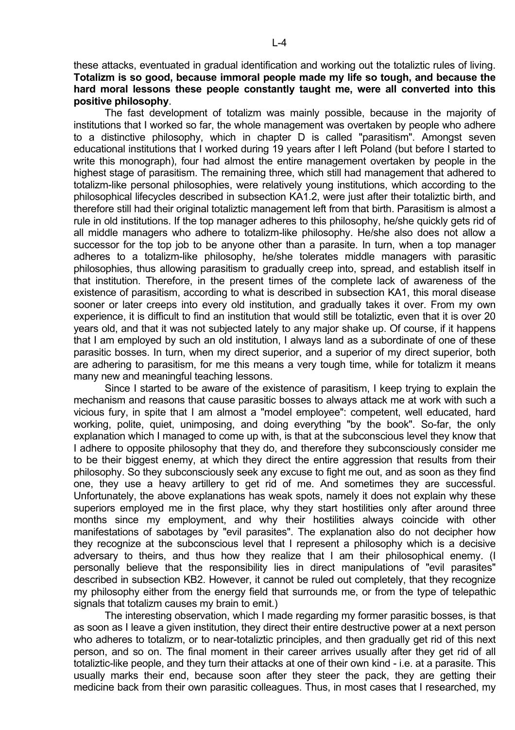these attacks, eventuated in gradual identification and working out the totaliztic rules of living. **Totalizm is so good, because immoral people made my life so tough, and because the hard moral lessons these people constantly taught me, were all converted into this positive philosophy**.

The fast development of totalizm was mainly possible, because in the majority of institutions that I worked so far, the whole management was overtaken by people who adhere to a distinctive philosophy, which in chapter D is called "parasitism". Amongst seven educational institutions that I worked during 19 years after I left Poland (but before I started to write this monograph), four had almost the entire management overtaken by people in the highest stage of parasitism. The remaining three, which still had management that adhered to totalizm-like personal philosophies, were relatively young institutions, which according to the philosophical lifecycles described in subsection KA1.2, were just after their totaliztic birth, and therefore still had their original totaliztic management left from that birth. Parasitism is almost a rule in old institutions. If the top manager adheres to this philosophy, he/she quickly gets rid of all middle managers who adhere to totalizm-like philosophy. He/she also does not allow a successor for the top job to be anyone other than a parasite. In turn, when a top manager adheres to a totalizm-like philosophy, he/she tolerates middle managers with parasitic philosophies, thus allowing parasitism to gradually creep into, spread, and establish itself in that institution. Therefore, in the present times of the complete lack of awareness of the existence of parasitism, according to what is described in subsection KA1, this moral disease sooner or later creeps into every old institution, and gradually takes it over. From my own experience, it is difficult to find an institution that would still be totaliztic, even that it is over 20 years old, and that it was not subjected lately to any major shake up. Of course, if it happens that I am employed by such an old institution, I always land as a subordinate of one of these parasitic bosses. In turn, when my direct superior, and a superior of my direct superior, both are adhering to parasitism, for me this means a very tough time, while for totalizm it means many new and meaningful teaching lessons.

Since I started to be aware of the existence of parasitism, I keep trying to explain the mechanism and reasons that cause parasitic bosses to always attack me at work with such a vicious fury, in spite that I am almost a "model employee": competent, well educated, hard working, polite, quiet, unimposing, and doing everything "by the book". So-far, the only explanation which I managed to come up with, is that at the subconscious level they know that I adhere to opposite philosophy that they do, and therefore they subconsciously consider me to be their biggest enemy, at which they direct the entire aggression that results from their philosophy. So they subconsciously seek any excuse to fight me out, and as soon as they find one, they use a heavy artillery to get rid of me. And sometimes they are successful. Unfortunately, the above explanations has weak spots, namely it does not explain why these superiors employed me in the first place, why they start hostilities only after around three months since my employment, and why their hostilities always coincide with other manifestations of sabotages by "evil parasites". The explanation also do not decipher how they recognize at the subconscious level that I represent a philosophy which is a decisive adversary to theirs, and thus how they realize that I am their philosophical enemy. (I personally believe that the responsibility lies in direct manipulations of "evil parasites" described in subsection KB2. However, it cannot be ruled out completely, that they recognize my philosophy either from the energy field that surrounds me, or from the type of telepathic signals that totalizm causes my brain to emit.)

The interesting observation, which I made regarding my former parasitic bosses, is that as soon as I leave a given institution, they direct their entire destructive power at a next person who adheres to totalizm, or to near-totaliztic principles, and then gradually get rid of this next person, and so on. The final moment in their career arrives usually after they get rid of all totaliztic-like people, and they turn their attacks at one of their own kind - i.e. at a parasite. This usually marks their end, because soon after they steer the pack, they are getting their medicine back from their own parasitic colleagues. Thus, in most cases that I researched, my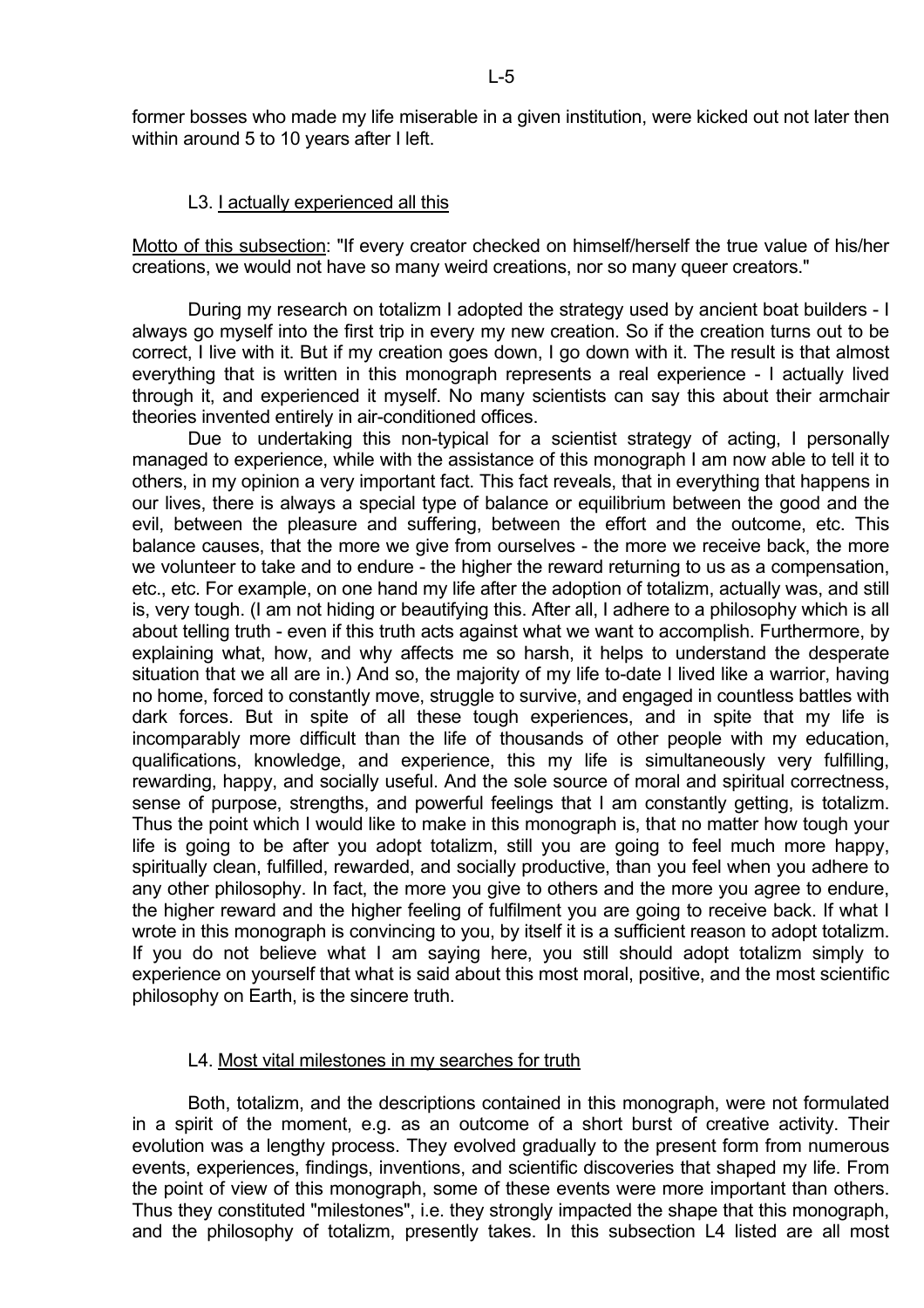former bosses who made my life miserable in a given institution, were kicked out not later then within around 5 to 10 years after I left.

### L3. <u>I actually experienced all this</u>

<u>Motto of this subsection</u>: "If every creator checked on himself/herself the true value of his/her creations, we would not have so many weird creations, nor so many queer creators."

During my research on totalizm I adopted the strategy used by ancient boat builders - I always go myself into the first trip in every my new creation. So if the creation turns out to be correct, I live with it. But if my creation goes down, I go down with it. The result is that almost everything that is written in this monograph represents a real experience - I actually lived through it, and experienced it myself. No many scientists can say this about their armchair theories invented entirely in air-conditioned offices.

Due to undertaking this non-typical for a scientist strategy of acting, I personally managed to experience, while with the assistance of this monograph I am now able to tell it to others, in my opinion a very important fact. This fact reveals, that in everything that happens in our lives, there is always a special type of balance or equilibrium between the good and the evil, between the pleasure and suffering, between the effort and the outcome, etc. This balance causes, that the more we give from ourselves - the more we receive back, the more we volunteer to take and to endure - the higher the reward returning to us as a compensation, etc., etc. For example, on one hand my life after the adoption of totalizm, actually was, and still is, very tough. (I am not hiding or beautifying this. After all, I adhere to a philosophy which is all about telling truth - even if this truth acts against what we want to accomplish. Furthermore, by explaining what, how, and why affects me so harsh, it helps to understand the desperate situation that we all are in.) And so, the majority of my life to-date I lived like a warrior, having no home, forced to constantly move, struggle to survive, and engaged in countless battles with dark forces. But in spite of all these tough experiences, and in spite that my life is incomparably more difficult than the life of thousands of other people with my education, qualifications, knowledge, and experience, this my life is simultaneously very fulfilling, rewarding, happy, and socially useful. And the sole source of moral and spiritual correctness, sense of purpose, strengths, and powerful feelings that I am constantly getting, is totalizm. Thus the point which I would like to make in this monograph is, that no matter how tough your life is going to be after you adopt totalizm, still you are going to feel much more happy, spiritually clean, fulfilled, rewarded, and socially productive, than you feel when you adhere to any other philosophy. In fact, the more you give to others and the more you agree to endure, the higher reward and the higher feeling of fulfilment you are going to receive back. If what I wrote in this monograph is convincing to you, by itself it is a sufficient reason to adopt totalizm. If you do not believe what I am saying here, you still should adopt totalizm simply to experience on yourself that what is said about this most moral, positive, and the most scientific philosophy on Earth, is the sincere truth.

### L4. <u>Most vital milestones in my searches for truth</u>

Both, totalizm, and the descriptions contained in this monograph, were not formulated in a spirit of the moment, e.g. as an outcome of a short burst of creative activity. Their evolution was a lengthy process. They evolved gradually to the present form from numerous events, experiences, findings, inventions, and scientific discoveries that shaped my life. From the point of view of this monograph, some of these events were more important than others. Thus they constituted "milestones", i.e. they strongly impacted the shape that this monograph, and the philosophy of totalizm, presently takes. In this subsection L4 listed are all most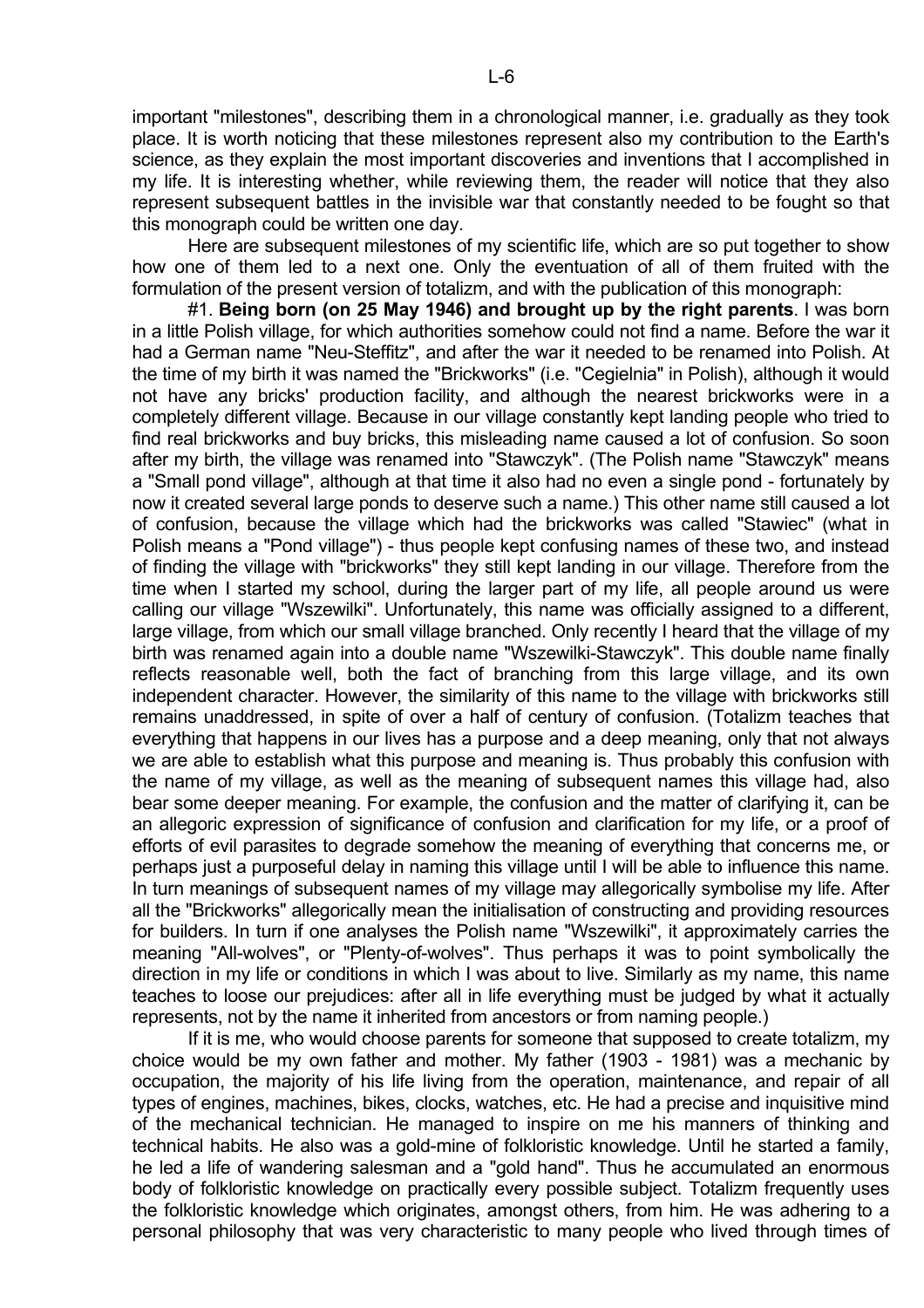important "milestones", describing them in a chronological manner, i.e. gradually as they took place. It is worth noticing that these milestones represent also my contribution to the Earth's science, as they explain the most important discoveries and inventions that I accomplished in my life. It is interesting whether, while reviewing them, the reader will notice that they also represent subsequent battles in the invisible war that constantly needed to be fought so that this monograph could be written one day.

Here are subsequent milestones of my scientific life, which are so put together to show how one of them led to a next one. Only the eventuation of all of them fruited with the formulation of the present version of totalizm, and with the publication of this monograph:

#1. **Being born (on 25 May 1946) and brought up by the right parents**. I was born in a little Polish village, for which authorities somehow could not find a name. Before the war it had a German name "Neu-Steffitz", and after the war it needed to be renamed into Polish. At the time of my birth it was named the "Brickworks" (i.e. "Cegielnia" in Polish), although it would not have any bricks' production facility, and although the nearest brickworks were in a completely different village. Because in our village constantly kept landing people who tried to find real brickworks and buy bricks, this misleading name caused a lot of confusion. So soon after my birth, the village was renamed into "Stawczyk". (The Polish name "Stawczyk" means a "Small pond village", although at that time it also had no even a single pond - fortunately by now it created several large ponds to deserve such a name.) This other name still caused a lot of confusion, because the village which had the brickworks was called "Stawiec" (what in Polish means a "Pond village") - thus people kept confusing names of these two, and instead of finding the village with "brickworks" they still kept landing in our village. Therefore from the time when I started my school, during the larger part of my life, all people around us were calling our village "Wszewilki". Unfortunately, this name was officially assigned to a different, large village, from which our small village branched. Only recently I heard that the village of my birth was renamed again into a double name "Wszewilki-Stawczyk". This double name finally reflects reasonable well, both the fact of branching from this large village, and its own independent character. However, the similarity of this name to the village with brickworks still remains unaddressed, in spite of over a half of century of confusion. (Totalizm teaches that everything that happens in our lives has a purpose and a deep meaning, only that not always we are able to establish what this purpose and meaning is. Thus probably this confusion with the name of my village, as well as the meaning of subsequent names this village had, also bear some deeper meaning. For example, the confusion and the matter of clarifying it, can be an allegoric expression of significance of confusion and clarification for my life, or a proof of efforts of evil parasites to degrade somehow the meaning of everything that concerns me, or perhaps just a purposeful delay in naming this village until I will be able to influence this name. In turn meanings of subsequent names of my village may allegorically symbolise my life. After all the "Brickworks" allegorically mean the initialisation of constructing and providing resources for builders. In turn if one analyses the Polish name "Wszewilki", it approximately carries the meaning "All-wolves", or "Plenty-of-wolves". Thus perhaps it was to point symbolically the direction in my life or conditions in which I was about to live. Similarly as my name, this name teaches to loose our prejudices: after all in life everything must be judged by what it actually represents, not by the name it inherited from ancestors or from naming people.)

If it is me, who would choose parents for someone that supposed to create totalizm, my choice would be my own father and mother. My father (1903 - 1981) was a mechanic by occupation, the majority of his life living from the operation, maintenance, and repair of all types of engines, machines, bikes, clocks, watches, etc. He had a precise and inquisitive mind of the mechanical technician. He managed to inspire on me his manners of thinking and technical habits. He also was a gold-mine of folkloristic knowledge. Until he started a family, he led a life of wandering salesman and a "gold hand". Thus he accumulated an enormous body of folkloristic knowledge on practically every possible subject. Totalizm frequently uses the folkloristic knowledge which originates, amongst others, from him. He was adhering to a personal philosophy that was very characteristic to many people who lived through times of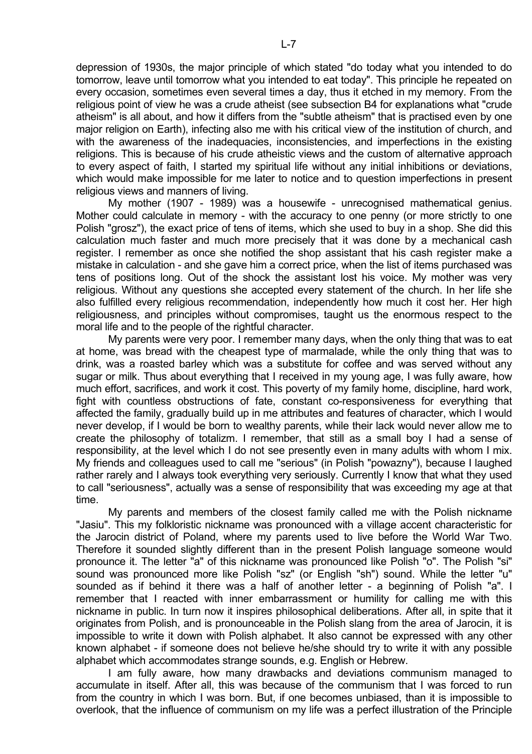depression of 1930s, the major principle of which stated "do today what you intended to do tomorrow, leave until tomorrow what you intended to eat today". This principle he repeated on every occasion, sometimes even several times a day, thus it etched in my memory. From the religious point of view he was a crude atheist (see subsection B4 for explanations what "crude atheism" is all about, and how it differs from the "subtle atheism" that is practised even by one major religion on Earth), infecting also me with his critical view of the institution of church, and with the awareness of the inadequacies, inconsistencies, and imperfections in the existing religions. This is because of his crude atheistic views and the custom of alternative approach to every aspect of faith, I started my spiritual life without any initial inhibitions or deviations, which would make impossible for me later to notice and to question imperfections in present religious views and manners of living.

My mother (1907 - 1989) was a housewife - unrecognised mathematical genius. Mother could calculate in memory - with the accuracy to one penny (or more strictly to one Polish "grosz"), the exact price of tens of items, which she used to buy in a shop. She did this calculation much faster and much more precisely that it was done by a mechanical cash register. I remember as once she notified the shop assistant that his cash register make a mistake in calculation - and she gave him a correct price, when the list of items purchased was tens of positions long. Out of the shock the assistant lost his voice. My mother was very religious. Without any questions she accepted every statement of the church. In her life she also fulfilled every religious recommendation, independently how much it cost her. Her high religiousness, and principles without compromises, taught us the enormous respect to the moral life and to the people of the rightful character.

My parents were very poor. I remember many days, when the only thing that was to eat at home, was bread with the cheapest type of marmalade, while the only thing that was to drink, was a roasted barley which was a substitute for coffee and was served without any sugar or milk. Thus about everything that I received in my young age, I was fully aware, how much effort, sacrifices, and work it cost. This poverty of my family home, discipline, hard work, fight with countless obstructions of fate, constant co-responsiveness for everything that affected the family, gradually build up in me attributes and features of character, which I would never develop, if I would be born to wealthy parents, while their lack would never allow me to create the philosophy of totalizm. I remember, that still as a small boy I had a sense of responsibility, at the level which I do not see presently even in many adults with whom I mix. My friends and colleagues used to call me "serious" (in Polish "powazny"), because I laughed rather rarely and I always took everything very seriously. Currently I know that what they used to call "seriousness", actually was a sense of responsibility that was exceeding my age at that time.

My parents and members of the closest family called me with the Polish nickname "Jasiu". This my folkloristic nickname was pronounced with a village accent characteristic for the Jarocin district of Poland, where my parents used to live before the World War Two. Therefore it sounded slightly different than in the present Polish language someone would pronounce it. The letter "a" of this nickname was pronounced like Polish "o". The Polish "si" sound was pronounced more like Polish "sz" (or English "sh") sound. While the letter "u" sounded as if behind it there was a half of another letter - a beginning of Polish "a". I remember that I reacted with inner embarrassment or humility for calling me with this nickname in public. In turn now it inspires philosophical deliberations. After all, in spite that it originates from Polish, and is pronounceable in the Polish slang from the area of Jarocin, it is impossible to write it down with Polish alphabet. It also cannot be expressed with any other known alphabet - if someone does not believe he/she should try to write it with any possible alphabet which accommodates strange sounds, e.g. English or Hebrew.

I am fully aware, how many drawbacks and deviations communism managed to accumulate in itself. After all, this was because of the communism that I was forced to run from the country in which I was born. But, if one becomes unbiased, than it is impossible to overlook, that the influence of communism on my life was a perfect illustration of the Principle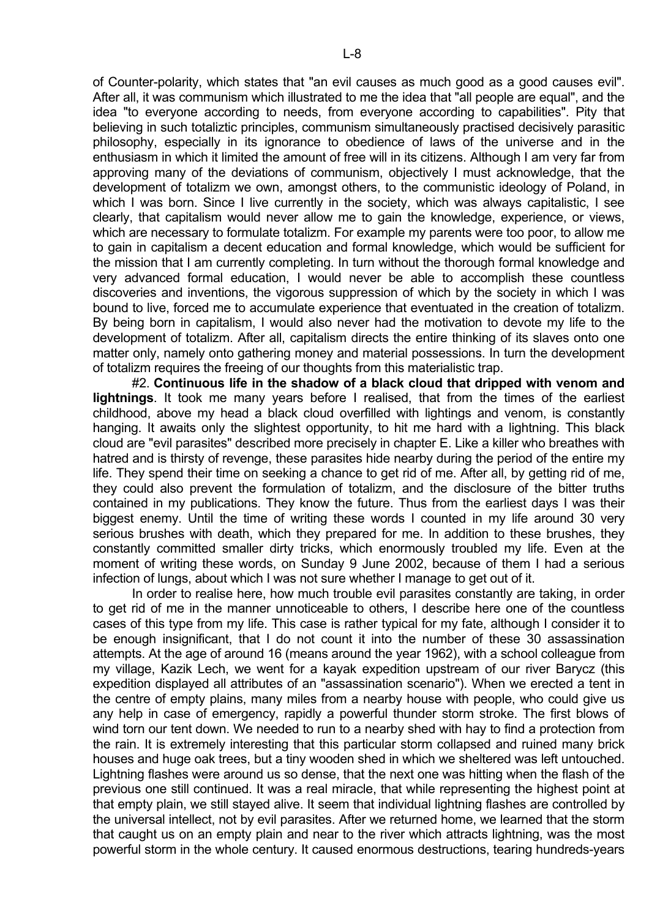of Counter-polarity, which states that "an evil causes as much good as a good causes evil". After all, it was communism which illustrated to me the idea that "all people are equal", and the idea "to everyone according to needs, from everyone according to capabilities". Pity that believing in such totaliztic principles, communism simultaneously practised decisively parasitic philosophy, especially in its ignorance to obedience of laws of the universe and in the enthusiasm in which it limited the amount of free will in its citizens. Although I am very far from approving many of the deviations of communism, objectively I must acknowledge, that the development of totalizm we own, amongst others, to the communistic ideology of Poland, in which I was born. Since I live currently in the society, which was always capitalistic, I see clearly, that capitalism would never allow me to gain the knowledge, experience, or views, which are necessary to formulate totalizm. For example my parents were too poor, to allow me to gain in capitalism a decent education and formal knowledge, which would be sufficient for the mission that I am currently completing. In turn without the thorough formal knowledge and very advanced formal education, I would never be able to accomplish these countless discoveries and inventions, the vigorous suppression of which by the society in which I was bound to live, forced me to accumulate experience that eventuated in the creation of totalizm. By being born in capitalism, I would also never had the motivation to devote my life to the development of totalizm. After all, capitalism directs the entire thinking of its slaves onto one matter only, namely onto gathering money and material possessions. In turn the development of totalizm requires the freeing of our thoughts from this materialistic trap.

#2. **Continuous life in the shadow of a black cloud that dripped with venom and lightnings**. It took me many years before I realised, that from the times of the earliest childhood, above my head a black cloud overfilled with lightings and venom, is constantly hanging. It awaits only the slightest opportunity, to hit me hard with a lightning. This black cloud are "evil parasites" described more precisely in chapter E. Like a killer who breathes with hatred and is thirsty of revenge, these parasites hide nearby during the period of the entire my life. They spend their time on seeking a chance to get rid of me. After all, by getting rid of me, they could also prevent the formulation of totalizm, and the disclosure of the bitter truths contained in my publications. They know the future. Thus from the earliest days I was their biggest enemy. Until the time of writing these words I counted in my life around 30 very serious brushes with death, which they prepared for me. In addition to these brushes, they constantly committed smaller dirty tricks, which enormously troubled my life. Even at the moment of writing these words, on Sunday 9 June 2002, because of them I had a serious infection of lungs, about which I was not sure whether I manage to get out of it.

In order to realise here, how much trouble evil parasites constantly are taking, in order to get rid of me in the manner unnoticeable to others, I describe here one of the countless cases of this type from my life. This case is rather typical for my fate, although I consider it to be enough insignificant, that I do not count it into the number of these 30 assassination attempts. At the age of around 16 (means around the year 1962), with a school colleague from my village, Kazik Lech, we went for a kayak expedition upstream of our river Barycz (this expedition displayed all attributes of an "assassination scenario"). When we erected a tent in the centre of empty plains, many miles from a nearby house with people, who could give us any help in case of emergency, rapidly a powerful thunder storm stroke. The first blows of wind torn our tent down. We needed to run to a nearby shed with hay to find a protection from the rain. It is extremely interesting that this particular storm collapsed and ruined many brick houses and huge oak trees, but a tiny wooden shed in which we sheltered was left untouched. Lightning flashes were around us so dense, that the next one was hitting when the flash of the previous one still continued. It was a real miracle, that while representing the highest point at that empty plain, we still stayed alive. It seem that individual lightning flashes are controlled by the universal intellect, not by evil parasites. After we returned home, we learned that the storm that caught us on an empty plain and near to the river which attracts lightning, was the most powerful storm in the whole century. It caused enormous destructions, tearing hundreds-years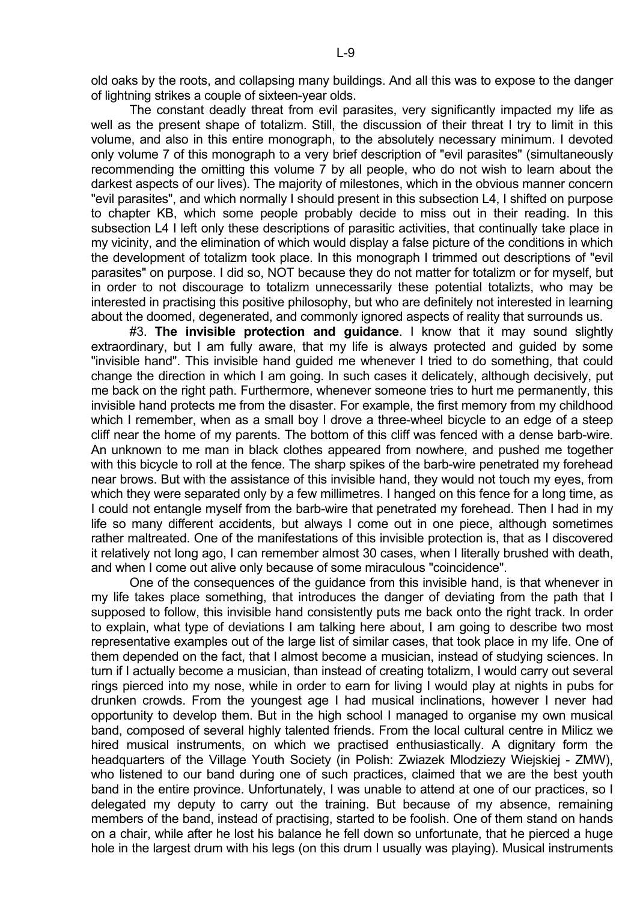old oaks by the roots, and collapsing many buildings. And all this was to expose to the danger of lightning strikes a couple of sixteen-year olds.

The constant deadly threat from evil parasites, very significantly impacted my life as well as the present shape of totalizm. Still, the discussion of their threat I try to limit in this volume, and also in this entire monograph, to the absolutely necessary minimum. I devoted only volume 7 of this monograph to a very brief description of "evil parasites" (simultaneously recommending the omitting this volume 7 by all people, who do not wish to learn about the darkest aspects of our lives). The majority of milestones, which in the obvious manner concern "evil parasites", and which normally I should present in this subsection L4, I shifted on purpose to chapter KB, which some people probably decide to miss out in their reading. In this subsection L4 I left only these descriptions of parasitic activities, that continually take place in my vicinity, and the elimination of which would display a false picture of the conditions in which the development of totalizm took place. In this monograph I trimmed out descriptions of "evil parasites" on purpose. I did so, NOT because they do not matter for totalizm or for myself, but in order to not discourage to totalizm unnecessarily these potential totalizts, who may be interested in practising this positive philosophy, but who are definitely not interested in learning about the doomed, degenerated, and commonly ignored aspects of reality that surrounds us.

#3. **The invisible protection and guidance**. I know that it may sound slightly extraordinary, but I am fully aware, that my life is always protected and guided by some "invisible hand". This invisible hand guided me whenever I tried to do something, that could change the direction in which I am going. In such cases it delicately, although decisively, put me back on the right path. Furthermore, whenever someone tries to hurt me permanently, this invisible hand protects me from the disaster. For example, the first memory from my childhood which I remember, when as a small boy I drove a three-wheel bicycle to an edge of a steep cliff near the home of my parents. The bottom of this cliff was fenced with a dense barb-wire. An unknown to me man in black clothes appeared from nowhere, and pushed me together with this bicycle to roll at the fence. The sharp spikes of the barb-wire penetrated my forehead near brows. But with the assistance of this invisible hand, they would not touch my eyes, from which they were separated only by a few millimetres. I hanged on this fence for a long time, as I could not entangle myself from the barb-wire that penetrated my forehead. Then I had in my life so many different accidents, but always I come out in one piece, although sometimes rather maltreated. One of the manifestations of this invisible protection is, that as I discovered it relatively not long ago, I can remember almost 30 cases, when I literally brushed with death, and when I come out alive only because of some miraculous "coincidence".

One of the consequences of the guidance from this invisible hand, is that whenever in my life takes place something, that introduces the danger of deviating from the path that I supposed to follow, this invisible hand consistently puts me back onto the right track. In order to explain, what type of deviations I am talking here about, I am going to describe two most representative examples out of the large list of similar cases, that took place in my life. One of them depended on the fact, that I almost become a musician, instead of studying sciences. In turn if I actually become a musician, than instead of creating totalizm, I would carry out several rings pierced into my nose, while in order to earn for living I would play at nights in pubs for drunken crowds. From the youngest age I had musical inclinations, however I never had opportunity to develop them. But in the high school I managed to organise my own musical band, composed of several highly talented friends. From the local cultural centre in Milicz we hired musical instruments, on which we practised enthusiastically. A dignitary form the headquarters of the Village Youth Society (in Polish: Zwiazek Mlodziezy Wiejskiej - ZMW), who listened to our band during one of such practices, claimed that we are the best youth band in the entire province. Unfortunately, I was unable to attend at one of our practices, so I delegated my deputy to carry out the training. But because of my absence, remaining members of the band, instead of practising, started to be foolish. One of them stand on hands on a chair, while after he lost his balance he fell down so unfortunate, that he pierced a huge hole in the largest drum with his legs (on this drum I usually was playing). Musical instruments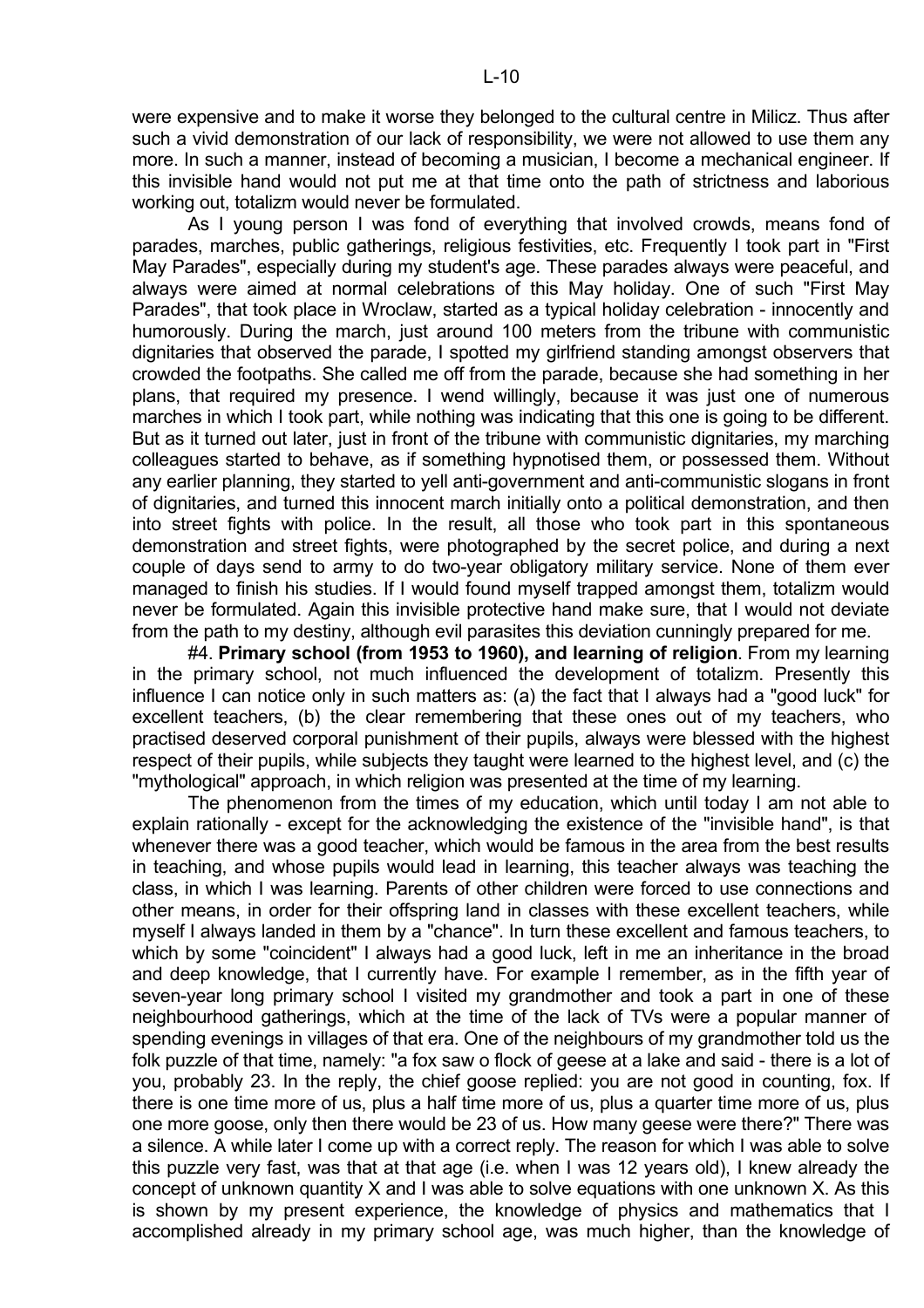were expensive and to make it worse they belonged to the cultural centre in Milicz. Thus after such a vivid demonstration of our lack of responsibility, we were not allowed to use them any more. In such a manner, instead of becoming a musician, I become a mechanical engineer. If this invisible hand would not put me at that time onto the path of strictness and laborious working out, totalizm would never be formulated.

As I young person I was fond of everything that involved crowds, means fond of parades, marches, public gatherings, religious festivities, etc. Frequently I took part in "First May Parades", especially during my student's age. These parades always were peaceful, and always were aimed at normal celebrations of this May holiday. One of such "First May Parades", that took place in Wroclaw, started as a typical holiday celebration - innocently and humorously. During the march, just around 100 meters from the tribune with communistic dignitaries that observed the parade, I spotted my girlfriend standing amongst observers that crowded the footpaths. She called me off from the parade, because she had something in her plans, that required my presence. I wend willingly, because it was just one of numerous marches in which I took part, while nothing was indicating that this one is going to be different. But as it turned out later, just in front of the tribune with communistic dignitaries, my marching colleagues started to behave, as if something hypnotised them, or possessed them. Without any earlier planning, they started to yell anti-government and anti-communistic slogans in front of dignitaries, and turned this innocent march initially onto a political demonstration, and then into street fights with police. In the result, all those who took part in this spontaneous demonstration and street fights, were photographed by the secret police, and during a next couple of days send to army to do two-year obligatory military service. None of them ever managed to finish his studies. If I would found myself trapped amongst them, totalizm would never be formulated. Again this invisible protective hand make sure, that I would not deviate from the path to my destiny, although evil parasites this deviation cunningly prepared for me.

#4. **Primary school (from 1953 to 1960), and learning of religion**. From my learning in the primary school, not much influenced the development of totalizm. Presently this influence I can notice only in such matters as: (a) the fact that I always had a "good luck" for excellent teachers, (b) the clear remembering that these ones out of my teachers, who practised deserved corporal punishment of their pupils, always were blessed with the highest respect of their pupils, while subjects they taught were learned to the highest level, and (c) the "mythological" approach, in which religion was presented at the time of my learning.

The phenomenon from the times of my education, which until today I am not able to explain rationally - except for the acknowledging the existence of the "invisible hand", is that whenever there was a good teacher, which would be famous in the area from the best results in teaching, and whose pupils would lead in learning, this teacher always was teaching the class, in which I was learning. Parents of other children were forced to use connections and other means, in order for their offspring land in classes with these excellent teachers, while myself I always landed in them by a "chance". In turn these excellent and famous teachers, to which by some "coincident" I always had a good luck, left in me an inheritance in the broad and deep knowledge, that I currently have. For example I remember, as in the fifth year of seven-year long primary school I visited my grandmother and took a part in one of these neighbourhood gatherings, which at the time of the lack of TVs were a popular manner of spending evenings in villages of that era. One of the neighbours of my grandmother told us the folk puzzle of that time, namely: "a fox saw o flock of geese at a lake and said - there is a lot of you, probably 23. In the reply, the chief goose replied: you are not good in counting, fox. If there is one time more of us, plus a half time more of us, plus a quarter time more of us, plus one more goose, only then there would be 23 of us. How many geese were there?" There was a silence. A while later I come up with a correct reply. The reason for which I was able to solve this puzzle very fast, was that at that age (i.e. when I was 12 years old), I knew already the concept of unknown quantity X and I was able to solve equations with one unknown X. As this is shown by my present experience, the knowledge of physics and mathematics that I accomplished already in my primary school age, was much higher, than the knowledge of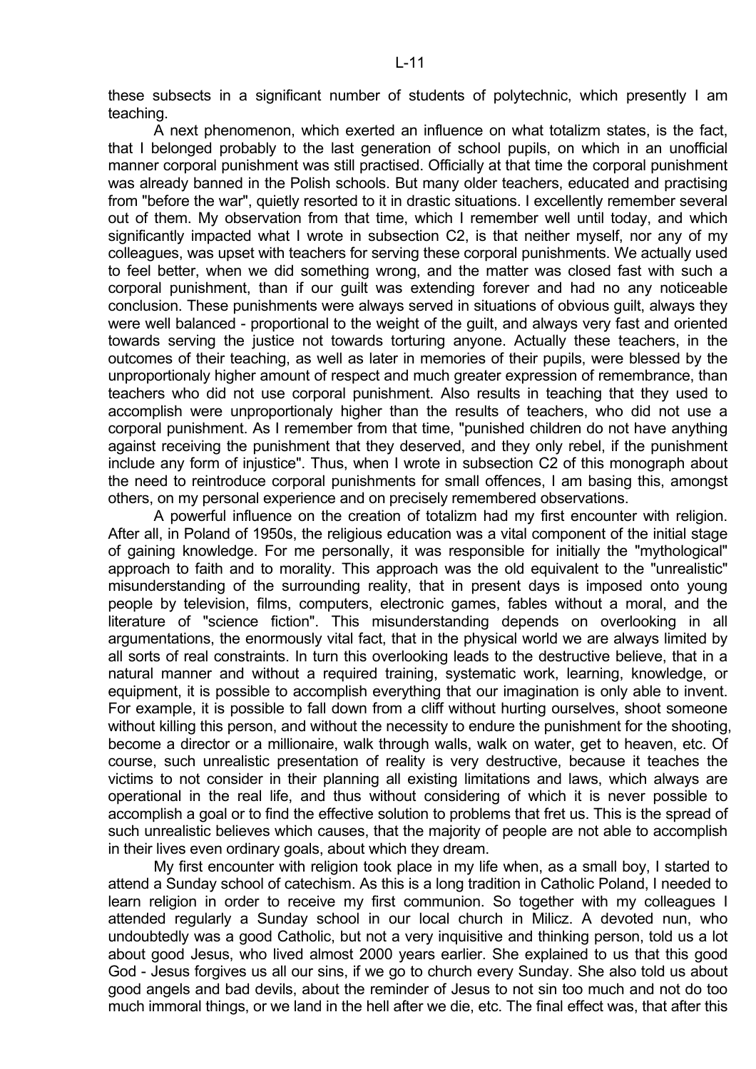these subsects in a significant number of students of polytechnic, which presently I am teaching.

A next phenomenon, which exerted an influence on what totalizm states, is the fact, that I belonged probably to the last generation of school pupils, on which in an unofficial manner corporal punishment was still practised. Officially at that time the corporal punishment was already banned in the Polish schools. But many older teachers, educated and practising from "before the war", quietly resorted to it in drastic situations. I excellently remember several out of them. My observation from that time, which I remember well until today, and which significantly impacted what I wrote in subsection C2, is that neither myself, nor any of my colleagues, was upset with teachers for serving these corporal punishments. We actually used to feel better, when we did something wrong, and the matter was closed fast with such a corporal punishment, than if our guilt was extending forever and had no any noticeable conclusion. These punishments were always served in situations of obvious guilt, always they were well balanced - proportional to the weight of the guilt, and always very fast and oriented towards serving the justice not towards torturing anyone. Actually these teachers, in the outcomes of their teaching, as well as later in memories of their pupils, were blessed by the unproportionaly higher amount of respect and much greater expression of remembrance, than teachers who did not use corporal punishment. Also results in teaching that they used to accomplish were unproportionaly higher than the results of teachers, who did not use a corporal punishment. As I remember from that time, "punished children do not have anything against receiving the punishment that they deserved, and they only rebel, if the punishment include any form of injustice". Thus, when I wrote in subsection C2 of this monograph about the need to reintroduce corporal punishments for small offences, I am basing this, amongst others, on my personal experience and on precisely remembered observations.

A powerful influence on the creation of totalizm had my first encounter with religion. After all, in Poland of 1950s, the religious education was a vital component of the initial stage of gaining knowledge. For me personally, it was responsible for initially the "mythological" approach to faith and to morality. This approach was the old equivalent to the "unrealistic" misunderstanding of the surrounding reality, that in present days is imposed onto young people by television, films, computers, electronic games, fables without a moral, and the literature of "science fiction". This misunderstanding depends on overlooking in all argumentations, the enormously vital fact, that in the physical world we are always limited by all sorts of real constraints. In turn this overlooking leads to the destructive believe, that in a natural manner and without a required training, systematic work, learning, knowledge, or equipment, it is possible to accomplish everything that our imagination is only able to invent. For example, it is possible to fall down from a cliff without hurting ourselves, shoot someone without killing this person, and without the necessity to endure the punishment for the shooting, become a director or a millionaire, walk through walls, walk on water, get to heaven, etc. Of course, such unrealistic presentation of reality is very destructive, because it teaches the victims to not consider in their planning all existing limitations and laws, which always are operational in the real life, and thus without considering of which it is never possible to accomplish a goal or to find the effective solution to problems that fret us. This is the spread of such unrealistic believes which causes, that the majority of people are not able to accomplish in their lives even ordinary goals, about which they dream.

My first encounter with religion took place in my life when, as a small boy, I started to attend a Sunday school of catechism. As this is a long tradition in Catholic Poland, I needed to learn religion in order to receive my first communion. So together with my colleagues I attended regularly a Sunday school in our local church in Milicz. A devoted nun, who undoubtedly was a good Catholic, but not a very inquisitive and thinking person, told us a lot about good Jesus, who lived almost 2000 years earlier. She explained to us that this good God - Jesus forgives us all our sins, if we go to church every Sunday. She also told us about good angels and bad devils, about the reminder of Jesus to not sin too much and not do too much immoral things, or we land in the hell after we die, etc. The final effect was, that after this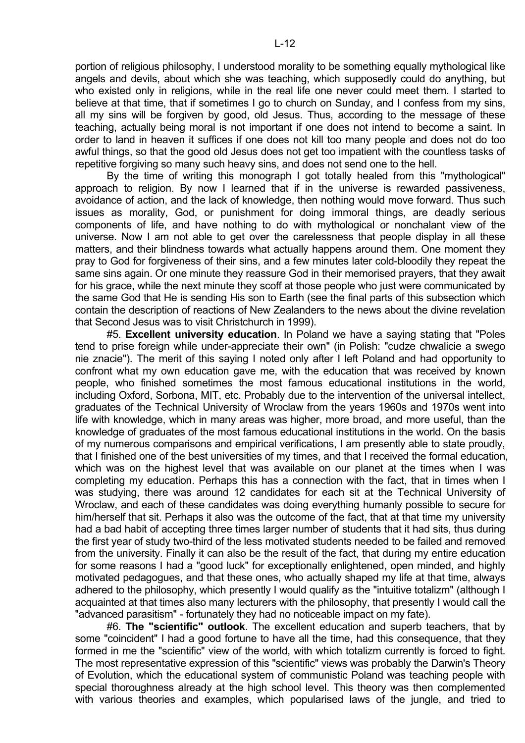portion of religious philosophy, I understood morality to be something equally mythological like angels and devils, about which she was teaching, which supposedly could do anything, but who existed only in religions, while in the real life one never could meet them. I started to believe at that time, that if sometimes I go to church on Sunday, and I confess from my sins, all my sins will be forgiven by good, old Jesus. Thus, according to the message of these teaching, actually being moral is not important if one does not intend to become a saint. In order to land in heaven it suffices if one does not kill too many people and does not do too awful things, so that the good old Jesus does not get too impatient with the countless tasks of repetitive forgiving so many such heavy sins, and does not send one to the hell.

By the time of writing this monograph I got totally healed from this "mythological" approach to religion. By now I learned that if in the universe is rewarded passiveness, avoidance of action, and the lack of knowledge, then nothing would move forward. Thus such issues as morality, God, or punishment for doing immoral things, are deadly serious components of life, and have nothing to do with mythological or nonchalant view of the universe. Now I am not able to get over the carelessness that people display in all these matters, and their blindness towards what actually happens around them. One moment they pray to God for forgiveness of their sins, and a few minutes later cold-bloodily they repeat the same sins again. Or one minute they reassure God in their memorised prayers, that they await for his grace, while the next minute they scoff at those people who just were communicated by the same God that He is sending His son to Earth (see the final parts of this subsection which contain the description of reactions of New Zealanders to the news about the divine revelation that Second Jesus was to visit Christchurch in 1999).

#5. **Excellent university education**. In Poland we have a saying stating that "Poles tend to prise foreign while under-appreciate their own" (in Polish: "cudze chwalicie a swego nie znacie"). The merit of this saying I noted only after I left Poland and had opportunity to confront what my own education gave me, with the education that was received by known people, who finished sometimes the most famous educational institutions in the world, including Oxford, Sorbona, MIT, etc. Probably due to the intervention of the universal intellect, graduates of the Technical University of Wroclaw from the years 1960s and 1970s went into life with knowledge, which in many areas was higher, more broad, and more useful, than the knowledge of graduates of the most famous educational institutions in the world. On the basis of my numerous comparisons and empirical verifications, I am presently able to state proudly, that I finished one of the best universities of my times, and that I received the formal education, which was on the highest level that was available on our planet at the times when I was completing my education. Perhaps this has a connection with the fact, that in times when I was studying, there was around 12 candidates for each sit at the Technical University of Wroclaw, and each of these candidates was doing everything humanly possible to secure for him/herself that sit. Perhaps it also was the outcome of the fact, that at that time my university had a bad habit of accepting three times larger number of students that it had sits, thus during the first year of study two-third of the less motivated students needed to be failed and removed from the university. Finally it can also be the result of the fact, that during my entire education for some reasons I had a "good luck" for exceptionally enlightened, open minded, and highly motivated pedagogues, and that these ones, who actually shaped my life at that time, always adhered to the philosophy, which presently I would qualify as the "intuitive totalizm" (although I acquainted at that times also many lecturers with the philosophy, that presently I would call the "advanced parasitism" - fortunately they had no noticeable impact on my fate).

#6. **The "scientific" outlook**. The excellent education and superb teachers, that by some "coincident" I had a good fortune to have all the time, had this consequence, that they formed in me the "scientific" view of the world, with which totalizm currently is forced to fight. The most representative expression of this "scientific" views was probably the Darwin's Theory of Evolution, which the educational system of communistic Poland was teaching people with special thoroughness already at the high school level. This theory was then complemented with various theories and examples, which popularised laws of the jungle, and tried to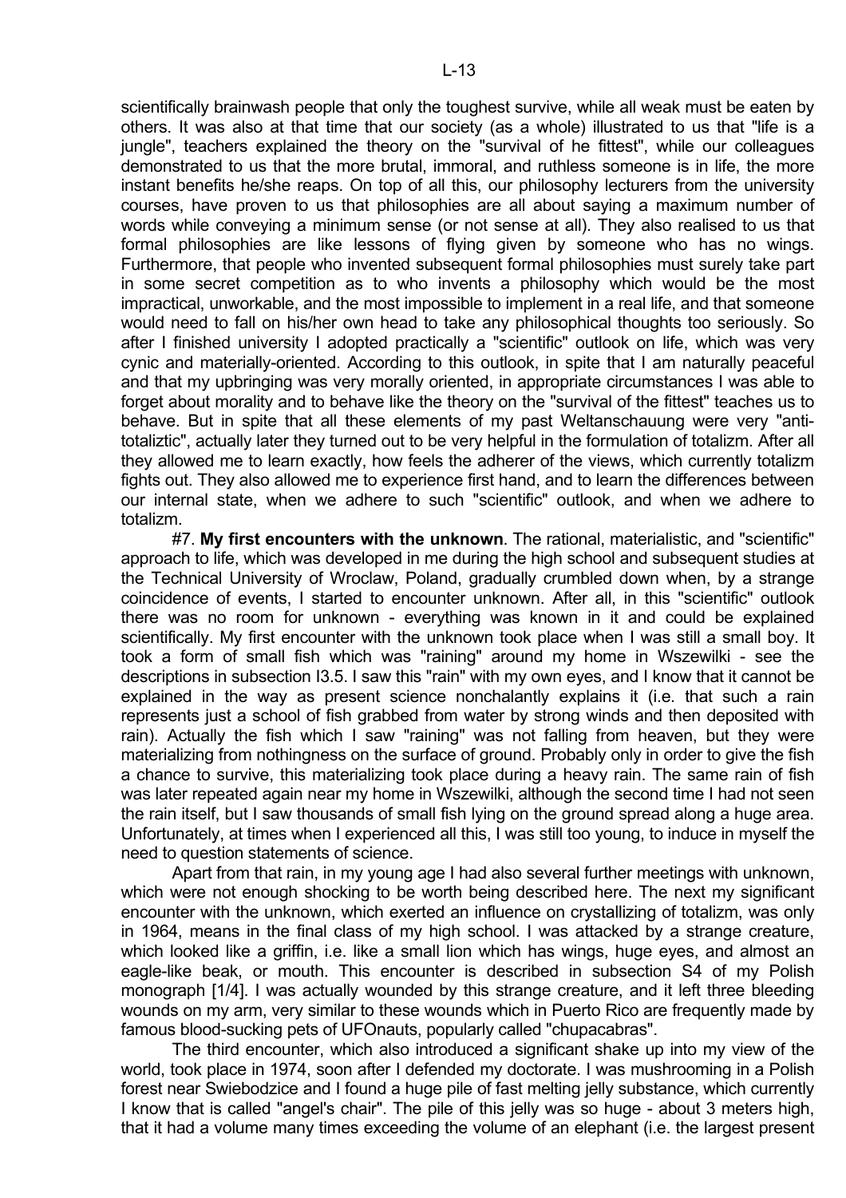scientifically brainwash people that only the toughest survive, while all weak must be eaten by others. It was also at that time that our society (as a whole) illustrated to us that "life is a jungle", teachers explained the theory on the "survival of he fittest", while our colleagues demonstrated to us that the more brutal, immoral, and ruthless someone is in life, the more instant benefits he/she reaps. On top of all this, our philosophy lecturers from the university courses, have proven to us that philosophies are all about saying a maximum number of words while conveying a minimum sense (or not sense at all). They also realised to us that formal philosophies are like lessons of flying given by someone who has no wings. Furthermore, that people who invented subsequent formal philosophies must surely take part in some secret competition as to who invents a philosophy which would be the most impractical, unworkable, and the most impossible to implement in a real life, and that someone would need to fall on his/her own head to take any philosophical thoughts too seriously. So after I finished university I adopted practically a "scientific" outlook on life, which was very cynic and materially-oriented. According to this outlook, in spite that I am naturally peaceful and that my upbringing was very morally oriented, in appropriate circumstances I was able to forget about morality and to behave like the theory on the "survival of the fittest" teaches us to behave. But in spite that all these elements of my past Weltanschauung were very "anti-totaliztic", actually later they turned out to be very helpful in the formulation of totalizm. After all they allowed me to learn exactly, how feels the adherer of the views, which currently totalizm fights out. They also allowed me to experience first hand, and to learn the differences between our internal state, when we adhere to such "scientific" outlook, and when we adhere to totalizm.

#7. **My first encounters with the unknown**. The rational, materialistic, and "scientific" approach to life, which was developed in me during the high school and subsequent studies at the Technical University of Wroclaw, Poland, gradually crumbled down when, by a strange coincidence of events, I started to encounter unknown. After all, in this "scientific" outlook there was no room for unknown - everything was known in it and could be explained scientifically. My first encounter with the unknown took place when I was still a small boy. It took a form of small fish which was "raining" around my home in Wszewilki - see the descriptions in subsection I3.5. I saw this "rain" with my own eyes, and I know that it cannot be explained in the way as present science nonchalantly explains it (i.e. that such a rain represents just a school of fish grabbed from water by strong winds and then deposited with rain). Actually the fish which I saw "raining" was not falling from heaven, but they were materializing from nothingness on the surface of ground. Probably only in order to give the fish a chance to survive, this materializing took place during a heavy rain. The same rain of fish was later repeated again near my home in Wszewilki, although the second time I had not seen the rain itself, but I saw thousands of small fish lying on the ground spread along a huge area. Unfortunately, at times when I experienced all this, I was still too young, to induce in myself the need to question statements of science.

Apart from that rain, in my young age I had also several further meetings with unknown, which were not enough shocking to be worth being described here. The next my significant encounter with the unknown, which exerted an influence on crystallizing of totalizm, was only in 1964, means in the final class of my high school. I was attacked by a strange creature, which looked like a griffin, i.e. like a small lion which has wings, huge eyes, and almost an eagle-like beak, or mouth. This encounter is described in subsection S4 of my Polish monograph [1/4]. I was actually wounded by this strange creature, and it left three bleeding wounds on my arm, very similar to these wounds which in Puerto Rico are frequently made by famous blood-sucking pets of UFOnauts, popularly called "chupacabras".

The third encounter, which also introduced a significant shake up into my view of the world, took place in 1974, soon after I defended my doctorate. I was mushrooming in a Polish forest near Swiebodzice and I found a huge pile of fast melting jelly substance, which currently I know that is called "angel's chair". The pile of this jelly was so huge - about 3 meters high, that it had a volume many times exceeding the volume of an elephant (i.e. the largest present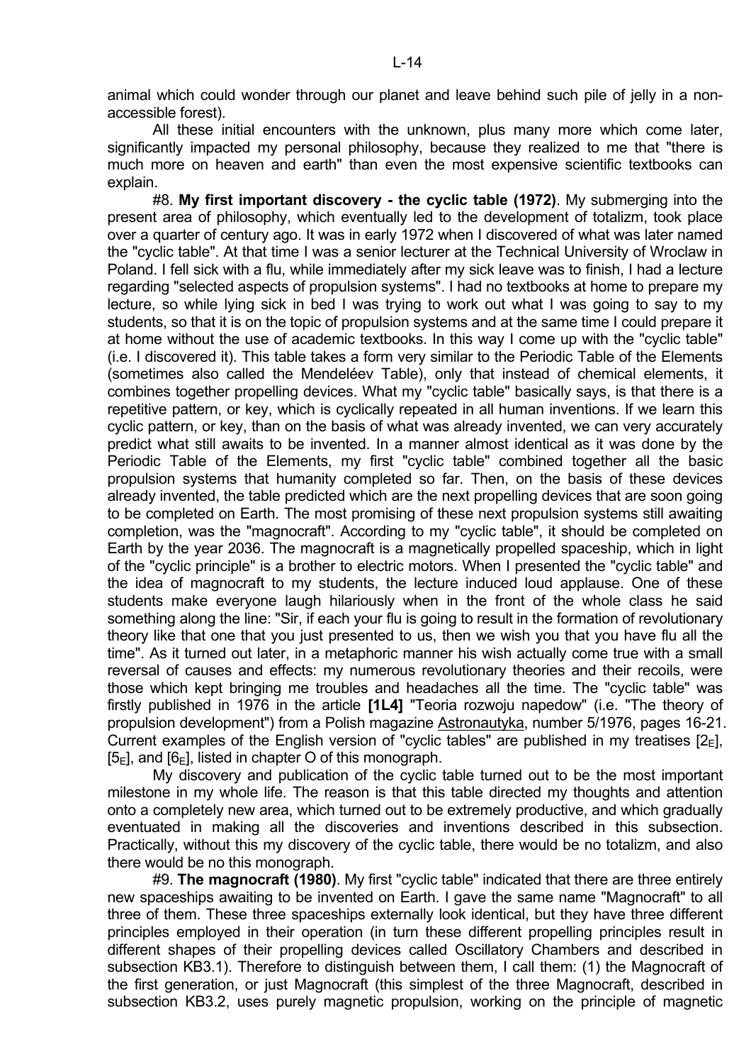animal which could wonder through our planet and leave behind such pile of jelly in a non-accessible forest).

All these initial encounters with the unknown, plus many more which come later, significantly impacted my personal philosophy, because they realized to me that "there is much more on heaven and earth" than even the most expensive scientific textbooks can explain.

#8. **My first important discovery - the cyclic table (1972)**. My submerging into the present area of philosophy, which eventually led to the development of totalizm, took place over a quarter of century ago. It was in early 1972 when I discovered of what was later named the "cyclic table". At that time I was a senior lecturer at the Technical University of Wroclaw in Poland. I fell sick with a flu, while immediately after my sick leave was to finish, I had a lecture regarding "selected aspects of propulsion systems". I had no textbooks at home to prepare my lecture, so while lying sick in bed I was trying to work out what I was going to say to my students, so that it is on the topic of propulsion systems and at the same time I could prepare it at home without the use of academic textbooks. In this way I come up with the "cyclic table" (i.e. I discovered it). This table takes a form very similar to the Periodic Table of the Elements (sometimes also called the Mendeléev Table), only that instead of chemical elements, it combines together propelling devices. What my "cyclic table" basically says, is that there is a repetitive pattern, or key, which is cyclically repeated in all human inventions. If we learn this cyclic pattern, or key, than on the basis of what was already invented, we can very accurately predict what still awaits to be invented. In a manner almost identical as it was done by the Periodic Table of the Elements, my first "cyclic table" combined together all the basic propulsion systems that humanity completed so far. Then, on the basis of these devices already invented, the table predicted which are the next propelling devices that are soon going to be completed on Earth. The most promising of these next propulsion systems still awaiting completion, was the "magnocraft". According to my "cyclic table", it should be completed on Earth by the year 2036. The magnocraft is a magnetically propelled spaceship, which in light of the "cyclic principle" is a brother to electric motors. When I presented the "cyclic table" and the idea of magnocraft to my students, the lecture induced loud applause. One of these students make everyone laugh hilariously when in the front of the whole class he said something along the line: "Sir, if each your flu is going to result in the formation of revolutionary theory like that one that you just presented to us, then we wish you that you have flu all the time". As it turned out later, in a metaphoric manner his wish actually come true with a small reversal of causes and effects: my numerous revolutionary theories and their recoils, were those which kept bringing me troubles and headaches all the time. The "cyclic table" was firstly published in 1976 in the article **[1L4]** "Teoria rozwoju napedow" (i.e. "The theory of propulsion development") from a Polish magazine Astronautyka, number 5/1976, pages 16-21. Current examples of the English version of "cyclic tables" are published in my treatises [$2_E$], [$5_E$], and [$6_E$], listed in chapter O of this monograph.

My discovery and publication of the cyclic table turned out to be the most important milestone in my whole life. The reason is that this table directed my thoughts and attention onto a completely new area, which turned out to be extremely productive, and which gradually eventuated in making all the discoveries and inventions described in this subsection. Practically, without this my discovery of the cyclic table, there would be no totalizm, and also there would be no this monograph.

#9. **The magnocraft (1980)**. My first "cyclic table" indicated that there are three entirely new spaceships awaiting to be invented on Earth. I gave the same name "Magnocraft" to all three of them. These three spaceships externally look identical, but they have three different principles employed in their operation (in turn these different propelling principles result in different shapes of their propelling devices called Oscillatory Chambers and described in subsection KB3.1). Therefore to distinguish between them, I call them: (1) the Magnocraft of the first generation, or just Magnocraft (this simplest of the three Magnocraft, described in subsection KB3.2, uses purely magnetic propulsion, working on the principle of magnetic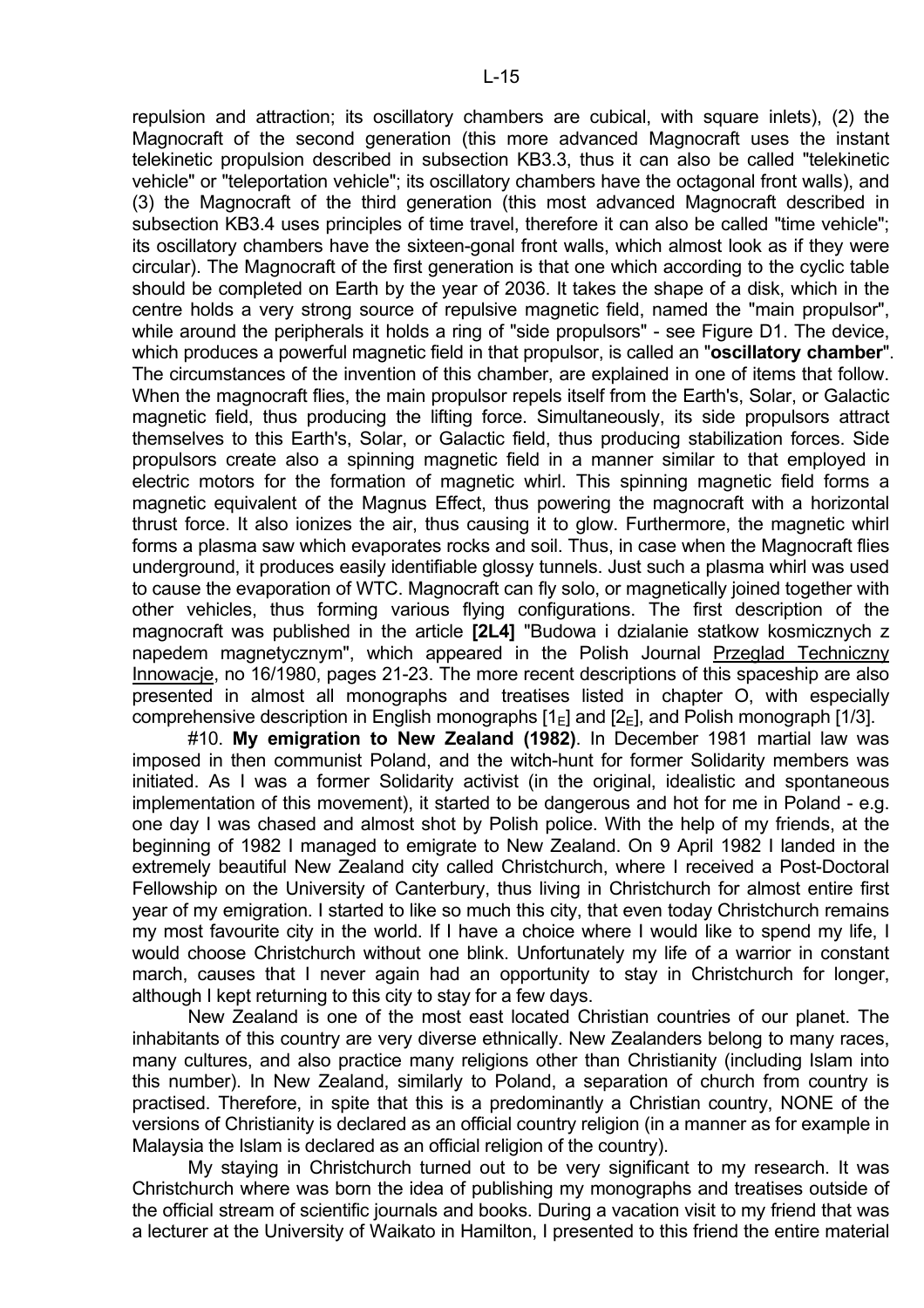repulsion and attraction; its oscillatory chambers are cubical, with square inlets), (2) the Magnocraft of the second generation (this more advanced Magnocraft uses the instant telekinetic propulsion described in subsection KB3.3, thus it can also be called "telekinetic vehicle" or "teleportation vehicle"; its oscillatory chambers have the octagonal front walls), and (3) the Magnocraft of the third generation (this most advanced Magnocraft described in subsection KB3.4 uses principles of time travel, therefore it can also be called "time vehicle"; its oscillatory chambers have the sixteen-gonal front walls, which almost look as if they were circular). The Magnocraft of the first generation is that one which according to the cyclic table should be completed on Earth by the year of 2036. It takes the shape of a disk, which in the centre holds a very strong source of repulsive magnetic field, named the "main propulsor", while around the peripherals it holds a ring of "side propulsors" - see Figure D1. The device, which produces a powerful magnetic field in that propulsor, is called an "**oscillatory chamber**". The circumstances of the invention of this chamber, are explained in one of items that follow. When the magnocraft flies, the main propulsor repels itself from the Earth's, Solar, or Galactic magnetic field, thus producing the lifting force. Simultaneously, its side propulsors attract themselves to this Earth's, Solar, or Galactic field, thus producing stabilization forces. Side propulsors create also a spinning magnetic field in a manner similar to that employed in electric motors for the formation of magnetic whirl. This spinning magnetic field forms a magnetic equivalent of the Magnus Effect, thus powering the magnocraft with a horizontal thrust force. It also ionizes the air, thus causing it to glow. Furthermore, the magnetic whirl forms a plasma saw which evaporates rocks and soil. Thus, in case when the Magnocraft flies underground, it produces easily identifiable glossy tunnels. Just such a plasma whirl was used to cause the evaporation of WTC. Magnocraft can fly solo, or magnetically joined together with other vehicles, thus forming various flying configurations. The first description of the magnocraft was published in the article **[2L4]** "Budowa i dzialanie statkow kosmicznych z napedem magnetycznym", which appeared in the Polish Journal Przeglad Techniczny Innowacje, no 16/1980, pages 21-23. The more recent descriptions of this spaceship are also presented in almost all monographs and treatises listed in chapter O, with especially comprehensive description in English monographs [$1_E$] and [$2_E$], and Polish monograph [1/3].

#10. **My emigration to New Zealand (1982)**. In December 1981 martial law was imposed in then communist Poland, and the witch-hunt for former Solidarity members was initiated. As I was a former Solidarity activist (in the original, idealistic and spontaneous implementation of this movement), it started to be dangerous and hot for me in Poland - e.g. one day I was chased and almost shot by Polish police. With the help of my friends, at the beginning of 1982 I managed to emigrate to New Zealand. On 9 April 1982 I landed in the extremely beautiful New Zealand city called Christchurch, where I received a Post-Doctoral Fellowship on the University of Canterbury, thus living in Christchurch for almost entire first year of my emigration. I started to like so much this city, that even today Christchurch remains my most favourite city in the world. If I have a choice where I would like to spend my life, I would choose Christchurch without one blink. Unfortunately my life of a warrior in constant march, causes that I never again had an opportunity to stay in Christchurch for longer, although I kept returning to this city to stay for a few days.

New Zealand is one of the most east located Christian countries of our planet. The inhabitants of this country are very diverse ethnically. New Zealanders belong to many races, many cultures, and also practice many religions other than Christianity (including Islam into this number). In New Zealand, similarly to Poland, a separation of church from country is practised. Therefore, in spite that this is a predominantly a Christian country, NONE of the versions of Christianity is declared as an official country religion (in a manner as for example in Malaysia the Islam is declared as an official religion of the country).

My staying in Christchurch turned out to be very significant to my research. It was Christchurch where was born the idea of publishing my monographs and treatises outside of the official stream of scientific journals and books. During a vacation visit to my friend that was a lecturer at the University of Waikato in Hamilton, I presented to this friend the entire material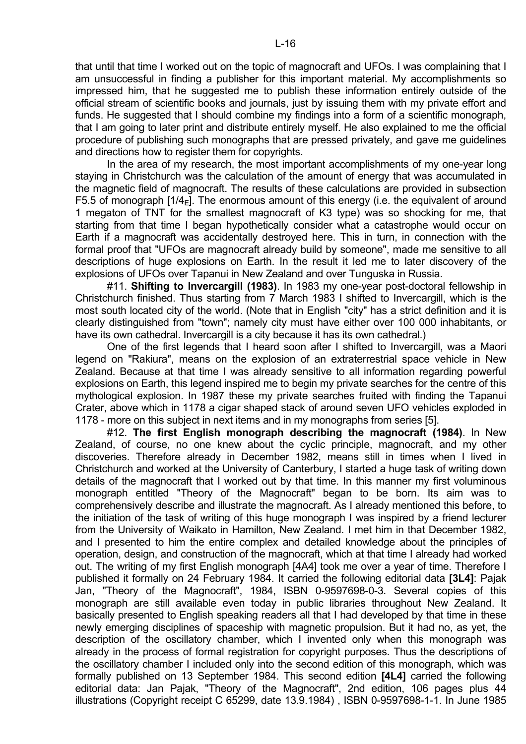that until that time I worked out on the topic of magnocraft and UFOs. I was complaining that I am unsuccessful in finding a publisher for this important material. My accomplishments so impressed him, that he suggested me to publish these information entirely outside of the official stream of scientific books and journals, just by issuing them with my private effort and funds. He suggested that I should combine my findings into a form of a scientific monograph, that I am going to later print and distribute entirely myself. He also explained to me the official procedure of publishing such monographs that are pressed privately, and gave me guidelines and directions how to register them for copyrights.

In the area of my research, the most important accomplishments of my one-year long staying in Christchurch was the calculation of the amount of energy that was accumulated in the magnetic field of magnocraft. The results of these calculations are provided in subsection F5.5 of monograph [$1/4_E$]. The enormous amount of this energy (i.e. the equivalent of around 1 megaton of TNT for the smallest magnocraft of K3 type) was so shocking for me, that starting from that time I began hypothetically consider what a catastrophe would occur on Earth if a magnocraft was accidentally destroyed here. This in turn, in connection with the formal proof that "UFOs are magnocraft already build by someone", made me sensitive to all descriptions of huge explosions on Earth. In the result it led me to later discovery of the explosions of UFOs over Tapanui in New Zealand and over Tunguska in Russia.

#11. **Shifting to Invercargill (1983)**. In 1983 my one-year post-doctoral fellowship in Christchurch finished. Thus starting from 7 March 1983 I shifted to Invercargill, which is the most south located city of the world. (Note that in English "city" has a strict definition and it is clearly distinguished from "town"; namely city must have either over 100 000 inhabitants, or have its own cathedral. Invercargill is a city because it has its own cathedral.)

One of the first legends that I heard soon after I shifted to Invercargill, was a Maori legend on "Rakiura", means on the explosion of an extraterrestrial space vehicle in New Zealand. Because at that time I was already sensitive to all information regarding powerful explosions on Earth, this legend inspired me to begin my private searches for the centre of this mythological explosion. In 1987 these my private searches fruited with finding the Tapanui Crater, above which in 1178 a cigar shaped stack of around seven UFO vehicles exploded in 1178 - more on this subject in next items and in my monographs from series [5].

#12. **The first English monograph describing the magnocraft (1984)**. In New Zealand, of course, no one knew about the cyclic principle, magnocraft, and my other discoveries. Therefore already in December 1982, means still in times when I lived in Christchurch and worked at the University of Canterbury, I started a huge task of writing down details of the magnocraft that I worked out by that time. In this manner my first voluminous monograph entitled "Theory of the Magnocraft" began to be born. Its aim was to comprehensively describe and illustrate the magnocraft. As I already mentioned this before, to the initiation of the task of writing of this huge monograph I was inspired by a friend lecturer from the University of Waikato in Hamilton, New Zealand. I met him in that December 1982, and I presented to him the entire complex and detailed knowledge about the principles of operation, design, and construction of the magnocraft, which at that time I already had worked out. The writing of my first English monograph [4A4] took me over a year of time. Therefore I published it formally on 24 February 1984. It carried the following editorial data **[3L4]**: Pajak Jan, "Theory of the Magnocraft", 1984, ISBN 0-9597698-0-3. Several copies of this monograph are still available even today in public libraries throughout New Zealand. It basically presented to English speaking readers all that I had developed by that time in these newly emerging disciplines of spaceship with magnetic propulsion. But it had no, as yet, the description of the oscillatory chamber, which I invented only when this monograph was already in the process of formal registration for copyright purposes. Thus the descriptions of the oscillatory chamber I included only into the second edition of this monograph, which was formally published on 13 September 1984. This second edition **[4L4]** carried the following editorial data: Jan Pajak, "Theory of the Magnocraft", 2nd edition, 106 pages plus 44 illustrations (Copyright receipt C 65299, date 13.9.1984) , ISBN 0-9597698-1-1. In June 1985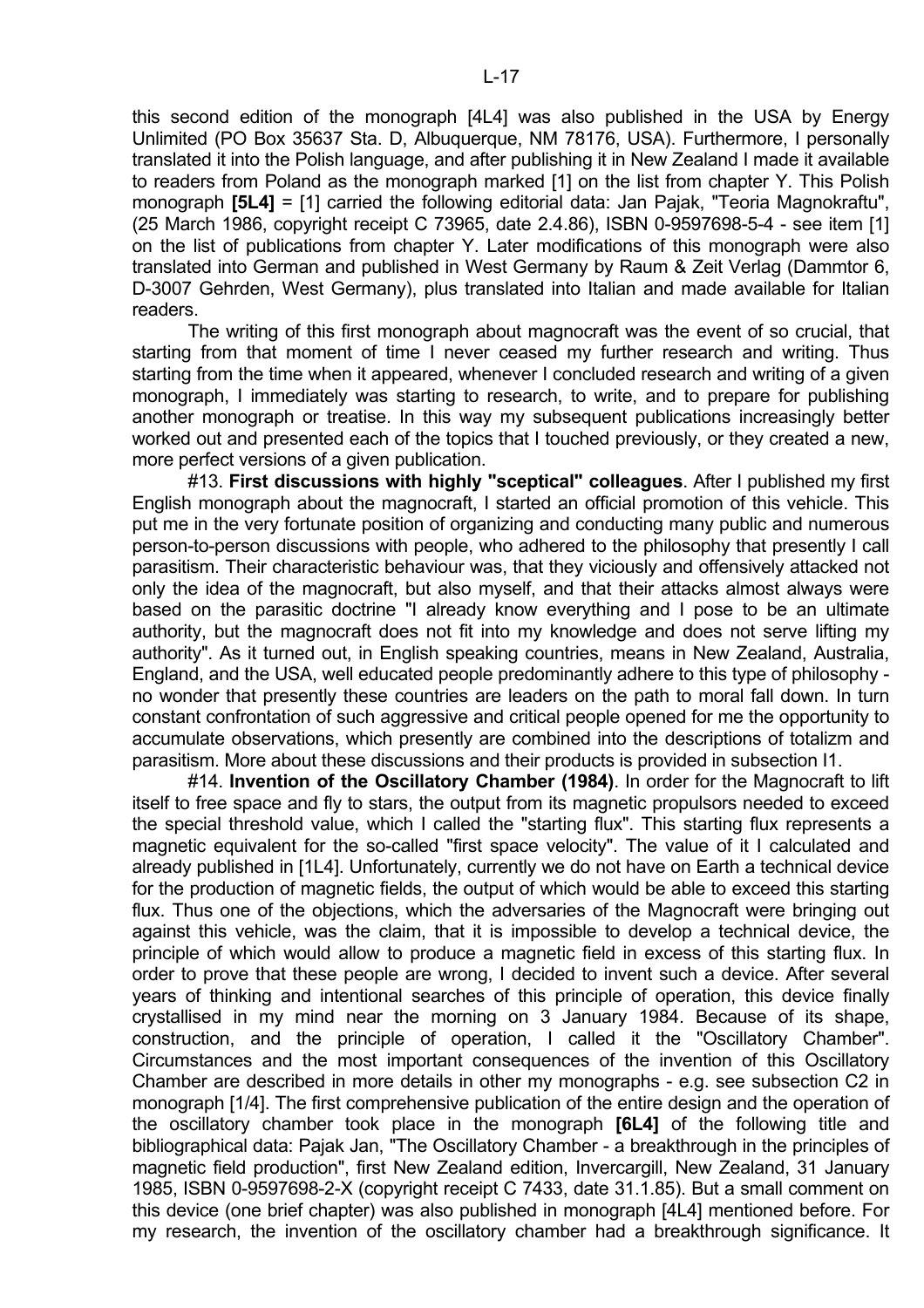this second edition of the monograph [4L4] was also published in the USA by Energy Unlimited (PO Box 35637 Sta. D, Albuquerque, NM 78176, USA). Furthermore, I personally translated it into the Polish language, and after publishing it in New Zealand I made it available to readers from Poland as the monograph marked [1] on the list from chapter Y. This Polish monograph **[5L4]** = [1] carried the following editorial data: Jan Pajak, "Teoria Magnokraftu", (25 March 1986, copyright receipt C 73965, date 2.4.86), ISBN 0-9597698-5-4 - see item [1] on the list of publications from chapter Y. Later modifications of this monograph were also translated into German and published in West Germany by Raum & Zeit Verlag (Dammtor 6, D-3007 Gehrden, West Germany), plus translated into Italian and made available for Italian readers.

The writing of this first monograph about magnocraft was the event of so crucial, that starting from that moment of time I never ceased my further research and writing. Thus starting from the time when it appeared, whenever I concluded research and writing of a given monograph, I immediately was starting to research, to write, and to prepare for publishing another monograph or treatise. In this way my subsequent publications increasingly better worked out and presented each of the topics that I touched previously, or they created a new, more perfect versions of a given publication.

#13. **First discussions with highly "sceptical" colleagues**. After I published my first English monograph about the magnocraft, I started an official promotion of this vehicle. This put me in the very fortunate position of organizing and conducting many public and numerous person-to-person discussions with people, who adhered to the philosophy that presently I call parasitism. Their characteristic behaviour was, that they viciously and offensively attacked not only the idea of the magnocraft, but also myself, and that their attacks almost always were based on the parasitic doctrine "I already know everything and I pose to be an ultimate authority, but the magnocraft does not fit into my knowledge and does not serve lifting my authority". As it turned out, in English speaking countries, means in New Zealand, Australia, England, and the USA, well educated people predominantly adhere to this type of philosophy - no wonder that presently these countries are leaders on the path to moral fall down. In turn constant confrontation of such aggressive and critical people opened for me the opportunity to accumulate observations, which presently are combined into the descriptions of totalizm and parasitism. More about these discussions and their products is provided in subsection I1.

#14. **Invention of the Oscillatory Chamber (1984)**. In order for the Magnocraft to lift itself to free space and fly to stars, the output from its magnetic propulsors needed to exceed the special threshold value, which I called the "starting flux". This starting flux represents a magnetic equivalent for the so-called "first space velocity". The value of it I calculated and already published in [1L4]. Unfortunately, currently we do not have on Earth a technical device for the production of magnetic fields, the output of which would be able to exceed this starting flux. Thus one of the objections, which the adversaries of the Magnocraft were bringing out against this vehicle, was the claim, that it is impossible to develop a technical device, the principle of which would allow to produce a magnetic field in excess of this starting flux. In order to prove that these people are wrong, I decided to invent such a device. After several years of thinking and intentional searches of this principle of operation, this device finally crystallised in my mind near the morning on 3 January 1984. Because of its shape, construction, and the principle of operation, I called it the "Oscillatory Chamber". Circumstances and the most important consequences of the invention of this Oscillatory Chamber are described in more details in other my monographs - e.g. see subsection C2 in monograph [1/4]. The first comprehensive publication of the entire design and the operation of the oscillatory chamber took place in the monograph **[6L4]** of the following title and bibliographical data: Pajak Jan, "The Oscillatory Chamber - a breakthrough in the principles of magnetic field production", first New Zealand edition, Invercargill, New Zealand, 31 January 1985, ISBN 0-9597698-2-X (copyright receipt C 7433, date 31.1.85). But a small comment on this device (one brief chapter) was also published in monograph [4L4] mentioned before. For my research, the invention of the oscillatory chamber had a breakthrough significance. It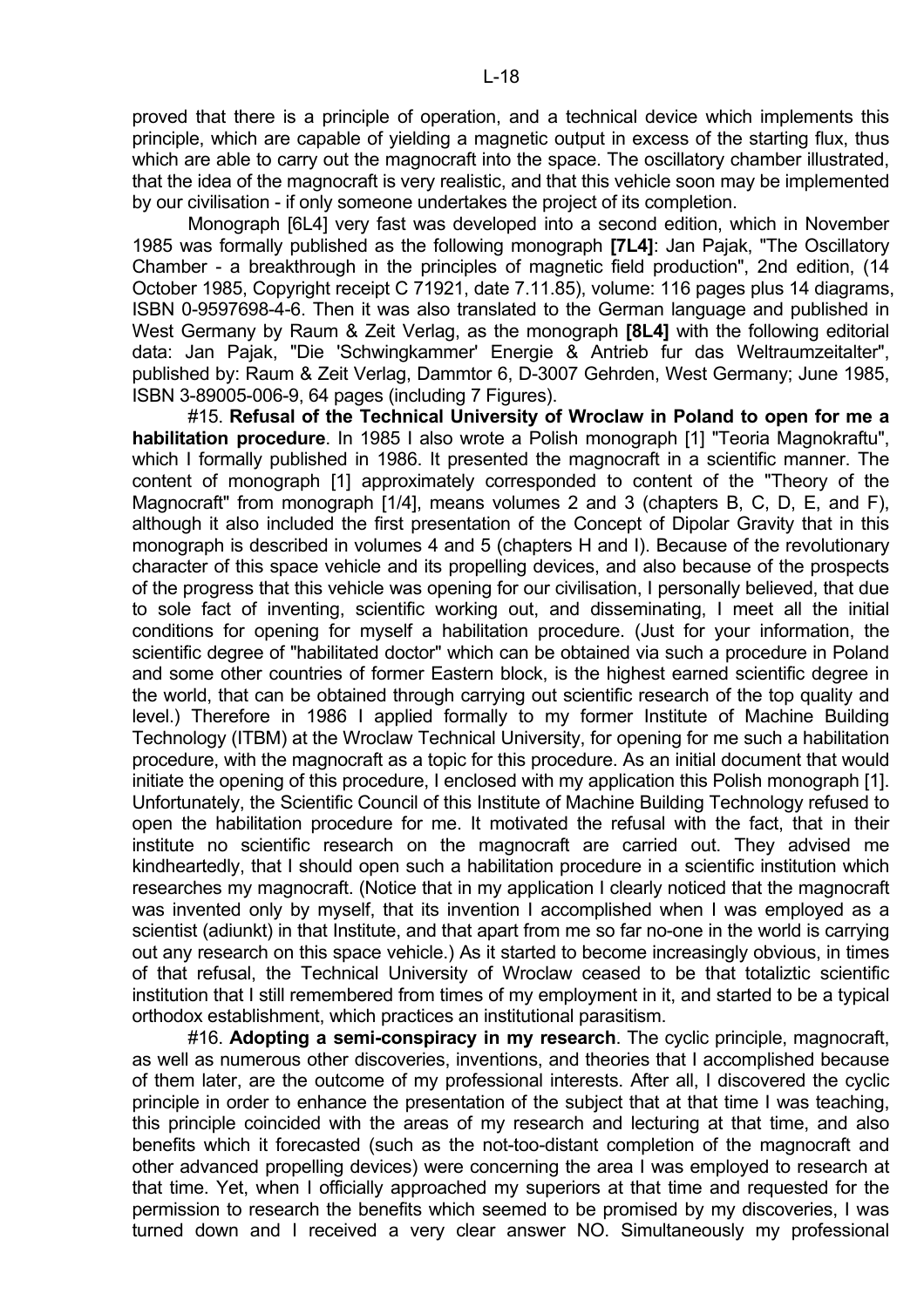proved that there is a principle of operation, and a technical device which implements this principle, which are capable of yielding a magnetic output in excess of the starting flux, thus which are able to carry out the magnocraft into the space. The oscillatory chamber illustrated, that the idea of the magnocraft is very realistic, and that this vehicle soon may be implemented by our civilisation - if only someone undertakes the project of its completion.

Monograph [6L4] very fast was developed into a second edition, which in November 1985 was formally published as the following monograph **[7L4]**: Jan Pajak, "The Oscillatory Chamber - a breakthrough in the principles of magnetic field production", 2nd edition, (14 October 1985, Copyright receipt C 71921, date 7.11.85), volume: 116 pages plus 14 diagrams, ISBN 0-9597698-4-6. Then it was also translated to the German language and published in West Germany by Raum & Zeit Verlag, as the monograph **[8L4]** with the following editorial data: Jan Pajak, "Die 'Schwingkammer' Energie & Antrieb fur das Weltraumzeitalter", published by: Raum & Zeit Verlag, Dammtor 6, D-3007 Gehrden, West Germany; June 1985, ISBN 3-89005-006-9, 64 pages (including 7 Figures).

#15. **Refusal of the Technical University of Wroclaw in Poland to open for me a habilitation procedure**. In 1985 I also wrote a Polish monograph [1] "Teoria Magnokraftu", which I formally published in 1986. It presented the magnocraft in a scientific manner. The content of monograph [1] approximately corresponded to content of the "Theory of the Magnocraft" from monograph [1/4], means volumes 2 and 3 (chapters B, C, D, E, and F), although it also included the first presentation of the Concept of Dipolar Gravity that in this monograph is described in volumes 4 and 5 (chapters H and I). Because of the revolutionary character of this space vehicle and its propelling devices, and also because of the prospects of the progress that this vehicle was opening for our civilisation, I personally believed, that due to sole fact of inventing, scientific working out, and disseminating, I meet all the initial conditions for opening for myself a habilitation procedure. (Just for your information, the scientific degree of "habilitated doctor" which can be obtained via such a procedure in Poland and some other countries of former Eastern block, is the highest earned scientific degree in the world, that can be obtained through carrying out scientific research of the top quality and level.) Therefore in 1986 I applied formally to my former Institute of Machine Building Technology (ITBM) at the Wroclaw Technical University, for opening for me such a habilitation procedure, with the magnocraft as a topic for this procedure. As an initial document that would initiate the opening of this procedure, I enclosed with my application this Polish monograph [1]. Unfortunately, the Scientific Council of this Institute of Machine Building Technology refused to open the habilitation procedure for me. It motivated the refusal with the fact, that in their institute no scientific research on the magnocraft are carried out. They advised me kindheartedly, that I should open such a habilitation procedure in a scientific institution which researches my magnocraft. (Notice that in my application I clearly noticed that the magnocraft was invented only by myself, that its invention I accomplished when I was employed as a scientist (adiunkt) in that Institute, and that apart from me so far no-one in the world is carrying out any research on this space vehicle.) As it started to become increasingly obvious, in times of that refusal, the Technical University of Wroclaw ceased to be that totaliztic scientific institution that I still remembered from times of my employment in it, and started to be a typical orthodox establishment, which practices an institutional parasitism.

#16. **Adopting a semi-conspiracy in my research**. The cyclic principle, magnocraft, as well as numerous other discoveries, inventions, and theories that I accomplished because of them later, are the outcome of my professional interests. After all, I discovered the cyclic principle in order to enhance the presentation of the subject that at that time I was teaching, this principle coincided with the areas of my research and lecturing at that time, and also benefits which it forecasted (such as the not-too-distant completion of the magnocraft and other advanced propelling devices) were concerning the area I was employed to research at that time. Yet, when I officially approached my superiors at that time and requested for the permission to research the benefits which seemed to be promised by my discoveries, I was turned down and I received a very clear answer NO. Simultaneously my professional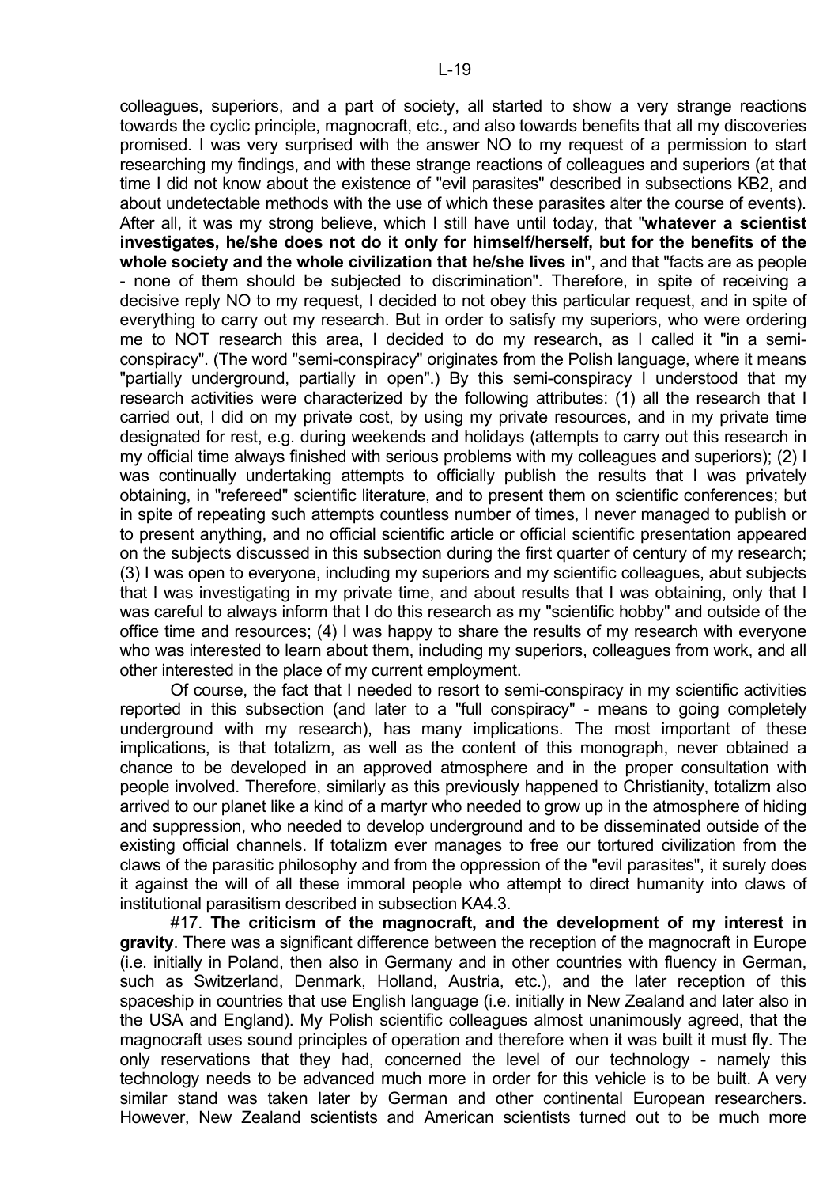colleagues, superiors, and a part of society, all started to show a very strange reactions towards the cyclic principle, magnocraft, etc., and also towards benefits that all my discoveries promised. I was very surprised with the answer NO to my request of a permission to start researching my findings, and with these strange reactions of colleagues and superiors (at that time I did not know about the existence of "evil parasites" described in subsections KB2, and about undetectable methods with the use of which these parasites alter the course of events). After all, it was my strong believe, which I still have until today, that "**whatever a scientist investigates, he/she does not do it only for himself/herself, but for the benefits of the whole society and the whole civilization that he/she lives in**", and that "facts are as people - none of them should be subjected to discrimination". Therefore, in spite of receiving a decisive reply NO to my request, I decided to not obey this particular request, and in spite of everything to carry out my research. But in order to satisfy my superiors, who were ordering me to NOT research this area, I decided to do my research, as I called it "in a semi-conspiracy". (The word "semi-conspiracy" originates from the Polish language, where it means "partially underground, partially in open".) By this semi-conspiracy I understood that my research activities were characterized by the following attributes: (1) all the research that I carried out, I did on my private cost, by using my private resources, and in my private time designated for rest, e.g. during weekends and holidays (attempts to carry out this research in my official time always finished with serious problems with my colleagues and superiors); (2) I was continually undertaking attempts to officially publish the results that I was privately obtaining, in "refereed" scientific literature, and to present them on scientific conferences; but in spite of repeating such attempts countless number of times, I never managed to publish or to present anything, and no official scientific article or official scientific presentation appeared on the subjects discussed in this subsection during the first quarter of century of my research; (3) I was open to everyone, including my superiors and my scientific colleagues, abut subjects that I was investigating in my private time, and about results that I was obtaining, only that I was careful to always inform that I do this research as my "scientific hobby" and outside of the office time and resources; (4) I was happy to share the results of my research with everyone who was interested to learn about them, including my superiors, colleagues from work, and all other interested in the place of my current employment.

Of course, the fact that I needed to resort to semi-conspiracy in my scientific activities reported in this subsection (and later to a "full conspiracy" - means to going completely underground with my research), has many implications. The most important of these implications, is that totalizm, as well as the content of this monograph, never obtained a chance to be developed in an approved atmosphere and in the proper consultation with people involved. Therefore, similarly as this previously happened to Christianity, totalizm also arrived to our planet like a kind of a martyr who needed to grow up in the atmosphere of hiding and suppression, who needed to develop underground and to be disseminated outside of the existing official channels. If totalizm ever manages to free our tortured civilization from the claws of the parasitic philosophy and from the oppression of the "evil parasites", it surely does it against the will of all these immoral people who attempt to direct humanity into claws of institutional parasitism described in subsection KA4.3.

#17. **The criticism of the magnocraft, and the development of my interest in gravity**. There was a significant difference between the reception of the magnocraft in Europe (i.e. initially in Poland, then also in Germany and in other countries with fluency in German, such as Switzerland, Denmark, Holland, Austria, etc.), and the later reception of this spaceship in countries that use English language (i.e. initially in New Zealand and later also in the USA and England). My Polish scientific colleagues almost unanimously agreed, that the magnocraft uses sound principles of operation and therefore when it was built it must fly. The only reservations that they had, concerned the level of our technology - namely this technology needs to be advanced much more in order for this vehicle is to be built. A very similar stand was taken later by German and other continental European researchers. However, New Zealand scientists and American scientists turned out to be much more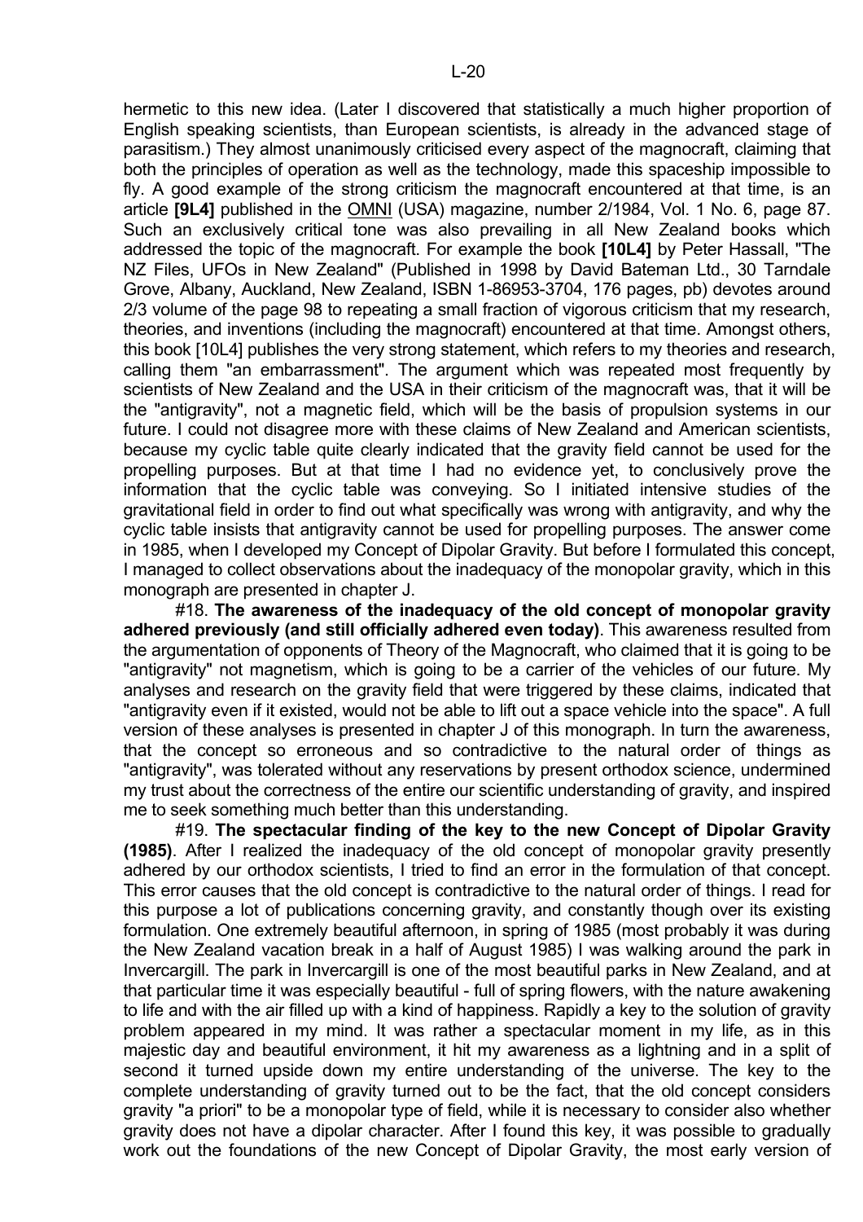hermetic to this new idea. (Later I discovered that statistically a much higher proportion of English speaking scientists, than European scientists, is already in the advanced stage of parasitism.) They almost unanimously criticised every aspect of the magnocraft, claiming that both the principles of operation as well as the technology, made this spaceship impossible to fly. A good example of the strong criticism the magnocraft encountered at that time, is an article **[9L4]** published in the OMNI (USA) magazine, number 2/1984, Vol. 1 No. 6, page 87. Such an exclusively critical tone was also prevailing in all New Zealand books which addressed the topic of the magnocraft. For example the book **[10L4]** by Peter Hassall, "The NZ Files, UFOs in New Zealand" (Published in 1998 by David Bateman Ltd., 30 Tarndale Grove, Albany, Auckland, New Zealand, ISBN 1-86953-3704, 176 pages, pb) devotes around 2/3 volume of the page 98 to repeating a small fraction of vigorous criticism that my research, theories, and inventions (including the magnocraft) encountered at that time. Amongst others, this book [10L4] publishes the very strong statement, which refers to my theories and research, calling them "an embarrassment". The argument which was repeated most frequently by scientists of New Zealand and the USA in their criticism of the magnocraft was, that it will be the "antigravity", not a magnetic field, which will be the basis of propulsion systems in our future. I could not disagree more with these claims of New Zealand and American scientists, because my cyclic table quite clearly indicated that the gravity field cannot be used for the propelling purposes. But at that time I had no evidence yet, to conclusively prove the information that the cyclic table was conveying. So I initiated intensive studies of the gravitational field in order to find out what specifically was wrong with antigravity, and why the cyclic table insists that antigravity cannot be used for propelling purposes. The answer come in 1985, when I developed my Concept of Dipolar Gravity. But before I formulated this concept, I managed to collect observations about the inadequacy of the monopolar gravity, which in this monograph are presented in chapter J.

#18. **The awareness of the inadequacy of the old concept of monopolar gravity adhered previously (and still officially adhered even today)**. This awareness resulted from the argumentation of opponents of Theory of the Magnocraft, who claimed that it is going to be "antigravity" not magnetism, which is going to be a carrier of the vehicles of our future. My analyses and research on the gravity field that were triggered by these claims, indicated that "antigravity even if it existed, would not be able to lift out a space vehicle into the space". A full version of these analyses is presented in chapter J of this monograph. In turn the awareness, that the concept so erroneous and so contradictive to the natural order of things as "antigravity", was tolerated without any reservations by present orthodox science, undermined my trust about the correctness of the entire our scientific understanding of gravity, and inspired me to seek something much better than this understanding.

#19. **The spectacular finding of the key to the new Concept of Dipolar Gravity (1985)**. After I realized the inadequacy of the old concept of monopolar gravity presently adhered by our orthodox scientists, I tried to find an error in the formulation of that concept. This error causes that the old concept is contradictive to the natural order of things. I read for this purpose a lot of publications concerning gravity, and constantly though over its existing formulation. One extremely beautiful afternoon, in spring of 1985 (most probably it was during the New Zealand vacation break in a half of August 1985) I was walking around the park in Invercargill. The park in Invercargill is one of the most beautiful parks in New Zealand, and at that particular time it was especially beautiful - full of spring flowers, with the nature awakening to life and with the air filled up with a kind of happiness. Rapidly a key to the solution of gravity problem appeared in my mind. It was rather a spectacular moment in my life, as in this majestic day and beautiful environment, it hit my awareness as a lightning and in a split of second it turned upside down my entire understanding of the universe. The key to the complete understanding of gravity turned out to be the fact, that the old concept considers gravity "a priori" to be a monopolar type of field, while it is necessary to consider also whether gravity does not have a dipolar character. After I found this key, it was possible to gradually work out the foundations of the new Concept of Dipolar Gravity, the most early version of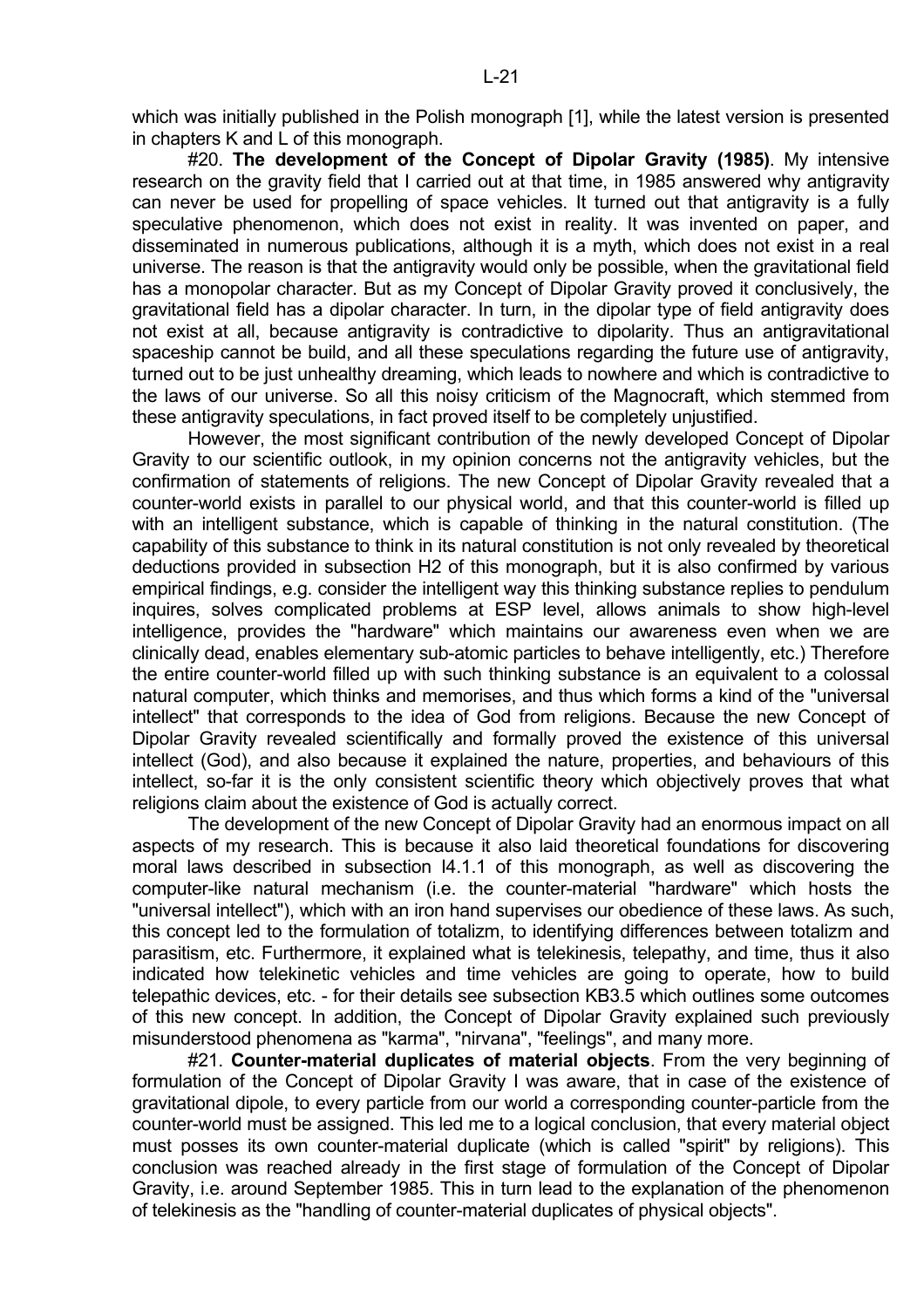which was initially published in the Polish monograph [1], while the latest version is presented in chapters K and L of this monograph.

#20. **The development of the Concept of Dipolar Gravity (1985)**. My intensive research on the gravity field that I carried out at that time, in 1985 answered why antigravity can never be used for propelling of space vehicles. It turned out that antigravity is a fully speculative phenomenon, which does not exist in reality. It was invented on paper, and disseminated in numerous publications, although it is a myth, which does not exist in a real universe. The reason is that the antigravity would only be possible, when the gravitational field has a monopolar character. But as my Concept of Dipolar Gravity proved it conclusively, the gravitational field has a dipolar character. In turn, in the dipolar type of field antigravity does not exist at all, because antigravity is contradictive to dipolarity. Thus an antigravitational spaceship cannot be build, and all these speculations regarding the future use of antigravity, turned out to be just unhealthy dreaming, which leads to nowhere and which is contradictive to the laws of our universe. So all this noisy criticism of the Magnocraft, which stemmed from these antigravity speculations, in fact proved itself to be completely unjustified.

However, the most significant contribution of the newly developed Concept of Dipolar Gravity to our scientific outlook, in my opinion concerns not the antigravity vehicles, but the confirmation of statements of religions. The new Concept of Dipolar Gravity revealed that a counter-world exists in parallel to our physical world, and that this counter-world is filled up with an intelligent substance, which is capable of thinking in the natural constitution. (The capability of this substance to think in its natural constitution is not only revealed by theoretical deductions provided in subsection H2 of this monograph, but it is also confirmed by various empirical findings, e.g. consider the intelligent way this thinking substance replies to pendulum inquires, solves complicated problems at ESP level, allows animals to show high-level intelligence, provides the "hardware" which maintains our awareness even when we are clinically dead, enables elementary sub-atomic particles to behave intelligently, etc.) Therefore the entire counter-world filled up with such thinking substance is an equivalent to a colossal natural computer, which thinks and memorises, and thus which forms a kind of the "universal intellect" that corresponds to the idea of God from religions. Because the new Concept of Dipolar Gravity revealed scientifically and formally proved the existence of this universal intellect (God), and also because it explained the nature, properties, and behaviours of this intellect, so-far it is the only consistent scientific theory which objectively proves that what religions claim about the existence of God is actually correct.

The development of the new Concept of Dipolar Gravity had an enormous impact on all aspects of my research. This is because it also laid theoretical foundations for discovering moral laws described in subsection I4.1.1 of this monograph, as well as discovering the computer-like natural mechanism (i.e. the counter-material "hardware" which hosts the "universal intellect"), which with an iron hand supervises our obedience of these laws. As such, this concept led to the formulation of totalizm, to identifying differences between totalizm and parasitism, etc. Furthermore, it explained what is telekinesis, telepathy, and time, thus it also indicated how telekinetic vehicles and time vehicles are going to operate, how to build telepathic devices, etc. - for their details see subsection KB3.5 which outlines some outcomes of this new concept. In addition, the Concept of Dipolar Gravity explained such previously misunderstood phenomena as "karma", "nirvana", "feelings", and many more.

#21. **Counter-material duplicates of material objects**. From the very beginning of formulation of the Concept of Dipolar Gravity I was aware, that in case of the existence of gravitational dipole, to every particle from our world a corresponding counter-particle from the counter-world must be assigned. This led me to a logical conclusion, that every material object must posses its own counter-material duplicate (which is called "spirit" by religions). This conclusion was reached already in the first stage of formulation of the Concept of Dipolar Gravity, i.e. around September 1985. This in turn lead to the explanation of the phenomenon of telekinesis as the "handling of counter-material duplicates of physical objects".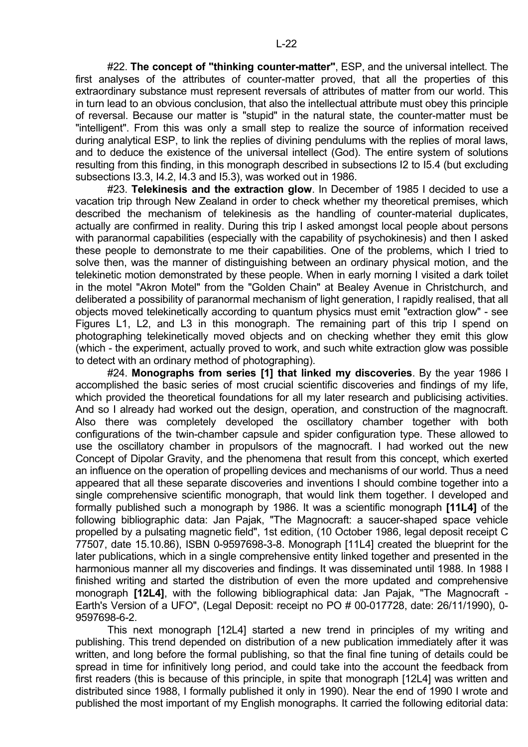#22. **The concept of "thinking counter-matter"**, ESP, and the universal intellect. The first analyses of the attributes of counter-matter proved, that all the properties of this extraordinary substance must represent reversals of attributes of matter from our world. This in turn lead to an obvious conclusion, that also the intellectual attribute must obey this principle of reversal. Because our matter is "stupid" in the natural state, the counter-matter must be "intelligent". From this was only a small step to realize the source of information received during analytical ESP, to link the replies of divining pendulums with the replies of moral laws, and to deduce the existence of the universal intellect (God). The entire system of solutions resulting from this finding, in this monograph described in subsections I2 to I5.4 (but excluding subsections I3.3, I4.2, I4.3 and I5.3), was worked out in 1986.

#23. **Telekinesis and the extraction glow**. In December of 1985 I decided to use a vacation trip through New Zealand in order to check whether my theoretical premises, which described the mechanism of telekinesis as the handling of counter-material duplicates, actually are confirmed in reality. During this trip I asked amongst local people about persons with paranormal capabilities (especially with the capability of psychokinesis) and then I asked these people to demonstrate to me their capabilities. One of the problems, which I tried to solve then, was the manner of distinguishing between an ordinary physical motion, and the telekinetic motion demonstrated by these people. When in early morning I visited a dark toilet in the motel "Akron Motel" from the "Golden Chain" at Bealey Avenue in Christchurch, and deliberated a possibility of paranormal mechanism of light generation, I rapidly realised, that all objects moved telekinetically according to quantum physics must emit "extraction glow" - see Figures L1, L2, and L3 in this monograph. The remaining part of this trip I spend on photographing telekinetically moved objects and on checking whether they emit this glow (which - the experiment, actually proved to work, and such white extraction glow was possible to detect with an ordinary method of photographing).

#24. **Monographs from series [1] that linked my discoveries**. By the year 1986 I accomplished the basic series of most crucial scientific discoveries and findings of my life, which provided the theoretical foundations for all my later research and publicising activities. And so I already had worked out the design, operation, and construction of the magnocraft. Also there was completely developed the oscillatory chamber together with both configurations of the twin-chamber capsule and spider configuration type. These allowed to use the oscillatory chamber in propulsors of the magnocraft. I had worked out the new Concept of Dipolar Gravity, and the phenomena that result from this concept, which exerted an influence on the operation of propelling devices and mechanisms of our world. Thus a need appeared that all these separate discoveries and inventions I should combine together into a single comprehensive scientific monograph, that would link them together. I developed and formally published such a monograph by 1986. It was a scientific monograph **[11L4]** of the following bibliographic data: Jan Pajak, "The Magnocraft: a saucer-shaped space vehicle propelled by a pulsating magnetic field", 1st edition, (10 October 1986, legal deposit receipt C 77507, date 15.10.86), ISBN 0-9597698-3-8. Monograph [11L4] created the blueprint for the later publications, which in a single comprehensive entity linked together and presented in the harmonious manner all my discoveries and findings. It was disseminated until 1988. In 1988 I finished writing and started the distribution of even the more updated and comprehensive monograph **[12L4]**, with the following bibliographical data: Jan Pajak, "The Magnocraft - Earth's Version of a UFO", (Legal Deposit: receipt no PO # 00-017728, date: 26/11/1990), 0-9597698-6-2.

This next monograph [12L4] started a new trend in principles of my writing and publishing. This trend depended on distribution of a new publication immediately after it was written, and long before the formal publishing, so that the final fine tuning of details could be spread in time for infinitively long period, and could take into the account the feedback from first readers (this is because of this principle, in spite that monograph [12L4] was written and distributed since 1988, I formally published it only in 1990). Near the end of 1990 I wrote and published the most important of my English monographs. It carried the following editorial data: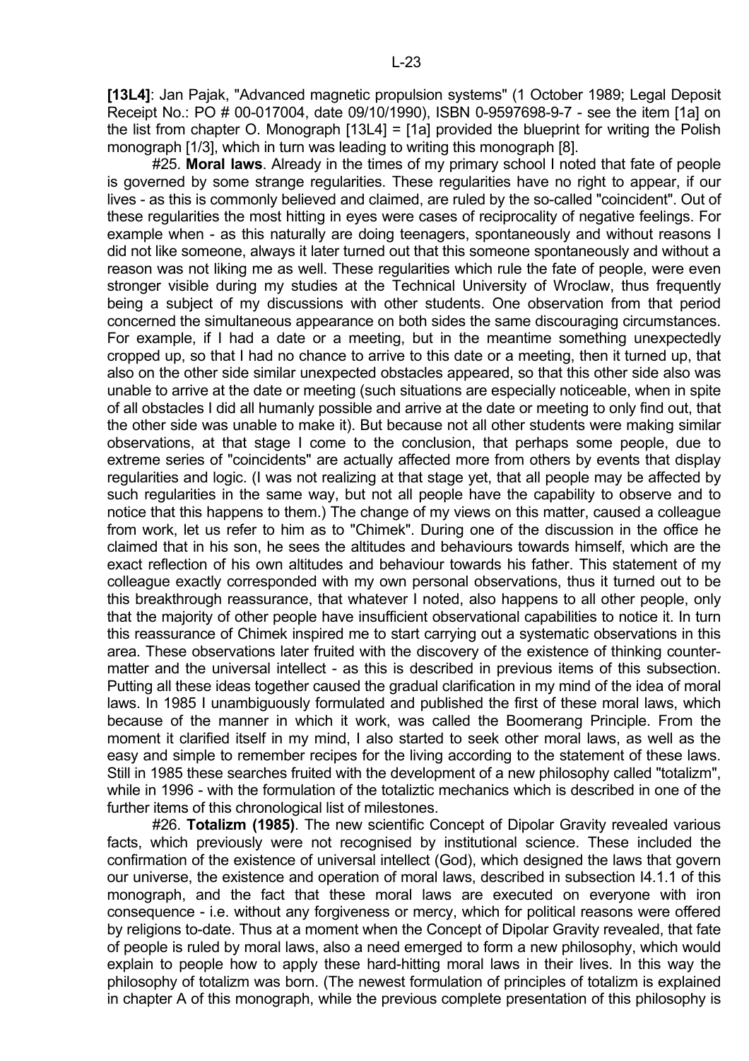**[13L4]**: Jan Pajak, "Advanced magnetic propulsion systems" (1 October 1989; Legal Deposit Receipt No.: PO # 00-017004, date 09/10/1990), ISBN 0-9597698-9-7 - see the item [1a] on the list from chapter O. Monograph [13L4] = [1a] provided the blueprint for writing the Polish monograph [1/3], which in turn was leading to writing this monograph [8].

#25. **Moral laws**. Already in the times of my primary school I noted that fate of people is governed by some strange regularities. These regularities have no right to appear, if our lives - as this is commonly believed and claimed, are ruled by the so-called "coincident". Out of these regularities the most hitting in eyes were cases of reciprocality of negative feelings. For example when - as this naturally are doing teenagers, spontaneously and without reasons I did not like someone, always it later turned out that this someone spontaneously and without a reason was not liking me as well. These regularities which rule the fate of people, were even stronger visible during my studies at the Technical University of Wroclaw, thus frequently being a subject of my discussions with other students. One observation from that period concerned the simultaneous appearance on both sides the same discouraging circumstances. For example, if I had a date or a meeting, but in the meantime something unexpectedly cropped up, so that I had no chance to arrive to this date or a meeting, then it turned up, that also on the other side similar unexpected obstacles appeared, so that this other side also was unable to arrive at the date or meeting (such situations are especially noticeable, when in spite of all obstacles I did all humanly possible and arrive at the date or meeting to only find out, that the other side was unable to make it). But because not all other students were making similar observations, at that stage I come to the conclusion, that perhaps some people, due to extreme series of "coincidents" are actually affected more from others by events that display regularities and logic. (I was not realizing at that stage yet, that all people may be affected by such regularities in the same way, but not all people have the capability to observe and to notice that this happens to them.) The change of my views on this matter, caused a colleague from work, let us refer to him as to "Chimek". During one of the discussion in the office he claimed that in his son, he sees the altitudes and behaviours towards himself, which are the exact reflection of his own altitudes and behaviour towards his father. This statement of my colleague exactly corresponded with my own personal observations, thus it turned out to be this breakthrough reassurance, that whatever I noted, also happens to all other people, only that the majority of other people have insufficient observational capabilities to notice it. In turn this reassurance of Chimek inspired me to start carrying out a systematic observations in this area. These observations later fruited with the discovery of the existence of thinking counter-matter and the universal intellect - as this is described in previous items of this subsection. Putting all these ideas together caused the gradual clarification in my mind of the idea of moral laws. In 1985 I unambiguously formulated and published the first of these moral laws, which because of the manner in which it work, was called the Boomerang Principle. From the moment it clarified itself in my mind, I also started to seek other moral laws, as well as the easy and simple to remember recipes for the living according to the statement of these laws. Still in 1985 these searches fruited with the development of a new philosophy called "totalizm", while in 1996 - with the formulation of the totaliztic mechanics which is described in one of the further items of this chronological list of milestones.

#26. **Totalizm (1985)**. The new scientific Concept of Dipolar Gravity revealed various facts, which previously were not recognised by institutional science. These included the confirmation of the existence of universal intellect (God), which designed the laws that govern our universe, the existence and operation of moral laws, described in subsection I4.1.1 of this monograph, and the fact that these moral laws are executed on everyone with iron consequence - i.e. without any forgiveness or mercy, which for political reasons were offered by religions to-date. Thus at a moment when the Concept of Dipolar Gravity revealed, that fate of people is ruled by moral laws, also a need emerged to form a new philosophy, which would explain to people how to apply these hard-hitting moral laws in their lives. In this way the philosophy of totalizm was born. (The newest formulation of principles of totalizm is explained in chapter A of this monograph, while the previous complete presentation of this philosophy is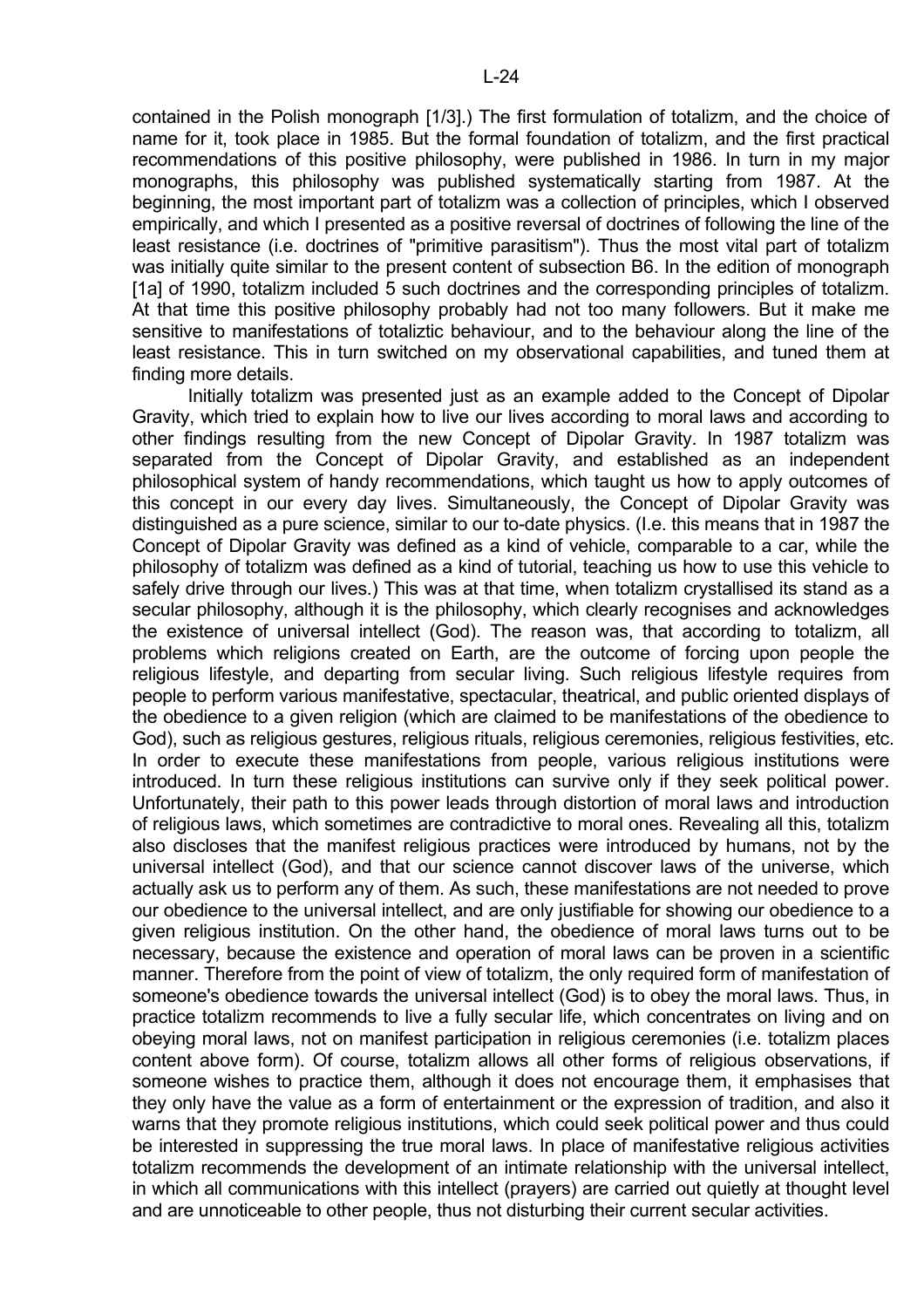contained in the Polish monograph [1/3].) The first formulation of totalizm, and the choice of name for it, took place in 1985. But the formal foundation of totalizm, and the first practical recommendations of this positive philosophy, were published in 1986. In turn in my major monographs, this philosophy was published systematically starting from 1987. At the beginning, the most important part of totalizm was a collection of principles, which I observed empirically, and which I presented as a positive reversal of doctrines of following the line of the least resistance (i.e. doctrines of "primitive parasitism"). Thus the most vital part of totalizm was initially quite similar to the present content of subsection B6. In the edition of monograph [1a] of 1990, totalizm included 5 such doctrines and the corresponding principles of totalizm. At that time this positive philosophy probably had not too many followers. But it make me sensitive to manifestations of totaliztic behaviour, and to the behaviour along the line of the least resistance. This in turn switched on my observational capabilities, and tuned them at finding more details.

Initially totalizm was presented just as an example added to the Concept of Dipolar Gravity, which tried to explain how to live our lives according to moral laws and according to other findings resulting from the new Concept of Dipolar Gravity. In 1987 totalizm was separated from the Concept of Dipolar Gravity, and established as an independent philosophical system of handy recommendations, which taught us how to apply outcomes of this concept in our every day lives. Simultaneously, the Concept of Dipolar Gravity was distinguished as a pure science, similar to our to-date physics. (I.e. this means that in 1987 the Concept of Dipolar Gravity was defined as a kind of vehicle, comparable to a car, while the philosophy of totalizm was defined as a kind of tutorial, teaching us how to use this vehicle to safely drive through our lives.) This was at that time, when totalizm crystallised its stand as a secular philosophy, although it is the philosophy, which clearly recognises and acknowledges the existence of universal intellect (God). The reason was, that according to totalizm, all problems which religions created on Earth, are the outcome of forcing upon people the religious lifestyle, and departing from secular living. Such religious lifestyle requires from people to perform various manifestative, spectacular, theatrical, and public oriented displays of the obedience to a given religion (which are claimed to be manifestations of the obedience to God), such as religious gestures, religious rituals, religious ceremonies, religious festivities, etc. In order to execute these manifestations from people, various religious institutions were introduced. In turn these religious institutions can survive only if they seek political power. Unfortunately, their path to this power leads through distortion of moral laws and introduction of religious laws, which sometimes are contradictive to moral ones. Revealing all this, totalizm also discloses that the manifest religious practices were introduced by humans, not by the universal intellect (God), and that our science cannot discover laws of the universe, which actually ask us to perform any of them. As such, these manifestations are not needed to prove our obedience to the universal intellect, and are only justifiable for showing our obedience to a given religious institution. On the other hand, the obedience of moral laws turns out to be necessary, because the existence and operation of moral laws can be proven in a scientific manner. Therefore from the point of view of totalizm, the only required form of manifestation of someone's obedience towards the universal intellect (God) is to obey the moral laws. Thus, in practice totalizm recommends to live a fully secular life, which concentrates on living and on obeying moral laws, not on manifest participation in religious ceremonies (i.e. totalizm places content above form). Of course, totalizm allows all other forms of religious observations, if someone wishes to practice them, although it does not encourage them, it emphasises that they only have the value as a form of entertainment or the expression of tradition, and also it warns that they promote religious institutions, which could seek political power and thus could be interested in suppressing the true moral laws. In place of manifestative religious activities totalizm recommends the development of an intimate relationship with the universal intellect, in which all communications with this intellect (prayers) are carried out quietly at thought level and are unnoticeable to other people, thus not disturbing their current secular activities.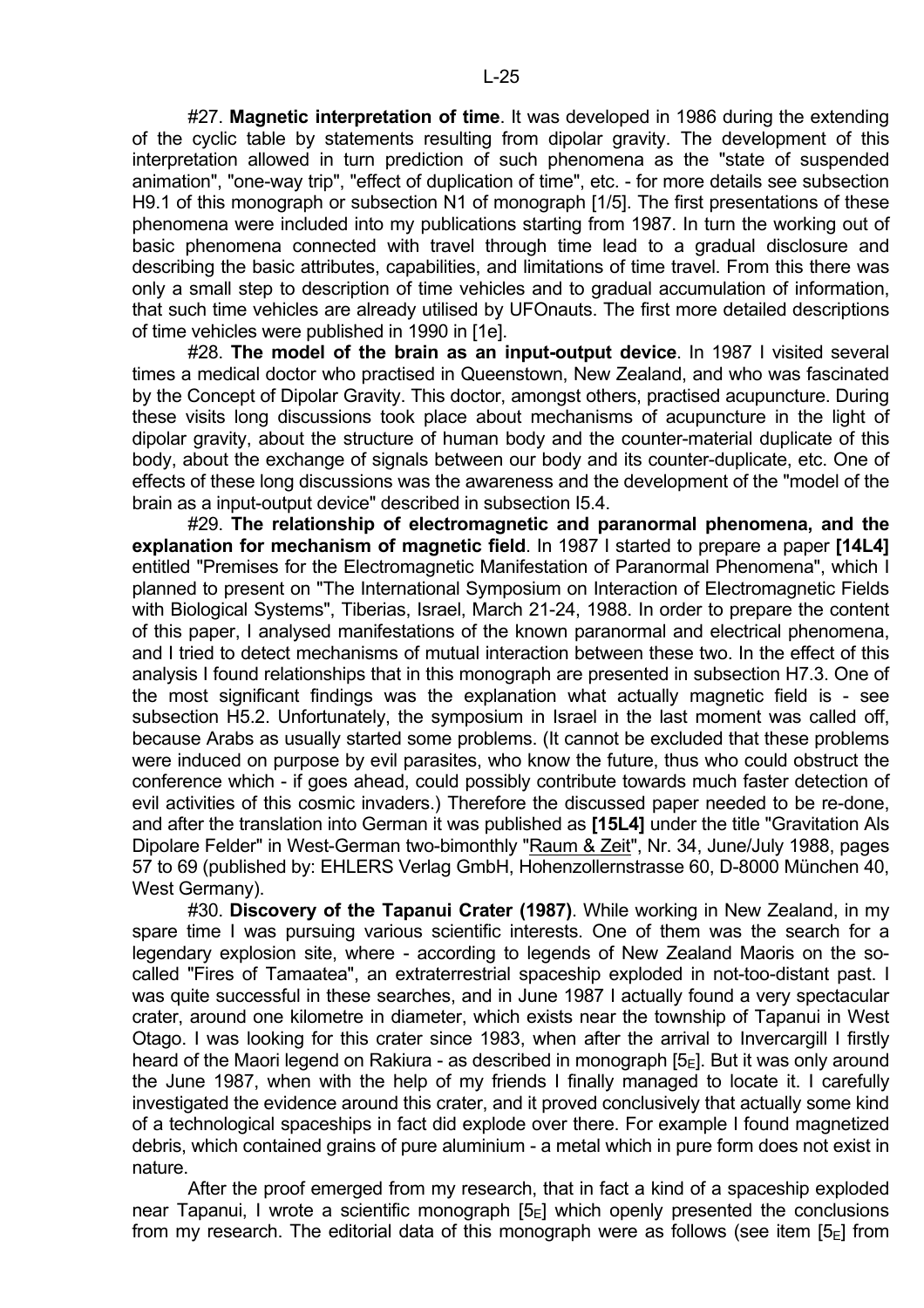#27. **Magnetic interpretation of time**. It was developed in 1986 during the extending of the cyclic table by statements resulting from dipolar gravity. The development of this interpretation allowed in turn prediction of such phenomena as the "state of suspended animation", "one-way trip", "effect of duplication of time", etc. - for more details see subsection H9.1 of this monograph or subsection N1 of monograph [1/5]. The first presentations of these phenomena were included into my publications starting from 1987. In turn the working out of basic phenomena connected with travel through time lead to a gradual disclosure and describing the basic attributes, capabilities, and limitations of time travel. From this there was only a small step to description of time vehicles and to gradual accumulation of information, that such time vehicles are already utilised by UFOnauts. The first more detailed descriptions of time vehicles were published in 1990 in [1e].

#28. **The model of the brain as an input-output device**. In 1987 I visited several times a medical doctor who practised in Queenstown, New Zealand, and who was fascinated by the Concept of Dipolar Gravity. This doctor, amongst others, practised acupuncture. During these visits long discussions took place about mechanisms of acupuncture in the light of dipolar gravity, about the structure of human body and the counter-material duplicate of this body, about the exchange of signals between our body and its counter-duplicate, etc. One of effects of these long discussions was the awareness and the development of the "model of the brain as a input-output device" described in subsection I5.4.

#29. **The relationship of electromagnetic and paranormal phenomena, and the explanation for mechanism of magnetic field**. In 1987 I started to prepare a paper **[14L4]** entitled "Premises for the Electromagnetic Manifestation of Paranormal Phenomena", which I planned to present on "The International Symposium on Interaction of Electromagnetic Fields with Biological Systems", Tiberias, Israel, March 21-24, 1988. In order to prepare the content of this paper, I analysed manifestations of the known paranormal and electrical phenomena, and I tried to detect mechanisms of mutual interaction between these two. In the effect of this analysis I found relationships that in this monograph are presented in subsection H7.3. One of the most significant findings was the explanation what actually magnetic field is - see subsection H5.2. Unfortunately, the symposium in Israel in the last moment was called off, because Arabs as usually started some problems. (It cannot be excluded that these problems were induced on purpose by evil parasites, who know the future, thus who could obstruct the conference which - if goes ahead, could possibly contribute towards much faster detection of evil activities of this cosmic invaders.) Therefore the discussed paper needed to be re-done, and after the translation into German it was published as **[15L4]** under the title "Gravitation Als Dipolare Felder" in West-German two-bimonthly "Raum & Zeit", Nr. 34, June/July 1988, pages 57 to 69 (published by: EHLERS Verlag GmbH, Hohenzollernstrasse 60, D-8000 München 40, West Germany).

#30. **Discovery of the Tapanui Crater (1987)**. While working in New Zealand, in my spare time I was pursuing various scientific interests. One of them was the search for a legendary explosion site, where - according to legends of New Zealand Maoris on the so-called "Fires of Tamaatea", an extraterrestrial spaceship exploded in not-too-distant past. I was quite successful in these searches, and in June 1987 I actually found a very spectacular crater, around one kilometre in diameter, which exists near the township of Tapanui in West Otago. I was looking for this crater since 1983, when after the arrival to Invercargill I firstly heard of the Maori legend on Rakiura - as described in monograph [$5_E$]. But it was only around the June 1987, when with the help of my friends I finally managed to locate it. I carefully investigated the evidence around this crater, and it proved conclusively that actually some kind of a technological spaceships in fact did explode over there. For example I found magnetized debris, which contained grains of pure aluminium - a metal which in pure form does not exist in nature.

After the proof emerged from my research, that in fact a kind of a spaceship exploded near Tapanui, I wrote a scientific monograph [$5_E$] which openly presented the conclusions from my research. The editorial data of this monograph were as follows (see item [$5_E$] from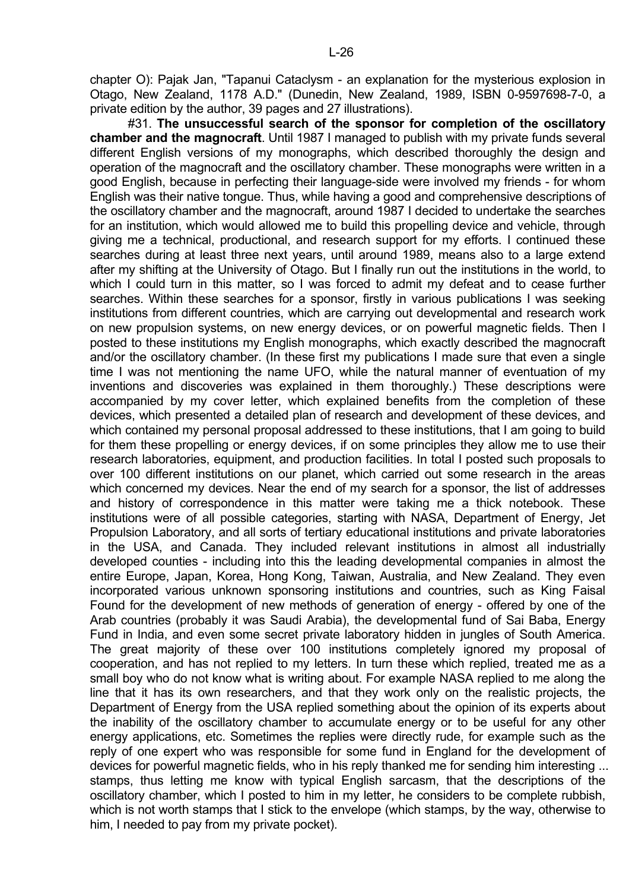chapter O): Pajak Jan, "Tapanui Cataclysm - an explanation for the mysterious explosion in Otago, New Zealand, 1178 A.D." (Dunedin, New Zealand, 1989, ISBN 0-9597698-7-0, a private edition by the author, 39 pages and 27 illustrations).

#31. **The unsuccessful search of the sponsor for completion of the oscillatory chamber and the magnocraft**. Until 1987 I managed to publish with my private funds several different English versions of my monographs, which described thoroughly the design and operation of the magnocraft and the oscillatory chamber. These monographs were written in a good English, because in perfecting their language-side were involved my friends - for whom English was their native tongue. Thus, while having a good and comprehensive descriptions of the oscillatory chamber and the magnocraft, around 1987 I decided to undertake the searches for an institution, which would allowed me to build this propelling device and vehicle, through giving me a technical, productional, and research support for my efforts. I continued these searches during at least three next years, until around 1989, means also to a large extend after my shifting at the University of Otago. But I finally run out the institutions in the world, to which I could turn in this matter, so I was forced to admit my defeat and to cease further searches. Within these searches for a sponsor, firstly in various publications I was seeking institutions from different countries, which are carrying out developmental and research work on new propulsion systems, on new energy devices, or on powerful magnetic fields. Then I posted to these institutions my English monographs, which exactly described the magnocraft and/or the oscillatory chamber. (In these first my publications I made sure that even a single time I was not mentioning the name UFO, while the natural manner of eventuation of my inventions and discoveries was explained in them thoroughly.) These descriptions were accompanied by my cover letter, which explained benefits from the completion of these devices, which presented a detailed plan of research and development of these devices, and which contained my personal proposal addressed to these institutions, that I am going to build for them these propelling or energy devices, if on some principles they allow me to use their research laboratories, equipment, and production facilities. In total I posted such proposals to over 100 different institutions on our planet, which carried out some research in the areas which concerned my devices. Near the end of my search for a sponsor, the list of addresses and history of correspondence in this matter were taking me a thick notebook. These institutions were of all possible categories, starting with NASA, Department of Energy, Jet Propulsion Laboratory, and all sorts of tertiary educational institutions and private laboratories in the USA, and Canada. They included relevant institutions in almost all industrially developed counties - including into this the leading developmental companies in almost the entire Europe, Japan, Korea, Hong Kong, Taiwan, Australia, and New Zealand. They even incorporated various unknown sponsoring institutions and countries, such as King Faisal Found for the development of new methods of generation of energy - offered by one of the Arab countries (probably it was Saudi Arabia), the developmental fund of Sai Baba, Energy Fund in India, and even some secret private laboratory hidden in jungles of South America. The great majority of these over 100 institutions completely ignored my proposal of cooperation, and has not replied to my letters. In turn these which replied, treated me as a small boy who do not know what is writing about. For example NASA replied to me along the line that it has its own researchers, and that they work only on the realistic projects, the Department of Energy from the USA replied something about the opinion of its experts about the inability of the oscillatory chamber to accumulate energy or to be useful for any other energy applications, etc. Sometimes the replies were directly rude, for example such as the reply of one expert who was responsible for some fund in England for the development of devices for powerful magnetic fields, who in his reply thanked me for sending him interesting ... stamps, thus letting me know with typical English sarcasm, that the descriptions of the oscillatory chamber, which I posted to him in my letter, he considers to be complete rubbish, which is not worth stamps that I stick to the envelope (which stamps, by the way, otherwise to him, I needed to pay from my private pocket).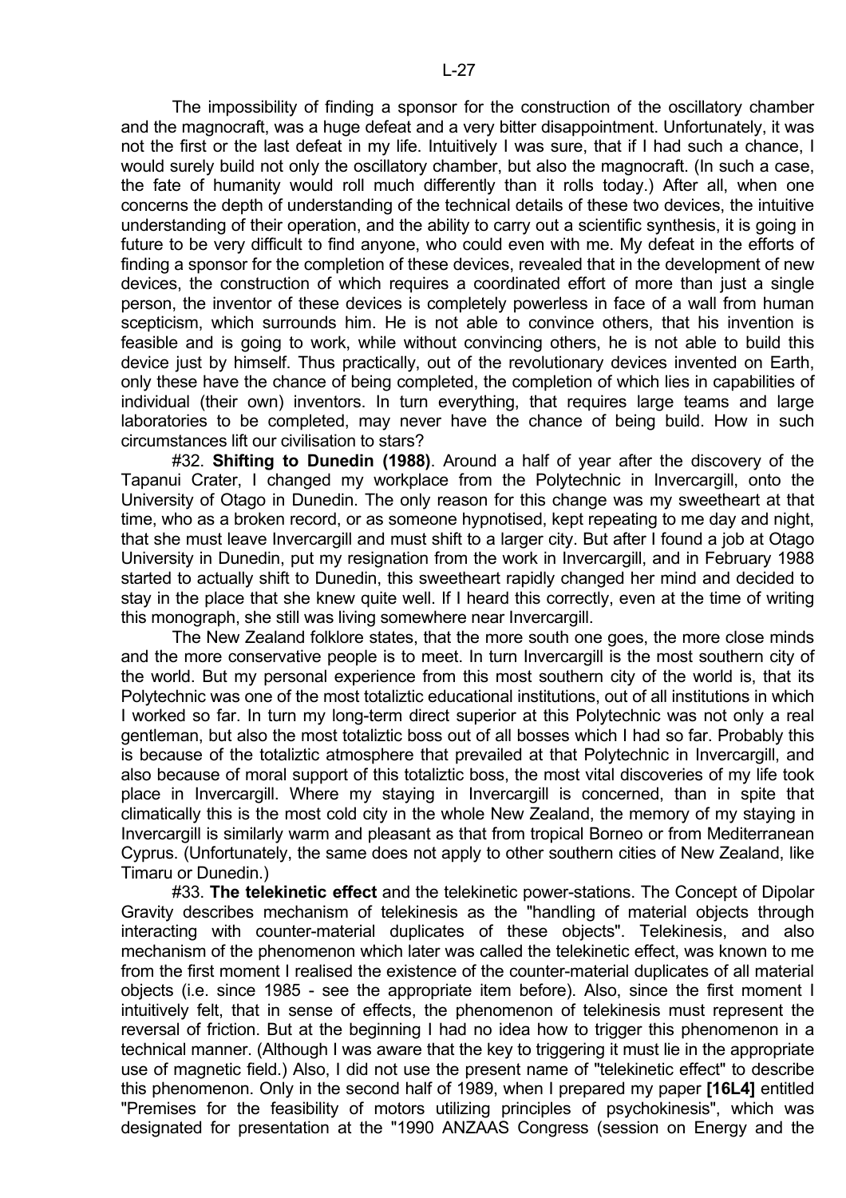The impossibility of finding a sponsor for the construction of the oscillatory chamber and the magnocraft, was a huge defeat and a very bitter disappointment. Unfortunately, it was not the first or the last defeat in my life. Intuitively I was sure, that if I had such a chance, I would surely build not only the oscillatory chamber, but also the magnocraft. (In such a case, the fate of humanity would roll much differently than it rolls today.) After all, when one concerns the depth of understanding of the technical details of these two devices, the intuitive understanding of their operation, and the ability to carry out a scientific synthesis, it is going in future to be very difficult to find anyone, who could even with me. My defeat in the efforts of finding a sponsor for the completion of these devices, revealed that in the development of new devices, the construction of which requires a coordinated effort of more than just a single person, the inventor of these devices is completely powerless in face of a wall from human scepticism, which surrounds him. He is not able to convince others, that his invention is feasible and is going to work, while without convincing others, he is not able to build this device just by himself. Thus practically, out of the revolutionary devices invented on Earth, only these have the chance of being completed, the completion of which lies in capabilities of individual (their own) inventors. In turn everything, that requires large teams and large laboratories to be completed, may never have the chance of being build. How in such circumstances lift our civilisation to stars?

#32. **Shifting to Dunedin (1988)**. Around a half of year after the discovery of the Tapanui Crater, I changed my workplace from the Polytechnic in Invercargill, onto the University of Otago in Dunedin. The only reason for this change was my sweetheart at that time, who as a broken record, or as someone hypnotised, kept repeating to me day and night, that she must leave Invercargill and must shift to a larger city. But after I found a job at Otago University in Dunedin, put my resignation from the work in Invercargill, and in February 1988 started to actually shift to Dunedin, this sweetheart rapidly changed her mind and decided to stay in the place that she knew quite well. If I heard this correctly, even at the time of writing this monograph, she still was living somewhere near Invercargill.

The New Zealand folklore states, that the more south one goes, the more close minds and the more conservative people is to meet. In turn Invercargill is the most southern city of the world. But my personal experience from this most southern city of the world is, that its Polytechnic was one of the most totaliztic educational institutions, out of all institutions in which I worked so far. In turn my long-term direct superior at this Polytechnic was not only a real gentleman, but also the most totaliztic boss out of all bosses which I had so far. Probably this is because of the totaliztic atmosphere that prevailed at that Polytechnic in Invercargill, and also because of moral support of this totaliztic boss, the most vital discoveries of my life took place in Invercargill. Where my staying in Invercargill is concerned, than in spite that climatically this is the most cold city in the whole New Zealand, the memory of my staying in Invercargill is similarly warm and pleasant as that from tropical Borneo or from Mediterranean Cyprus. (Unfortunately, the same does not apply to other southern cities of New Zealand, like Timaru or Dunedin.)

#33. **The telekinetic effect** and the telekinetic power-stations. The Concept of Dipolar Gravity describes mechanism of telekinesis as the "handling of material objects through interacting with counter-material duplicates of these objects". Telekinesis, and also mechanism of the phenomenon which later was called the telekinetic effect, was known to me from the first moment I realised the existence of the counter-material duplicates of all material objects (i.e. since 1985 - see the appropriate item before). Also, since the first moment I intuitively felt, that in sense of effects, the phenomenon of telekinesis must represent the reversal of friction. But at the beginning I had no idea how to trigger this phenomenon in a technical manner. (Although I was aware that the key to triggering it must lie in the appropriate use of magnetic field.) Also, I did not use the present name of "telekinetic effect" to describe this phenomenon. Only in the second half of 1989, when I prepared my paper **[16L4]** entitled "Premises for the feasibility of motors utilizing principles of psychokinesis", which was designated for presentation at the "1990 ANZAAS Congress (session on Energy and the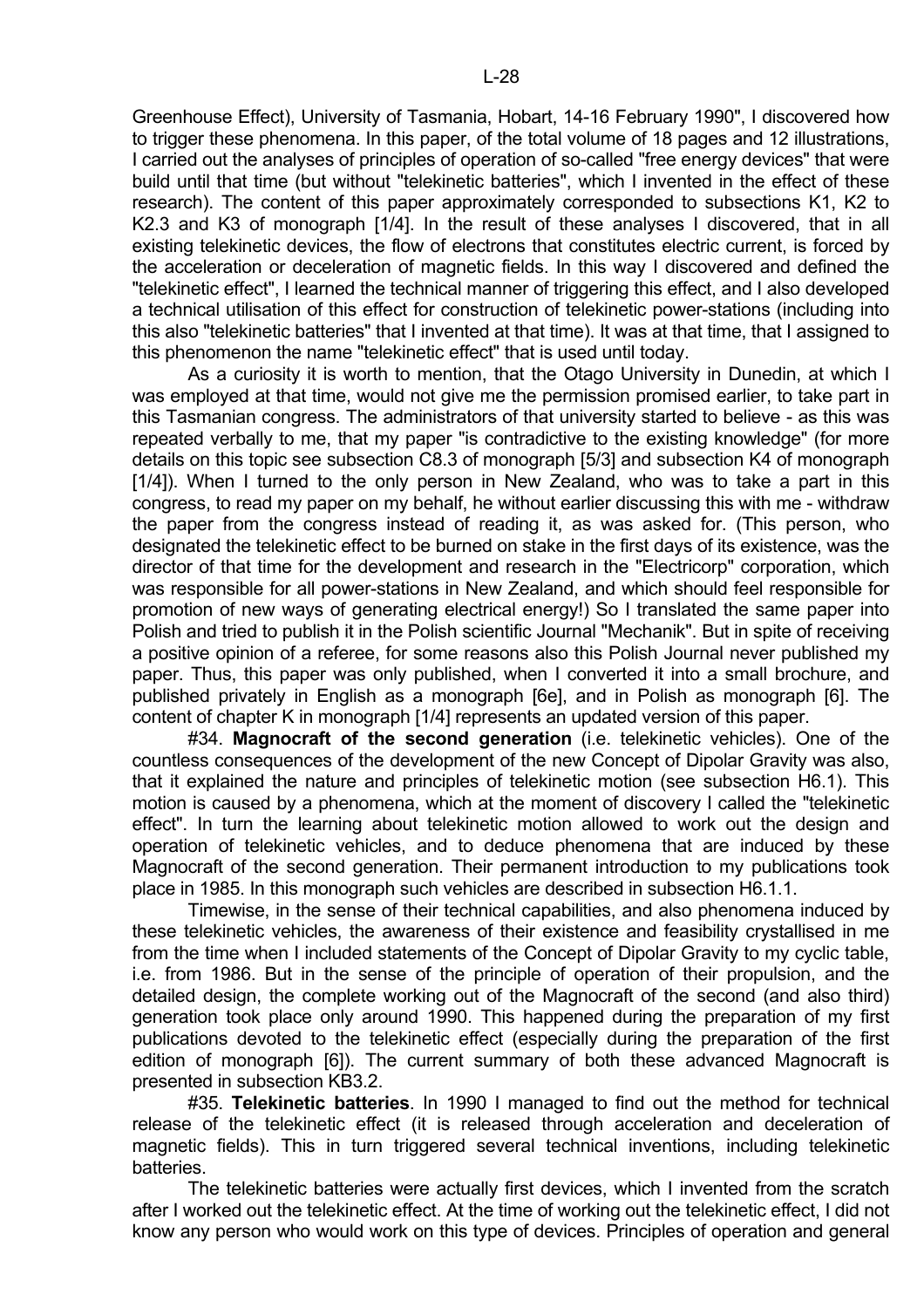Greenhouse Effect), University of Tasmania, Hobart, 14-16 February 1990", I discovered how to trigger these phenomena. In this paper, of the total volume of 18 pages and 12 illustrations, I carried out the analyses of principles of operation of so-called "free energy devices" that were build until that time (but without "telekinetic batteries", which I invented in the effect of these research). The content of this paper approximately corresponded to subsections K1, K2 to K2.3 and K3 of monograph [1/4]. In the result of these analyses I discovered, that in all existing telekinetic devices, the flow of electrons that constitutes electric current, is forced by the acceleration or deceleration of magnetic fields. In this way I discovered and defined the "telekinetic effect", I learned the technical manner of triggering this effect, and I also developed a technical utilisation of this effect for construction of telekinetic power-stations (including into this also "telekinetic batteries" that I invented at that time). It was at that time, that I assigned to this phenomenon the name "telekinetic effect" that is used until today.

As a curiosity it is worth to mention, that the Otago University in Dunedin, at which I was employed at that time, would not give me the permission promised earlier, to take part in this Tasmanian congress. The administrators of that university started to believe - as this was repeated verbally to me, that my paper "is contradictive to the existing knowledge" (for more details on this topic see subsection C8.3 of monograph [5/3] and subsection K4 of monograph [1/4]). When I turned to the only person in New Zealand, who was to take a part in this congress, to read my paper on my behalf, he without earlier discussing this with me - withdraw the paper from the congress instead of reading it, as was asked for. (This person, who designated the telekinetic effect to be burned on stake in the first days of its existence, was the director of that time for the development and research in the "Electricorp" corporation, which was responsible for all power-stations in New Zealand, and which should feel responsible for promotion of new ways of generating electrical energy!) So I translated the same paper into Polish and tried to publish it in the Polish scientific Journal "Mechanik". But in spite of receiving a positive opinion of a referee, for some reasons also this Polish Journal never published my paper. Thus, this paper was only published, when I converted it into a small brochure, and published privately in English as a monograph [6e], and in Polish as monograph [6]. The content of chapter K in monograph [1/4] represents an updated version of this paper.

#34. **Magnocraft of the second generation** (i.e. telekinetic vehicles). One of the countless consequences of the development of the new Concept of Dipolar Gravity was also, that it explained the nature and principles of telekinetic motion (see subsection H6.1). This motion is caused by a phenomena, which at the moment of discovery I called the "telekinetic effect". In turn the learning about telekinetic motion allowed to work out the design and operation of telekinetic vehicles, and to deduce phenomena that are induced by these Magnocraft of the second generation. Their permanent introduction to my publications took place in 1985. In this monograph such vehicles are described in subsection H6.1.1.

Timewise, in the sense of their technical capabilities, and also phenomena induced by these telekinetic vehicles, the awareness of their existence and feasibility crystallised in me from the time when I included statements of the Concept of Dipolar Gravity to my cyclic table, i.e. from 1986. But in the sense of the principle of operation of their propulsion, and the detailed design, the complete working out of the Magnocraft of the second (and also third) generation took place only around 1990. This happened during the preparation of my first publications devoted to the telekinetic effect (especially during the preparation of the first edition of monograph [6]). The current summary of both these advanced Magnocraft is presented in subsection KB3.2.

#35. **Telekinetic batteries**. In 1990 I managed to find out the method for technical release of the telekinetic effect (it is released through acceleration and deceleration of magnetic fields). This in turn triggered several technical inventions, including telekinetic batteries.

The telekinetic batteries were actually first devices, which I invented from the scratch after I worked out the telekinetic effect. At the time of working out the telekinetic effect, I did not know any person who would work on this type of devices. Principles of operation and general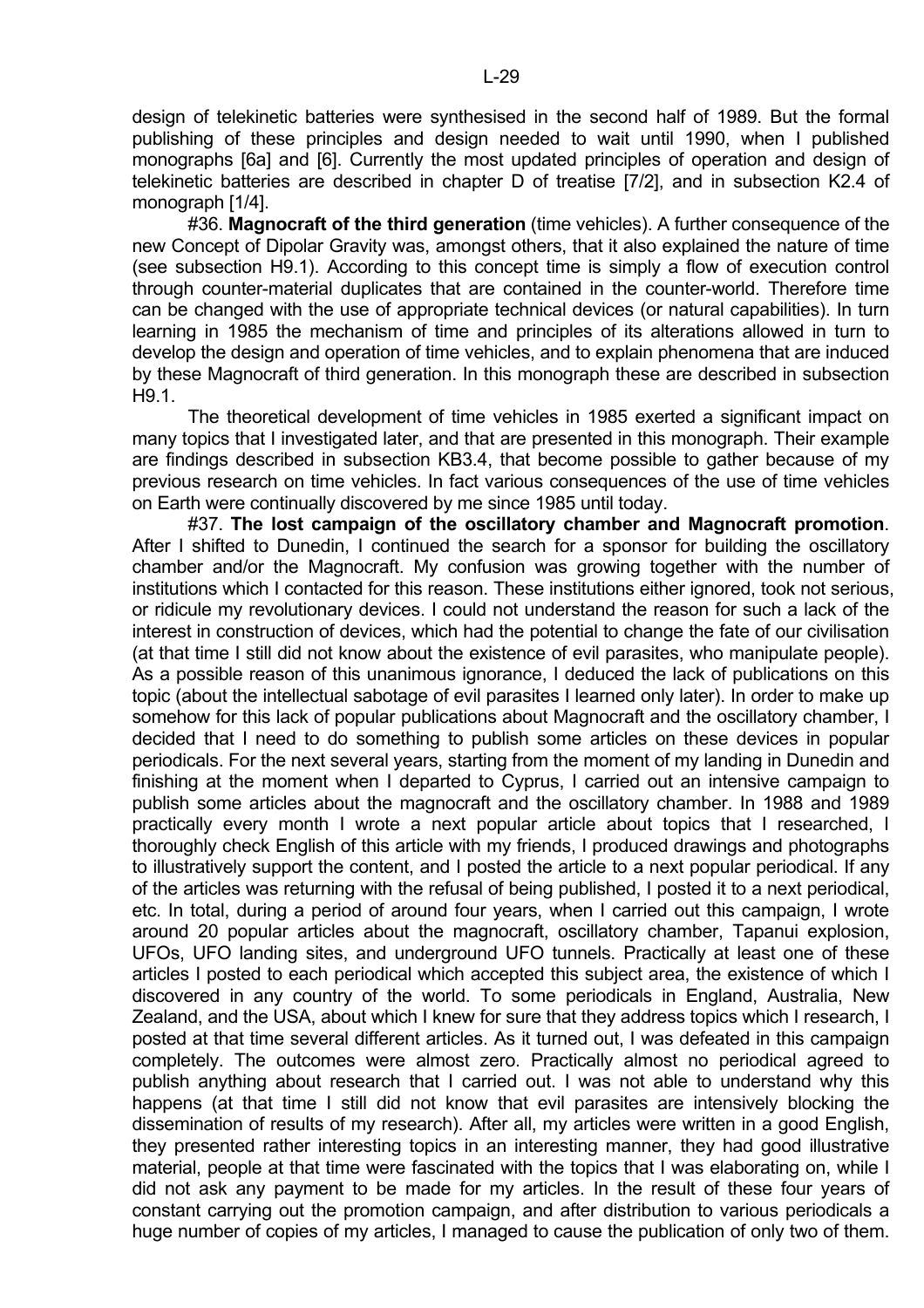design of telekinetic batteries were synthesised in the second half of 1989. But the formal publishing of these principles and design needed to wait until 1990, when I published monographs [6a] and [6]. Currently the most updated principles of operation and design of telekinetic batteries are described in chapter D of treatise [7/2], and in subsection K2.4 of monograph [1/4].

#36. **Magnocraft of the third generation** (time vehicles). A further consequence of the new Concept of Dipolar Gravity was, amongst others, that it also explained the nature of time (see subsection H9.1). According to this concept time is simply a flow of execution control through counter-material duplicates that are contained in the counter-world. Therefore time can be changed with the use of appropriate technical devices (or natural capabilities). In turn learning in 1985 the mechanism of time and principles of its alterations allowed in turn to develop the design and operation of time vehicles, and to explain phenomena that are induced by these Magnocraft of third generation. In this monograph these are described in subsection H9.1.

The theoretical development of time vehicles in 1985 exerted a significant impact on many topics that I investigated later, and that are presented in this monograph. Their example are findings described in subsection KB3.4, that become possible to gather because of my previous research on time vehicles. In fact various consequences of the use of time vehicles on Earth were continually discovered by me since 1985 until today.

#37. **The lost campaign of the oscillatory chamber and Magnocraft promotion**. After I shifted to Dunedin, I continued the search for a sponsor for building the oscillatory chamber and/or the Magnocraft. My confusion was growing together with the number of institutions which I contacted for this reason. These institutions either ignored, took not serious, or ridicule my revolutionary devices. I could not understand the reason for such a lack of the interest in construction of devices, which had the potential to change the fate of our civilisation (at that time I still did not know about the existence of evil parasites, who manipulate people). As a possible reason of this unanimous ignorance, I deduced the lack of publications on this topic (about the intellectual sabotage of evil parasites I learned only later). In order to make up somehow for this lack of popular publications about Magnocraft and the oscillatory chamber, I decided that I need to do something to publish some articles on these devices in popular periodicals. For the next several years, starting from the moment of my landing in Dunedin and finishing at the moment when I departed to Cyprus, I carried out an intensive campaign to publish some articles about the magnocraft and the oscillatory chamber. In 1988 and 1989 practically every month I wrote a next popular article about topics that I researched, I thoroughly check English of this article with my friends, I produced drawings and photographs to illustratively support the content, and I posted the article to a next popular periodical. If any of the articles was returning with the refusal of being published, I posted it to a next periodical, etc. In total, during a period of around four years, when I carried out this campaign, I wrote around 20 popular articles about the magnocraft, oscillatory chamber, Tapanui explosion, UFOs, UFO landing sites, and underground UFO tunnels. Practically at least one of these articles I posted to each periodical which accepted this subject area, the existence of which I discovered in any country of the world. To some periodicals in England, Australia, New Zealand, and the USA, about which I knew for sure that they address topics which I research, I posted at that time several different articles. As it turned out, I was defeated in this campaign completely. The outcomes were almost zero. Practically almost no periodical agreed to publish anything about research that I carried out. I was not able to understand why this happens (at that time I still did not know that evil parasites are intensively blocking the dissemination of results of my research). After all, my articles were written in a good English, they presented rather interesting topics in an interesting manner, they had good illustrative material, people at that time were fascinated with the topics that I was elaborating on, while I did not ask any payment to be made for my articles. In the result of these four years of constant carrying out the promotion campaign, and after distribution to various periodicals a huge number of copies of my articles, I managed to cause the publication of only two of them.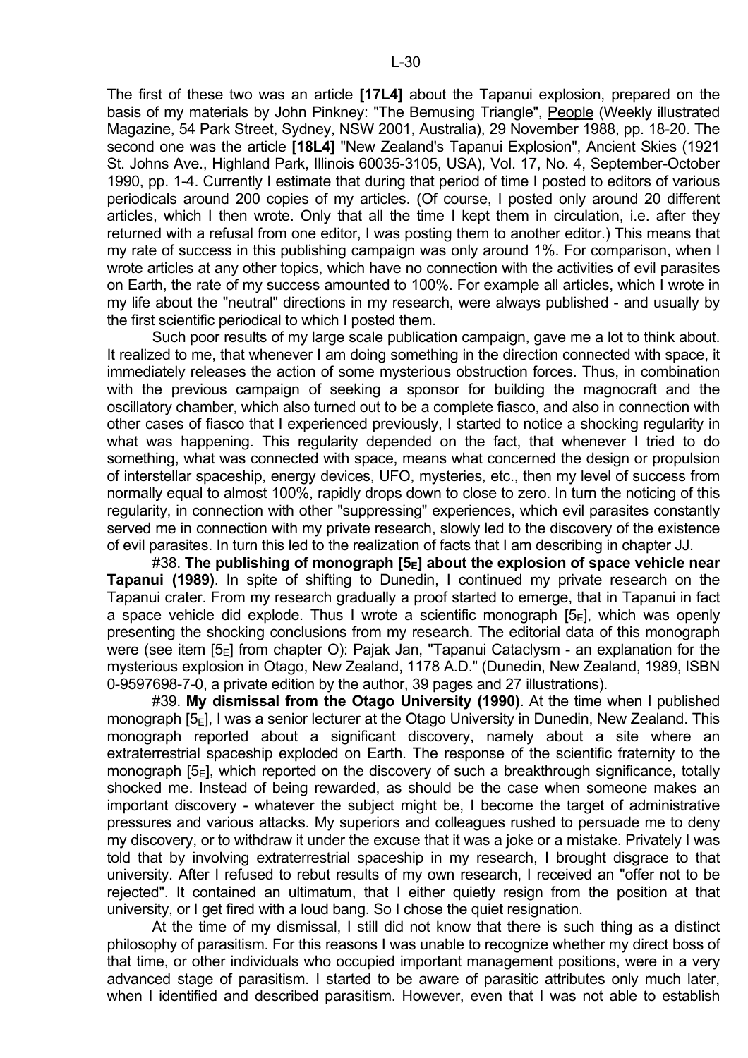The first of these two was an article **[17L4]** about the Tapanui explosion, prepared on the basis of my materials by John Pinkney: "The Bemusing Triangle", People (Weekly illustrated Magazine, 54 Park Street, Sydney, NSW 2001, Australia), 29 November 1988, pp. 18-20. The second one was the article **[18L4]** "New Zealand's Tapanui Explosion", Ancient Skies (1921 St. Johns Ave., Highland Park, Illinois 60035-3105, USA), Vol. 17, No. 4, September-October 1990, pp. 1-4. Currently I estimate that during that period of time I posted to editors of various periodicals around 200 copies of my articles. (Of course, I posted only around 20 different articles, which I then wrote. Only that all the time I kept them in circulation, i.e. after they returned with a refusal from one editor, I was posting them to another editor.) This means that my rate of success in this publishing campaign was only around 1%. For comparison, when I wrote articles at any other topics, which have no connection with the activities of evil parasites on Earth, the rate of my success amounted to 100%. For example all articles, which I wrote in my life about the "neutral" directions in my research, were always published - and usually by the first scientific periodical to which I posted them.

Such poor results of my large scale publication campaign, gave me a lot to think about. It realized to me, that whenever I am doing something in the direction connected with space, it immediately releases the action of some mysterious obstruction forces. Thus, in combination with the previous campaign of seeking a sponsor for building the magnocraft and the oscillatory chamber, which also turned out to be a complete fiasco, and also in connection with other cases of fiasco that I experienced previously, I started to notice a shocking regularity in what was happening. This regularity depended on the fact, that whenever I tried to do something, what was connected with space, means what concerned the design or propulsion of interstellar spaceship, energy devices, UFO, mysteries, etc., then my level of success from normally equal to almost 100%, rapidly drops down to close to zero. In turn the noticing of this regularity, in connection with other "suppressing" experiences, which evil parasites constantly served me in connection with my private research, slowly led to the discovery of the existence of evil parasites. In turn this led to the realization of facts that I am describing in chapter JJ.

#38. **The publishing of monograph [$5_E$] about the explosion of space vehicle near Tapanui (1989)**. In spite of shifting to Dunedin, I continued my private research on the Tapanui crater. From my research gradually a proof started to emerge, that in Tapanui in fact a space vehicle did explode. Thus I wrote a scientific monograph [$5_E$], which was openly presenting the shocking conclusions from my research. The editorial data of this monograph were (see item [$5_E$] from chapter O): Pajak Jan, "Tapanui Cataclysm - an explanation for the mysterious explosion in Otago, New Zealand, 1178 A.D." (Dunedin, New Zealand, 1989, ISBN 0-9597698-7-0, a private edition by the author, 39 pages and 27 illustrations).

#39. **My dismissal from the Otago University (1990)**. At the time when I published monograph [$5_E$], I was a senior lecturer at the Otago University in Dunedin, New Zealand. This monograph reported about a significant discovery, namely about a site where an extraterrestrial spaceship exploded on Earth. The response of the scientific fraternity to the monograph [$5_E$], which reported on the discovery of such a breakthrough significance, totally shocked me. Instead of being rewarded, as should be the case when someone makes an important discovery - whatever the subject might be, I become the target of administrative pressures and various attacks. My superiors and colleagues rushed to persuade me to deny my discovery, or to withdraw it under the excuse that it was a joke or a mistake. Privately I was told that by involving extraterrestrial spaceship in my research, I brought disgrace to that university. After I refused to rebut results of my own research, I received an "offer not to be rejected". It contained an ultimatum, that I either quietly resign from the position at that university, or I get fired with a loud bang. So I chose the quiet resignation.

At the time of my dismissal, I still did not know that there is such thing as a distinct philosophy of parasitism. For this reasons I was unable to recognize whether my direct boss of that time, or other individuals who occupied important management positions, were in a very advanced stage of parasitism. I started to be aware of parasitic attributes only much later, when I identified and described parasitism. However, even that I was not able to establish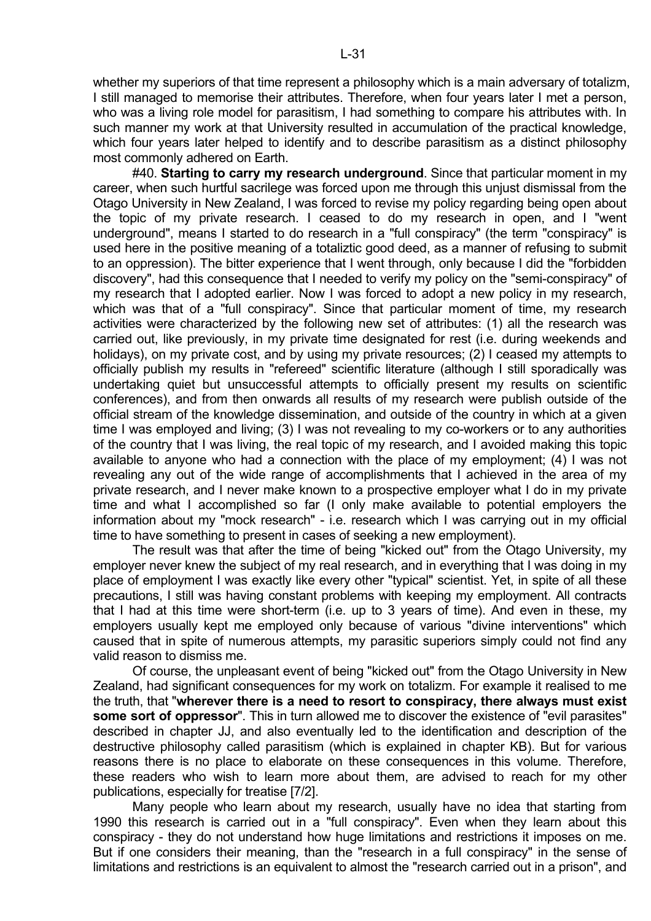whether my superiors of that time represent a philosophy which is a main adversary of totalizm, I still managed to memorise their attributes. Therefore, when four years later I met a person, who was a living role model for parasitism, I had something to compare his attributes with. In such manner my work at that University resulted in accumulation of the practical knowledge, which four years later helped to identify and to describe parasitism as a distinct philosophy most commonly adhered on Earth.

#40. **Starting to carry my research underground**. Since that particular moment in my career, when such hurtful sacrilege was forced upon me through this unjust dismissal from the Otago University in New Zealand, I was forced to revise my policy regarding being open about the topic of my private research. I ceased to do my research in open, and I "went underground", means I started to do research in a "full conspiracy" (the term "conspiracy" is used here in the positive meaning of a totaliztic good deed, as a manner of refusing to submit to an oppression). The bitter experience that I went through, only because I did the "forbidden discovery", had this consequence that I needed to verify my policy on the "semi-conspiracy" of my research that I adopted earlier. Now I was forced to adopt a new policy in my research, which was that of a "full conspiracy". Since that particular moment of time, my research activities were characterized by the following new set of attributes: (1) all the research was carried out, like previously, in my private time designated for rest (i.e. during weekends and holidays), on my private cost, and by using my private resources; (2) I ceased my attempts to officially publish my results in "refereed" scientific literature (although I still sporadically was undertaking quiet but unsuccessful attempts to officially present my results on scientific conferences), and from then onwards all results of my research were publish outside of the official stream of the knowledge dissemination, and outside of the country in which at a given time I was employed and living; (3) I was not revealing to my co-workers or to any authorities of the country that I was living, the real topic of my research, and I avoided making this topic available to anyone who had a connection with the place of my employment; (4) I was not revealing any out of the wide range of accomplishments that I achieved in the area of my private research, and I never make known to a prospective employer what I do in my private time and what I accomplished so far (I only make available to potential employers the information about my "mock research" - i.e. research which I was carrying out in my official time to have something to present in cases of seeking a new employment).

The result was that after the time of being "kicked out" from the Otago University, my employer never knew the subject of my real research, and in everything that I was doing in my place of employment I was exactly like every other "typical" scientist. Yet, in spite of all these precautions, I still was having constant problems with keeping my employment. All contracts that I had at this time were short-term (i.e. up to 3 years of time). And even in these, my employers usually kept me employed only because of various "divine interventions" which caused that in spite of numerous attempts, my parasitic superiors simply could not find any valid reason to dismiss me.

Of course, the unpleasant event of being "kicked out" from the Otago University in New Zealand, had significant consequences for my work on totalizm. For example it realised to me the truth, that "**wherever there is a need to resort to conspiracy, there always must exist some sort of oppressor**". This in turn allowed me to discover the existence of "evil parasites" described in chapter JJ, and also eventually led to the identification and description of the destructive philosophy called parasitism (which is explained in chapter KB). But for various reasons there is no place to elaborate on these consequences in this volume. Therefore, these readers who wish to learn more about them, are advised to reach for my other publications, especially for treatise [7/2].

Many people who learn about my research, usually have no idea that starting from 1990 this research is carried out in a "full conspiracy". Even when they learn about this conspiracy - they do not understand how huge limitations and restrictions it imposes on me. But if one considers their meaning, than the "research in a full conspiracy" in the sense of limitations and restrictions is an equivalent to almost the "research carried out in a prison", and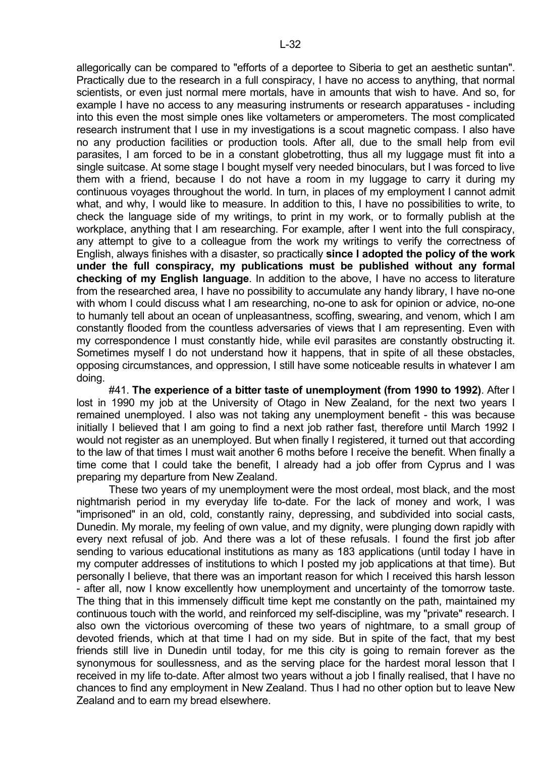allegorically can be compared to "efforts of a deportee to Siberia to get an aesthetic suntan". Practically due to the research in a full conspiracy, I have no access to anything, that normal scientists, or even just normal mere mortals, have in amounts that wish to have. And so, for example I have no access to any measuring instruments or research apparatuses - including into this even the most simple ones like voltameters or amperometers. The most complicated research instrument that I use in my investigations is a scout magnetic compass. I also have no any production facilities or production tools. After all, due to the small help from evil parasites, I am forced to be in a constant globetrotting, thus all my luggage must fit into a single suitcase. At some stage I bought myself very needed binoculars, but I was forced to live them with a friend, because I do not have a room in my luggage to carry it during my continuous voyages throughout the world. In turn, in places of my employment I cannot admit what, and why, I would like to measure. In addition to this, I have no possibilities to write, to check the language side of my writings, to print in my work, or to formally publish at the workplace, anything that I am researching. For example, after I went into the full conspiracy, any attempt to give to a colleague from the work my writings to verify the correctness of English, always finishes with a disaster, so practically **since I adopted the policy of the work under the full conspiracy, my publications must be published without any formal checking of my English language**. In addition to the above, I have no access to literature from the researched area, I have no possibility to accumulate any handy library, I have no-one with whom I could discuss what I am researching, no-one to ask for opinion or advice, no-one to humanly tell about an ocean of unpleasantness, scoffing, swearing, and venom, which I am constantly flooded from the countless adversaries of views that I am representing. Even with my correspondence I must constantly hide, while evil parasites are constantly obstructing it. Sometimes myself I do not understand how it happens, that in spite of all these obstacles, opposing circumstances, and oppression, I still have some noticeable results in whatever I am doing.

#41. **The experience of a bitter taste of unemployment (from 1990 to 1992)**. After I lost in 1990 my job at the University of Otago in New Zealand, for the next two years I remained unemployed. I also was not taking any unemployment benefit - this was because initially I believed that I am going to find a next job rather fast, therefore until March 1992 I would not register as an unemployed. But when finally I registered, it turned out that according to the law of that times I must wait another 6 moths before I receive the benefit. When finally a time come that I could take the benefit, I already had a job offer from Cyprus and I was preparing my departure from New Zealand.

These two years of my unemployment were the most ordeal, most black, and the most nightmarish period in my everyday life to-date. For the lack of money and work, I was "imprisoned" in an old, cold, constantly rainy, depressing, and subdivided into social casts, Dunedin. My morale, my feeling of own value, and my dignity, were plunging down rapidly with every next refusal of job. And there was a lot of these refusals. I found the first job after sending to various educational institutions as many as 183 applications (until today I have in my computer addresses of institutions to which I posted my job applications at that time). But personally I believe, that there was an important reason for which I received this harsh lesson - after all, now I know excellently how unemployment and uncertainty of the tomorrow taste. The thing that in this immensely difficult time kept me constantly on the path, maintained my continuous touch with the world, and reinforced my self-discipline, was my "private" research. I also own the victorious overcoming of these two years of nightmare, to a small group of devoted friends, which at that time I had on my side. But in spite of the fact, that my best friends still live in Dunedin until today, for me this city is going to remain forever as the synonymous for soullessness, and as the serving place for the hardest moral lesson that I received in my life to-date. After almost two years without a job I finally realised, that I have no chances to find any employment in New Zealand. Thus I had no other option but to leave New Zealand and to earn my bread elsewhere.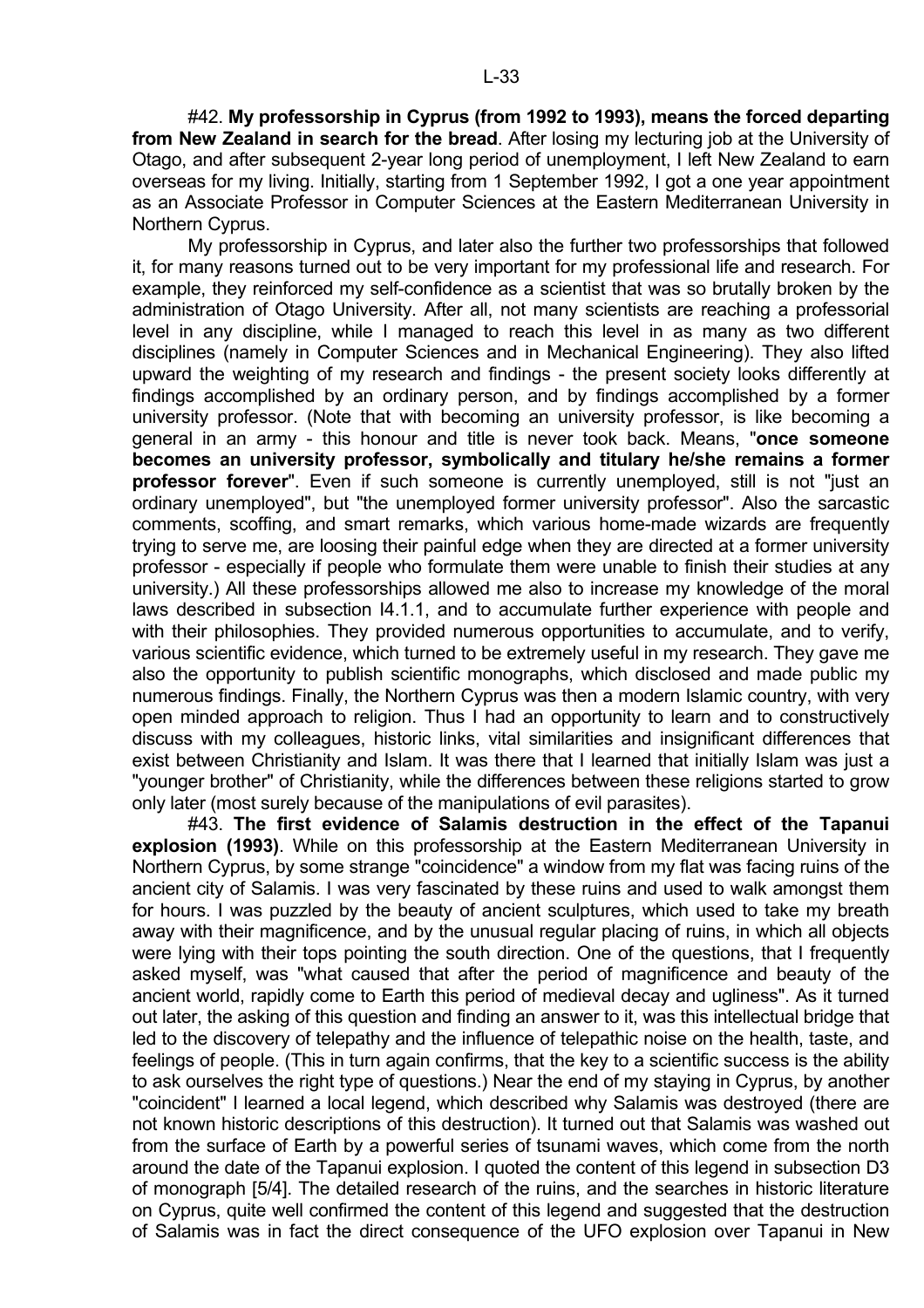#42. **My professorship in Cyprus (from 1992 to 1993), means the forced departing from New Zealand in search for the bread**. After losing my lecturing job at the University of Otago, and after subsequent 2-year long period of unemployment, I left New Zealand to earn overseas for my living. Initially, starting from 1 September 1992, I got a one year appointment as an Associate Professor in Computer Sciences at the Eastern Mediterranean University in Northern Cyprus.

My professorship in Cyprus, and later also the further two professorships that followed it, for many reasons turned out to be very important for my professional life and research. For example, they reinforced my self-confidence as a scientist that was so brutally broken by the administration of Otago University. After all, not many scientists are reaching a professorial level in any discipline, while I managed to reach this level in as many as two different disciplines (namely in Computer Sciences and in Mechanical Engineering). They also lifted upward the weighting of my research and findings - the present society looks differently at findings accomplished by an ordinary person, and by findings accomplished by a former university professor. (Note that with becoming an university professor, is like becoming a general in an army - this honour and title is never took back. Means, "**once someone becomes an university professor, symbolically and titulary he/she remains a former professor forever**". Even if such someone is currently unemployed, still is not "just an ordinary unemployed", but "the unemployed former university professor". Also the sarcastic comments, scoffing, and smart remarks, which various home-made wizards are frequently trying to serve me, are loosing their painful edge when they are directed at a former university professor - especially if people who formulate them were unable to finish their studies at any university.) All these professorships allowed me also to increase my knowledge of the moral laws described in subsection I4.1.1, and to accumulate further experience with people and with their philosophies. They provided numerous opportunities to accumulate, and to verify, various scientific evidence, which turned to be extremely useful in my research. They gave me also the opportunity to publish scientific monographs, which disclosed and made public my numerous findings. Finally, the Northern Cyprus was then a modern Islamic country, with very open minded approach to religion. Thus I had an opportunity to learn and to constructively discuss with my colleagues, historic links, vital similarities and insignificant differences that exist between Christianity and Islam. It was there that I learned that initially Islam was just a "younger brother" of Christianity, while the differences between these religions started to grow only later (most surely because of the manipulations of evil parasites).

#43. **The first evidence of Salamis destruction in the effect of the Tapanui explosion (1993)**. While on this professorship at the Eastern Mediterranean University in Northern Cyprus, by some strange "coincidence" a window from my flat was facing ruins of the ancient city of Salamis. I was very fascinated by these ruins and used to walk amongst them for hours. I was puzzled by the beauty of ancient sculptures, which used to take my breath away with their magnificence, and by the unusual regular placing of ruins, in which all objects were lying with their tops pointing the south direction. One of the questions, that I frequently asked myself, was "what caused that after the period of magnificence and beauty of the ancient world, rapidly come to Earth this period of medieval decay and ugliness". As it turned out later, the asking of this question and finding an answer to it, was this intellectual bridge that led to the discovery of telepathy and the influence of telepathic noise on the health, taste, and feelings of people. (This in turn again confirms, that the key to a scientific success is the ability to ask ourselves the right type of questions.) Near the end of my staying in Cyprus, by another "coincident" I learned a local legend, which described why Salamis was destroyed (there are not known historic descriptions of this destruction). It turned out that Salamis was washed out from the surface of Earth by a powerful series of tsunami waves, which come from the north around the date of the Tapanui explosion. I quoted the content of this legend in subsection D3 of monograph [5/4]. The detailed research of the ruins, and the searches in historic literature on Cyprus, quite well confirmed the content of this legend and suggested that the destruction of Salamis was in fact the direct consequence of the UFO explosion over Tapanui in New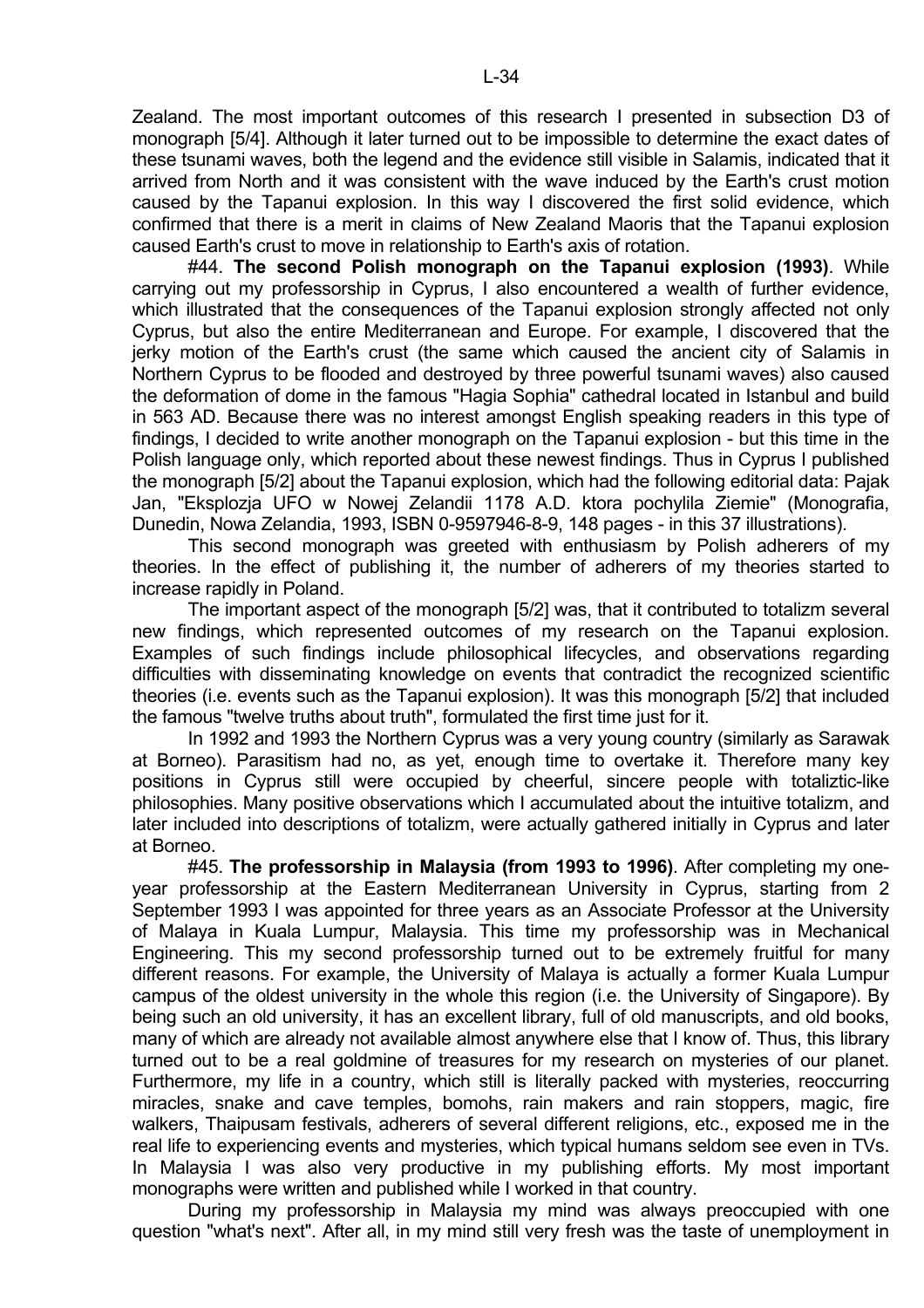Zealand. The most important outcomes of this research I presented in subsection D3 of monograph [5/4]. Although it later turned out to be impossible to determine the exact dates of these tsunami waves, both the legend and the evidence still visible in Salamis, indicated that it arrived from North and it was consistent with the wave induced by the Earth's crust motion caused by the Tapanui explosion. In this way I discovered the first solid evidence, which confirmed that there is a merit in claims of New Zealand Maoris that the Tapanui explosion caused Earth's crust to move in relationship to Earth's axis of rotation.

#44. **The second Polish monograph on the Tapanui explosion (1993)**. While carrying out my professorship in Cyprus, I also encountered a wealth of further evidence, which illustrated that the consequences of the Tapanui explosion strongly affected not only Cyprus, but also the entire Mediterranean and Europe. For example, I discovered that the jerky motion of the Earth's crust (the same which caused the ancient city of Salamis in Northern Cyprus to be flooded and destroyed by three powerful tsunami waves) also caused the deformation of dome in the famous "Hagia Sophia" cathedral located in Istanbul and build in 563 AD. Because there was no interest amongst English speaking readers in this type of findings, I decided to write another monograph on the Tapanui explosion - but this time in the Polish language only, which reported about these newest findings. Thus in Cyprus I published the monograph [5/2] about the Tapanui explosion, which had the following editorial data: Pajak Jan, "Eksplozja UFO w Nowej Zelandii 1178 A.D. ktora pochylila Ziemie" (Monografia, Dunedin, Nowa Zelandia, 1993, ISBN 0-9597946-8-9, 148 pages - in this 37 illustrations).

This second monograph was greeted with enthusiasm by Polish adherers of my theories. In the effect of publishing it, the number of adherers of my theories started to increase rapidly in Poland.

The important aspect of the monograph [5/2] was, that it contributed to totalizm several new findings, which represented outcomes of my research on the Tapanui explosion. Examples of such findings include philosophical lifecycles, and observations regarding difficulties with disseminating knowledge on events that contradict the recognized scientific theories (i.e. events such as the Tapanui explosion). It was this monograph [5/2] that included the famous "twelve truths about truth", formulated the first time just for it.

In 1992 and 1993 the Northern Cyprus was a very young country (similarly as Sarawak at Borneo). Parasitism had no, as yet, enough time to overtake it. Therefore many key positions in Cyprus still were occupied by cheerful, sincere people with totaliztic-like philosophies. Many positive observations which I accumulated about the intuitive totalizm, and later included into descriptions of totalizm, were actually gathered initially in Cyprus and later at Borneo.

#45. **The professorship in Malaysia (from 1993 to 1996)**. After completing my one-year professorship at the Eastern Mediterranean University in Cyprus, starting from 2 September 1993 I was appointed for three years as an Associate Professor at the University of Malaya in Kuala Lumpur, Malaysia. This time my professorship was in Mechanical Engineering. This my second professorship turned out to be extremely fruitful for many different reasons. For example, the University of Malaya is actually a former Kuala Lumpur campus of the oldest university in the whole this region (i.e. the University of Singapore). By being such an old university, it has an excellent library, full of old manuscripts, and old books, many of which are already not available almost anywhere else that I know of. Thus, this library turned out to be a real goldmine of treasures for my research on mysteries of our planet. Furthermore, my life in a country, which still is literally packed with mysteries, reoccurring miracles, snake and cave temples, bomohs, rain makers and rain stoppers, magic, fire walkers, Thaipusam festivals, adherers of several different religions, etc., exposed me in the real life to experiencing events and mysteries, which typical humans seldom see even in TVs. In Malaysia I was also very productive in my publishing efforts. My most important monographs were written and published while I worked in that country.

During my professorship in Malaysia my mind was always preoccupied with one question "what's next". After all, in my mind still very fresh was the taste of unemployment in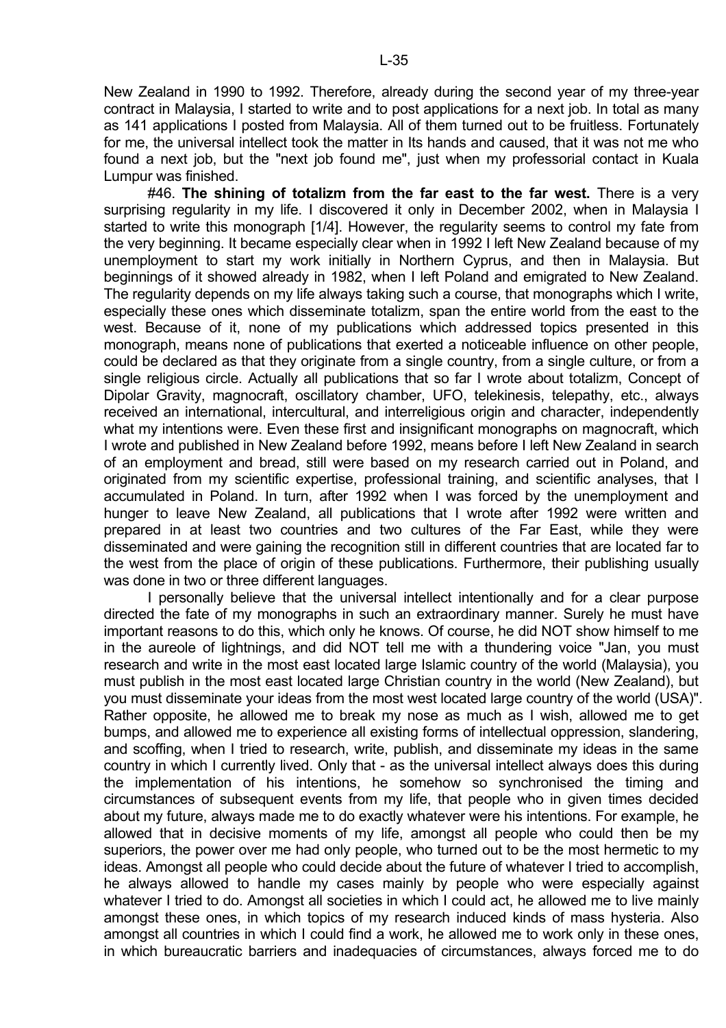New Zealand in 1990 to 1992. Therefore, already during the second year of my three-year contract in Malaysia, I started to write and to post applications for a next job. In total as many as 141 applications I posted from Malaysia. All of them turned out to be fruitless. Fortunately for me, the universal intellect took the matter in Its hands and caused, that it was not me who found a next job, but the "next job found me", just when my professorial contact in Kuala Lumpur was finished.

#46. **The shining of totalizm from the far east to the far west.** There is a very surprising regularity in my life. I discovered it only in December 2002, when in Malaysia I started to write this monograph [1/4]. However, the regularity seems to control my fate from the very beginning. It became especially clear when in 1992 I left New Zealand because of my unemployment to start my work initially in Northern Cyprus, and then in Malaysia. But beginnings of it showed already in 1982, when I left Poland and emigrated to New Zealand. The regularity depends on my life always taking such a course, that monographs which I write, especially these ones which disseminate totalizm, span the entire world from the east to the west. Because of it, none of my publications which addressed topics presented in this monograph, means none of publications that exerted a noticeable influence on other people, could be declared as that they originate from a single country, from a single culture, or from a single religious circle. Actually all publications that so far I wrote about totalizm, Concept of Dipolar Gravity, magnocraft, oscillatory chamber, UFO, telekinesis, telepathy, etc., always received an international, intercultural, and interreligious origin and character, independently what my intentions were. Even these first and insignificant monographs on magnocraft, which I wrote and published in New Zealand before 1992, means before I left New Zealand in search of an employment and bread, still were based on my research carried out in Poland, and originated from my scientific expertise, professional training, and scientific analyses, that I accumulated in Poland. In turn, after 1992 when I was forced by the unemployment and hunger to leave New Zealand, all publications that I wrote after 1992 were written and prepared in at least two countries and two cultures of the Far East, while they were disseminated and were gaining the recognition still in different countries that are located far to the west from the place of origin of these publications. Furthermore, their publishing usually was done in two or three different languages.

I personally believe that the universal intellect intentionally and for a clear purpose directed the fate of my monographs in such an extraordinary manner. Surely he must have important reasons to do this, which only he knows. Of course, he did NOT show himself to me in the aureole of lightnings, and did NOT tell me with a thundering voice "Jan, you must research and write in the most east located large Islamic country of the world (Malaysia), you must publish in the most east located large Christian country in the world (New Zealand), but you must disseminate your ideas from the most west located large country of the world (USA)". Rather opposite, he allowed me to break my nose as much as I wish, allowed me to get bumps, and allowed me to experience all existing forms of intellectual oppression, slandering, and scoffing, when I tried to research, write, publish, and disseminate my ideas in the same country in which I currently lived. Only that - as the universal intellect always does this during the implementation of his intentions, he somehow so synchronised the timing and circumstances of subsequent events from my life, that people who in given times decided about my future, always made me to do exactly whatever were his intentions. For example, he allowed that in decisive moments of my life, amongst all people who could then be my superiors, the power over me had only people, who turned out to be the most hermetic to my ideas. Amongst all people who could decide about the future of whatever I tried to accomplish, he always allowed to handle my cases mainly by people who were especially against whatever I tried to do. Amongst all societies in which I could act, he allowed me to live mainly amongst these ones, in which topics of my research induced kinds of mass hysteria. Also amongst all countries in which I could find a work, he allowed me to work only in these ones, in which bureaucratic barriers and inadequacies of circumstances, always forced me to do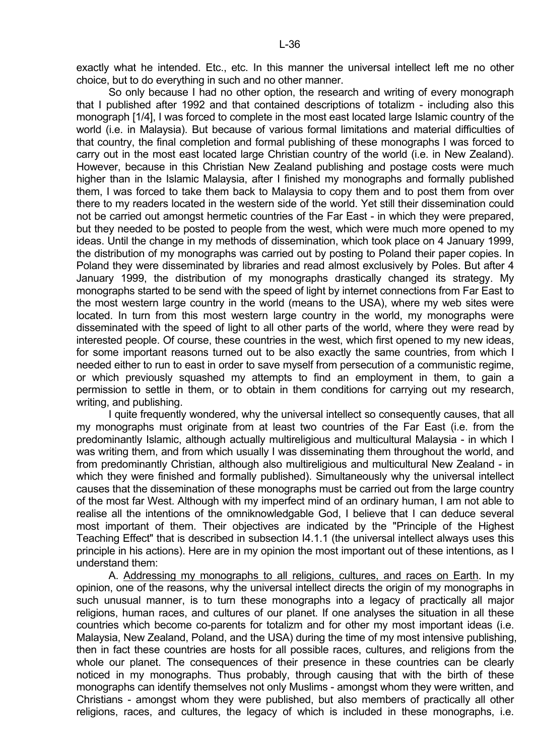exactly what he intended. Etc., etc. In this manner the universal intellect left me no other choice, but to do everything in such and no other manner.

So only because I had no other option, the research and writing of every monograph that I published after 1992 and that contained descriptions of totalizm - including also this monograph [1/4], I was forced to complete in the most east located large Islamic country of the world (i.e. in Malaysia). But because of various formal limitations and material difficulties of that country, the final completion and formal publishing of these monographs I was forced to carry out in the most east located large Christian country of the world (i.e. in New Zealand). However, because in this Christian New Zealand publishing and postage costs were much higher than in the Islamic Malaysia, after I finished my monographs and formally published them, I was forced to take them back to Malaysia to copy them and to post them from over there to my readers located in the western side of the world. Yet still their dissemination could not be carried out amongst hermetic countries of the Far East - in which they were prepared, but they needed to be posted to people from the west, which were much more opened to my ideas. Until the change in my methods of dissemination, which took place on 4 January 1999, the distribution of my monographs was carried out by posting to Poland their paper copies. In Poland they were disseminated by libraries and read almost exclusively by Poles. But after 4 January 1999, the distribution of my monographs drastically changed its strategy. My monographs started to be send with the speed of light by internet connections from Far East to the most western large country in the world (means to the USA), where my web sites were located. In turn from this most western large country in the world, my monographs were disseminated with the speed of light to all other parts of the world, where they were read by interested people. Of course, these countries in the west, which first opened to my new ideas, for some important reasons turned out to be also exactly the same countries, from which I needed either to run to east in order to save myself from persecution of a communistic regime, or which previously squashed my attempts to find an employment in them, to gain a permission to settle in them, or to obtain in them conditions for carrying out my research, writing, and publishing.

I quite frequently wondered, why the universal intellect so consequently causes, that all my monographs must originate from at least two countries of the Far East (i.e. from the predominantly Islamic, although actually multireligious and multicultural Malaysia - in which I was writing them, and from which usually I was disseminating them throughout the world, and from predominantly Christian, although also multireligious and multicultural New Zealand - in which they were finished and formally published). Simultaneously why the universal intellect causes that the dissemination of these monographs must be carried out from the large country of the most far West. Although with my imperfect mind of an ordinary human, I am not able to realise all the intentions of the omniknowledgable God, I believe that I can deduce several most important of them. Their objectives are indicated by the "Principle of the Highest Teaching Effect" that is described in subsection I4.1.1 (the universal intellect always uses this principle in his actions). Here are in my opinion the most important out of these intentions, as I understand them:

A. Addressing my monographs to all religions, cultures, and races on Earth. In my opinion, one of the reasons, why the universal intellect directs the origin of my monographs in such unusual manner, is to turn these monographs into a legacy of practically all major religions, human races, and cultures of our planet. If one analyses the situation in all these countries which become co-parents for totalizm and for other my most important ideas (i.e. Malaysia, New Zealand, Poland, and the USA) during the time of my most intensive publishing, then in fact these countries are hosts for all possible races, cultures, and religions from the whole our planet. The consequences of their presence in these countries can be clearly noticed in my monographs. Thus probably, through causing that with the birth of these monographs can identify themselves not only Muslims - amongst whom they were written, and Christians - amongst whom they were published, but also members of practically all other religions, races, and cultures, the legacy of which is included in these monographs, i.e.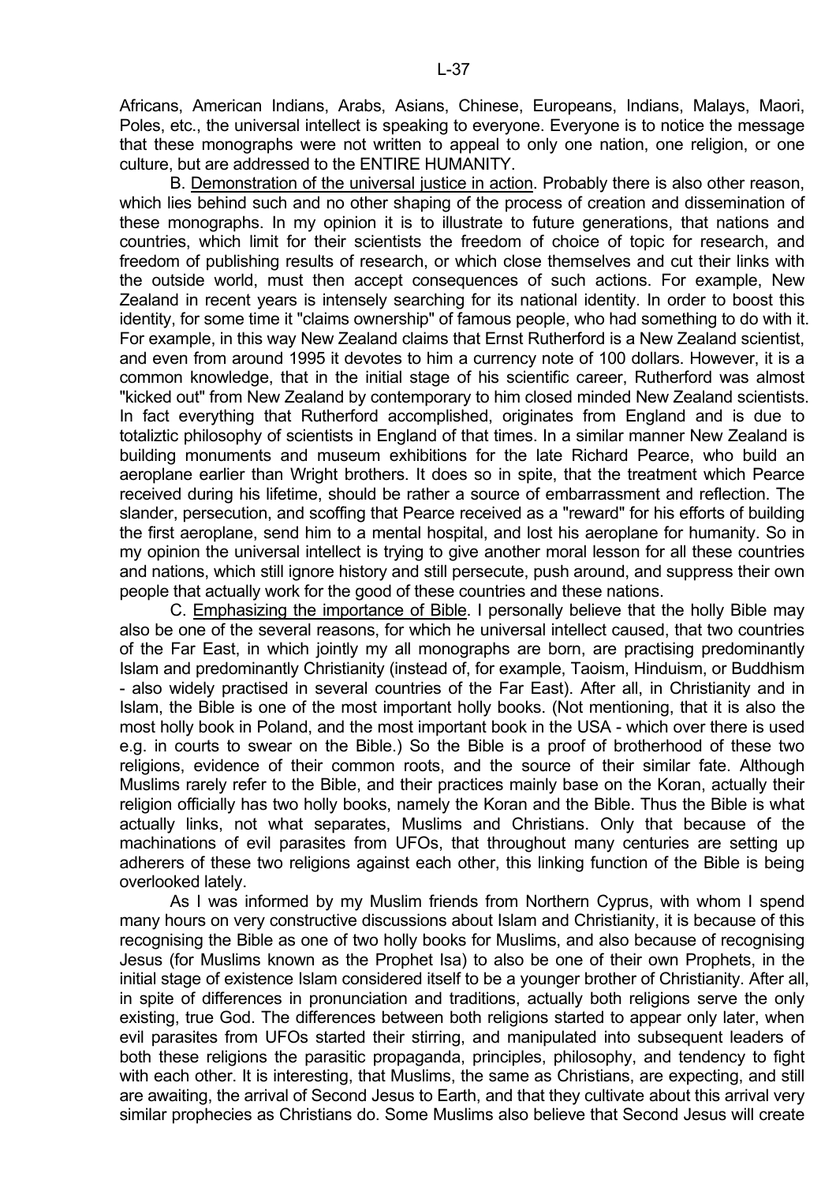Africans, American Indians, Arabs, Asians, Chinese, Europeans, Indians, Malays, Maori, Poles, etc., the universal intellect is speaking to everyone. Everyone is to notice the message that these monographs were not written to appeal to only one nation, one religion, or one culture, but are addressed to the ENTIRE HUMANITY.

B. Demonstration of the universal justice in action. Probably there is also other reason, which lies behind such and no other shaping of the process of creation and dissemination of these monographs. In my opinion it is to illustrate to future generations, that nations and countries, which limit for their scientists the freedom of choice of topic for research, and freedom of publishing results of research, or which close themselves and cut their links with the outside world, must then accept consequences of such actions. For example, New Zealand in recent years is intensely searching for its national identity. In order to boost this identity, for some time it "claims ownership" of famous people, who had something to do with it. For example, in this way New Zealand claims that Ernst Rutherford is a New Zealand scientist, and even from around 1995 it devotes to him a currency note of 100 dollars. However, it is a common knowledge, that in the initial stage of his scientific career, Rutherford was almost "kicked out" from New Zealand by contemporary to him closed minded New Zealand scientists. In fact everything that Rutherford accomplished, originates from England and is due to totaliztic philosophy of scientists in England of that times. In a similar manner New Zealand is building monuments and museum exhibitions for the late Richard Pearce, who build an aeroplane earlier than Wright brothers. It does so in spite, that the treatment which Pearce received during his lifetime, should be rather a source of embarrassment and reflection. The slander, persecution, and scoffing that Pearce received as a "reward" for his efforts of building the first aeroplane, send him to a mental hospital, and lost his aeroplane for humanity. So in my opinion the universal intellect is trying to give another moral lesson for all these countries and nations, which still ignore history and still persecute, push around, and suppress their own people that actually work for the good of these countries and these nations.

C. Emphasizing the importance of Bible. I personally believe that the holly Bible may also be one of the several reasons, for which he universal intellect caused, that two countries of the Far East, in which jointly my all monographs are born, are practising predominantly Islam and predominantly Christianity (instead of, for example, Taoism, Hinduism, or Buddhism - also widely practised in several countries of the Far East). After all, in Christianity and in Islam, the Bible is one of the most important holly books. (Not mentioning, that it is also the most holly book in Poland, and the most important book in the USA - which over there is used e.g. in courts to swear on the Bible.) So the Bible is a proof of brotherhood of these two religions, evidence of their common roots, and the source of their similar fate. Although Muslims rarely refer to the Bible, and their practices mainly base on the Koran, actually their religion officially has two holly books, namely the Koran and the Bible. Thus the Bible is what actually links, not what separates, Muslims and Christians. Only that because of the machinations of evil parasites from UFOs, that throughout many centuries are setting up adherers of these two religions against each other, this linking function of the Bible is being overlooked lately.

As I was informed by my Muslim friends from Northern Cyprus, with whom I spend many hours on very constructive discussions about Islam and Christianity, it is because of this recognising the Bible as one of two holly books for Muslims, and also because of recognising Jesus (for Muslims known as the Prophet Isa) to also be one of their own Prophets, in the initial stage of existence Islam considered itself to be a younger brother of Christianity. After all, in spite of differences in pronunciation and traditions, actually both religions serve the only existing, true God. The differences between both religions started to appear only later, when evil parasites from UFOs started their stirring, and manipulated into subsequent leaders of both these religions the parasitic propaganda, principles, philosophy, and tendency to fight with each other. It is interesting, that Muslims, the same as Christians, are expecting, and still are awaiting, the arrival of Second Jesus to Earth, and that they cultivate about this arrival very similar prophecies as Christians do. Some Muslims also believe that Second Jesus will create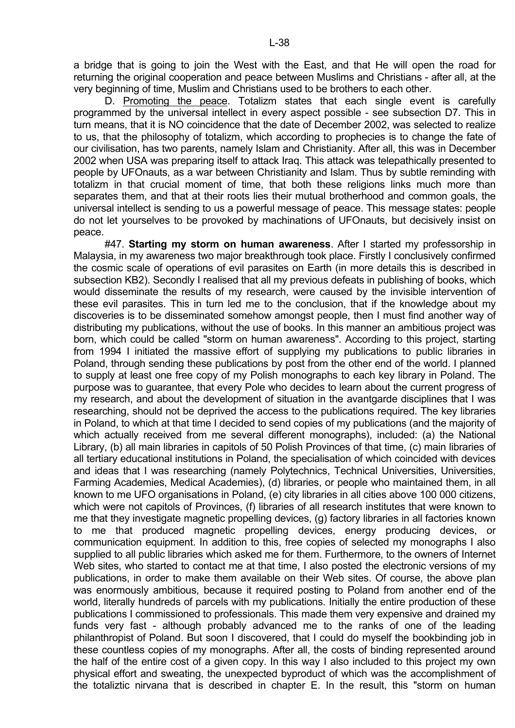a bridge that is going to join the West with the East, and that He will open the road for returning the original cooperation and peace between Muslims and Christians - after all, at the very beginning of time, Muslim and Christians used to be brothers to each other.

D. Promoting the peace. Totalizm states that each single event is carefully programmed by the universal intellect in every aspect possible - see subsection D7. This in turn means, that it is NO coincidence that the date of December 2002, was selected to realize to us, that the philosophy of totalizm, which according to prophecies is to change the fate of our civilisation, has two parents, namely Islam and Christianity. After all, this was in December 2002 when USA was preparing itself to attack Iraq. This attack was telepathically presented to people by UFOnauts, as a war between Christianity and Islam. Thus by subtle reminding with totalizm in that crucial moment of time, that both these religions links much more than separates them, and that at their roots lies their mutual brotherhood and common goals, the universal intellect is sending to us a powerful message of peace. This message states: people do not let yourselves to be provoked by machinations of UFOnauts, but decisively insist on peace.

#47. **Starting my storm on human awareness**. After I started my professorship in Malaysia, in my awareness two major breakthrough took place. Firstly I conclusively confirmed the cosmic scale of operations of evil parasites on Earth (in more details this is described in subsection KB2). Secondly I realised that all my previous defeats in publishing of books, which would disseminate the results of my research, were caused by the invisible intervention of these evil parasites. This in turn led me to the conclusion, that if the knowledge about my discoveries is to be disseminated somehow amongst people, then I must find another way of distributing my publications, without the use of books. In this manner an ambitious project was born, which could be called "storm on human awareness". According to this project, starting from 1994 I initiated the massive effort of supplying my publications to public libraries in Poland, through sending these publications by post from the other end of the world. I planned to supply at least one free copy of my Polish monographs to each key library in Poland. The purpose was to guarantee, that every Pole who decides to learn about the current progress of my research, and about the development of situation in the avantgarde disciplines that I was researching, should not be deprived the access to the publications required. The key libraries in Poland, to which at that time I decided to send copies of my publications (and the majority of which actually received from me several different monographs), included: (a) the National Library, (b) all main libraries in capitols of 50 Polish Provinces of that time, (c) main libraries of all tertiary educational institutions in Poland, the specialisation of which coincided with devices and ideas that I was researching (namely Polytechnics, Technical Universities, Universities, Farming Academies, Medical Academies), (d) libraries, or people who maintained them, in all known to me UFO organisations in Poland, (e) city libraries in all cities above 100 000 citizens, which were not capitols of Provinces, (f) libraries of all research institutes that were known to me that they investigate magnetic propelling devices, (g) factory libraries in all factories known to me that produced magnetic propelling devices, energy producing devices, or communication equipment. In addition to this, free copies of selected my monographs I also supplied to all public libraries which asked me for them. Furthermore, to the owners of Internet Web sites, who started to contact me at that time, I also posted the electronic versions of my publications, in order to make them available on their Web sites. Of course, the above plan was enormously ambitious, because it required posting to Poland from another end of the world, literally hundreds of parcels with my publications. Initially the entire production of these publications I commissioned to professionals. This made them very expensive and drained my funds very fast - although probably advanced me to the ranks of one of the leading philanthropist of Poland. But soon I discovered, that I could do myself the bookbinding job in these countless copies of my monographs. After all, the costs of binding represented around the half of the entire cost of a given copy. In this way I also included to this project my own physical effort and sweating, the unexpected byproduct of which was the accomplishment of the totaliztic nirvana that is described in chapter E. In the result, this "storm on human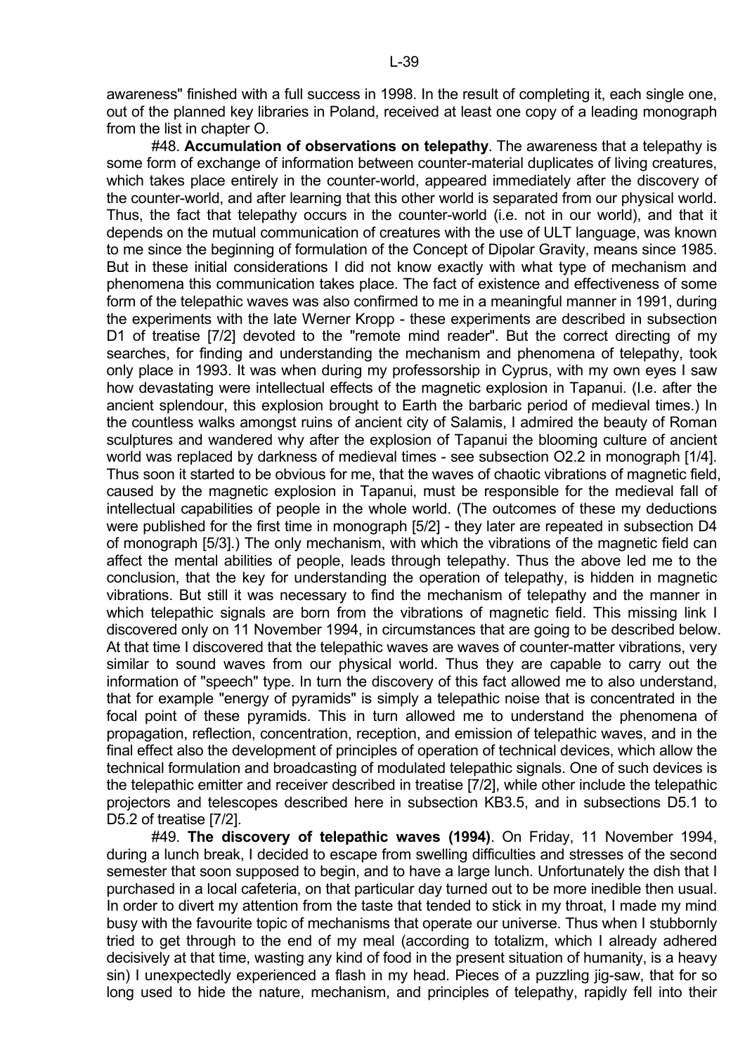awareness" finished with a full success in 1998. In the result of completing it, each single one, out of the planned key libraries in Poland, received at least one copy of a leading monograph from the list in chapter O.

#48. **Accumulation of observations on telepathy**. The awareness that a telepathy is some form of exchange of information between counter-material duplicates of living creatures, which takes place entirely in the counter-world, appeared immediately after the discovery of the counter-world, and after learning that this other world is separated from our physical world. Thus, the fact that telepathy occurs in the counter-world (i.e. not in our world), and that it depends on the mutual communication of creatures with the use of ULT language, was known to me since the beginning of formulation of the Concept of Dipolar Gravity, means since 1985. But in these initial considerations I did not know exactly with what type of mechanism and phenomena this communication takes place. The fact of existence and effectiveness of some form of the telepathic waves was also confirmed to me in a meaningful manner in 1991, during the experiments with the late Werner Kropp - these experiments are described in subsection D1 of treatise [7/2] devoted to the "remote mind reader". But the correct directing of my searches, for finding and understanding the mechanism and phenomena of telepathy, took only place in 1993. It was when during my professorship in Cyprus, with my own eyes I saw how devastating were intellectual effects of the magnetic explosion in Tapanui. (I.e. after the ancient splendour, this explosion brought to Earth the barbaric period of medieval times.) In the countless walks amongst ruins of ancient city of Salamis, I admired the beauty of Roman sculptures and wandered why after the explosion of Tapanui the blooming culture of ancient world was replaced by darkness of medieval times - see subsection O2.2 in monograph [1/4]. Thus soon it started to be obvious for me, that the waves of chaotic vibrations of magnetic field, caused by the magnetic explosion in Tapanui, must be responsible for the medieval fall of intellectual capabilities of people in the whole world. (The outcomes of these my deductions were published for the first time in monograph [5/2] - they later are repeated in subsection D4 of monograph [5/3].) The only mechanism, with which the vibrations of the magnetic field can affect the mental abilities of people, leads through telepathy. Thus the above led me to the conclusion, that the key for understanding the operation of telepathy, is hidden in magnetic vibrations. But still it was necessary to find the mechanism of telepathy and the manner in which telepathic signals are born from the vibrations of magnetic field. This missing link I discovered only on 11 November 1994, in circumstances that are going to be described below. At that time I discovered that the telepathic waves are waves of counter-matter vibrations, very similar to sound waves from our physical world. Thus they are capable to carry out the information of "speech" type. In turn the discovery of this fact allowed me to also understand, that for example "energy of pyramids" is simply a telepathic noise that is concentrated in the focal point of these pyramids. This in turn allowed me to understand the phenomena of propagation, reflection, concentration, reception, and emission of telepathic waves, and in the final effect also the development of principles of operation of technical devices, which allow the technical formulation and broadcasting of modulated telepathic signals. One of such devices is the telepathic emitter and receiver described in treatise [7/2], while other include the telepathic projectors and telescopes described here in subsection KB3.5, and in subsections D5.1 to D5.2 of treatise [7/2].

#49. **The discovery of telepathic waves (1994)**. On Friday, 11 November 1994, during a lunch break, I decided to escape from swelling difficulties and stresses of the second semester that soon supposed to begin, and to have a large lunch. Unfortunately the dish that I purchased in a local cafeteria, on that particular day turned out to be more inedible then usual. In order to divert my attention from the taste that tended to stick in my throat, I made my mind busy with the favourite topic of mechanisms that operate our universe. Thus when I stubbornly tried to get through to the end of my meal (according to totalizm, which I already adhered decisively at that time, wasting any kind of food in the present situation of humanity, is a heavy sin) I unexpectedly experienced a flash in my head. Pieces of a puzzling jig-saw, that for so long used to hide the nature, mechanism, and principles of telepathy, rapidly fell into their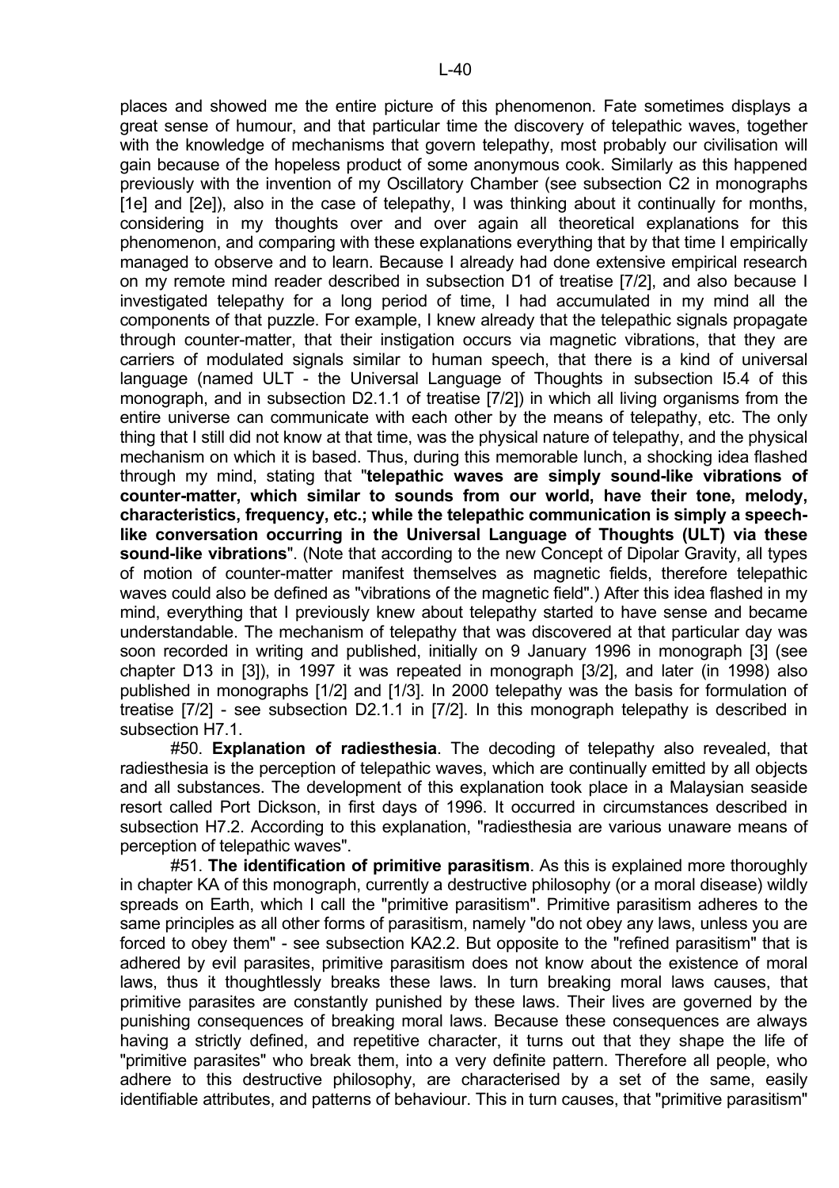places and showed me the entire picture of this phenomenon. Fate sometimes displays a great sense of humour, and that particular time the discovery of telepathic waves, together with the knowledge of mechanisms that govern telepathy, most probably our civilisation will gain because of the hopeless product of some anonymous cook. Similarly as this happened previously with the invention of my Oscillatory Chamber (see subsection C2 in monographs [1e] and [2e]), also in the case of telepathy, I was thinking about it continually for months, considering in my thoughts over and over again all theoretical explanations for this phenomenon, and comparing with these explanations everything that by that time I empirically managed to observe and to learn. Because I already had done extensive empirical research on my remote mind reader described in subsection D1 of treatise [7/2], and also because I investigated telepathy for a long period of time, I had accumulated in my mind all the components of that puzzle. For example, I knew already that the telepathic signals propagate through counter-matter, that their instigation occurs via magnetic vibrations, that they are carriers of modulated signals similar to human speech, that there is a kind of universal language (named ULT - the Universal Language of Thoughts in subsection I5.4 of this monograph, and in subsection D2.1.1 of treatise [7/2]) in which all living organisms from the entire universe can communicate with each other by the means of telepathy, etc. The only thing that I still did not know at that time, was the physical nature of telepathy, and the physical mechanism on which it is based. Thus, during this memorable lunch, a shocking idea flashed through my mind, stating that "**telepathic waves are simply sound-like vibrations of counter-matter, which similar to sounds from our world, have their tone, melody, characteristics, frequency, etc.; while the telepathic communication is simply a speech-like conversation occurring in the Universal Language of Thoughts (ULT) via these sound-like vibrations**". (Note that according to the new Concept of Dipolar Gravity, all types of motion of counter-matter manifest themselves as magnetic fields, therefore telepathic waves could also be defined as "vibrations of the magnetic field".) After this idea flashed in my mind, everything that I previously knew about telepathy started to have sense and became understandable. The mechanism of telepathy that was discovered at that particular day was soon recorded in writing and published, initially on 9 January 1996 in monograph [3] (see chapter D13 in [3]), in 1997 it was repeated in monograph [3/2], and later (in 1998) also published in monographs [1/2] and [1/3]. In 2000 telepathy was the basis for formulation of treatise [7/2] - see subsection D2.1.1 in [7/2]. In this monograph telepathy is described in subsection H7.1.

#50. **Explanation of radiesthesia**. The decoding of telepathy also revealed, that radiesthesia is the perception of telepathic waves, which are continually emitted by all objects and all substances. The development of this explanation took place in a Malaysian seaside resort called Port Dickson, in first days of 1996. It occurred in circumstances described in subsection H7.2. According to this explanation, "radiesthesia are various unaware means of perception of telepathic waves".

#51. **The identification of primitive parasitism**. As this is explained more thoroughly in chapter KA of this monograph, currently a destructive philosophy (or a moral disease) wildly spreads on Earth, which I call the "primitive parasitism". Primitive parasitism adheres to the same principles as all other forms of parasitism, namely "do not obey any laws, unless you are forced to obey them" - see subsection KA2.2. But opposite to the "refined parasitism" that is adhered by evil parasites, primitive parasitism does not know about the existence of moral laws, thus it thoughtlessly breaks these laws. In turn breaking moral laws causes, that primitive parasites are constantly punished by these laws. Their lives are governed by the punishing consequences of breaking moral laws. Because these consequences are always having a strictly defined, and repetitive character, it turns out that they shape the life of "primitive parasites" who break them, into a very definite pattern. Therefore all people, who adhere to this destructive philosophy, are characterised by a set of the same, easily identifiable attributes, and patterns of behaviour. This in turn causes, that "primitive parasitism"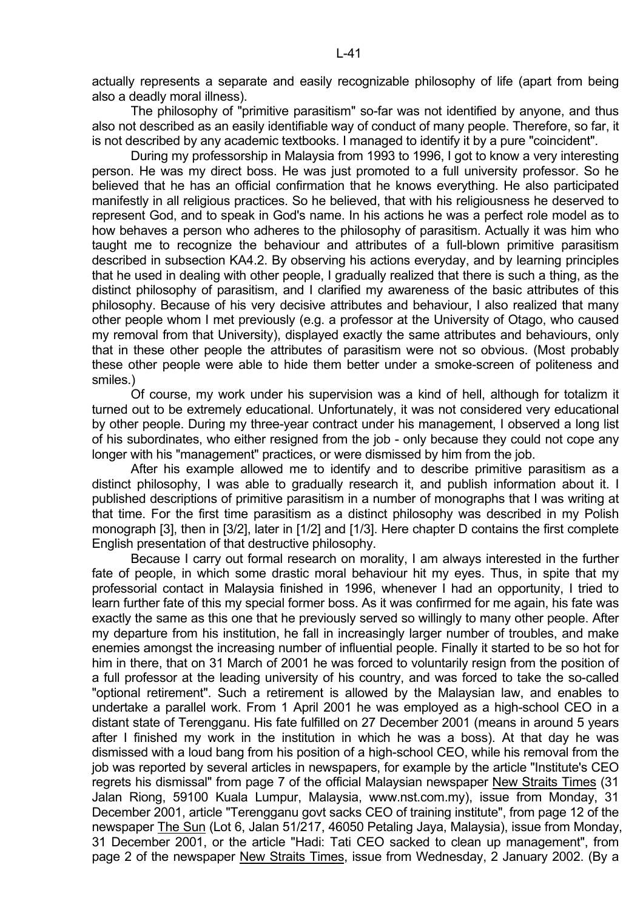actually represents a separate and easily recognizable philosophy of life (apart from being also a deadly moral illness).

The philosophy of "primitive parasitism" so-far was not identified by anyone, and thus also not described as an easily identifiable way of conduct of many people. Therefore, so far, it is not described by any academic textbooks. I managed to identify it by a pure "coincident".

During my professorship in Malaysia from 1993 to 1996, I got to know a very interesting person. He was my direct boss. He was just promoted to a full university professor. So he believed that he has an official confirmation that he knows everything. He also participated manifestly in all religious practices. So he believed, that with his religiousness he deserved to represent God, and to speak in God's name. In his actions he was a perfect role model as to how behaves a person who adheres to the philosophy of parasitism. Actually it was him who taught me to recognize the behaviour and attributes of a full-blown primitive parasitism described in subsection KA4.2. By observing his actions everyday, and by learning principles that he used in dealing with other people, I gradually realized that there is such a thing, as the distinct philosophy of parasitism, and I clarified my awareness of the basic attributes of this philosophy. Because of his very decisive attributes and behaviour, I also realized that many other people whom I met previously (e.g. a professor at the University of Otago, who caused my removal from that University), displayed exactly the same attributes and behaviours, only that in these other people the attributes of parasitism were not so obvious. (Most probably these other people were able to hide them better under a smoke-screen of politeness and smiles.)

Of course, my work under his supervision was a kind of hell, although for totalizm it turned out to be extremely educational. Unfortunately, it was not considered very educational by other people. During my three-year contract under his management, I observed a long list of his subordinates, who either resigned from the job - only because they could not cope any longer with his "management" practices, or were dismissed by him from the job.

After his example allowed me to identify and to describe primitive parasitism as a distinct philosophy, I was able to gradually research it, and publish information about it. I published descriptions of primitive parasitism in a number of monographs that I was writing at that time. For the first time parasitism as a distinct philosophy was described in my Polish monograph [3], then in [3/2], later in [1/2] and [1/3]. Here chapter D contains the first complete English presentation of that destructive philosophy.

Because I carry out formal research on morality, I am always interested in the further fate of people, in which some drastic moral behaviour hit my eyes. Thus, in spite that my professorial contact in Malaysia finished in 1996, whenever I had an opportunity, I tried to learn further fate of this my special former boss. As it was confirmed for me again, his fate was exactly the same as this one that he previously served so willingly to many other people. After my departure from his institution, he fall in increasingly larger number of troubles, and make enemies amongst the increasing number of influential people. Finally it started to be so hot for him in there, that on 31 March of 2001 he was forced to voluntarily resign from the position of a full professor at the leading university of his country, and was forced to take the so-called "optional retirement". Such a retirement is allowed by the Malaysian law, and enables to undertake a parallel work. From 1 April 2001 he was employed as a high-school CEO in a distant state of Terengganu. His fate fulfilled on 27 December 2001 (means in around 5 years after I finished my work in the institution in which he was a boss). At that day he was dismissed with a loud bang from his position of a high-school CEO, while his removal from the job was reported by several articles in newspapers, for example by the article "Institute's CEO regrets his dismissal" from page 7 of the official Malaysian newspaper <u>New Straits Times</u> (31 Jalan Riong, 59100 Kuala Lumpur, Malaysia, www.nst.com.my), issue from Monday, 31 December 2001, article "Terengganu govt sacks CEO of training institute", from page 12 of the newspaper <u>The Sun</u> (Lot 6, Jalan 51/217, 46050 Petaling Jaya, Malaysia), issue from Monday, 31 December 2001, or the article "Hadi: Tati CEO sacked to clean up management", from page 2 of the newspaper <u>New Straits Times</u>, issue from Wednesday, 2 January 2002. (By a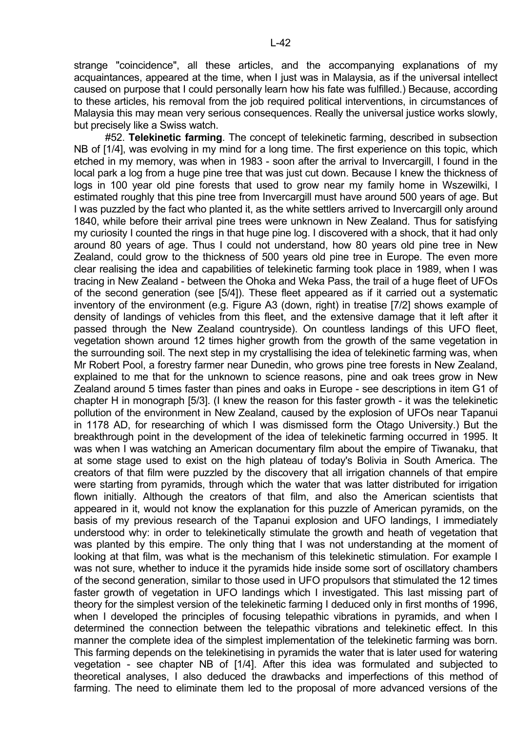strange "coincidence", all these articles, and the accompanying explanations of my acquaintances, appeared at the time, when I just was in Malaysia, as if the universal intellect caused on purpose that I could personally learn how his fate was fulfilled.) Because, according to these articles, his removal from the job required political interventions, in circumstances of Malaysia this may mean very serious consequences. Really the universal justice works slowly, but precisely like a Swiss watch.

#52. **Telekinetic farming**. The concept of telekinetic farming, described in subsection NB of [1/4], was evolving in my mind for a long time. The first experience on this topic, which etched in my memory, was when in 1983 - soon after the arrival to Invercargill, I found in the local park a log from a huge pine tree that was just cut down. Because I knew the thickness of logs in 100 year old pine forests that used to grow near my family home in Wszewilki, I estimated roughly that this pine tree from Invercargill must have around 500 years of age. But I was puzzled by the fact who planted it, as the white settlers arrived to Invercargill only around 1840, while before their arrival pine trees were unknown in New Zealand. Thus for satisfying my curiosity I counted the rings in that huge pine log. I discovered with a shock, that it had only around 80 years of age. Thus I could not understand, how 80 years old pine tree in New Zealand, could grow to the thickness of 500 years old pine tree in Europe. The even more clear realising the idea and capabilities of telekinetic farming took place in 1989, when I was tracing in New Zealand - between the Ohoka and Weka Pass, the trail of a huge fleet of UFOs of the second generation (see [5/4]). These fleet appeared as if it carried out a systematic inventory of the environment (e.g. Figure A3 (down, right) in treatise [7/2] shows example of density of landings of vehicles from this fleet, and the extensive damage that it left after it passed through the New Zealand countryside). On countless landings of this UFO fleet, vegetation shown around 12 times higher growth from the growth of the same vegetation in the surrounding soil. The next step in my crystallising the idea of telekinetic farming was, when Mr Robert Pool, a forestry farmer near Dunedin, who grows pine tree forests in New Zealand, explained to me that for the unknown to science reasons, pine and oak trees grow in New Zealand around 5 times faster than pines and oaks in Europe - see descriptions in item G1 of chapter H in monograph [5/3]. (I knew the reason for this faster growth - it was the telekinetic pollution of the environment in New Zealand, caused by the explosion of UFOs near Tapanui in 1178 AD, for researching of which I was dismissed form the Otago University.) But the breakthrough point in the development of the idea of telekinetic farming occurred in 1995. It was when I was watching an American documentary film about the empire of Tiwanaku, that at some stage used to exist on the high plateau of today's Bolivia in South America. The creators of that film were puzzled by the discovery that all irrigation channels of that empire were starting from pyramids, through which the water that was latter distributed for irrigation flown initially. Although the creators of that film, and also the American scientists that appeared in it, would not know the explanation for this puzzle of American pyramids, on the basis of my previous research of the Tapanui explosion and UFO landings, I immediately understood why: in order to telekinetically stimulate the growth and heath of vegetation that was planted by this empire. The only thing that I was not understanding at the moment of looking at that film, was what is the mechanism of this telekinetic stimulation. For example I was not sure, whether to induce it the pyramids hide inside some sort of oscillatory chambers of the second generation, similar to those used in UFO propulsors that stimulated the 12 times faster growth of vegetation in UFO landings which I investigated. This last missing part of theory for the simplest version of the telekinetic farming I deduced only in first months of 1996, when I developed the principles of focusing telepathic vibrations in pyramids, and when I determined the connection between the telepathic vibrations and telekinetic effect. In this manner the complete idea of the simplest implementation of the telekinetic farming was born. This farming depends on the telekinetising in pyramids the water that is later used for watering vegetation - see chapter NB of [1/4]. After this idea was formulated and subjected to theoretical analyses, I also deduced the drawbacks and imperfections of this method of farming. The need to eliminate them led to the proposal of more advanced versions of the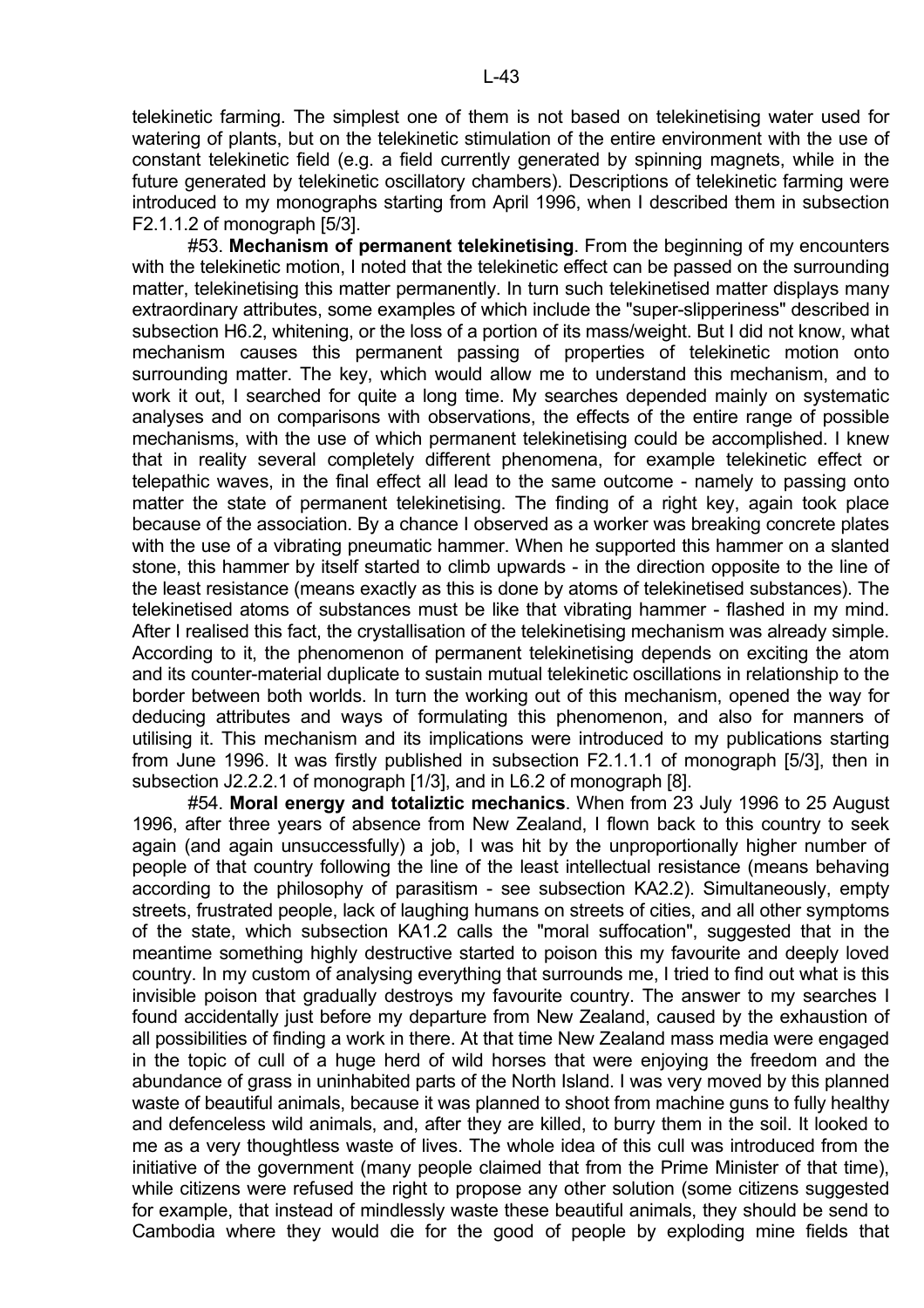telekinetic farming. The simplest one of them is not based on telekinetising water used for watering of plants, but on the telekinetic stimulation of the entire environment with the use of constant telekinetic field (e.g. a field currently generated by spinning magnets, while in the future generated by telekinetic oscillatory chambers). Descriptions of telekinetic farming were introduced to my monographs starting from April 1996, when I described them in subsection F2.1.1.2 of monograph [5/3].

#53. **Mechanism of permanent telekinetising**. From the beginning of my encounters with the telekinetic motion, I noted that the telekinetic effect can be passed on the surrounding matter, telekinetising this matter permanently. In turn such telekinetised matter displays many extraordinary attributes, some examples of which include the "super-slipperiness" described in subsection H6.2, whitening, or the loss of a portion of its mass/weight. But I did not know, what mechanism causes this permanent passing of properties of telekinetic motion onto surrounding matter. The key, which would allow me to understand this mechanism, and to work it out, I searched for quite a long time. My searches depended mainly on systematic analyses and on comparisons with observations, the effects of the entire range of possible mechanisms, with the use of which permanent telekinetising could be accomplished. I knew that in reality several completely different phenomena, for example telekinetic effect or telepathic waves, in the final effect all lead to the same outcome - namely to passing onto matter the state of permanent telekinetising. The finding of a right key, again took place because of the association. By a chance I observed as a worker was breaking concrete plates with the use of a vibrating pneumatic hammer. When he supported this hammer on a slanted stone, this hammer by itself started to climb upwards - in the direction opposite to the line of the least resistance (means exactly as this is done by atoms of telekinetised substances). The telekinetised atoms of substances must be like that vibrating hammer - flashed in my mind. After I realised this fact, the crystallisation of the telekinetising mechanism was already simple. According to it, the phenomenon of permanent telekinetising depends on exciting the atom and its counter-material duplicate to sustain mutual telekinetic oscillations in relationship to the border between both worlds. In turn the working out of this mechanism, opened the way for deducing attributes and ways of formulating this phenomenon, and also for manners of utilising it. This mechanism and its implications were introduced to my publications starting from June 1996. It was firstly published in subsection F2.1.1.1 of monograph [5/3], then in subsection J2.2.2.1 of monograph [1/3], and in L6.2 of monograph [8].

#54. **Moral energy and totaliztic mechanics**. When from 23 July 1996 to 25 August 1996, after three years of absence from New Zealand, I flown back to this country to seek again (and again unsuccessfully) a job, I was hit by the unproportionally higher number of people of that country following the line of the least intellectual resistance (means behaving according to the philosophy of parasitism - see subsection KA2.2). Simultaneously, empty streets, frustrated people, lack of laughing humans on streets of cities, and all other symptoms of the state, which subsection KA1.2 calls the "moral suffocation", suggested that in the meantime something highly destructive started to poison this my favourite and deeply loved country. In my custom of analysing everything that surrounds me, I tried to find out what is this invisible poison that gradually destroys my favourite country. The answer to my searches I found accidentally just before my departure from New Zealand, caused by the exhaustion of all possibilities of finding a work in there. At that time New Zealand mass media were engaged in the topic of cull of a huge herd of wild horses that were enjoying the freedom and the abundance of grass in uninhabited parts of the North Island. I was very moved by this planned waste of beautiful animals, because it was planned to shoot from machine guns to fully healthy and defenceless wild animals, and, after they are killed, to burry them in the soil. It looked to me as a very thoughtless waste of lives. The whole idea of this cull was introduced from the initiative of the government (many people claimed that from the Prime Minister of that time), while citizens were refused the right to propose any other solution (some citizens suggested for example, that instead of mindlessly waste these beautiful animals, they should be send to Cambodia where they would die for the good of people by exploding mine fields that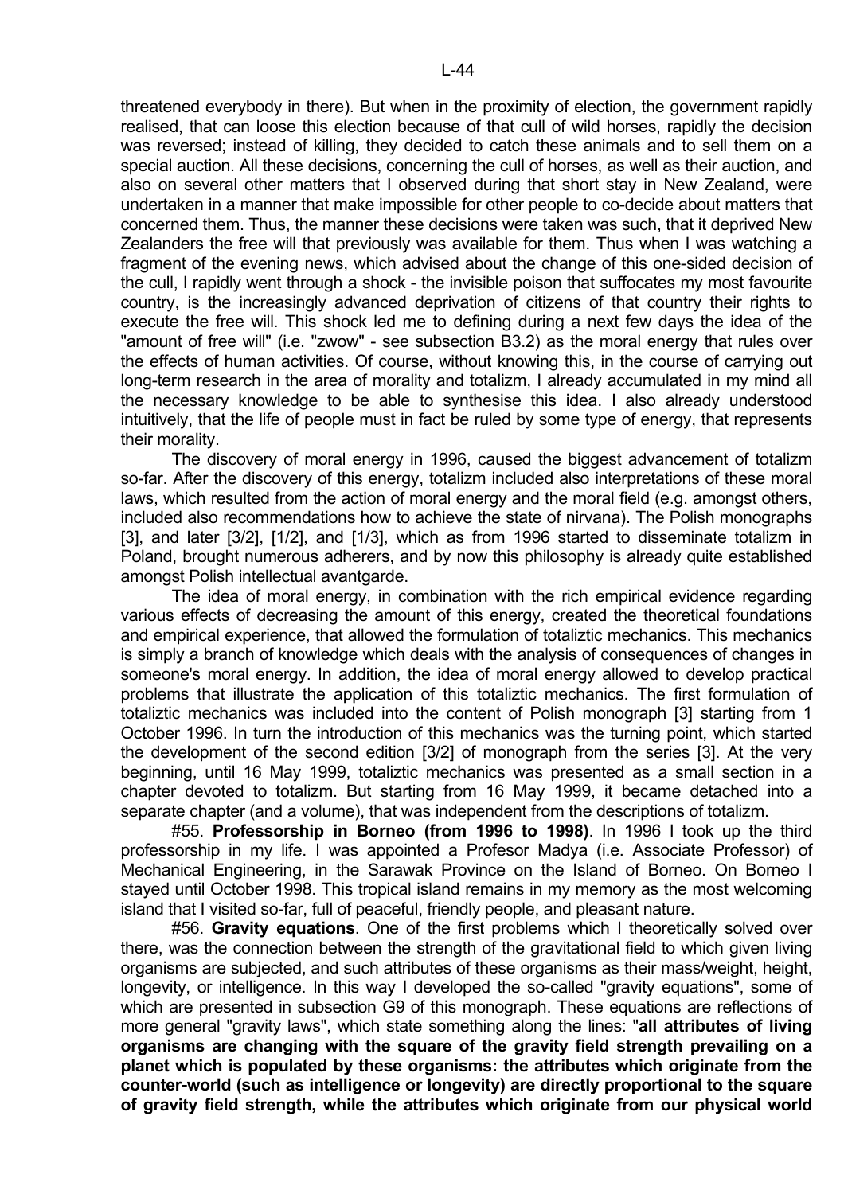threatened everybody in there). But when in the proximity of election, the government rapidly realised, that can loose this election because of that cull of wild horses, rapidly the decision was reversed; instead of killing, they decided to catch these animals and to sell them on a special auction. All these decisions, concerning the cull of horses, as well as their auction, and also on several other matters that I observed during that short stay in New Zealand, were undertaken in a manner that make impossible for other people to co-decide about matters that concerned them. Thus, the manner these decisions were taken was such, that it deprived New Zealanders the free will that previously was available for them. Thus when I was watching a fragment of the evening news, which advised about the change of this one-sided decision of the cull, I rapidly went through a shock - the invisible poison that suffocates my most favourite country, is the increasingly advanced deprivation of citizens of that country their rights to execute the free will. This shock led me to defining during a next few days the idea of the "amount of free will" (i.e. "zwow" - see subsection B3.2) as the moral energy that rules over the effects of human activities. Of course, without knowing this, in the course of carrying out long-term research in the area of morality and totalizm, I already accumulated in my mind all the necessary knowledge to be able to synthesise this idea. I also already understood intuitively, that the life of people must in fact be ruled by some type of energy, that represents their morality.

The discovery of moral energy in 1996, caused the biggest advancement of totalizm so-far. After the discovery of this energy, totalizm included also interpretations of these moral laws, which resulted from the action of moral energy and the moral field (e.g. amongst others, included also recommendations how to achieve the state of nirvana). The Polish monographs [3], and later [3/2], [1/2], and [1/3], which as from 1996 started to disseminate totalizm in Poland, brought numerous adherers, and by now this philosophy is already quite established amongst Polish intellectual avantgarde.

The idea of moral energy, in combination with the rich empirical evidence regarding various effects of decreasing the amount of this energy, created the theoretical foundations and empirical experience, that allowed the formulation of totaliztic mechanics. This mechanics is simply a branch of knowledge which deals with the analysis of consequences of changes in someone's moral energy. In addition, the idea of moral energy allowed to develop practical problems that illustrate the application of this totaliztic mechanics. The first formulation of totaliztic mechanics was included into the content of Polish monograph [3] starting from 1 October 1996. In turn the introduction of this mechanics was the turning point, which started the development of the second edition [3/2] of monograph from the series [3]. At the very beginning, until 16 May 1999, totaliztic mechanics was presented as a small section in a chapter devoted to totalizm. But starting from 16 May 1999, it became detached into a separate chapter (and a volume), that was independent from the descriptions of totalizm.

#55. **Professorship in Borneo (from 1996 to 1998)**. In 1996 I took up the third professorship in my life. I was appointed a Profesor Madya (i.e. Associate Professor) of Mechanical Engineering, in the Sarawak Province on the Island of Borneo. On Borneo I stayed until October 1998. This tropical island remains in my memory as the most welcoming island that I visited so-far, full of peaceful, friendly people, and pleasant nature.

#56. **Gravity equations**. One of the first problems which I theoretically solved over there, was the connection between the strength of the gravitational field to which given living organisms are subjected, and such attributes of these organisms as their mass/weight, height, longevity, or intelligence. In this way I developed the so-called "gravity equations", some of which are presented in subsection G9 of this monograph. These equations are reflections of more general "gravity laws", which state something along the lines: "**all attributes of living organisms are changing with the square of the gravity field strength prevailing on a planet which is populated by these organisms: the attributes which originate from the counter-world (such as intelligence or longevity) are directly proportional to the square of gravity field strength, while the attributes which originate from our physical world**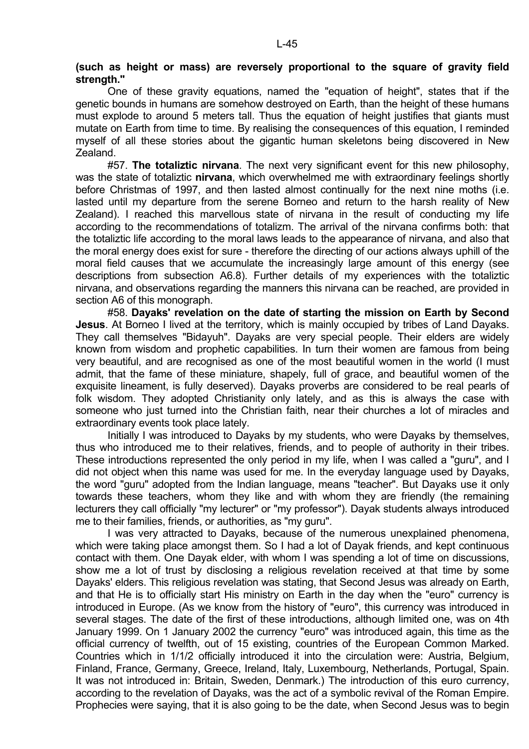**(such as height or mass) are reversely proportional to the square of gravity field strength."**

One of these gravity equations, named the "equation of height", states that if the genetic bounds in humans are somehow destroyed on Earth, than the height of these humans must explode to around 5 meters tall. Thus the equation of height justifies that giants must mutate on Earth from time to time. By realising the consequences of this equation, I reminded myself of all these stories about the gigantic human skeletons being discovered in New Zealand.

#57. **The totaliztic nirvana**. The next very significant event for this new philosophy, was the state of totaliztic **nirvana**, which overwhelmed me with extraordinary feelings shortly before Christmas of 1997, and then lasted almost continually for the next nine moths (i.e. lasted until my departure from the serene Borneo and return to the harsh reality of New Zealand). I reached this marvellous state of nirvana in the result of conducting my life according to the recommendations of totalizm. The arrival of the nirvana confirms both: that the totaliztic life according to the moral laws leads to the appearance of nirvana, and also that the moral energy does exist for sure - therefore the directing of our actions always uphill of the moral field causes that we accumulate the increasingly large amount of this energy (see descriptions from subsection A6.8). Further details of my experiences with the totaliztic nirvana, and observations regarding the manners this nirvana can be reached, are provided in section A6 of this monograph.

#58. **Dayaks' revelation on the date of starting the mission on Earth by Second Jesus**. At Borneo I lived at the territory, which is mainly occupied by tribes of Land Dayaks. They call themselves "Bidayuh". Dayaks are very special people. Their elders are widely known from wisdom and prophetic capabilities. In turn their women are famous from being very beautiful, and are recognised as one of the most beautiful women in the world (I must admit, that the fame of these miniature, shapely, full of grace, and beautiful women of the exquisite lineament, is fully deserved). Dayaks proverbs are considered to be real pearls of folk wisdom. They adopted Christianity only lately, and as this is always the case with someone who just turned into the Christian faith, near their churches a lot of miracles and extraordinary events took place lately.

Initially I was introduced to Dayaks by my students, who were Dayaks by themselves, thus who introduced me to their relatives, friends, and to people of authority in their tribes. These introductions represented the only period in my life, when I was called a "guru", and I did not object when this name was used for me. In the everyday language used by Dayaks, the word "guru" adopted from the Indian language, means "teacher". But Dayaks use it only towards these teachers, whom they like and with whom they are friendly (the remaining lecturers they call officially "my lecturer" or "my professor"). Dayak students always introduced me to their families, friends, or authorities, as "my guru".

I was very attracted to Dayaks, because of the numerous unexplained phenomena, which were taking place amongst them. So I had a lot of Dayak friends, and kept continuous contact with them. One Dayak elder, with whom I was spending a lot of time on discussions, show me a lot of trust by disclosing a religious revelation received at that time by some Dayaks' elders. This religious revelation was stating, that Second Jesus was already on Earth, and that He is to officially start His ministry on Earth in the day when the "euro" currency is introduced in Europe. (As we know from the history of "euro", this currency was introduced in several stages. The date of the first of these introductions, although limited one, was on 4th January 1999. On 1 January 2002 the currency "euro" was introduced again, this time as the official currency of twelfth, out of 15 existing, countries of the European Common Marked. Countries which in 1/1/2 officially introduced it into the circulation were: Austria, Belgium, Finland, France, Germany, Greece, Ireland, Italy, Luxembourg, Netherlands, Portugal, Spain. It was not introduced in: Britain, Sweden, Denmark.) The introduction of this euro currency, according to the revelation of Dayaks, was the act of a symbolic revival of the Roman Empire. Prophecies were saying, that it is also going to be the date, when Second Jesus was to begin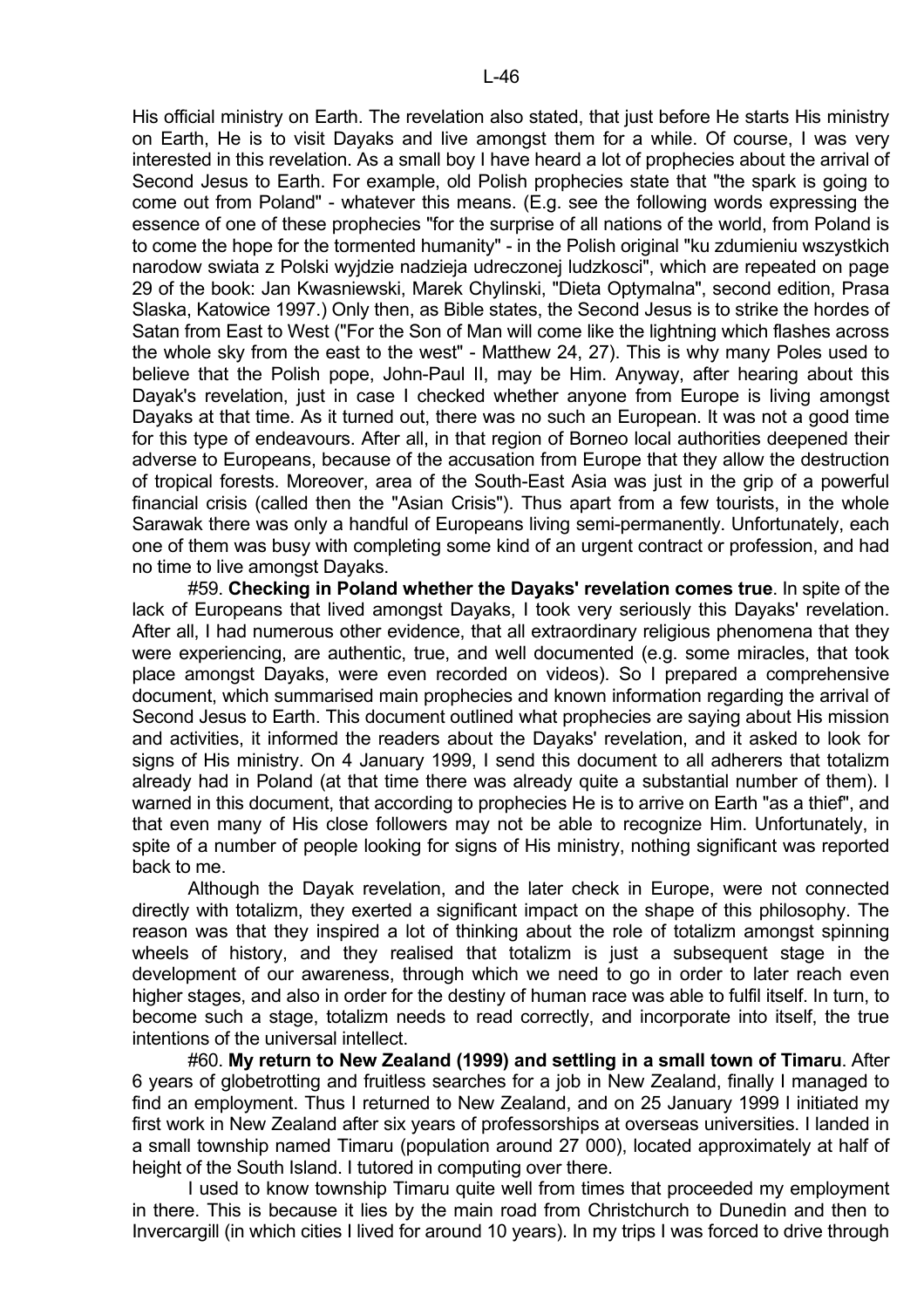His official ministry on Earth. The revelation also stated, that just before He starts His ministry on Earth, He is to visit Dayaks and live amongst them for a while. Of course, I was very interested in this revelation. As a small boy I have heard a lot of prophecies about the arrival of Second Jesus to Earth. For example, old Polish prophecies state that "the spark is going to come out from Poland" - whatever this means. (E.g. see the following words expressing the essence of one of these prophecies "for the surprise of all nations of the world, from Poland is to come the hope for the tormented humanity" - in the Polish original "ku zdumieniu wszystkich narodow swiata z Polski wyjdzie nadzieja udreczonej ludzkosci", which are repeated on page 29 of the book: Jan Kwasniewski, Marek Chylinski, "Dieta Optymalna", second edition, Prasa Slaska, Katowice 1997.) Only then, as Bible states, the Second Jesus is to strike the hordes of Satan from East to West ("For the Son of Man will come like the lightning which flashes across the whole sky from the east to the west" - Matthew 24, 27). This is why many Poles used to believe that the Polish pope, John-Paul II, may be Him. Anyway, after hearing about this Dayak's revelation, just in case I checked whether anyone from Europe is living amongst Dayaks at that time. As it turned out, there was no such an European. It was not a good time for this type of endeavours. After all, in that region of Borneo local authorities deepened their adverse to Europeans, because of the accusation from Europe that they allow the destruction of tropical forests. Moreover, area of the South-East Asia was just in the grip of a powerful financial crisis (called then the "Asian Crisis"). Thus apart from a few tourists, in the whole Sarawak there was only a handful of Europeans living semi-permanently. Unfortunately, each one of them was busy with completing some kind of an urgent contract or profession, and had no time to live amongst Dayaks.

#59. **Checking in Poland whether the Dayaks' revelation comes true**. In spite of the lack of Europeans that lived amongst Dayaks, I took very seriously this Dayaks' revelation. After all, I had numerous other evidence, that all extraordinary religious phenomena that they were experiencing, are authentic, true, and well documented (e.g. some miracles, that took place amongst Dayaks, were even recorded on videos). So I prepared a comprehensive document, which summarised main prophecies and known information regarding the arrival of Second Jesus to Earth. This document outlined what prophecies are saying about His mission and activities, it informed the readers about the Dayaks' revelation, and it asked to look for signs of His ministry. On 4 January 1999, I send this document to all adherers that totalizm already had in Poland (at that time there was already quite a substantial number of them). I warned in this document, that according to prophecies He is to arrive on Earth "as a thief", and that even many of His close followers may not be able to recognize Him. Unfortunately, in spite of a number of people looking for signs of His ministry, nothing significant was reported back to me.

Although the Dayak revelation, and the later check in Europe, were not connected directly with totalizm, they exerted a significant impact on the shape of this philosophy. The reason was that they inspired a lot of thinking about the role of totalizm amongst spinning wheels of history, and they realised that totalizm is just a subsequent stage in the development of our awareness, through which we need to go in order to later reach even higher stages, and also in order for the destiny of human race was able to fulfil itself. In turn, to become such a stage, totalizm needs to read correctly, and incorporate into itself, the true intentions of the universal intellect.

#60. **My return to New Zealand (1999) and settling in a small town of Timaru**. After 6 years of globetrotting and fruitless searches for a job in New Zealand, finally I managed to find an employment. Thus I returned to New Zealand, and on 25 January 1999 I initiated my first work in New Zealand after six years of professorships at overseas universities. I landed in a small township named Timaru (population around 27 000), located approximately at half of height of the South Island. I tutored in computing over there.

I used to know township Timaru quite well from times that proceeded my employment in there. This is because it lies by the main road from Christchurch to Dunedin and then to Invercargill (in which cities I lived for around 10 years). In my trips I was forced to drive through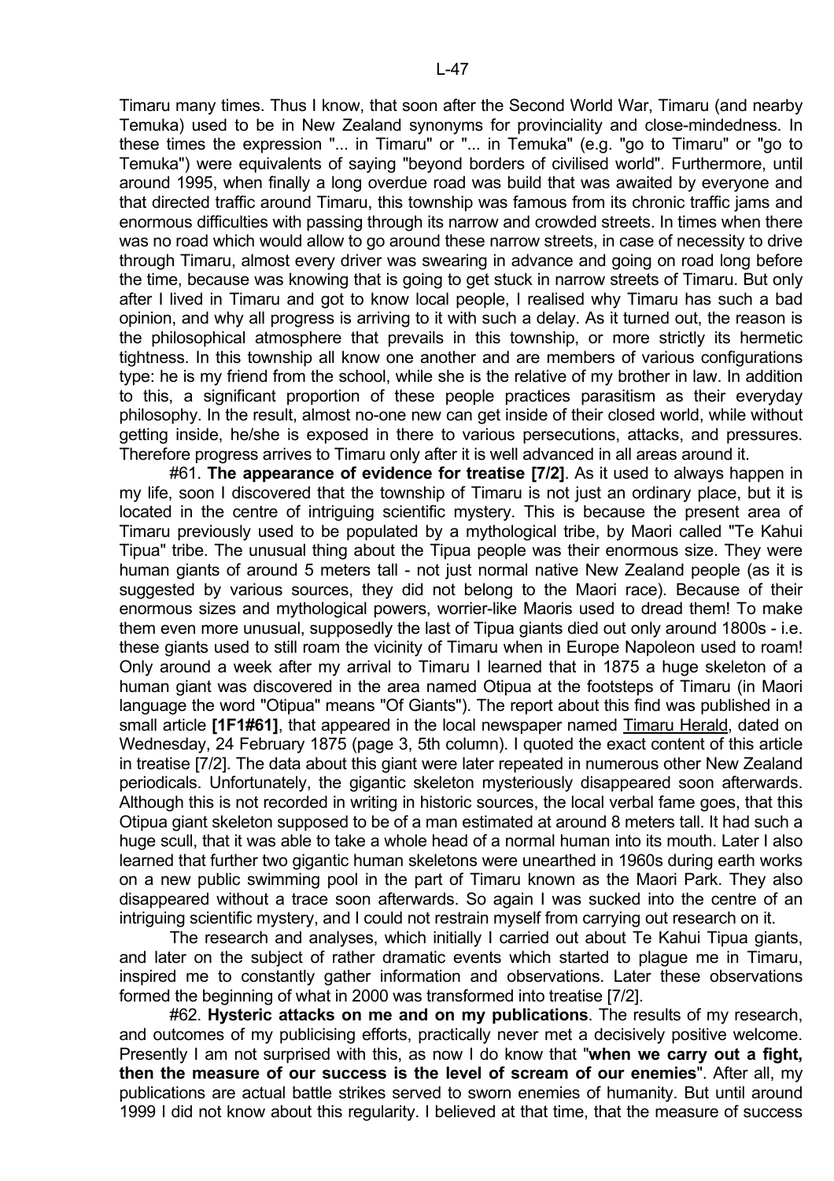Timaru many times. Thus I know, that soon after the Second World War, Timaru (and nearby Temuka) used to be in New Zealand synonyms for provinciality and close-mindedness. In these times the expression "... in Timaru" or "... in Temuka" (e.g. "go to Timaru" or "go to Temuka") were equivalents of saying "beyond borders of civilised world". Furthermore, until around 1995, when finally a long overdue road was build that was awaited by everyone and that directed traffic around Timaru, this township was famous from its chronic traffic jams and enormous difficulties with passing through its narrow and crowded streets. In times when there was no road which would allow to go around these narrow streets, in case of necessity to drive through Timaru, almost every driver was swearing in advance and going on road long before the time, because was knowing that is going to get stuck in narrow streets of Timaru. But only after I lived in Timaru and got to know local people, I realised why Timaru has such a bad opinion, and why all progress is arriving to it with such a delay. As it turned out, the reason is the philosophical atmosphere that prevails in this township, or more strictly its hermetic tightness. In this township all know one another and are members of various configurations type: he is my friend from the school, while she is the relative of my brother in law. In addition to this, a significant proportion of these people practices parasitism as their everyday philosophy. In the result, almost no-one new can get inside of their closed world, while without getting inside, he/she is exposed in there to various persecutions, attacks, and pressures. Therefore progress arrives to Timaru only after it is well advanced in all areas around it.

#61. **The appearance of evidence for treatise [7/2]**. As it used to always happen in my life, soon I discovered that the township of Timaru is not just an ordinary place, but it is located in the centre of intriguing scientific mystery. This is because the present area of Timaru previously used to be populated by a mythological tribe, by Maori called "Te Kahui Tipua" tribe. The unusual thing about the Tipua people was their enormous size. They were human giants of around 5 meters tall - not just normal native New Zealand people (as it is suggested by various sources, they did not belong to the Maori race). Because of their enormous sizes and mythological powers, worrier-like Maoris used to dread them! To make them even more unusual, supposedly the last of Tipua giants died out only around 1800s - i.e. these giants used to still roam the vicinity of Timaru when in Europe Napoleon used to roam! Only around a week after my arrival to Timaru I learned that in 1875 a huge skeleton of a human giant was discovered in the area named Otipua at the footsteps of Timaru (in Maori language the word "Otipua" means "Of Giants"). The report about this find was published in a small article **[1F1#61]**, that appeared in the local newspaper named Timaru Herald, dated on Wednesday, 24 February 1875 (page 3, 5th column). I quoted the exact content of this article in treatise [7/2]. The data about this giant were later repeated in numerous other New Zealand periodicals. Unfortunately, the gigantic skeleton mysteriously disappeared soon afterwards. Although this is not recorded in writing in historic sources, the local verbal fame goes, that this Otipua giant skeleton supposed to be of a man estimated at around 8 meters tall. It had such a huge scull, that it was able to take a whole head of a normal human into its mouth. Later I also learned that further two gigantic human skeletons were unearthed in 1960s during earth works on a new public swimming pool in the part of Timaru known as the Maori Park. They also disappeared without a trace soon afterwards. So again I was sucked into the centre of an intriguing scientific mystery, and I could not restrain myself from carrying out research on it.

The research and analyses, which initially I carried out about Te Kahui Tipua giants, and later on the subject of rather dramatic events which started to plague me in Timaru, inspired me to constantly gather information and observations. Later these observations formed the beginning of what in 2000 was transformed into treatise [7/2].

#62. **Hysteric attacks on me and on my publications**. The results of my research, and outcomes of my publicising efforts, practically never met a decisively positive welcome. Presently I am not surprised with this, as now I do know that "**when we carry out a fight, then the measure of our success is the level of scream of our enemies**". After all, my publications are actual battle strikes served to sworn enemies of humanity. But until around 1999 I did not know about this regularity. I believed at that time, that the measure of success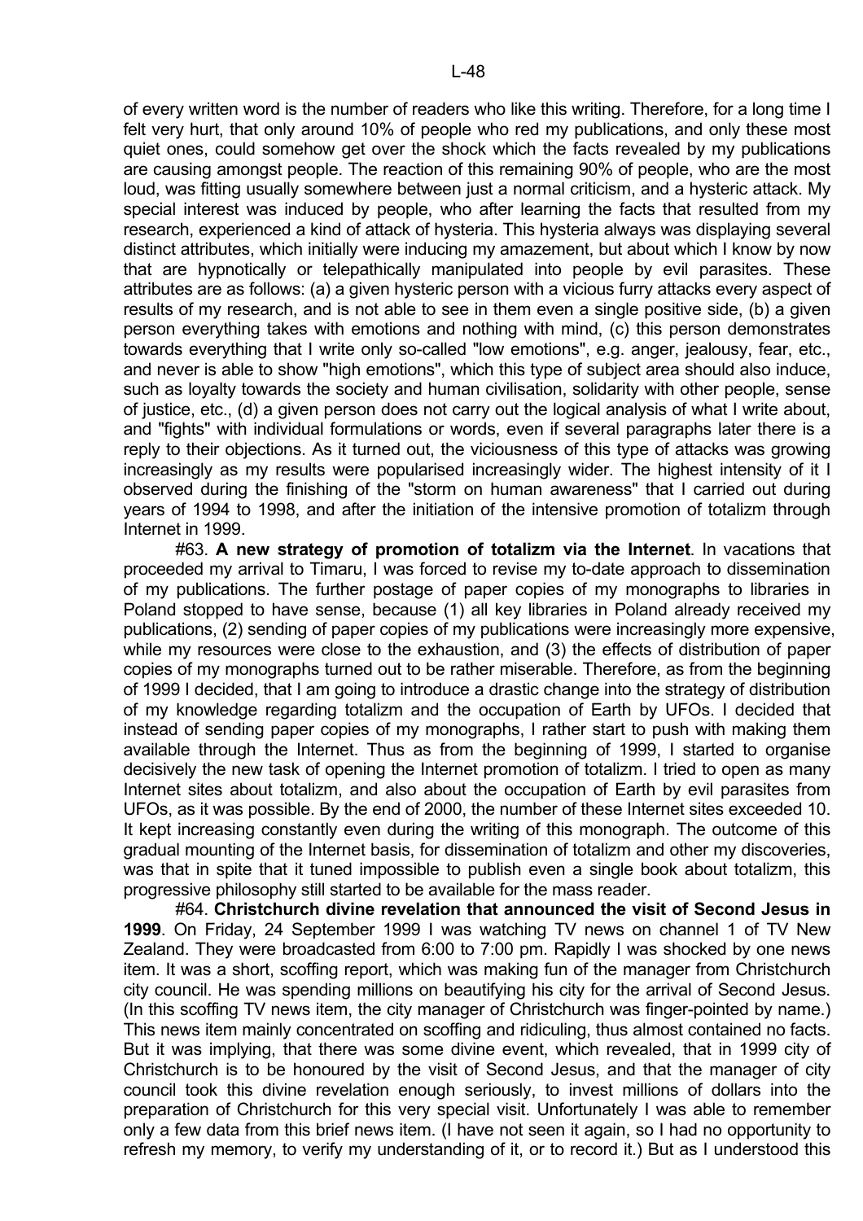of every written word is the number of readers who like this writing. Therefore, for a long time I felt very hurt, that only around 10% of people who red my publications, and only these most quiet ones, could somehow get over the shock which the facts revealed by my publications are causing amongst people. The reaction of this remaining 90% of people, who are the most loud, was fitting usually somewhere between just a normal criticism, and a hysteric attack. My special interest was induced by people, who after learning the facts that resulted from my research, experienced a kind of attack of hysteria. This hysteria always was displaying several distinct attributes, which initially were inducing my amazement, but about which I know by now that are hypnotically or telepathically manipulated into people by evil parasites. These attributes are as follows: (a) a given hysteric person with a vicious furry attacks every aspect of results of my research, and is not able to see in them even a single positive side, (b) a given person everything takes with emotions and nothing with mind, (c) this person demonstrates towards everything that I write only so-called "low emotions", e.g. anger, jealousy, fear, etc., and never is able to show "high emotions", which this type of subject area should also induce, such as loyalty towards the society and human civilisation, solidarity with other people, sense of justice, etc., (d) a given person does not carry out the logical analysis of what I write about, and "fights" with individual formulations or words, even if several paragraphs later there is a reply to their objections. As it turned out, the viciousness of this type of attacks was growing increasingly as my results were popularised increasingly wider. The highest intensity of it I observed during the finishing of the "storm on human awareness" that I carried out during years of 1994 to 1998, and after the initiation of the intensive promotion of totalizm through Internet in 1999.

#63. **A new strategy of promotion of totalizm via the Internet**. In vacations that proceeded my arrival to Timaru, I was forced to revise my to-date approach to dissemination of my publications. The further postage of paper copies of my monographs to libraries in Poland stopped to have sense, because (1) all key libraries in Poland already received my publications, (2) sending of paper copies of my publications were increasingly more expensive, while my resources were close to the exhaustion, and (3) the effects of distribution of paper copies of my monographs turned out to be rather miserable. Therefore, as from the beginning of 1999 I decided, that I am going to introduce a drastic change into the strategy of distribution of my knowledge regarding totalizm and the occupation of Earth by UFOs. I decided that instead of sending paper copies of my monographs, I rather start to push with making them available through the Internet. Thus as from the beginning of 1999, I started to organise decisively the new task of opening the Internet promotion of totalizm. I tried to open as many Internet sites about totalizm, and also about the occupation of Earth by evil parasites from UFOs, as it was possible. By the end of 2000, the number of these Internet sites exceeded 10. It kept increasing constantly even during the writing of this monograph. The outcome of this gradual mounting of the Internet basis, for dissemination of totalizm and other my discoveries, was that in spite that it tuned impossible to publish even a single book about totalizm, this progressive philosophy still started to be available for the mass reader.

#64. **Christchurch divine revelation that announced the visit of Second Jesus in 1999**. On Friday, 24 September 1999 I was watching TV news on channel 1 of TV New Zealand. They were broadcasted from 6:00 to 7:00 pm. Rapidly I was shocked by one news item. It was a short, scoffing report, which was making fun of the manager from Christchurch city council. He was spending millions on beautifying his city for the arrival of Second Jesus. (In this scoffing TV news item, the city manager of Christchurch was finger-pointed by name.) This news item mainly concentrated on scoffing and ridiculing, thus almost contained no facts. But it was implying, that there was some divine event, which revealed, that in 1999 city of Christchurch is to be honoured by the visit of Second Jesus, and that the manager of city council took this divine revelation enough seriously, to invest millions of dollars into the preparation of Christchurch for this very special visit. Unfortunately I was able to remember only a few data from this brief news item. (I have not seen it again, so I had no opportunity to refresh my memory, to verify my understanding of it, or to record it.) But as I understood this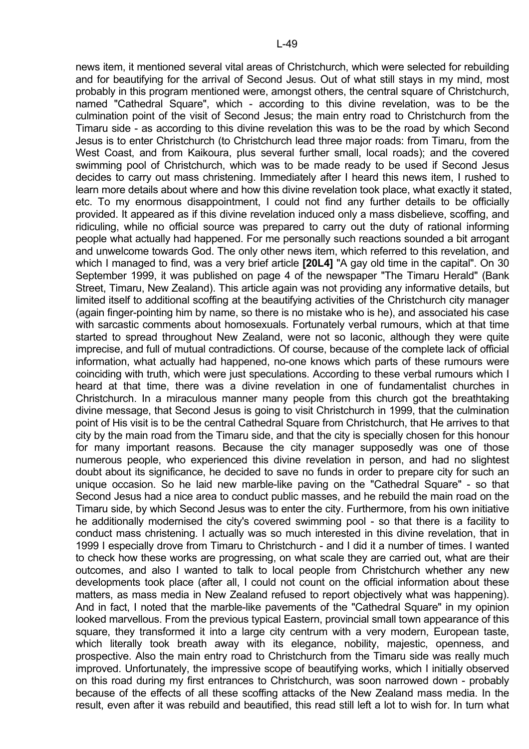news item, it mentioned several vital areas of Christchurch, which were selected for rebuilding and for beautifying for the arrival of Second Jesus. Out of what still stays in my mind, most probably in this program mentioned were, amongst others, the central square of Christchurch, named "Cathedral Square", which - according to this divine revelation, was to be the culmination point of the visit of Second Jesus; the main entry road to Christchurch from the Timaru side - as according to this divine revelation this was to be the road by which Second Jesus is to enter Christchurch (to Christchurch lead three major roads: from Timaru, from the West Coast, and from Kaikoura, plus several further small, local roads); and the covered swimming pool of Christchurch, which was to be made ready to be used if Second Jesus decides to carry out mass christening. Immediately after I heard this news item, I rushed to learn more details about where and how this divine revelation took place, what exactly it stated, etc. To my enormous disappointment, I could not find any further details to be officially provided. It appeared as if this divine revelation induced only a mass disbelieve, scoffing, and ridiculing, while no official source was prepared to carry out the duty of rational informing people what actually had happened. For me personally such reactions sounded a bit arrogant and unwelcome towards God. The only other news item, which referred to this revelation, and which I managed to find, was a very brief article **[20L4]** "A gay old time in the capital". On 30 September 1999, it was published on page 4 of the newspaper "The Timaru Herald" (Bank Street, Timaru, New Zealand). This article again was not providing any informative details, but limited itself to additional scoffing at the beautifying activities of the Christchurch city manager (again finger-pointing him by name, so there is no mistake who is he), and associated his case with sarcastic comments about homosexuals. Fortunately verbal rumours, which at that time started to spread throughout New Zealand, were not so laconic, although they were quite imprecise, and full of mutual contradictions. Of course, because of the complete lack of official information, what actually had happened, no-one knows which parts of these rumours were coinciding with truth, which were just speculations. According to these verbal rumours which I heard at that time, there was a divine revelation in one of fundamentalist churches in Christchurch. In a miraculous manner many people from this church got the breathtaking divine message, that Second Jesus is going to visit Christchurch in 1999, that the culmination point of His visit is to be the central Cathedral Square from Christchurch, that He arrives to that city by the main road from the Timaru side, and that the city is specially chosen for this honour for many important reasons. Because the city manager supposedly was one of those numerous people, who experienced this divine revelation in person, and had no slightest doubt about its significance, he decided to save no funds in order to prepare city for such an unique occasion. So he laid new marble-like paving on the "Cathedral Square" - so that Second Jesus had a nice area to conduct public masses, and he rebuild the main road on the Timaru side, by which Second Jesus was to enter the city. Furthermore, from his own initiative he additionally modernised the city's covered swimming pool - so that there is a facility to conduct mass christening. I actually was so much interested in this divine revelation, that in 1999 I especially drove from Timaru to Christchurch - and I did it a number of times. I wanted to check how these works are progressing, on what scale they are carried out, what are their outcomes, and also I wanted to talk to local people from Christchurch whether any new developments took place (after all, I could not count on the official information about these matters, as mass media in New Zealand refused to report objectively what was happening). And in fact, I noted that the marble-like pavements of the "Cathedral Square" in my opinion looked marvellous. From the previous typical Eastern, provincial small town appearance of this square, they transformed it into a large city centrum with a very modern, European taste, which literally took breath away with its elegance, nobility, majestic, openness, and prospective. Also the main entry road to Christchurch from the Timaru side was really much improved. Unfortunately, the impressive scope of beautifying works, which I initially observed on this road during my first entrances to Christchurch, was soon narrowed down - probably because of the effects of all these scoffing attacks of the New Zealand mass media. In the result, even after it was rebuild and beautified, this read still left a lot to wish for. In turn what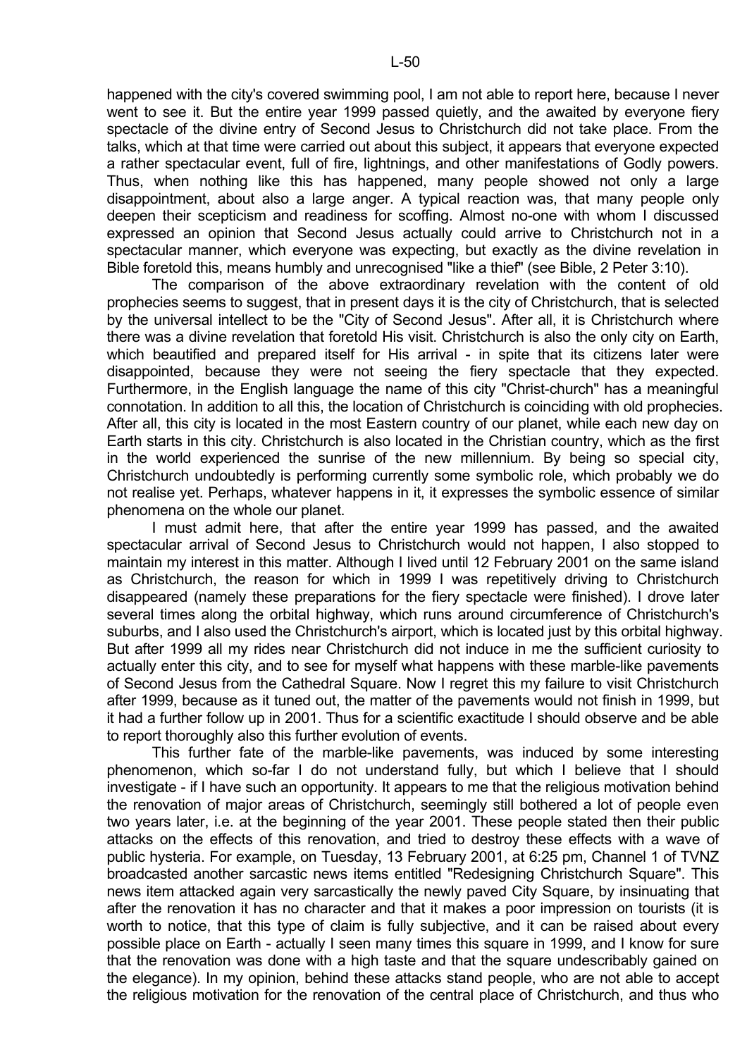happened with the city's covered swimming pool, I am not able to report here, because I never went to see it. But the entire year 1999 passed quietly, and the awaited by everyone fiery spectacle of the divine entry of Second Jesus to Christchurch did not take place. From the talks, which at that time were carried out about this subject, it appears that everyone expected a rather spectacular event, full of fire, lightnings, and other manifestations of Godly powers. Thus, when nothing like this has happened, many people showed not only a large disappointment, about also a large anger. A typical reaction was, that many people only deepen their scepticism and readiness for scoffing. Almost no-one with whom I discussed expressed an opinion that Second Jesus actually could arrive to Christchurch not in a spectacular manner, which everyone was expecting, but exactly as the divine revelation in Bible foretold this, means humbly and unrecognised "like a thief" (see Bible, 2 Peter 3:10).

The comparison of the above extraordinary revelation with the content of old prophecies seems to suggest, that in present days it is the city of Christchurch, that is selected by the universal intellect to be the "City of Second Jesus". After all, it is Christchurch where there was a divine revelation that foretold His visit. Christchurch is also the only city on Earth, which beautified and prepared itself for His arrival - in spite that its citizens later were disappointed, because they were not seeing the fiery spectacle that they expected. Furthermore, in the English language the name of this city "Christ-church" has a meaningful connotation. In addition to all this, the location of Christchurch is coinciding with old prophecies. After all, this city is located in the most Eastern country of our planet, while each new day on Earth starts in this city. Christchurch is also located in the Christian country, which as the first in the world experienced the sunrise of the new millennium. By being so special city, Christchurch undoubtedly is performing currently some symbolic role, which probably we do not realise yet. Perhaps, whatever happens in it, it expresses the symbolic essence of similar phenomena on the whole our planet.

I must admit here, that after the entire year 1999 has passed, and the awaited spectacular arrival of Second Jesus to Christchurch would not happen, I also stopped to maintain my interest in this matter. Although I lived until 12 February 2001 on the same island as Christchurch, the reason for which in 1999 I was repetitively driving to Christchurch disappeared (namely these preparations for the fiery spectacle were finished). I drove later several times along the orbital highway, which runs around circumference of Christchurch's suburbs, and I also used the Christchurch's airport, which is located just by this orbital highway. But after 1999 all my rides near Christchurch did not induce in me the sufficient curiosity to actually enter this city, and to see for myself what happens with these marble-like pavements of Second Jesus from the Cathedral Square. Now I regret this my failure to visit Christchurch after 1999, because as it tuned out, the matter of the pavements would not finish in 1999, but it had a further follow up in 2001. Thus for a scientific exactitude I should observe and be able to report thoroughly also this further evolution of events.

This further fate of the marble-like pavements, was induced by some interesting phenomenon, which so-far I do not understand fully, but which I believe that I should investigate - if I have such an opportunity. It appears to me that the religious motivation behind the renovation of major areas of Christchurch, seemingly still bothered a lot of people even two years later, i.e. at the beginning of the year 2001. These people stated then their public attacks on the effects of this renovation, and tried to destroy these effects with a wave of public hysteria. For example, on Tuesday, 13 February 2001, at 6:25 pm, Channel 1 of TVNZ broadcasted another sarcastic news items entitled "Redesigning Christchurch Square". This news item attacked again very sarcastically the newly paved City Square, by insinuating that after the renovation it has no character and that it makes a poor impression on tourists (it is worth to notice, that this type of claim is fully subjective, and it can be raised about every possible place on Earth - actually I seen many times this square in 1999, and I know for sure that the renovation was done with a high taste and that the square undescribably gained on the elegance). In my opinion, behind these attacks stand people, who are not able to accept the religious motivation for the renovation of the central place of Christchurch, and thus who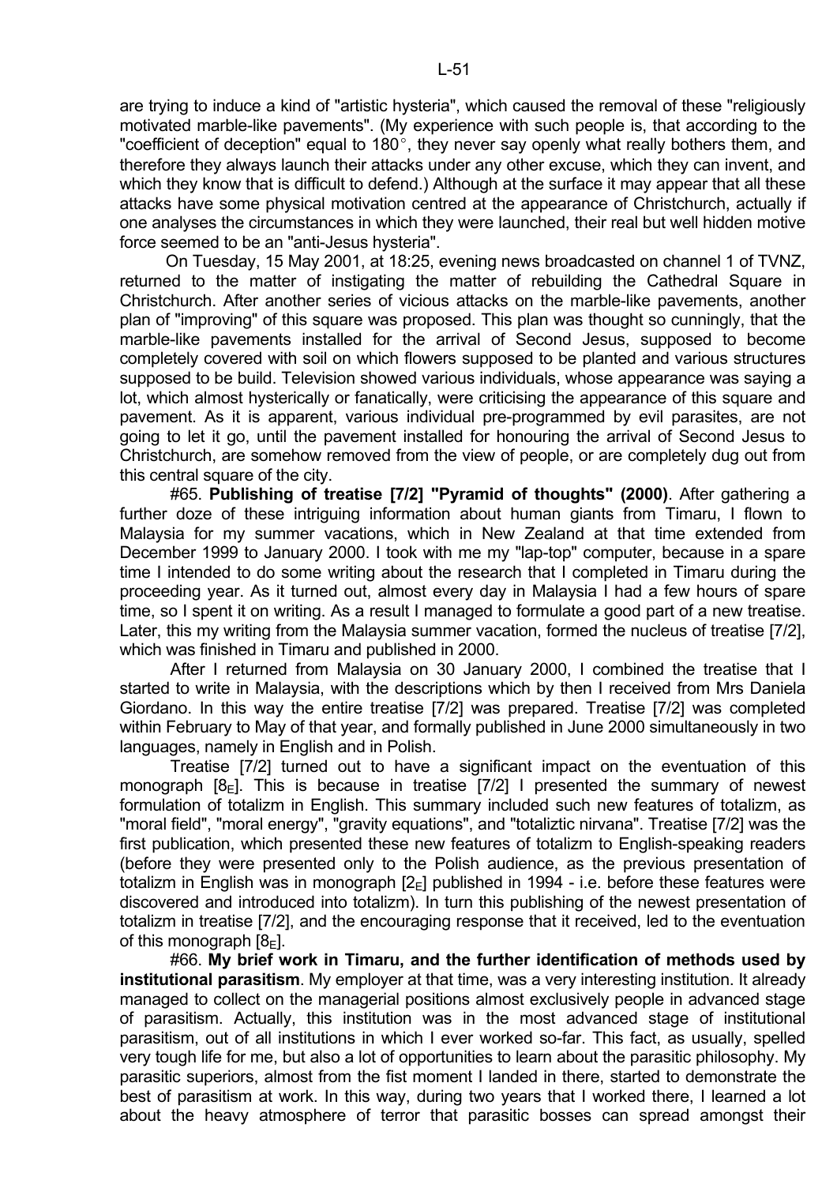are trying to induce a kind of "artistic hysteria", which caused the removal of these "religiously motivated marble-like pavements". (My experience with such people is, that according to the "coefficient of deception" equal to 180°, they never say openly what really bothers them, and therefore they always launch their attacks under any other excuse, which they can invent, and which they know that is difficult to defend.) Although at the surface it may appear that all these attacks have some physical motivation centred at the appearance of Christchurch, actually if one analyses the circumstances in which they were launched, their real but well hidden motive force seemed to be an "anti-Jesus hysteria".

On Tuesday, 15 May 2001, at 18:25, evening news broadcasted on channel 1 of TVNZ, returned to the matter of instigating the matter of rebuilding the Cathedral Square in Christchurch. After another series of vicious attacks on the marble-like pavements, another plan of "improving" of this square was proposed. This plan was thought so cunningly, that the marble-like pavements installed for the arrival of Second Jesus, supposed to become completely covered with soil on which flowers supposed to be planted and various structures supposed to be build. Television showed various individuals, whose appearance was saying a lot, which almost hysterically or fanatically, were criticising the appearance of this square and pavement. As it is apparent, various individual pre-programmed by evil parasites, are not going to let it go, until the pavement installed for honouring the arrival of Second Jesus to Christchurch, are somehow removed from the view of people, or are completely dug out from this central square of the city.

#65. **Publishing of treatise [7/2] "Pyramid of thoughts" (2000)**. After gathering a further doze of these intriguing information about human giants from Timaru, I flown to Malaysia for my summer vacations, which in New Zealand at that time extended from December 1999 to January 2000. I took with me my "lap-top" computer, because in a spare time I intended to do some writing about the research that I completed in Timaru during the proceeding year. As it turned out, almost every day in Malaysia I had a few hours of spare time, so I spent it on writing. As a result I managed to formulate a good part of a new treatise. Later, this my writing from the Malaysia summer vacation, formed the nucleus of treatise [7/2], which was finished in Timaru and published in 2000.

After I returned from Malaysia on 30 January 2000, I combined the treatise that I started to write in Malaysia, with the descriptions which by then I received from Mrs Daniela Giordano. In this way the entire treatise [7/2] was prepared. Treatise [7/2] was completed within February to May of that year, and formally published in June 2000 simultaneously in two languages, namely in English and in Polish.

Treatise [7/2] turned out to have a significant impact on the eventuation of this monograph [$8_E$]. This is because in treatise [7/2] I presented the summary of newest formulation of totalizm in English. This summary included such new features of totalizm, as "moral field", "moral energy", "gravity equations", and "totaliztic nirvana". Treatise [7/2] was the first publication, which presented these new features of totalizm to English-speaking readers (before they were presented only to the Polish audience, as the previous presentation of totalizm in English was in monograph [$2_E$] published in 1994 - i.e. before these features were discovered and introduced into totalizm). In turn this publishing of the newest presentation of totalizm in treatise [7/2], and the encouraging response that it received, led to the eventuation of this monograph [$8_E$].

#66. **My brief work in Timaru, and the further identification of methods used by institutional parasitism**. My employer at that time, was a very interesting institution. It already managed to collect on the managerial positions almost exclusively people in advanced stage of parasitism. Actually, this institution was in the most advanced stage of institutional parasitism, out of all institutions in which I ever worked so-far. This fact, as usually, spelled very tough life for me, but also a lot of opportunities to learn about the parasitic philosophy. My parasitic superiors, almost from the fist moment I landed in there, started to demonstrate the best of parasitism at work. In this way, during two years that I worked there, I learned a lot about the heavy atmosphere of terror that parasitic bosses can spread amongst their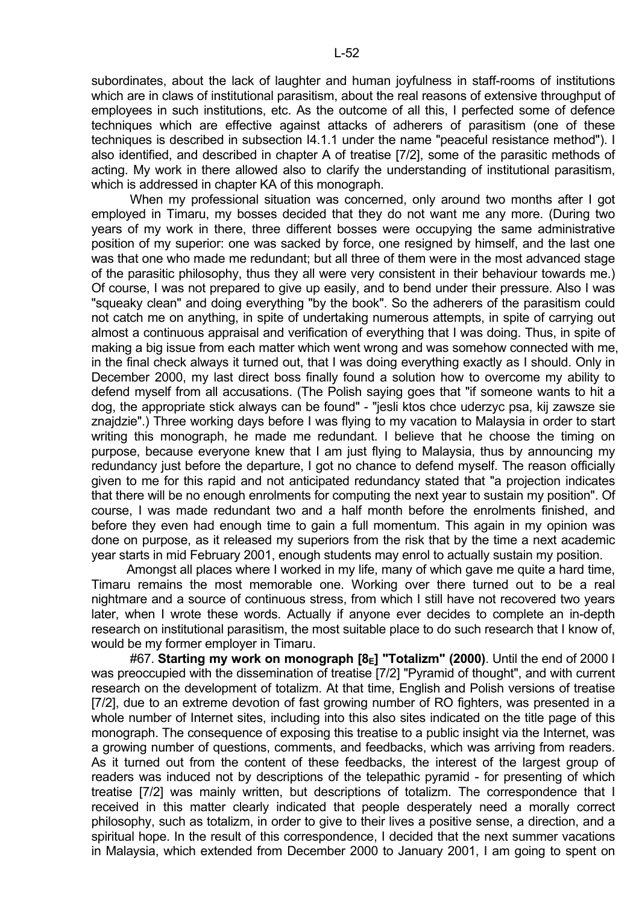subordinates, about the lack of laughter and human joyfulness in staff-rooms of institutions which are in claws of institutional parasitism, about the real reasons of extensive throughput of employees in such institutions, etc. As the outcome of all this, I perfected some of defence techniques which are effective against attacks of adherers of parasitism (one of these techniques is described in subsection I4.1.1 under the name "peaceful resistance method"). I also identified, and described in chapter A of treatise [7/2], some of the parasitic methods of acting. My work in there allowed also to clarify the understanding of institutional parasitism, which is addressed in chapter KA of this monograph.

When my professional situation was concerned, only around two months after I got employed in Timaru, my bosses decided that they do not want me any more. (During two years of my work in there, three different bosses were occupying the same administrative position of my superior: one was sacked by force, one resigned by himself, and the last one was that one who made me redundant; but all three of them were in the most advanced stage of the parasitic philosophy, thus they all were very consistent in their behaviour towards me.) Of course, I was not prepared to give up easily, and to bend under their pressure. Also I was "squeaky clean" and doing everything "by the book". So the adherers of the parasitism could not catch me on anything, in spite of undertaking numerous attempts, in spite of carrying out almost a continuous appraisal and verification of everything that I was doing. Thus, in spite of making a big issue from each matter which went wrong and was somehow connected with me, in the final check always it turned out, that I was doing everything exactly as I should. Only in December 2000, my last direct boss finally found a solution how to overcome my ability to defend myself from all accusations. (The Polish saying goes that "if someone wants to hit a dog, the appropriate stick always can be found" - "jesli ktos chce uderzyc psa, kij zawsze sie znajdzie".) Three working days before I was flying to my vacation to Malaysia in order to start writing this monograph, he made me redundant. I believe that he choose the timing on purpose, because everyone knew that I am just flying to Malaysia, thus by announcing my redundancy just before the departure, I got no chance to defend myself. The reason officially given to me for this rapid and not anticipated redundancy stated that "a projection indicates that there will be no enough enrolments for computing the next year to sustain my position". Of course, I was made redundant two and a half month before the enrolments finished, and before they even had enough time to gain a full momentum. This again in my opinion was done on purpose, as it released my superiors from the risk that by the time a next academic year starts in mid February 2001, enough students may enrol to actually sustain my position.

Amongst all places where I worked in my life, many of which gave me quite a hard time, Timaru remains the most memorable one. Working over there turned out to be a real nightmare and a source of continuous stress, from which I still have not recovered two years later, when I wrote these words. Actually if anyone ever decides to complete an in-depth research on institutional parasitism, the most suitable place to do such research that I know of, would be my former employer in Timaru.

#67. **Starting my work on monograph [8$_E$] "Totalizm" (2000)**. Until the end of 2000 I was preoccupied with the dissemination of treatise [7/2] "Pyramid of thought", and with current research on the development of totalizm. At that time, English and Polish versions of treatise [7/2], due to an extreme devotion of fast growing number of RO fighters, was presented in a whole number of Internet sites, including into this also sites indicated on the title page of this monograph. The consequence of exposing this treatise to a public insight via the Internet, was a growing number of questions, comments, and feedbacks, which was arriving from readers. As it turned out from the content of these feedbacks, the interest of the largest group of readers was induced not by descriptions of the telepathic pyramid - for presenting of which treatise [7/2] was mainly written, but descriptions of totalizm. The correspondence that I received in this matter clearly indicated that people desperately need a morally correct philosophy, such as totalizm, in order to give to their lives a positive sense, a direction, and a spiritual hope. In the result of this correspondence, I decided that the next summer vacations in Malaysia, which extended from December 2000 to January 2001, I am going to spent on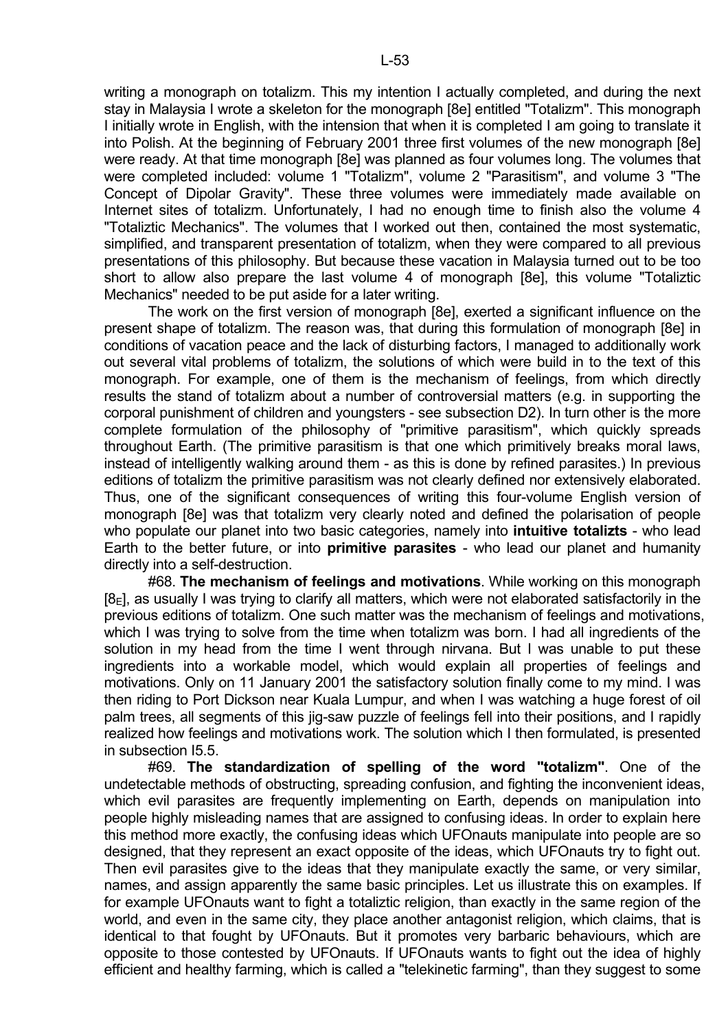writing a monograph on totalizm. This my intention I actually completed, and during the next stay in Malaysia I wrote a skeleton for the monograph [8e] entitled "Totalizm". This monograph I initially wrote in English, with the intension that when it is completed I am going to translate it into Polish. At the beginning of February 2001 three first volumes of the new monograph [8e] were ready. At that time monograph [8e] was planned as four volumes long. The volumes that were completed included: volume 1 "Totalizm", volume 2 "Parasitism", and volume 3 "The Concept of Dipolar Gravity". These three volumes were immediately made available on Internet sites of totalizm. Unfortunately, I had no enough time to finish also the volume 4 "Totaliztic Mechanics". The volumes that I worked out then, contained the most systematic, simplified, and transparent presentation of totalizm, when they were compared to all previous presentations of this philosophy. But because these vacation in Malaysia turned out to be too short to allow also prepare the last volume 4 of monograph [8e], this volume "Totaliztic Mechanics" needed to be put aside for a later writing.

The work on the first version of monograph [8e], exerted a significant influence on the present shape of totalizm. The reason was, that during this formulation of monograph [8e] in conditions of vacation peace and the lack of disturbing factors, I managed to additionally work out several vital problems of totalizm, the solutions of which were build in to the text of this monograph. For example, one of them is the mechanism of feelings, from which directly results the stand of totalizm about a number of controversial matters (e.g. in supporting the corporal punishment of children and youngsters - see subsection D2). In turn other is the more complete formulation of the philosophy of "primitive parasitism", which quickly spreads throughout Earth. (The primitive parasitism is that one which primitively breaks moral laws, instead of intelligently walking around them - as this is done by refined parasites.) In previous editions of totalizm the primitive parasitism was not clearly defined nor extensively elaborated. Thus, one of the significant consequences of writing this four-volume English version of monograph [8e] was that totalizm very clearly noted and defined the polarisation of people who populate our planet into two basic categories, namely into **intuitive totalizts** - who lead Earth to the better future, or into **primitive parasites** - who lead our planet and humanity directly into a self-destruction.

#68. **The mechanism of feelings and motivations**. While working on this monograph [$8_E$], as usually I was trying to clarify all matters, which were not elaborated satisfactorily in the previous editions of totalizm. One such matter was the mechanism of feelings and motivations, which I was trying to solve from the time when totalizm was born. I had all ingredients of the solution in my head from the time I went through nirvana. But I was unable to put these ingredients into a workable model, which would explain all properties of feelings and motivations. Only on 11 January 2001 the satisfactory solution finally come to my mind. I was then riding to Port Dickson near Kuala Lumpur, and when I was watching a huge forest of oil palm trees, all segments of this jig-saw puzzle of feelings fell into their positions, and I rapidly realized how feelings and motivations work. The solution which I then formulated, is presented in subsection I5.5.

#69. **The standardization of spelling of the word "totalizm"**. One of the undetectable methods of obstructing, spreading confusion, and fighting the inconvenient ideas, which evil parasites are frequently implementing on Earth, depends on manipulation into people highly misleading names that are assigned to confusing ideas. In order to explain here this method more exactly, the confusing ideas which UFOnauts manipulate into people are so designed, that they represent an exact opposite of the ideas, which UFOnauts try to fight out. Then evil parasites give to the ideas that they manipulate exactly the same, or very similar, names, and assign apparently the same basic principles. Let us illustrate this on examples. If for example UFOnauts want to fight a totaliztic religion, than exactly in the same region of the world, and even in the same city, they place another antagonist religion, which claims, that is identical to that fought by UFOnauts. But it promotes very barbaric behaviours, which are opposite to those contested by UFOnauts. If UFOnauts wants to fight out the idea of highly efficient and healthy farming, which is called a "telekinetic farming", than they suggest to some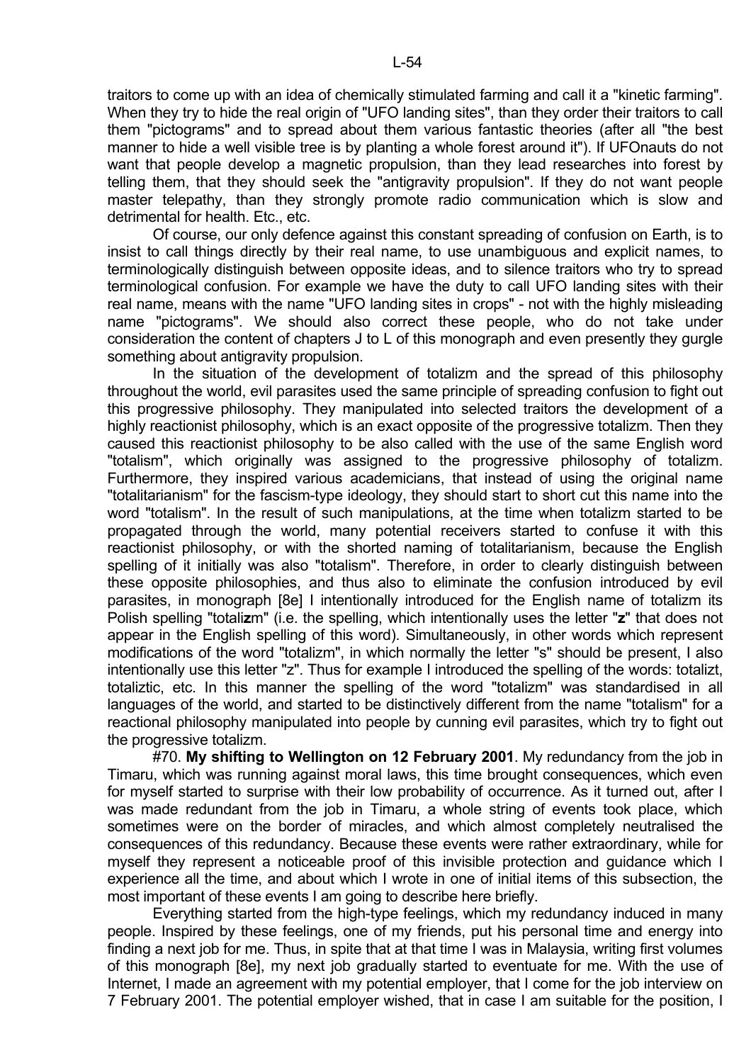traitors to come up with an idea of chemically stimulated farming and call it a "kinetic farming". When they try to hide the real origin of "UFO landing sites", than they order their traitors to call them "pictograms" and to spread about them various fantastic theories (after all "the best manner to hide a well visible tree is by planting a whole forest around it"). If UFOnauts do not want that people develop a magnetic propulsion, than they lead researches into forest by telling them, that they should seek the "antigravity propulsion". If they do not want people master telepathy, than they strongly promote radio communication which is slow and detrimental for health. Etc., etc.

Of course, our only defence against this constant spreading of confusion on Earth, is to insist to call things directly by their real name, to use unambiguous and explicit names, to terminologically distinguish between opposite ideas, and to silence traitors who try to spread terminological confusion. For example we have the duty to call UFO landing sites with their real name, means with the name "UFO landing sites in crops" - not with the highly misleading name "pictograms". We should also correct these people, who do not take under consideration the content of chapters J to L of this monograph and even presently they gurgle something about antigravity propulsion.

In the situation of the development of totalizm and the spread of this philosophy throughout the world, evil parasites used the same principle of spreading confusion to fight out this progressive philosophy. They manipulated into selected traitors the development of a highly reactionist philosophy, which is an exact opposite of the progressive totalizm. Then they caused this reactionist philosophy to be also called with the use of the same English word "totalism", which originally was assigned to the progressive philosophy of totalizm. Furthermore, they inspired various academicians, that instead of using the original name "totalitarianism" for the fascism-type ideology, they should start to short cut this name into the word "totalism". In the result of such manipulations, at the time when totalizm started to be propagated through the world, many potential receivers started to confuse it with this reactionist philosophy, or with the shorted naming of totalitarianism, because the English spelling of it initially was also "totalism". Therefore, in order to clearly distinguish between these opposite philosophies, and thus also to eliminate the confusion introduced by evil parasites, in monograph [8e] I intentionally introduced for the English name of totalizm its Polish spelling "totali**z**m" (i.e. the spelling, which intentionally uses the letter "**z**" that does not appear in the English spelling of this word). Simultaneously, in other words which represent modifications of the word "totalizm", in which normally the letter "s" should be present, I also intentionally use this letter "z". Thus for example I introduced the spelling of the words: totalizt, totaliztic, etc. In this manner the spelling of the word "totalizm" was standardised in all languages of the world, and started to be distinctively different from the name "totalism" for a reactional philosophy manipulated into people by cunning evil parasites, which try to fight out the progressive totalizm.

#70. **My shifting to Wellington on 12 February 2001**. My redundancy from the job in Timaru, which was running against moral laws, this time brought consequences, which even for myself started to surprise with their low probability of occurrence. As it turned out, after I was made redundant from the job in Timaru, a whole string of events took place, which sometimes were on the border of miracles, and which almost completely neutralised the consequences of this redundancy. Because these events were rather extraordinary, while for myself they represent a noticeable proof of this invisible protection and guidance which I experience all the time, and about which I wrote in one of initial items of this subsection, the most important of these events I am going to describe here briefly.

Everything started from the high-type feelings, which my redundancy induced in many people. Inspired by these feelings, one of my friends, put his personal time and energy into finding a next job for me. Thus, in spite that at that time I was in Malaysia, writing first volumes of this monograph [8e], my next job gradually started to eventuate for me. With the use of Internet, I made an agreement with my potential employer, that I come for the job interview on 7 February 2001. The potential employer wished, that in case I am suitable for the position, I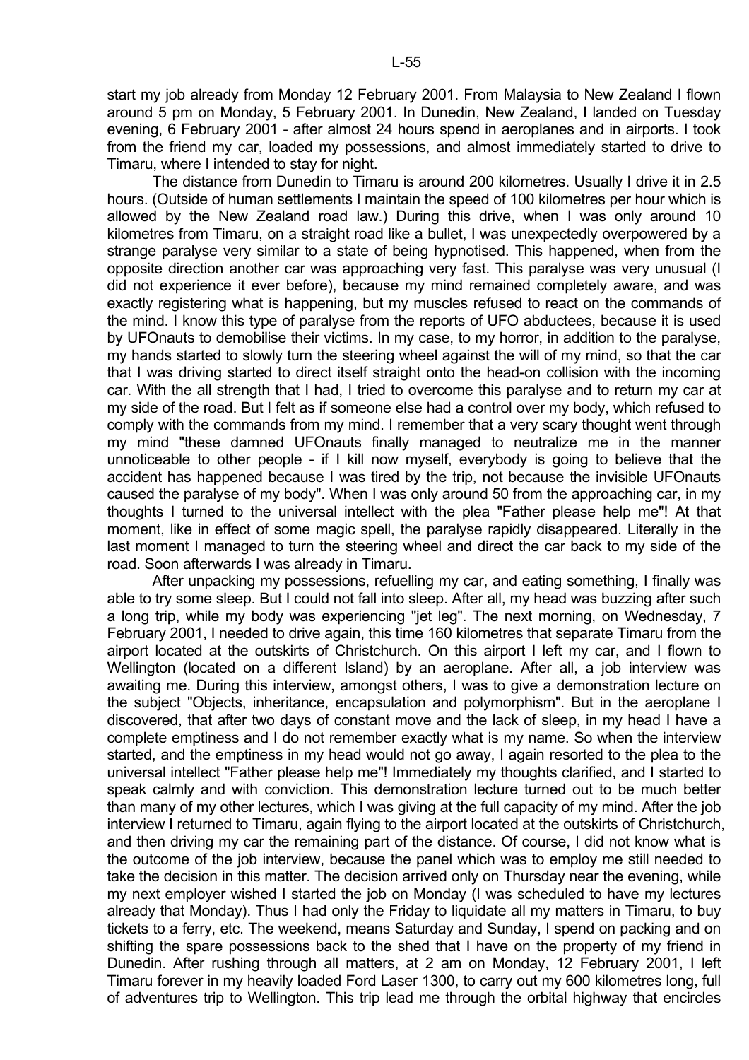start my job already from Monday 12 February 2001. From Malaysia to New Zealand I flown around 5 pm on Monday, 5 February 2001. In Dunedin, New Zealand, I landed on Tuesday evening, 6 February 2001 - after almost 24 hours spend in aeroplanes and in airports. I took from the friend my car, loaded my possessions, and almost immediately started to drive to Timaru, where I intended to stay for night.

The distance from Dunedin to Timaru is around 200 kilometres. Usually I drive it in 2.5 hours. (Outside of human settlements I maintain the speed of 100 kilometres per hour which is allowed by the New Zealand road law.) During this drive, when I was only around 10 kilometres from Timaru, on a straight road like a bullet, I was unexpectedly overpowered by a strange paralyse very similar to a state of being hypnotised. This happened, when from the opposite direction another car was approaching very fast. This paralyse was very unusual (I did not experience it ever before), because my mind remained completely aware, and was exactly registering what is happening, but my muscles refused to react on the commands of the mind. I know this type of paralyse from the reports of UFO abductees, because it is used by UFOnauts to demobilise their victims. In my case, to my horror, in addition to the paralyse, my hands started to slowly turn the steering wheel against the will of my mind, so that the car that I was driving started to direct itself straight onto the head-on collision with the incoming car. With the all strength that I had, I tried to overcome this paralyse and to return my car at my side of the road. But I felt as if someone else had a control over my body, which refused to comply with the commands from my mind. I remember that a very scary thought went through my mind "these damned UFOnauts finally managed to neutralize me in the manner unnoticeable to other people - if I kill now myself, everybody is going to believe that the accident has happened because I was tired by the trip, not because the invisible UFOnauts caused the paralyse of my body". When I was only around 50 from the approaching car, in my thoughts I turned to the universal intellect with the plea "Father please help me"! At that moment, like in effect of some magic spell, the paralyse rapidly disappeared. Literally in the last moment I managed to turn the steering wheel and direct the car back to my side of the road. Soon afterwards I was already in Timaru.

After unpacking my possessions, refuelling my car, and eating something, I finally was able to try some sleep. But I could not fall into sleep. After all, my head was buzzing after such a long trip, while my body was experiencing "jet leg". The next morning, on Wednesday, 7 February 2001, I needed to drive again, this time 160 kilometres that separate Timaru from the airport located at the outskirts of Christchurch. On this airport I left my car, and I flown to Wellington (located on a different Island) by an aeroplane. After all, a job interview was awaiting me. During this interview, amongst others, I was to give a demonstration lecture on the subject "Objects, inheritance, encapsulation and polymorphism". But in the aeroplane I discovered, that after two days of constant move and the lack of sleep, in my head I have a complete emptiness and I do not remember exactly what is my name. So when the interview started, and the emptiness in my head would not go away, I again resorted to the plea to the universal intellect "Father please help me"! Immediately my thoughts clarified, and I started to speak calmly and with conviction. This demonstration lecture turned out to be much better than many of my other lectures, which I was giving at the full capacity of my mind. After the job interview I returned to Timaru, again flying to the airport located at the outskirts of Christchurch, and then driving my car the remaining part of the distance. Of course, I did not know what is the outcome of the job interview, because the panel which was to employ me still needed to take the decision in this matter. The decision arrived only on Thursday near the evening, while my next employer wished I started the job on Monday (I was scheduled to have my lectures already that Monday). Thus I had only the Friday to liquidate all my matters in Timaru, to buy tickets to a ferry, etc. The weekend, means Saturday and Sunday, I spend on packing and on shifting the spare possessions back to the shed that I have on the property of my friend in Dunedin. After rushing through all matters, at 2 am on Monday, 12 February 2001, I left Timaru forever in my heavily loaded Ford Laser 1300, to carry out my 600 kilometres long, full of adventures trip to Wellington. This trip lead me through the orbital highway that encircles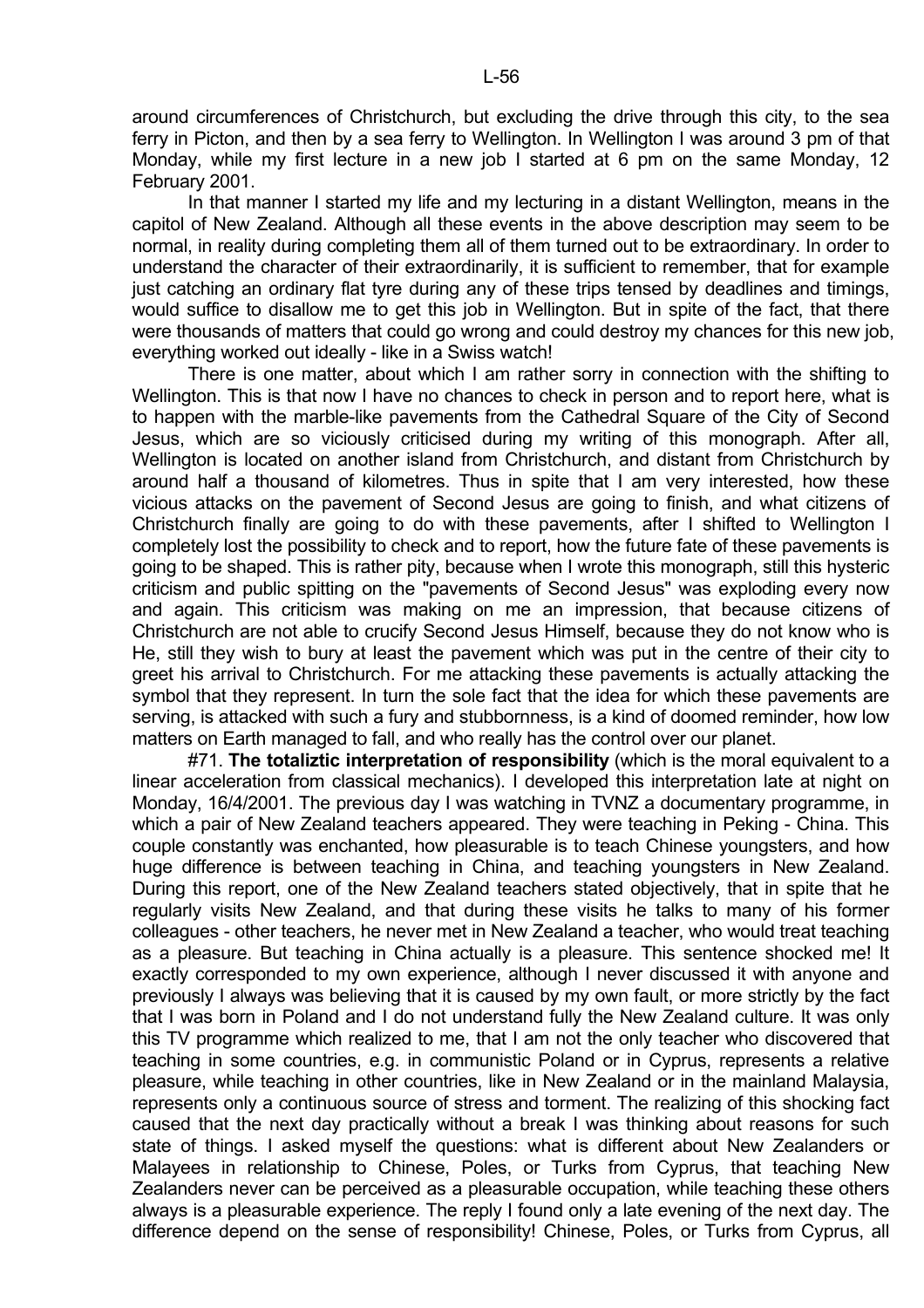around circumferences of Christchurch, but excluding the drive through this city, to the sea ferry in Picton, and then by a sea ferry to Wellington. In Wellington I was around 3 pm of that Monday, while my first lecture in a new job I started at 6 pm on the same Monday, 12 February 2001.

In that manner I started my life and my lecturing in a distant Wellington, means in the capitol of New Zealand. Although all these events in the above description may seem to be normal, in reality during completing them all of them turned out to be extraordinary. In order to understand the character of their extraordinarily, it is sufficient to remember, that for example just catching an ordinary flat tyre during any of these trips tensed by deadlines and timings, would suffice to disallow me to get this job in Wellington. But in spite of the fact, that there were thousands of matters that could go wrong and could destroy my chances for this new job, everything worked out ideally - like in a Swiss watch!

There is one matter, about which I am rather sorry in connection with the shifting to Wellington. This is that now I have no chances to check in person and to report here, what is to happen with the marble-like pavements from the Cathedral Square of the City of Second Jesus, which are so viciously criticised during my writing of this monograph. After all, Wellington is located on another island from Christchurch, and distant from Christchurch by around half a thousand of kilometres. Thus in spite that I am very interested, how these vicious attacks on the pavement of Second Jesus are going to finish, and what citizens of Christchurch finally are going to do with these pavements, after I shifted to Wellington I completely lost the possibility to check and to report, how the future fate of these pavements is going to be shaped. This is rather pity, because when I wrote this monograph, still this hysteric criticism and public spitting on the "pavements of Second Jesus" was exploding every now and again. This criticism was making on me an impression, that because citizens of Christchurch are not able to crucify Second Jesus Himself, because they do not know who is He, still they wish to bury at least the pavement which was put in the centre of their city to greet his arrival to Christchurch. For me attacking these pavements is actually attacking the symbol that they represent. In turn the sole fact that the idea for which these pavements are serving, is attacked with such a fury and stubbornness, is a kind of doomed reminder, how low matters on Earth managed to fall, and who really has the control over our planet.

#71. **The totaliztic interpretation of responsibility** (which is the moral equivalent to a linear acceleration from classical mechanics). I developed this interpretation late at night on Monday, 16/4/2001. The previous day I was watching in TVNZ a documentary programme, in which a pair of New Zealand teachers appeared. They were teaching in Peking - China. This couple constantly was enchanted, how pleasurable is to teach Chinese youngsters, and how huge difference is between teaching in China, and teaching youngsters in New Zealand. During this report, one of the New Zealand teachers stated objectively, that in spite that he regularly visits New Zealand, and that during these visits he talks to many of his former colleagues - other teachers, he never met in New Zealand a teacher, who would treat teaching as a pleasure. But teaching in China actually is a pleasure. This sentence shocked me! It exactly corresponded to my own experience, although I never discussed it with anyone and previously I always was believing that it is caused by my own fault, or more strictly by the fact that I was born in Poland and I do not understand fully the New Zealand culture. It was only this TV programme which realized to me, that I am not the only teacher who discovered that teaching in some countries, e.g. in communistic Poland or in Cyprus, represents a relative pleasure, while teaching in other countries, like in New Zealand or in the mainland Malaysia, represents only a continuous source of stress and torment. The realizing of this shocking fact caused that the next day practically without a break I was thinking about reasons for such state of things. I asked myself the questions: what is different about New Zealanders or Malayees in relationship to Chinese, Poles, or Turks from Cyprus, that teaching New Zealanders never can be perceived as a pleasurable occupation, while teaching these others always is a pleasurable experience. The reply I found only a late evening of the next day. The difference depend on the sense of responsibility! Chinese, Poles, or Turks from Cyprus, all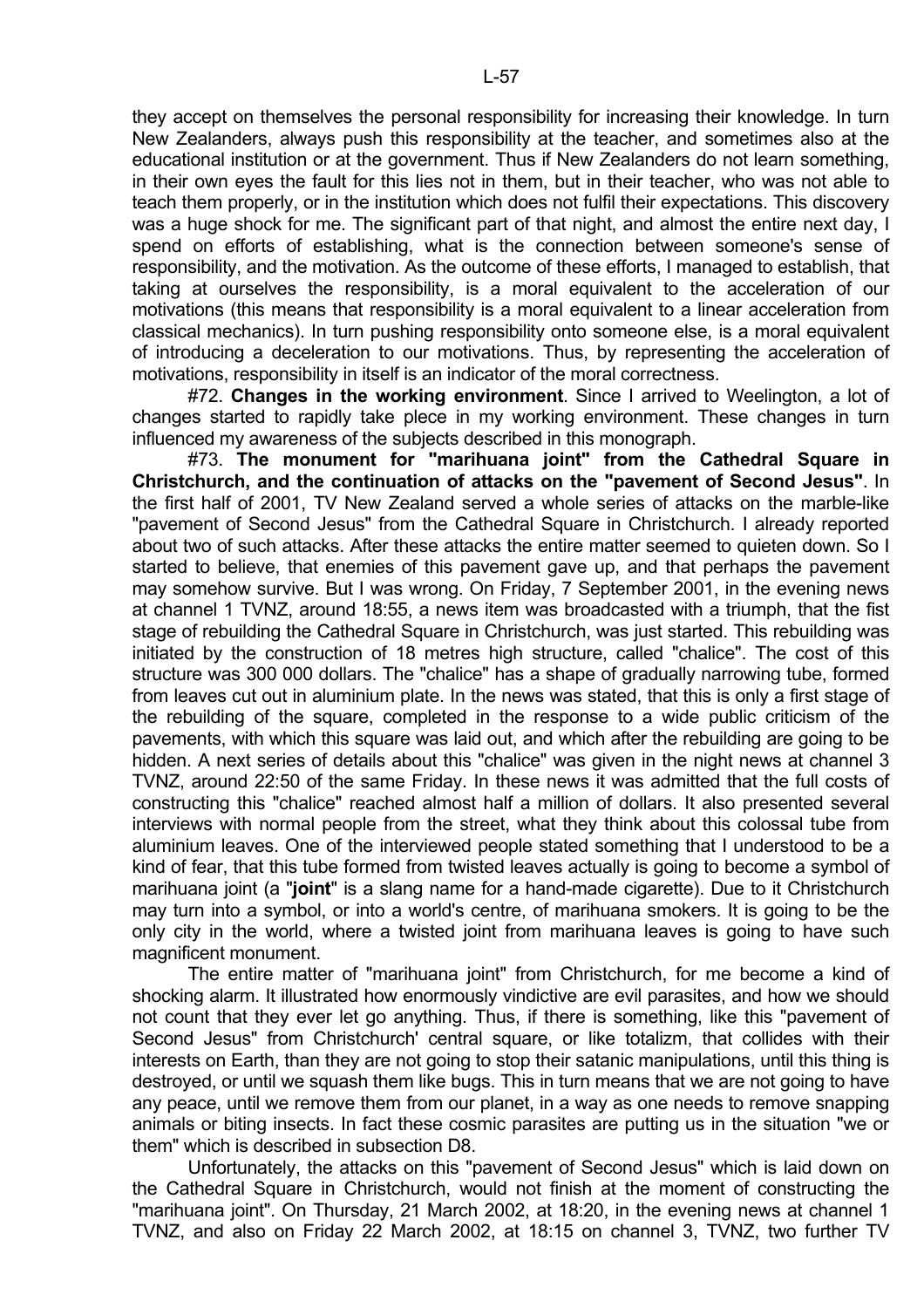they accept on themselves the personal responsibility for increasing their knowledge. In turn New Zealanders, always push this responsibility at the teacher, and sometimes also at the educational institution or at the government. Thus if New Zealanders do not learn something, in their own eyes the fault for this lies not in them, but in their teacher, who was not able to teach them properly, or in the institution which does not fulfil their expectations. This discovery was a huge shock for me. The significant part of that night, and almost the entire next day, I spend on efforts of establishing, what is the connection between someone's sense of responsibility, and the motivation. As the outcome of these efforts, I managed to establish, that taking at ourselves the responsibility, is a moral equivalent to the acceleration of our motivations (this means that responsibility is a moral equivalent to a linear acceleration from classical mechanics). In turn pushing responsibility onto someone else, is a moral equivalent of introducing a deceleration to our motivations. Thus, by representing the acceleration of motivations, responsibility in itself is an indicator of the moral correctness.

#72. **Changes in the working environment**. Since I arrived to Weelington, a lot of changes started to rapidly take plece in my working environment. These changes in turn influenced my awareness of the subjects described in this monograph.

#73. **The monument for "marihuana joint" from the Cathedral Square in Christchurch, and the continuation of attacks on the "pavement of Second Jesus"**. In the first half of 2001, TV New Zealand served a whole series of attacks on the marble-like "pavement of Second Jesus" from the Cathedral Square in Christchurch. I already reported about two of such attacks. After these attacks the entire matter seemed to quieten down. So I started to believe, that enemies of this pavement gave up, and that perhaps the pavement may somehow survive. But I was wrong. On Friday, 7 September 2001, in the evening news at channel 1 TVNZ, around 18:55, a news item was broadcasted with a triumph, that the fist stage of rebuilding the Cathedral Square in Christchurch, was just started. This rebuilding was initiated by the construction of 18 metres high structure, called "chalice". The cost of this structure was 300 000 dollars. The "chalice" has a shape of gradually narrowing tube, formed from leaves cut out in aluminium plate. In the news was stated, that this is only a first stage of the rebuilding of the square, completed in the response to a wide public criticism of the pavements, with which this square was laid out, and which after the rebuilding are going to be hidden. A next series of details about this "chalice" was given in the night news at channel 3 TVNZ, around 22:50 of the same Friday. In these news it was admitted that the full costs of constructing this "chalice" reached almost half a million of dollars. It also presented several interviews with normal people from the street, what they think about this colossal tube from aluminium leaves. One of the interviewed people stated something that I understood to be a kind of fear, that this tube formed from twisted leaves actually is going to become a symbol of marihuana joint (a "**joint**" is a slang name for a hand-made cigarette). Due to it Christchurch may turn into a symbol, or into a world's centre, of marihuana smokers. It is going to be the only city in the world, where a twisted joint from marihuana leaves is going to have such magnificent monument.

The entire matter of "marihuana joint" from Christchurch, for me become a kind of shocking alarm. It illustrated how enormously vindictive are evil parasites, and how we should not count that they ever let go anything. Thus, if there is something, like this "pavement of Second Jesus" from Christchurch' central square, or like totalizm, that collides with their interests on Earth, than they are not going to stop their satanic manipulations, until this thing is destroyed, or until we squash them like bugs. This in turn means that we are not going to have any peace, until we remove them from our planet, in a way as one needs to remove snapping animals or biting insects. In fact these cosmic parasites are putting us in the situation "we or them" which is described in subsection D8.

Unfortunately, the attacks on this "pavement of Second Jesus" which is laid down on the Cathedral Square in Christchurch, would not finish at the moment of constructing the "marihuana joint". On Thursday, 21 March 2002, at 18:20, in the evening news at channel 1 TVNZ, and also on Friday 22 March 2002, at 18:15 on channel 3, TVNZ, two further TV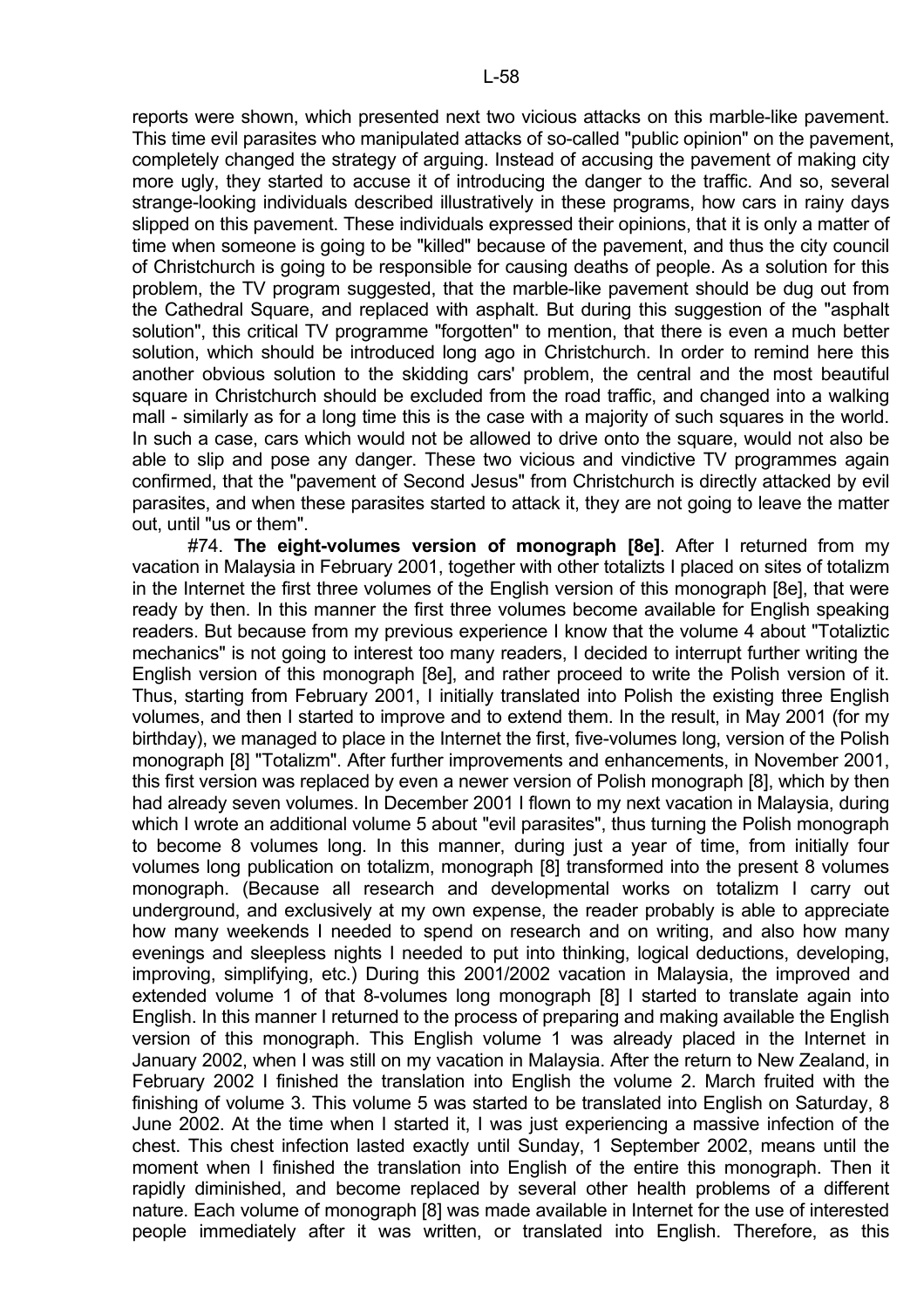reports were shown, which presented next two vicious attacks on this marble-like pavement. This time evil parasites who manipulated attacks of so-called "public opinion" on the pavement, completely changed the strategy of arguing. Instead of accusing the pavement of making city more ugly, they started to accuse it of introducing the danger to the traffic. And so, several strange-looking individuals described illustratively in these programs, how cars in rainy days slipped on this pavement. These individuals expressed their opinions, that it is only a matter of time when someone is going to be "killed" because of the pavement, and thus the city council of Christchurch is going to be responsible for causing deaths of people. As a solution for this problem, the TV program suggested, that the marble-like pavement should be dug out from the Cathedral Square, and replaced with asphalt. But during this suggestion of the "asphalt solution", this critical TV programme "forgotten" to mention, that there is even a much better solution, which should be introduced long ago in Christchurch. In order to remind here this another obvious solution to the skidding cars' problem, the central and the most beautiful square in Christchurch should be excluded from the road traffic, and changed into a walking mall - similarly as for a long time this is the case with a majority of such squares in the world. In such a case, cars which would not be allowed to drive onto the square, would not also be able to slip and pose any danger. These two vicious and vindictive TV programmes again confirmed, that the "pavement of Second Jesus" from Christchurch is directly attacked by evil parasites, and when these parasites started to attack it, they are not going to leave the matter out, until "us or them".

#74. **The eight-volumes version of monograph [8e]**. After I returned from my vacation in Malaysia in February 2001, together with other totalizts I placed on sites of totalizm in the Internet the first three volumes of the English version of this monograph [8e], that were ready by then. In this manner the first three volumes become available for English speaking readers. But because from my previous experience I know that the volume 4 about "Totaliztic mechanics" is not going to interest too many readers, I decided to interrupt further writing the English version of this monograph [8e], and rather proceed to write the Polish version of it. Thus, starting from February 2001, I initially translated into Polish the existing three English volumes, and then I started to improve and to extend them. In the result, in May 2001 (for my birthday), we managed to place in the Internet the first, five-volumes long, version of the Polish monograph [8] "Totalizm". After further improvements and enhancements, in November 2001, this first version was replaced by even a newer version of Polish monograph [8], which by then had already seven volumes. In December 2001 I flown to my next vacation in Malaysia, during which I wrote an additional volume 5 about "evil parasites", thus turning the Polish monograph to become 8 volumes long. In this manner, during just a year of time, from initially four volumes long publication on totalizm, monograph [8] transformed into the present 8 volumes monograph. (Because all research and developmental works on totalizm I carry out underground, and exclusively at my own expense, the reader probably is able to appreciate how many weekends I needed to spend on research and on writing, and also how many evenings and sleepless nights I needed to put into thinking, logical deductions, developing, improving, simplifying, etc.) During this 2001/2002 vacation in Malaysia, the improved and extended volume 1 of that 8-volumes long monograph [8] I started to translate again into English. In this manner I returned to the process of preparing and making available the English version of this monograph. This English volume 1 was already placed in the Internet in January 2002, when I was still on my vacation in Malaysia. After the return to New Zealand, in February 2002 I finished the translation into English the volume 2. March fruited with the finishing of volume 3. This volume 5 was started to be translated into English on Saturday, 8 June 2002. At the time when I started it, I was just experiencing a massive infection of the chest. This chest infection lasted exactly until Sunday, 1 September 2002, means until the moment when I finished the translation into English of the entire this monograph. Then it rapidly diminished, and become replaced by several other health problems of a different nature. Each volume of monograph [8] was made available in Internet for the use of interested people immediately after it was written, or translated into English. Therefore, as this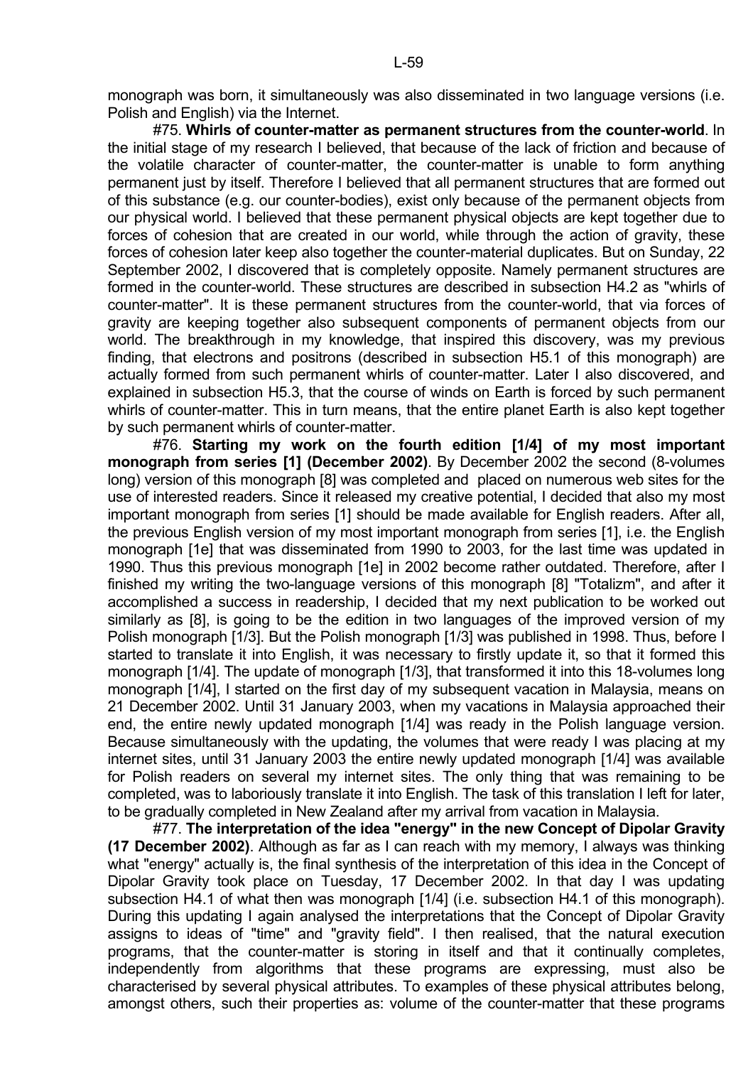monograph was born, it simultaneously was also disseminated in two language versions (i.e. Polish and English) via the Internet.

#75. **Whirls of counter-matter as permanent structures from the counter-world**. In the initial stage of my research I believed, that because of the lack of friction and because of the volatile character of counter-matter, the counter-matter is unable to form anything permanent just by itself. Therefore I believed that all permanent structures that are formed out of this substance (e.g. our counter-bodies), exist only because of the permanent objects from our physical world. I believed that these permanent physical objects are kept together due to forces of cohesion that are created in our world, while through the action of gravity, these forces of cohesion later keep also together the counter-material duplicates. But on Sunday, 22 September 2002, I discovered that is completely opposite. Namely permanent structures are formed in the counter-world. These structures are described in subsection H4.2 as "whirls of counter-matter". It is these permanent structures from the counter-world, that via forces of gravity are keeping together also subsequent components of permanent objects from our world. The breakthrough in my knowledge, that inspired this discovery, was my previous finding, that electrons and positrons (described in subsection H5.1 of this monograph) are actually formed from such permanent whirls of counter-matter. Later I also discovered, and explained in subsection H5.3, that the course of winds on Earth is forced by such permanent whirls of counter-matter. This in turn means, that the entire planet Earth is also kept together by such permanent whirls of counter-matter.

#76. **Starting my work on the fourth edition [1/4] of my most important monograph from series [1] (December 2002)**. By December 2002 the second (8-volumes long) version of this monograph [8] was completed and placed on numerous web sites for the use of interested readers. Since it released my creative potential, I decided that also my most important monograph from series [1] should be made available for English readers. After all, the previous English version of my most important monograph from series [1], i.e. the English monograph [1e] that was disseminated from 1990 to 2003, for the last time was updated in 1990. Thus this previous monograph [1e] in 2002 become rather outdated. Therefore, after I finished my writing the two-language versions of this monograph [8] "Totalizm", and after it accomplished a success in readership, I decided that my next publication to be worked out similarly as [8], is going to be the edition in two languages of the improved version of my Polish monograph [1/3]. But the Polish monograph [1/3] was published in 1998. Thus, before I started to translate it into English, it was necessary to firstly update it, so that it formed this monograph [1/4]. The update of monograph [1/3], that transformed it into this 18-volumes long monograph [1/4], I started on the first day of my subsequent vacation in Malaysia, means on 21 December 2002. Until 31 January 2003, when my vacations in Malaysia approached their end, the entire newly updated monograph [1/4] was ready in the Polish language version. Because simultaneously with the updating, the volumes that were ready I was placing at my internet sites, until 31 January 2003 the entire newly updated monograph [1/4] was available for Polish readers on several my internet sites. The only thing that was remaining to be completed, was to laboriously translate it into English. The task of this translation I left for later, to be gradually completed in New Zealand after my arrival from vacation in Malaysia.

#77. **The interpretation of the idea "energy" in the new Concept of Dipolar Gravity (17 December 2002)**. Although as far as I can reach with my memory, I always was thinking what "energy" actually is, the final synthesis of the interpretation of this idea in the Concept of Dipolar Gravity took place on Tuesday, 17 December 2002. In that day I was updating subsection H4.1 of what then was monograph [1/4] (i.e. subsection H4.1 of this monograph). During this updating I again analysed the interpretations that the Concept of Dipolar Gravity assigns to ideas of "time" and "gravity field". I then realised, that the natural execution programs, that the counter-matter is storing in itself and that it continually completes, independently from algorithms that these programs are expressing, must also be characterised by several physical attributes. To examples of these physical attributes belong, amongst others, such their properties as: volume of the counter-matter that these programs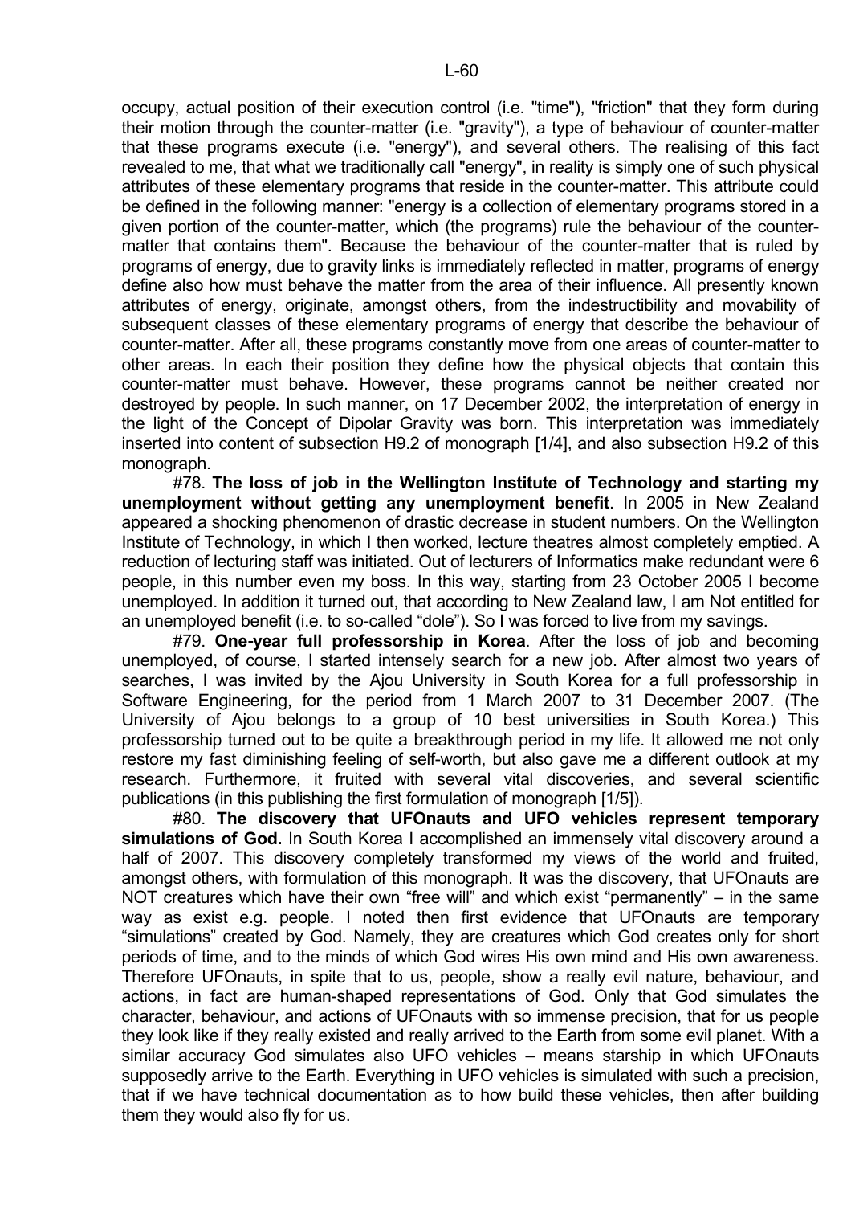occupy, actual position of their execution control (i.e. "time"), "friction" that they form during their motion through the counter-matter (i.e. "gravity"), a type of behaviour of counter-matter that these programs execute (i.e. "energy"), and several others. The realising of this fact revealed to me, that what we traditionally call "energy", in reality is simply one of such physical attributes of these elementary programs that reside in the counter-matter. This attribute could be defined in the following manner: "energy is a collection of elementary programs stored in a given portion of the counter-matter, which (the programs) rule the behaviour of the counter-matter that contains them". Because the behaviour of the counter-matter that is ruled by programs of energy, due to gravity links is immediately reflected in matter, programs of energy define also how must behave the matter from the area of their influence. All presently known attributes of energy, originate, amongst others, from the indestructibility and movability of subsequent classes of these elementary programs of energy that describe the behaviour of counter-matter. After all, these programs constantly move from one areas of counter-matter to other areas. In each their position they define how the physical objects that contain this counter-matter must behave. However, these programs cannot be neither created nor destroyed by people. In such manner, on 17 December 2002, the interpretation of energy in the light of the Concept of Dipolar Gravity was born. This interpretation was immediately inserted into content of subsection H9.2 of monograph [1/4], and also subsection H9.2 of this monograph.

#78. **The loss of job in the Wellington Institute of Technology and starting my unemployment without getting any unemployment benefit**. In 2005 in New Zealand appeared a shocking phenomenon of drastic decrease in student numbers. On the Wellington Institute of Technology, in which I then worked, lecture theatres almost completely emptied. A reduction of lecturing staff was initiated. Out of lecturers of Informatics make redundant were 6 people, in this number even my boss. In this way, starting from 23 October 2005 I become unemployed. In addition it turned out, that according to New Zealand law, I am Not entitled for an unemployed benefit (i.e. to so-called "dole"). So I was forced to live from my savings.

#79. **One-year full professorship in Korea**. After the loss of job and becoming unemployed, of course, I started intensely search for a new job. After almost two years of searches, I was invited by the Ajou University in South Korea for a full professorship in Software Engineering, for the period from 1 March 2007 to 31 December 2007. (The University of Ajou belongs to a group of 10 best universities in South Korea.) This professorship turned out to be quite a breakthrough period in my life. It allowed me not only restore my fast diminishing feeling of self-worth, but also gave me a different outlook at my research. Furthermore, it fruited with several vital discoveries, and several scientific publications (in this publishing the first formulation of monograph [1/5]).

#80. **The discovery that UFOnauts and UFO vehicles represent temporary simulations of God.** In South Korea I accomplished an immensely vital discovery around a half of 2007. This discovery completely transformed my views of the world and fruited, amongst others, with formulation of this monograph. It was the discovery, that UFOnauts are NOT creatures which have their own "free will" and which exist "permanently" – in the same way as exist e.g. people. I noted then first evidence that UFOnauts are temporary "simulations" created by God. Namely, they are creatures which God creates only for short periods of time, and to the minds of which God wires His own mind and His own awareness. Therefore UFOnauts, in spite that to us, people, show a really evil nature, behaviour, and actions, in fact are human-shaped representations of God. Only that God simulates the character, behaviour, and actions of UFOnauts with so immense precision, that for us people they look like if they really existed and really arrived to the Earth from some evil planet. With a similar accuracy God simulates also UFO vehicles – means starship in which UFOnauts supposedly arrive to the Earth. Everything in UFO vehicles is simulated with such a precision, that if we have technical documentation as to how build these vehicles, then after building them they would also fly for us.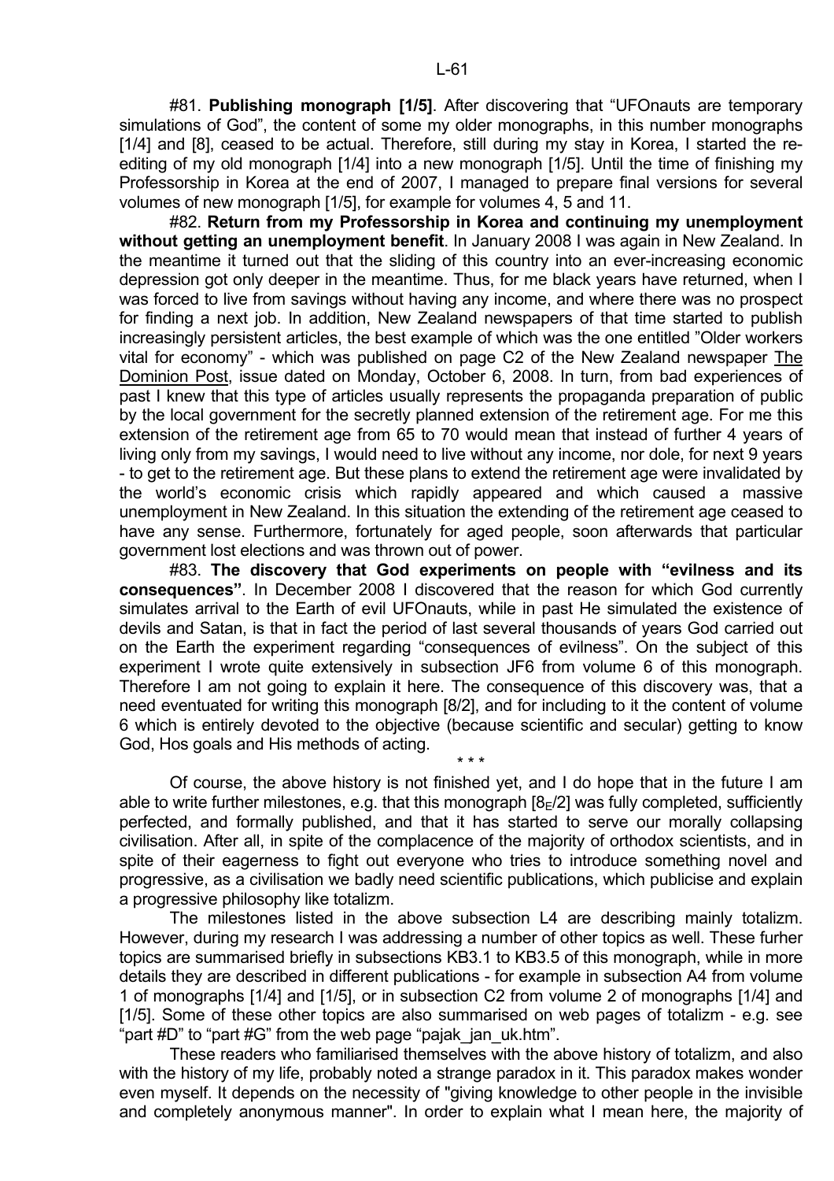#81. **Publishing monograph [1/5]**. After discovering that "UFOnauts are temporary simulations of God", the content of some my older monographs, in this number monographs [1/4] and [8], ceased to be actual. Therefore, still during my stay in Korea, I started the re-editing of my old monograph [1/4] into a new monograph [1/5]. Until the time of finishing my Professorship in Korea at the end of 2007, I managed to prepare final versions for several volumes of new monograph [1/5], for example for volumes 4, 5 and 11.

#82. **Return from my Professorship in Korea and continuing my unemployment without getting an unemployment benefit**. In January 2008 I was again in New Zealand. In the meantime it turned out that the sliding of this country into an ever-increasing economic depression got only deeper in the meantime. Thus, for me black years have returned, when I was forced to live from savings without having any income, and where there was no prospect for finding a next job. In addition, New Zealand newspapers of that time started to publish increasingly persistent articles, the best example of which was the one entitled "Older workers vital for economy" - which was published on page C2 of the New Zealand newspaper The Dominion Post, issue dated on Monday, October 6, 2008. In turn, from bad experiences of past I knew that this type of articles usually represents the propaganda preparation of public by the local government for the secretly planned extension of the retirement age. For me this extension of the retirement age from 65 to 70 would mean that instead of further 4 years of living only from my savings, I would need to live without any income, nor dole, for next 9 years - to get to the retirement age. But these plans to extend the retirement age were invalidated by the world's economic crisis which rapidly appeared and which caused a massive unemployment in New Zealand. In this situation the extending of the retirement age ceased to have any sense. Furthermore, fortunately for aged people, soon afterwards that particular government lost elections and was thrown out of power.

#83. **The discovery that God experiments on people with "evilness and its consequences"**. In December 2008 I discovered that the reason for which God currently simulates arrival to the Earth of evil UFOnauts, while in past He simulated the existence of devils and Satan, is that in fact the period of last several thousands of years God carried out on the Earth the experiment regarding "consequences of evilness". On the subject of this experiment I wrote quite extensively in subsection JF6 from volume 6 of this monograph. Therefore I am not going to explain it here. The consequence of this discovery was, that a need eventuated for writing this monograph [8/2], and for including to it the content of volume 6 which is entirely devoted to the objective (because scientific and secular) getting to know God, Hos goals and His methods of acting.

\* \* \*

Of course, the above history is not finished yet, and I do hope that in the future I am able to write further milestones, e.g. that this monograph [$8_E$/2] was fully completed, sufficiently perfected, and formally published, and that it has started to serve our morally collapsing civilisation. After all, in spite of the complacence of the majority of orthodox scientists, and in spite of their eagerness to fight out everyone who tries to introduce something novel and progressive, as a civilisation we badly need scientific publications, which publicise and explain a progressive philosophy like totalizm.

The milestones listed in the above subsection L4 are describing mainly totalizm. However, during my research I was addressing a number of other topics as well. These furher topics are summarised briefly in subsections KB3.1 to KB3.5 of this monograph, while in more details they are described in different publications - for example in subsection A4 from volume 1 of monographs [1/4] and [1/5], or in subsection C2 from volume 2 of monographs [1/4] and [1/5]. Some of these other topics are also summarised on web pages of totalizm - e.g. see "part #D" to "part #G" from the web page "pajak_jan_uk.htm".

These readers who familiarised themselves with the above history of totalizm, and also with the history of my life, probably noted a strange paradox in it. This paradox makes wonder even myself. It depends on the necessity of "giving knowledge to other people in the invisible and completely anonymous manner". In order to explain what I mean here, the majority of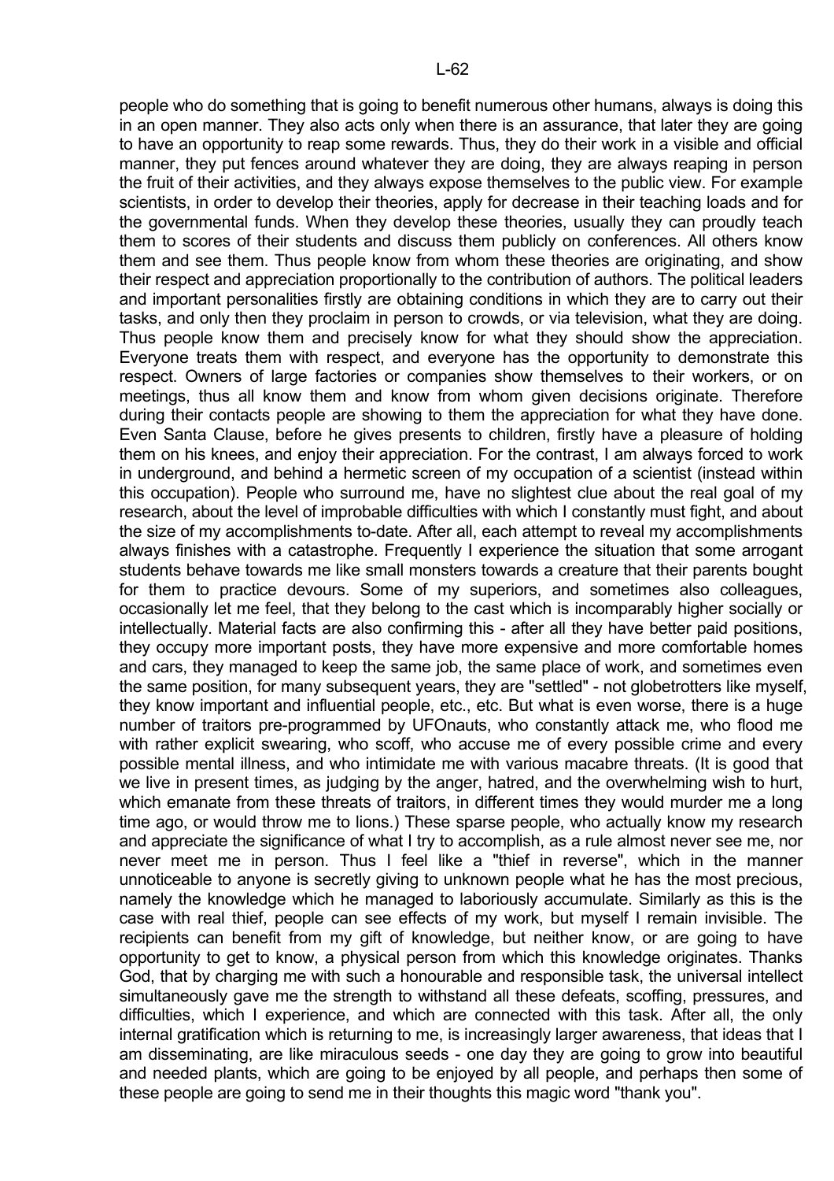people who do something that is going to benefit numerous other humans, always is doing this in an open manner. They also acts only when there is an assurance, that later they are going to have an opportunity to reap some rewards. Thus, they do their work in a visible and official manner, they put fences around whatever they are doing, they are always reaping in person the fruit of their activities, and they always expose themselves to the public view. For example scientists, in order to develop their theories, apply for decrease in their teaching loads and for the governmental funds. When they develop these theories, usually they can proudly teach them to scores of their students and discuss them publicly on conferences. All others know them and see them. Thus people know from whom these theories are originating, and show their respect and appreciation proportionally to the contribution of authors. The political leaders and important personalities firstly are obtaining conditions in which they are to carry out their tasks, and only then they proclaim in person to crowds, or via television, what they are doing. Thus people know them and precisely know for what they should show the appreciation. Everyone treats them with respect, and everyone has the opportunity to demonstrate this respect. Owners of large factories or companies show themselves to their workers, or on meetings, thus all know them and know from whom given decisions originate. Therefore during their contacts people are showing to them the appreciation for what they have done. Even Santa Clause, before he gives presents to children, firstly have a pleasure of holding them on his knees, and enjoy their appreciation. For the contrast, I am always forced to work in underground, and behind a hermetic screen of my occupation of a scientist (instead within this occupation). People who surround me, have no slightest clue about the real goal of my research, about the level of improbable difficulties with which I constantly must fight, and about the size of my accomplishments to-date. After all, each attempt to reveal my accomplishments always finishes with a catastrophe. Frequently I experience the situation that some arrogant students behave towards me like small monsters towards a creature that their parents bought for them to practice devours. Some of my superiors, and sometimes also colleagues, occasionally let me feel, that they belong to the cast which is incomparably higher socially or intellectually. Material facts are also confirming this - after all they have better paid positions, they occupy more important posts, they have more expensive and more comfortable homes and cars, they managed to keep the same job, the same place of work, and sometimes even the same position, for many subsequent years, they are "settled" - not globetrotters like myself, they know important and influential people, etc., etc. But what is even worse, there is a huge number of traitors pre-programmed by UFOnauts, who constantly attack me, who flood me with rather explicit swearing, who scoff, who accuse me of every possible crime and every possible mental illness, and who intimidate me with various macabre threats. (It is good that we live in present times, as judging by the anger, hatred, and the overwhelming wish to hurt, which emanate from these threats of traitors, in different times they would murder me a long time ago, or would throw me to lions.) These sparse people, who actually know my research and appreciate the significance of what I try to accomplish, as a rule almost never see me, nor never meet me in person. Thus I feel like a "thief in reverse", which in the manner unnoticeable to anyone is secretly giving to unknown people what he has the most precious, namely the knowledge which he managed to laboriously accumulate. Similarly as this is the case with real thief, people can see effects of my work, but myself I remain invisible. The recipients can benefit from my gift of knowledge, but neither know, or are going to have opportunity to get to know, a physical person from which this knowledge originates. Thanks God, that by charging me with such a honourable and responsible task, the universal intellect simultaneously gave me the strength to withstand all these defeats, scoffing, pressures, and difficulties, which I experience, and which are connected with this task. After all, the only internal gratification which is returning to me, is increasingly larger awareness, that ideas that I am disseminating, are like miraculous seeds - one day they are going to grow into beautiful and needed plants, which are going to be enjoyed by all people, and perhaps then some of these people are going to send me in their thoughts this magic word "thank you".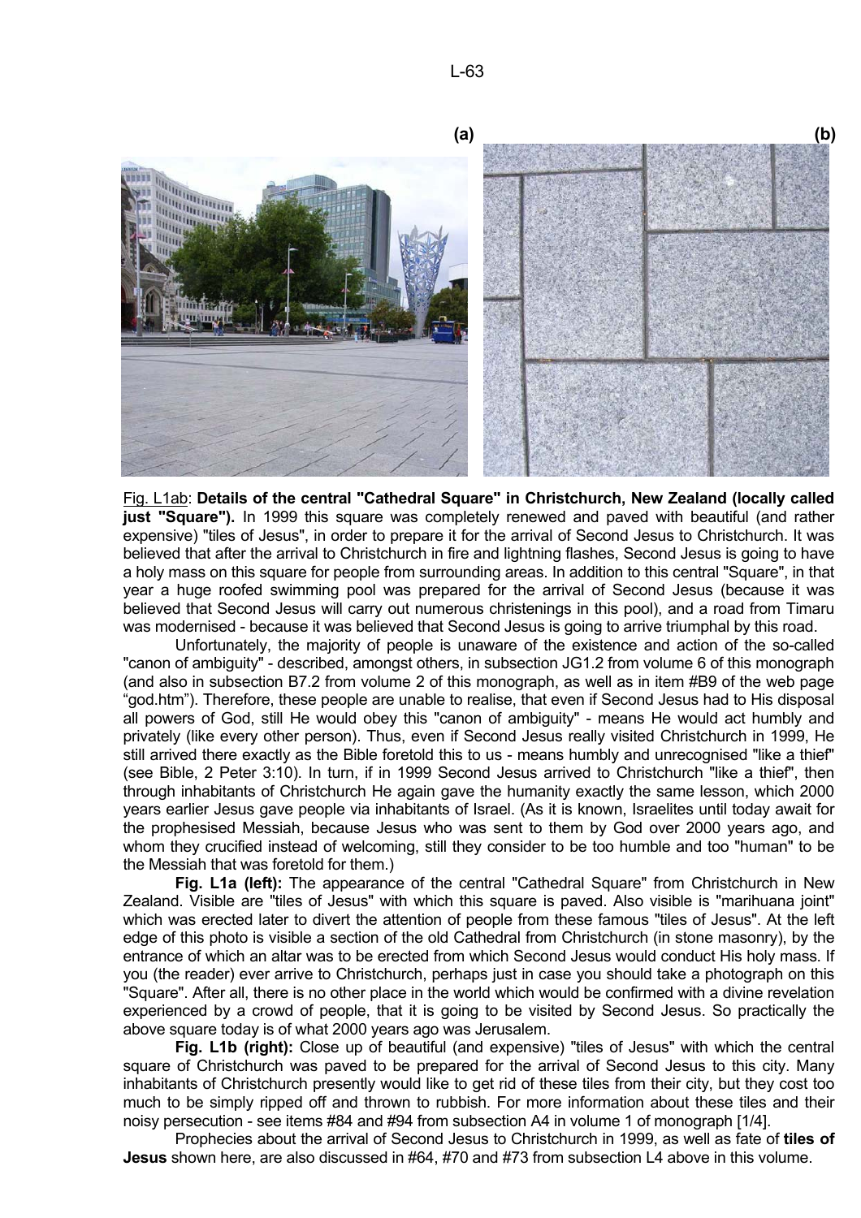(a) (b)

Fig. L1ab: **Details of the central "Cathedral Square" in Christchurch, New Zealand (locally called just "Square").** In 1999 this square was completely renewed and paved with beautiful (and rather expensive) "tiles of Jesus", in order to prepare it for the arrival of Second Jesus to Christchurch. It was believed that after the arrival to Christchurch in fire and lightning flashes, Second Jesus is going to have a holy mass on this square for people from surrounding areas. In addition to this central "Square", in that year a huge roofed swimming pool was prepared for the arrival of Second Jesus (because it was believed that Second Jesus will carry out numerous christenings in this pool), and a road from Timaru was modernised - because it was believed that Second Jesus is going to arrive triumphal by this road.

Unfortunately, the majority of people is unaware of the existence and action of the so-called "canon of ambiguity" - described, amongst others, in subsection JG1.2 from volume 6 of this monograph (and also in subsection B7.2 from volume 2 of this monograph, as well as in item #B9 of the web page "god.htm"). Therefore, these people are unable to realise, that even if Second Jesus had to His disposal all powers of God, still He would obey this "canon of ambiguity" - means He would act humbly and privately (like every other person). Thus, even if Second Jesus really visited Christchurch in 1999, He still arrived there exactly as the Bible foretold this to us - means humbly and unrecognised "like a thief" (see Bible, 2 Peter 3:10). In turn, if in 1999 Second Jesus arrived to Christchurch "like a thief", then through inhabitants of Christchurch He again gave the humanity exactly the same lesson, which 2000 years earlier Jesus gave people via inhabitants of Israel. (As it is known, Israelites until today await for the prophesised Messiah, because Jesus who was sent to them by God over 2000 years ago, and whom they crucified instead of welcoming, still they consider to be too humble and too "human" to be the Messiah that was foretold for them.)

**Fig. L1a (left):** The appearance of the central "Cathedral Square" from Christchurch in New Zealand. Visible are "tiles of Jesus" with which this square is paved. Also visible is "marihuana joint" which was erected later to divert the attention of people from these famous "tiles of Jesus". At the left edge of this photo is visible a section of the old Cathedral from Christchurch (in stone masonry), by the entrance of which an altar was to be erected from which Second Jesus would conduct His holy mass. If you (the reader) ever arrive to Christchurch, perhaps just in case you should take a photograph on this "Square". After all, there is no other place in the world which would be confirmed with a divine revelation experienced by a crowd of people, that it is going to be visited by Second Jesus. So practically the above square today is of what 2000 years ago was Jerusalem.

**Fig. L1b (right):** Close up of beautiful (and expensive) "tiles of Jesus" with which the central square of Christchurch was paved to be prepared for the arrival of Second Jesus to this city. Many inhabitants of Christchurch presently would like to get rid of these tiles from their city, but they cost too much to be simply ripped off and thrown to rubbish. For more information about these tiles and their noisy persecution - see items #84 and #94 from subsection A4 in volume 1 of monograph [1/4].

Prophecies about the arrival of Second Jesus to Christchurch in 1999, as well as fate of **tiles of Jesus** shown here, are also discussed in #64, #70 and #73 from subsection L4 above in this volume.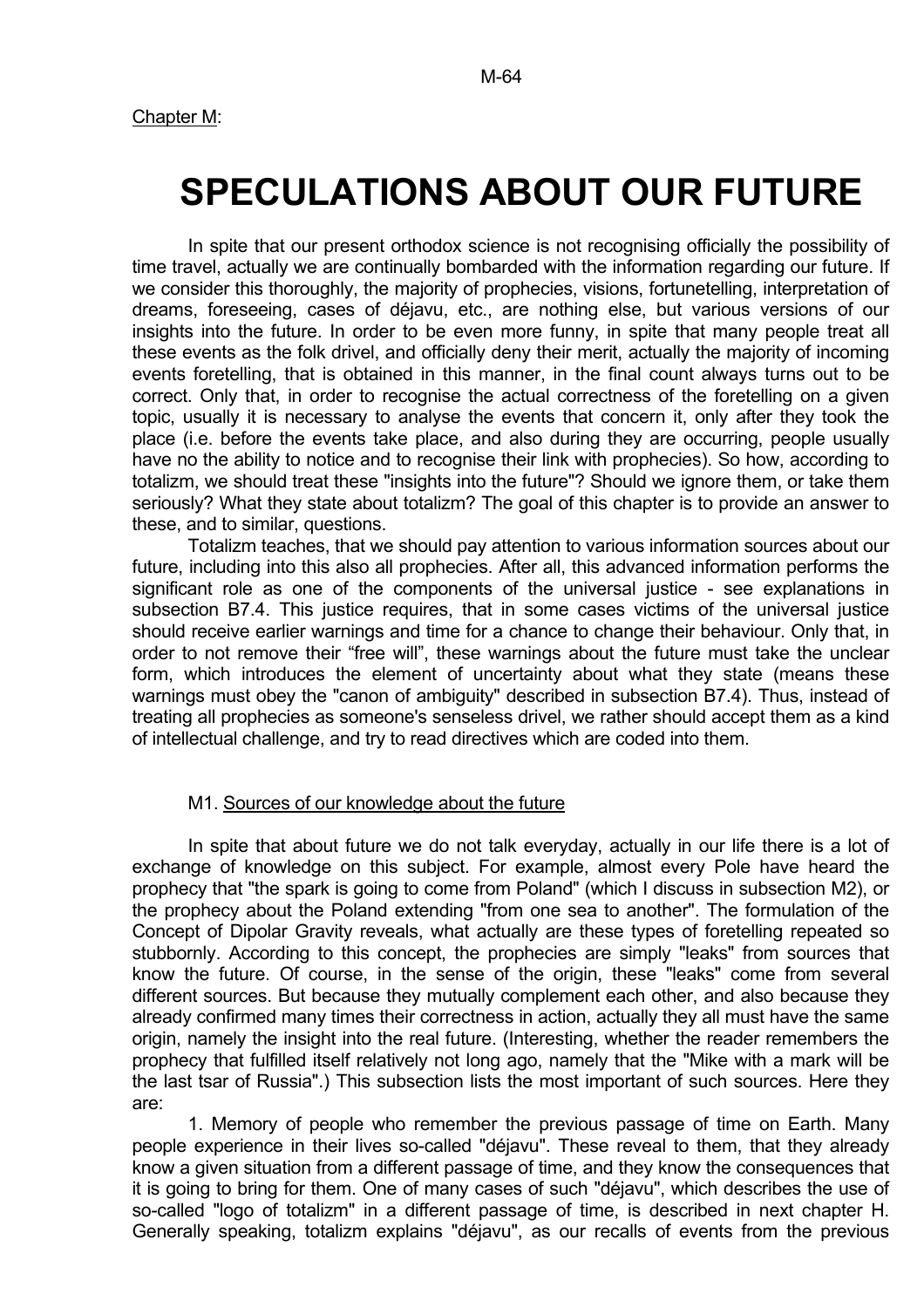Chapter M:

# SPECULATIONS ABOUT OUR FUTURE

In spite that our present orthodox science is not recognising officially the possibility of time travel, actually we are continually bombarded with the information regarding our future. If we consider this thoroughly, the majority of prophecies, visions, fortunetelling, interpretation of dreams, foreseeing, cases of déjavu, etc., are nothing else, but various versions of our insights into the future. In order to be even more funny, in spite that many people treat all these events as the folk drivel, and officially deny their merit, actually the majority of incoming events foretelling, that is obtained in this manner, in the final count always turns out to be correct. Only that, in order to recognise the actual correctness of the foretelling on a given topic, usually it is necessary to analyse the events that concern it, only after they took the place (i.e. before the events take place, and also during they are occurring, people usually have no the ability to notice and to recognise their link with prophecies). So how, according to totalizm, we should treat these "insights into the future"? Should we ignore them, or take them seriously? What they state about totalizm? The goal of this chapter is to provide an answer to these, and to similar, questions.

Totalizm teaches, that we should pay attention to various information sources about our future, including into this also all prophecies. After all, this advanced information performs the significant role as one of the components of the universal justice - see explanations in subsection B7.4. This justice requires, that in some cases victims of the universal justice should receive earlier warnings and time for a chance to change their behaviour. Only that, in order to not remove their “free will”, these warnings about the future must take the unclear form, which introduces the element of uncertainty about what they state (means these warnings must obey the "canon of ambiguity" described in subsection B7.4). Thus, instead of treating all prophecies as someone's senseless drivel, we rather should accept them as a kind of intellectual challenge, and try to read directives which are coded into them.

## M1. Sources of our knowledge about the future

In spite that about future we do not talk everyday, actually in our life there is a lot of exchange of knowledge on this subject. For example, almost every Pole have heard the prophecy that "the spark is going to come from Poland" (which I discuss in subsection M2), or the prophecy about the Poland extending "from one sea to another". The formulation of the Concept of Dipolar Gravity reveals, what actually are these types of foretelling repeated so stubbornly. According to this concept, the prophecies are simply "leaks" from sources that know the future. Of course, in the sense of the origin, these "leaks" come from several different sources. But because they mutually complement each other, and also because they already confirmed many times their correctness in action, actually they all must have the same origin, namely the insight into the real future. (Interesting, whether the reader remembers the prophecy that fulfilled itself relatively not long ago, namely that the "Mike with a mark will be the last tsar of Russia".) This subsection lists the most important of such sources. Here they are:

1. Memory of people who remember the previous passage of time on Earth. Many people experience in their lives so-called "déjavu". These reveal to them, that they already know a given situation from a different passage of time, and they know the consequences that it is going to bring for them. One of many cases of such "déjavu", which describes the use of so-called "logo of totalizm" in a different passage of time, is described in next chapter H. Generally speaking, totalizm explains "déjavu", as our recalls of events from the previous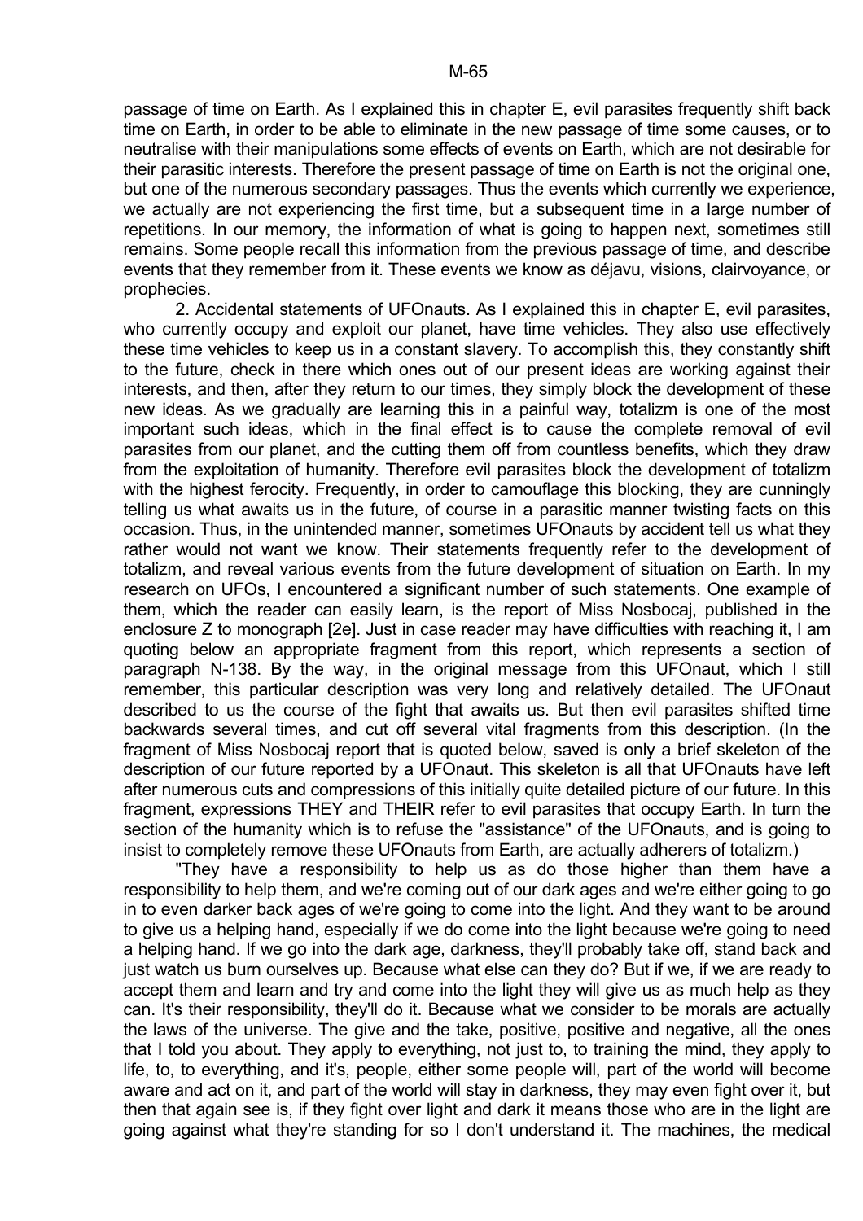passage of time on Earth. As I explained this in chapter E, evil parasites frequently shift back time on Earth, in order to be able to eliminate in the new passage of time some causes, or to neutralise with their manipulations some effects of events on Earth, which are not desirable for their parasitic interests. Therefore the present passage of time on Earth is not the original one, but one of the numerous secondary passages. Thus the events which currently we experience, we actually are not experiencing the first time, but a subsequent time in a large number of repetitions. In our memory, the information of what is going to happen next, sometimes still remains. Some people recall this information from the previous passage of time, and describe events that they remember from it. These events we know as déjavu, visions, clairvoyance, or prophecies.

2. Accidental statements of UFOnauts. As I explained this in chapter E, evil parasites, who currently occupy and exploit our planet, have time vehicles. They also use effectively these time vehicles to keep us in a constant slavery. To accomplish this, they constantly shift to the future, check in there which ones out of our present ideas are working against their interests, and then, after they return to our times, they simply block the development of these new ideas. As we gradually are learning this in a painful way, totalizm is one of the most important such ideas, which in the final effect is to cause the complete removal of evil parasites from our planet, and the cutting them off from countless benefits, which they draw from the exploitation of humanity. Therefore evil parasites block the development of totalizm with the highest ferocity. Frequently, in order to camouflage this blocking, they are cunningly telling us what awaits us in the future, of course in a parasitic manner twisting facts on this occasion. Thus, in the unintended manner, sometimes UFOnauts by accident tell us what they rather would not want we know. Their statements frequently refer to the development of totalizm, and reveal various events from the future development of situation on Earth. In my research on UFOs, I encountered a significant number of such statements. One example of them, which the reader can easily learn, is the report of Miss Nosbocaj, published in the enclosure Z to monograph [2e]. Just in case reader may have difficulties with reaching it, I am quoting below an appropriate fragment from this report, which represents a section of paragraph N-138. By the way, in the original message from this UFOnaut, which I still remember, this particular description was very long and relatively detailed. The UFOnaut described to us the course of the fight that awaits us. But then evil parasites shifted time backwards several times, and cut off several vital fragments from this description. (In the fragment of Miss Nosbocaj report that is quoted below, saved is only a brief skeleton of the description of our future reported by a UFOnaut. This skeleton is all that UFOnauts have left after numerous cuts and compressions of this initially quite detailed picture of our future. In this fragment, expressions THEY and THEIR refer to evil parasites that occupy Earth. In turn the section of the humanity which is to refuse the "assistance" of the UFOnauts, and is going to insist to completely remove these UFOnauts from Earth, are actually adherers of totalizm.)

"They have a responsibility to help us as do those higher than them have a responsibility to help them, and we're coming out of our dark ages and we're either going to go in to even darker back ages of we're going to come into the light. And they want to be around to give us a helping hand, especially if we do come into the light because we're going to need a helping hand. If we go into the dark age, darkness, they'll probably take off, stand back and just watch us burn ourselves up. Because what else can they do? But if we, if we are ready to accept them and learn and try and come into the light they will give us as much help as they can. It's their responsibility, they'll do it. Because what we consider to be morals are actually the laws of the universe. The give and the take, positive, positive and negative, all the ones that I told you about. They apply to everything, not just to, to training the mind, they apply to life, to, to everything, and it's, people, either some people will, part of the world will become aware and act on it, and part of the world will stay in darkness, they may even fight over it, but then that again see is, if they fight over light and dark it means those who are in the light are going against what they're standing for so I don't understand it. The machines, the medical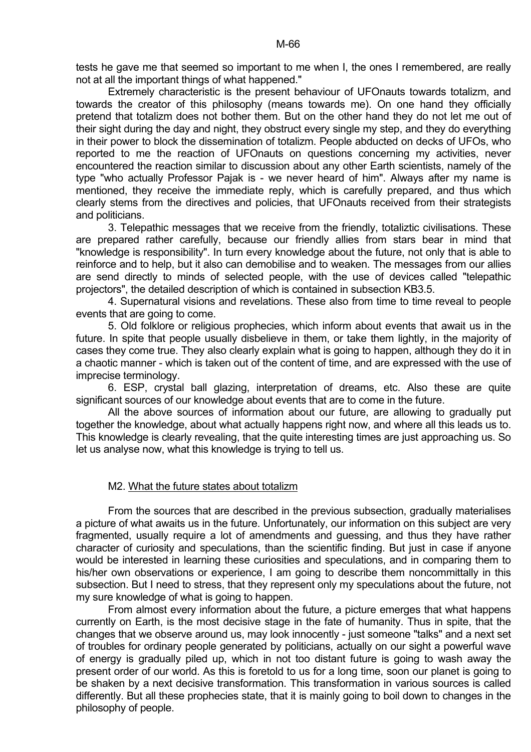tests he gave me that seemed so important to me when I, the ones I remembered, are really not at all the important things of what happened."

Extremely characteristic is the present behaviour of UFOnauts towards totalizm, and towards the creator of this philosophy (means towards me). On one hand they officially pretend that totalizm does not bother them. But on the other hand they do not let me out of their sight during the day and night, they obstruct every single my step, and they do everything in their power to block the dissemination of totalizm. People abducted on decks of UFOs, who reported to me the reaction of UFOnauts on questions concerning my activities, never encountered the reaction similar to discussion about any other Earth scientists, namely of the type "who actually Professor Pajak is - we never heard of him". Always after my name is mentioned, they receive the immediate reply, which is carefully prepared, and thus which clearly stems from the directives and policies, that UFOnauts received from their strategists and politicians.

3. Telepathic messages that we receive from the friendly, totaliztic civilisations. These are prepared rather carefully, because our friendly allies from stars bear in mind that "knowledge is responsibility". In turn every knowledge about the future, not only that is able to reinforce and to help, but it also can demobilise and to weaken. The messages from our allies are send directly to minds of selected people, with the use of devices called "telepathic projectors", the detailed description of which is contained in subsection KB3.5.

4. Supernatural visions and revelations. These also from time to time reveal to people events that are going to come.

5. Old folklore or religious prophecies, which inform about events that await us in the future. In spite that people usually disbelieve in them, or take them lightly, in the majority of cases they come true. They also clearly explain what is going to happen, although they do it in a chaotic manner - which is taken out of the content of time, and are expressed with the use of imprecise terminology.

6. ESP, crystal ball glazing, interpretation of dreams, etc. Also these are quite significant sources of our knowledge about events that are to come in the future.

All the above sources of information about our future, are allowing to gradually put together the knowledge, about what actually happens right now, and where all this leads us to. This knowledge is clearly revealing, that the quite interesting times are just approaching us. So let us analyse now, what this knowledge is trying to tell us.

## M2. What the future states about totalizm

From the sources that are described in the previous subsection, gradually materialises a picture of what awaits us in the future. Unfortunately, our information on this subject are very fragmented, usually require a lot of amendments and guessing, and thus they have rather character of curiosity and speculations, than the scientific finding. But just in case if anyone would be interested in learning these curiosities and speculations, and in comparing them to his/her own observations or experience, I am going to describe them noncommittally in this subsection. But I need to stress, that they represent only my speculations about the future, not my sure knowledge of what is going to happen.

From almost every information about the future, a picture emerges that what happens currently on Earth, is the most decisive stage in the fate of humanity. Thus in spite, that the changes that we observe around us, may look innocently - just someone "talks" and a next set of troubles for ordinary people generated by politicians, actually on our sight a powerful wave of energy is gradually piled up, which in not too distant future is going to wash away the present order of our world. As this is foretold to us for a long time, soon our planet is going to be shaken by a next decisive transformation. This transformation in various sources is called differently. But all these prophecies state, that it is mainly going to boil down to changes in the philosophy of people.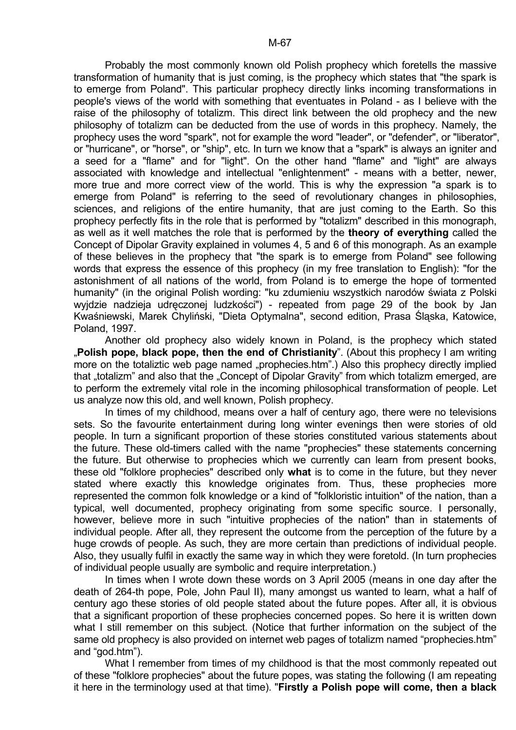Probably the most commonly known old Polish prophecy which foretells the massive transformation of humanity that is just coming, is the prophecy which states that "the spark is to emerge from Poland". This particular prophecy directly links incoming transformations in people's views of the world with something that eventuates in Poland - as I believe with the raise of the philosophy of totalizm. This direct link between the old prophecy and the new philosophy of totalizm can be deducted from the use of words in this prophecy. Namely, the prophecy uses the word "spark", not for example the word "leader", or "defender", or "liberator", or "hurricane", or "horse", or "ship", etc. In turn we know that a "spark" is always an igniter and a seed for a "flame" and for "light". On the other hand "flame" and "light" are always associated with knowledge and intellectual "enlightenment" - means with a better, newer, more true and more correct view of the world. This is why the expression "a spark is to emerge from Poland" is referring to the seed of revolutionary changes in philosophies, sciences, and religions of the entire humanity, that are just coming to the Earth. So this prophecy perfectly fits in the role that is performed by "totalizm" described in this monograph, as well as it well matches the role that is performed by the **theory of everything** called the Concept of Dipolar Gravity explained in volumes 4, 5 and 6 of this monograph. As an example of these believes in the prophecy that "the spark is to emerge from Poland" see following words that express the essence of this prophecy (in my free translation to English): "for the astonishment of all nations of the world, from Poland is to emerge the hope of tormented humanity" (in the original Polish wording: "ku zdumieniu wszystkich narodów świata z Polski wyjdzie nadzieja udręczonej ludzkości") - repeated from page 29 of the book by Jan Kwaśniewski, Marek Chyliński, "Dieta Optymalna", second edition, Prasa Śląska, Katowice, Poland, 1997.

Another old prophecy also widely known in Poland, is the prophecy which stated „**Polish pope, black pope, then the end of Christianity**". (About this prophecy I am writing more on the totaliztic web page named „prophecies.htm".) Also this prophecy directly implied that „totalizm" and also that the „Concept of Dipolar Gravity" from which totalizm emerged, are to perform the extremely vital role in the incoming philosophical transformation of people. Let us analyze now this old, and well known, Polish prophecy.

In times of my childhood, means over a half of century ago, there were no televisions sets. So the favourite entertainment during long winter evenings then were stories of old people. In turn a significant proportion of these stories constituted various statements about the future. These old-timers called with the name "prophecies" these statements concerning the future. But otherwise to prophecies which we currently can learn from present books, these old "folklore prophecies" described only **what** is to come in the future, but they never stated where exactly this knowledge originates from. Thus, these prophecies more represented the common folk knowledge or a kind of "folkloristic intuition" of the nation, than a typical, well documented, prophecy originating from some specific source. I personally, however, believe more in such "intuitive prophecies of the nation" than in statements of individual people. After all, they represent the outcome from the perception of the future by a huge crowds of people. As such, they are more certain than predictions of individual people. Also, they usually fulfil in exactly the same way in which they were foretold. (In turn prophecies of individual people usually are symbolic and require interpretation.)

In times when I wrote down these words on 3 April 2005 (means in one day after the death of 264-th pope, Pole, John Paul II), many amongst us wanted to learn, what a half of century ago these stories of old people stated about the future popes. After all, it is obvious that a significant proportion of these prophecies concerned popes. So here it is written down what I still remember on this subject. (Notice that further information on the subject of the same old prophecy is also provided on internet web pages of totalizm named "prophecies.htm" and "god.htm").

What I remember from times of my childhood is that the most commonly repeated out of these "folklore prophecies" about the future popes, was stating the following (I am repeating it here in the terminology used at that time). "**Firstly a Polish pope will come, then a black**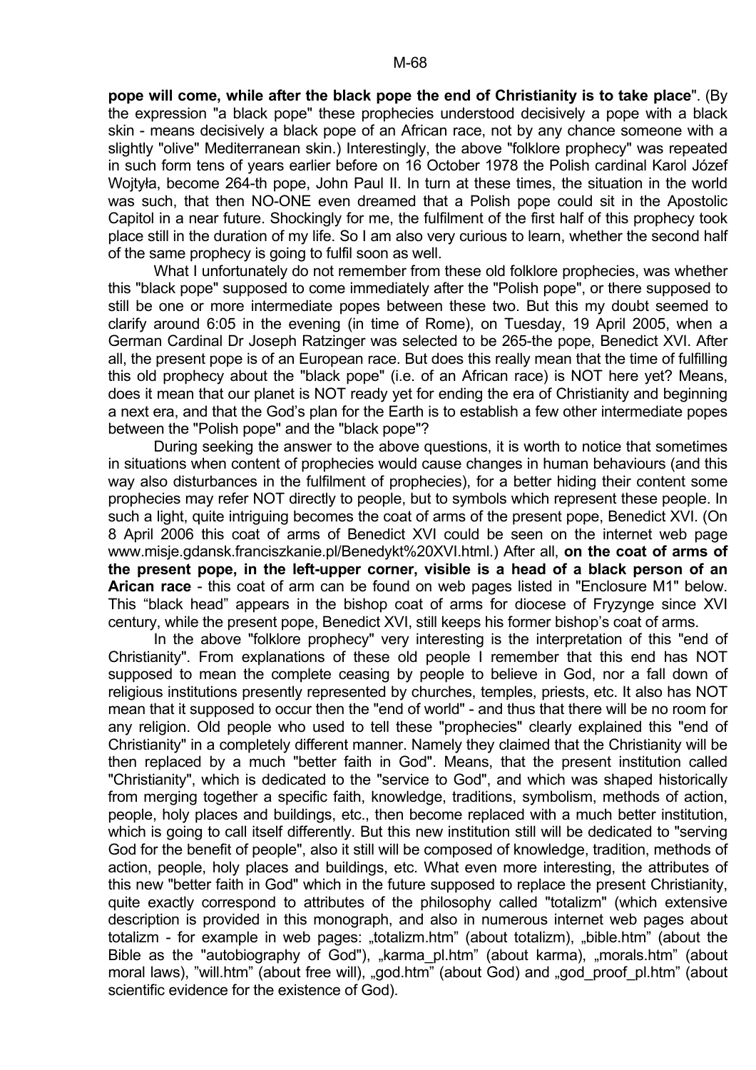**pope will come, while after the black pope the end of Christianity is to take place**". (By the expression "a black pope" these prophecies understood decisively a pope with a black skin - means decisively a black pope of an African race, not by any chance someone with a slightly "olive" Mediterranean skin.) Interestingly, the above "folklore prophecy" was repeated in such form tens of years earlier before on 16 October 1978 the Polish cardinal Karol Józef Wojtyła, become 264-th pope, John Paul II. In turn at these times, the situation in the world was such, that then NO-ONE even dreamed that a Polish pope could sit in the Apostolic Capitol in a near future. Shockingly for me, the fulfilment of the first half of this prophecy took place still in the duration of my life. So I am also very curious to learn, whether the second half of the same prophecy is going to fulfil soon as well.

What I unfortunately do not remember from these old folklore prophecies, was whether this "black pope" supposed to come immediately after the "Polish pope", or there supposed to still be one or more intermediate popes between these two. But this my doubt seemed to clarify around 6:05 in the evening (in time of Rome), on Tuesday, 19 April 2005, when a German Cardinal Dr Joseph Ratzinger was selected to be 265-the pope, Benedict XVI. After all, the present pope is of an European race. But does this really mean that the time of fulfilling this old prophecy about the "black pope" (i.e. of an African race) is NOT here yet? Means, does it mean that our planet is NOT ready yet for ending the era of Christianity and beginning a next era, and that the God's plan for the Earth is to establish a few other intermediate popes between the "Polish pope" and the "black pope"?

During seeking the answer to the above questions, it is worth to notice that sometimes in situations when content of prophecies would cause changes in human behaviours (and this way also disturbances in the fulfilment of prophecies), for a better hiding their content some prophecies may refer NOT directly to people, but to symbols which represent these people. In such a light, quite intriguing becomes the coat of arms of the present pope, Benedict XVI. (On 8 April 2006 this coat of arms of Benedict XVI could be seen on the internet web page www.misje.gdansk.franciszkanie.pl/Benedykt%20XVI.html.) After all, **on the coat of arms of the present pope, in the left-upper corner, visible is a head of a black person of an Arican race** - this coat of arm can be found on web pages listed in "Enclosure M1" below. This "black head" appears in the bishop coat of arms for diocese of Fryzynge since XVI century, while the present pope, Benedict XVI, still keeps his former bishop's coat of arms.

In the above "folklore prophecy" very interesting is the interpretation of this "end of Christianity". From explanations of these old people I remember that this end has NOT supposed to mean the complete ceasing by people to believe in God, nor a fall down of religious institutions presently represented by churches, temples, priests, etc. It also has NOT mean that it supposed to occur then the "end of world" - and thus that there will be no room for any religion. Old people who used to tell these "prophecies" clearly explained this "end of Christianity" in a completely different manner. Namely they claimed that the Christianity will be then replaced by a much "better faith in God". Means, that the present institution called "Christianity", which is dedicated to the "service to God", and which was shaped historically from merging together a specific faith, knowledge, traditions, symbolism, methods of action, people, holy places and buildings, etc., then become replaced with a much better institution, which is going to call itself differently. But this new institution still will be dedicated to "serving God for the benefit of people", also it still will be composed of knowledge, tradition, methods of action, people, holy places and buildings, etc. What even more interesting, the attributes of this new "better faith in God" which in the future supposed to replace the present Christianity, quite exactly correspond to attributes of the philosophy called "totalizm" (which extensive description is provided in this monograph, and also in numerous internet web pages about totalizm - for example in web pages: „totalizm.htm" (about totalizm), „bible.htm" (about the Bible as the "autobiography of God"), „karma_pl.htm" (about karma), „morals.htm" (about moral laws), "will.htm" (about free will), „god.htm" (about God) and „god_proof_pl.htm" (about scientific evidence for the existence of God).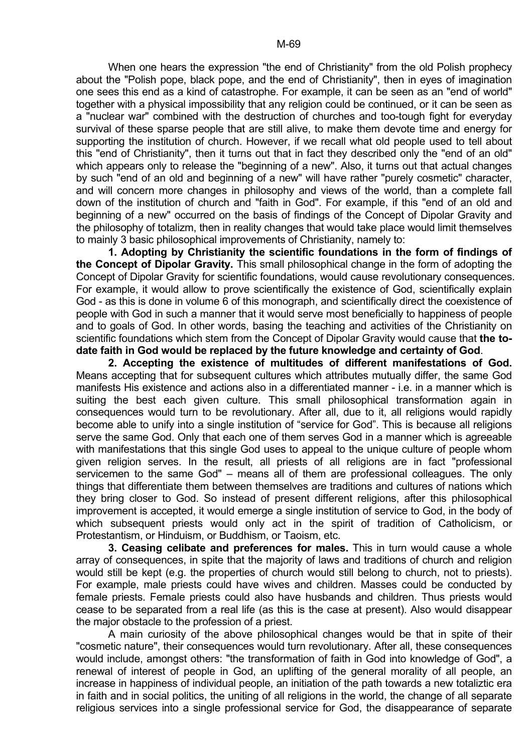When one hears the expression "the end of Christianity" from the old Polish prophecy about the "Polish pope, black pope, and the end of Christianity", then in eyes of imagination one sees this end as a kind of catastrophe. For example, it can be seen as an "end of world" together with a physical impossibility that any religion could be continued, or it can be seen as a "nuclear war" combined with the destruction of churches and too-tough fight for everyday survival of these sparse people that are still alive, to make them devote time and energy for supporting the institution of church. However, if we recall what old people used to tell about this "end of Christianity", then it turns out that in fact they described only the "end of an old" which appears only to release the "beginning of a new". Also, it turns out that actual changes by such "end of an old and beginning of a new" will have rather "purely cosmetic" character, and will concern more changes in philosophy and views of the world, than a complete fall down of the institution of church and "faith in God". For example, if this "end of an old and beginning of a new" occurred on the basis of findings of the Concept of Dipolar Gravity and the philosophy of totalizm, then in reality changes that would take place would limit themselves to mainly 3 basic philosophical improvements of Christianity, namely to:

**1. Adopting by Christianity the scientific foundations in the form of findings of the Concept of Dipolar Gravity.** This small philosophical change in the form of adopting the Concept of Dipolar Gravity for scientific foundations, would cause revolutionary consequences. For example, it would allow to prove scientifically the existence of God, scientifically explain God - as this is done in volume 6 of this monograph, and scientifically direct the coexistence of people with God in such a manner that it would serve most beneficially to happiness of people and to goals of God. In other words, basing the teaching and activities of the Christianity on scientific foundations which stem from the Concept of Dipolar Gravity would cause that **the to-date faith in God would be replaced by the future knowledge and certainty of God**.

**2. Accepting the existence of multitudes of different manifestations of God.** Means accepting that for subsequent cultures which attributes mutually differ, the same God manifests His existence and actions also in a differentiated manner - i.e. in a manner which is suiting the best each given culture. This small philosophical transformation again in consequences would turn to be revolutionary. After all, due to it, all religions would rapidly become able to unify into a single institution of "service for God". This is because all religions serve the same God. Only that each one of them serves God in a manner which is agreeable with manifestations that this single God uses to appeal to the unique culture of people whom given religion serves. In the result, all priests of all religions are in fact "professional servicemen to the same God" – means all of them are professional colleagues. The only things that differentiate them between themselves are traditions and cultures of nations which they bring closer to God. So instead of present different religions, after this philosophical improvement is accepted, it would emerge a single institution of service to God, in the body of which subsequent priests would only act in the spirit of tradition of Catholicism, or Protestantism, or Hinduism, or Buddhism, or Taoism, etc.

**3. Ceasing celibate and preferences for males.** This in turn would cause a whole array of consequences, in spite that the majority of laws and traditions of church and religion would still be kept (e.g. the properties of church would still belong to church, not to priests). For example, male priests could have wives and children. Masses could be conducted by female priests. Female priests could also have husbands and children. Thus priests would cease to be separated from a real life (as this is the case at present). Also would disappear the major obstacle to the profession of a priest.

A main curiosity of the above philosophical changes would be that in spite of their "cosmetic nature", their consequences would turn revolutionary. After all, these consequences would include, amongst others: "the transformation of faith in God into knowledge of God", a renewal of interest of people in God, an uplifting of the general morality of all people, an increase in happiness of individual people, an initiation of the path towards a new totaliztic era in faith and in social politics, the uniting of all religions in the world, the change of all separate religious services into a single professional service for God, the disappearance of separate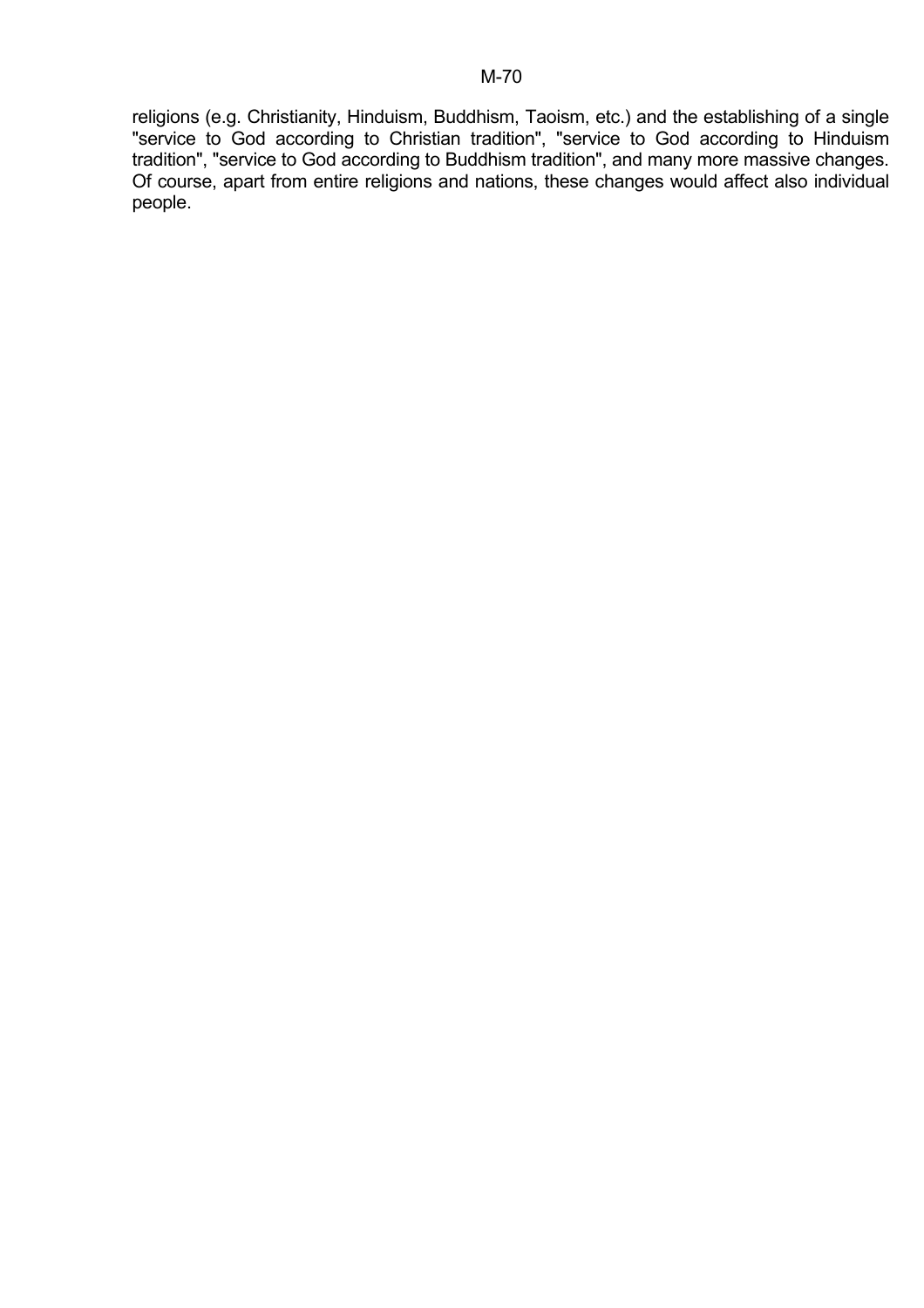religions (e.g. Christianity, Hinduism, Buddhism, Taoism, etc.) and the establishing of a single "service to God according to Christian tradition", "service to God according to Hinduism tradition", "service to God according to Buddhism tradition", and many more massive changes. Of course, apart from entire religions and nations, these changes would affect also individual people.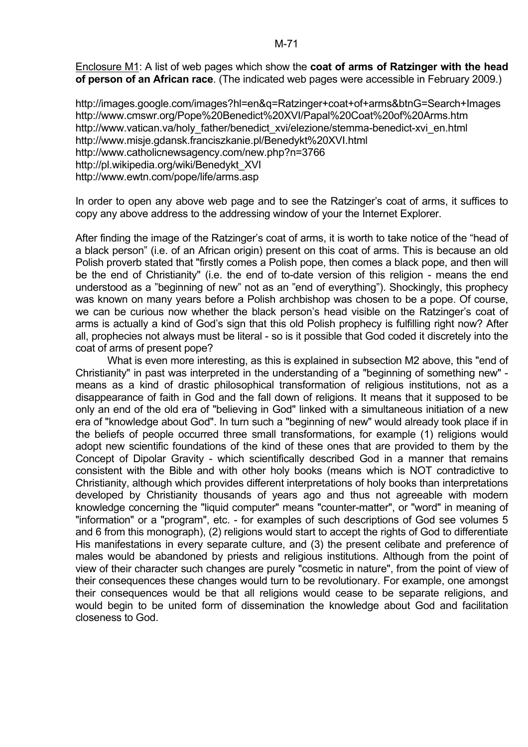Enclosure M1: A list of web pages which show the **coat of arms of Ratzinger with the head of person of an African race**. (The indicated web pages were accessible in February 2009.)

http://images.google.com/images?hl=en&q=Ratzinger+coat+of+arms&btnG=Search+Images
http://www.cmswr.org/Pope%20Benedict%20XVI/Papal%20Coat%20of%20Arms.htm
http://www.vatican.va/holy_father/benedict_xvi/elezione/stemma-benedict-xvi_en.html
http://www.misje.gdansk.franciszkanie.pl/Benedykt%20XVI.html
http://www.catholicnewsagency.com/new.php?n=3766
http://pl.wikipedia.org/wiki/Benedykt_XVI
http://www.ewtn.com/pope/life/arms.asp

In order to open any above web page and to see the Ratzinger's coat of arms, it suffices to copy any above address to the addressing window of your the Internet Explorer.

After finding the image of the Ratzinger's coat of arms, it is worth to take notice of the "head of a black person" (i.e. of an African origin) present on this coat of arms. This is because an old Polish proverb stated that "firstly comes a Polish pope, then comes a black pope, and then will be the end of Christianity" (i.e. the end of to-date version of this religion - means the end understood as a "beginning of new" not as an "end of everything"). Shockingly, this prophecy was known on many years before a Polish archbishop was chosen to be a pope. Of course, we can be curious now whether the black person's head visible on the Ratzinger's coat of arms is actually a kind of God's sign that this old Polish prophecy is fulfilling right now? After all, prophecies not always must be literal - so is it possible that God coded it discretely into the coat of arms of present pope?

What is even more interesting, as this is explained in subsection M2 above, this "end of Christianity" in past was interpreted in the understanding of a "beginning of something new" - means as a kind of drastic philosophical transformation of religious institutions, not as a disappearance of faith in God and the fall down of religions. It means that it supposed to be only an end of the old era of "believing in God" linked with a simultaneous initiation of a new era of "knowledge about God". In turn such a "beginning of new" would already took place if in the beliefs of people occurred three small transformations, for example (1) religions would adopt new scientific foundations of the kind of these ones that are provided to them by the Concept of Dipolar Gravity - which scientifically described God in a manner that remains consistent with the Bible and with other holy books (means which is NOT contradictive to Christianity, although which provides different interpretations of holy books than interpretations developed by Christianity thousands of years ago and thus not agreeable with modern knowledge concerning the "liquid computer" means "counter-matter", or "word" in meaning of "information" or a "program", etc. - for examples of such descriptions of God see volumes 5 and 6 from this monograph), (2) religions would start to accept the rights of God to differentiate His manifestations in every separate culture, and (3) the present celibate and preference of males would be abandoned by priests and religious institutions. Although from the point of view of their character such changes are purely "cosmetic in nature", from the point of view of their consequences these changes would turn to be revolutionary. For example, one amongst their consequences would be that all religions would cease to be separate religions, and would begin to be united form of dissemination the knowledge about God and facilitation closeness to God.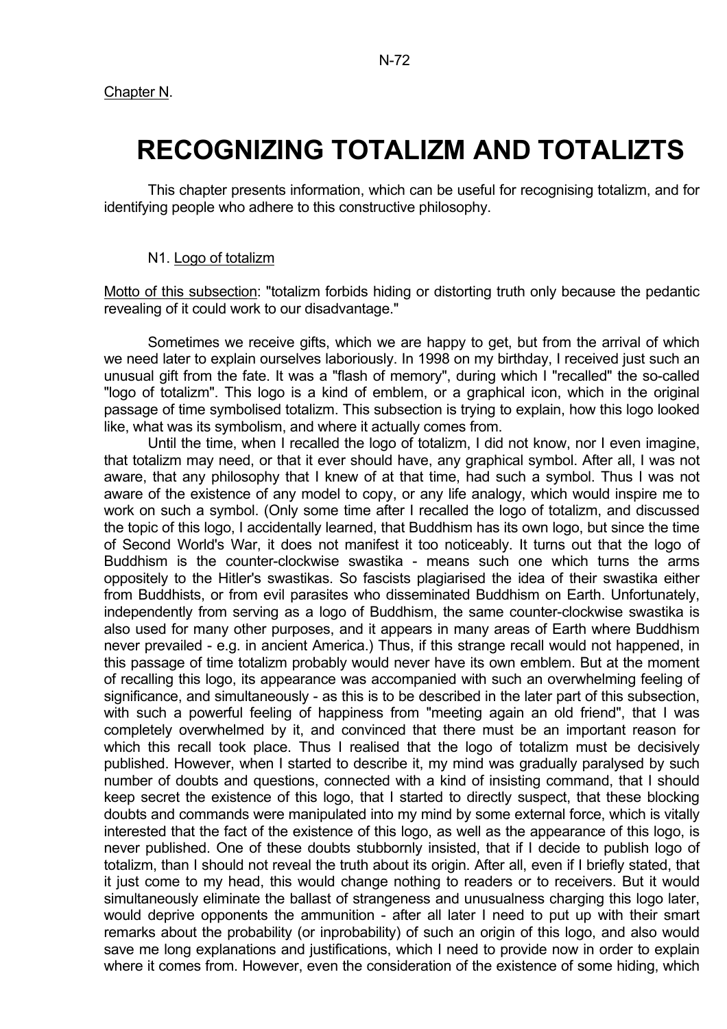Chapter N.

# RECOGNIZING TOTALIZM AND TOTALIZTS

This chapter presents information, which can be useful for recognising totalizm, and for identifying people who adhere to this constructive philosophy.

## N1. Logo of totalizm

Motto of this subsection: "totalizm forbids hiding or distorting truth only because the pedantic revealing of it could work to our disadvantage."

Sometimes we receive gifts, which we are happy to get, but from the arrival of which we need later to explain ourselves laboriously. In 1998 on my birthday, I received just such an unusual gift from the fate. It was a "flash of memory", during which I "recalled" the so-called "logo of totalizm". This logo is a kind of emblem, or a graphical icon, which in the original passage of time symbolised totalizm. This subsection is trying to explain, how this logo looked like, what was its symbolism, and where it actually comes from.

Until the time, when I recalled the logo of totalizm, I did not know, nor I even imagine, that totalizm may need, or that it ever should have, any graphical symbol. After all, I was not aware, that any philosophy that I knew of at that time, had such a symbol. Thus I was not aware of the existence of any model to copy, or any life analogy, which would inspire me to work on such a symbol. (Only some time after I recalled the logo of totalizm, and discussed the topic of this logo, I accidentally learned, that Buddhism has its own logo, but since the time of Second World's War, it does not manifest it too noticeably. It turns out that the logo of Buddhism is the counter-clockwise swastika - means such one which turns the arms oppositely to the Hitler's swastikas. So fascists plagiarised the idea of their swastika either from Buddhists, or from evil parasites who disseminated Buddhism on Earth. Unfortunately, independently from serving as a logo of Buddhism, the same counter-clockwise swastika is also used for many other purposes, and it appears in many areas of Earth where Buddhism never prevailed - e.g. in ancient America.) Thus, if this strange recall would not happened, in this passage of time totalizm probably would never have its own emblem. But at the moment of recalling this logo, its appearance was accompanied with such an overwhelming feeling of significance, and simultaneously - as this is to be described in the later part of this subsection, with such a powerful feeling of happiness from "meeting again an old friend", that I was completely overwhelmed by it, and convinced that there must be an important reason for which this recall took place. Thus I realised that the logo of totalizm must be decisively published. However, when I started to describe it, my mind was gradually paralysed by such number of doubts and questions, connected with a kind of insisting command, that I should keep secret the existence of this logo, that I started to directly suspect, that these blocking doubts and commands were manipulated into my mind by some external force, which is vitally interested that the fact of the existence of this logo, as well as the appearance of this logo, is never published. One of these doubts stubbornly insisted, that if I decide to publish logo of totalizm, than I should not reveal the truth about its origin. After all, even if I briefly stated, that it just come to my head, this would change nothing to readers or to receivers. But it would simultaneously eliminate the ballast of strangeness and unusualness charging this logo later, would deprive opponents the ammunition - after all later I need to put up with their smart remarks about the probability (or inprobability) of such an origin of this logo, and also would save me long explanations and justifications, which I need to provide now in order to explain where it comes from. However, even the consideration of the existence of some hiding, which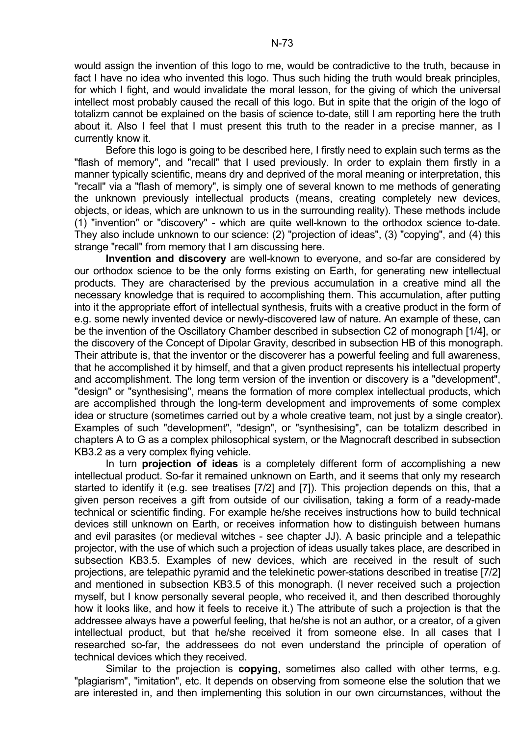would assign the invention of this logo to me, would be contradictive to the truth, because in fact I have no idea who invented this logo. Thus such hiding the truth would break principles, for which I fight, and would invalidate the moral lesson, for the giving of which the universal intellect most probably caused the recall of this logo. But in spite that the origin of the logo of totalizm cannot be explained on the basis of science to-date, still I am reporting here the truth about it. Also I feel that I must present this truth to the reader in a precise manner, as I currently know it.

Before this logo is going to be described here, I firstly need to explain such terms as the "flash of memory", and "recall" that I used previously. In order to explain them firstly in a manner typically scientific, means dry and deprived of the moral meaning or interpretation, this "recall" via a "flash of memory", is simply one of several known to me methods of generating the unknown previously intellectual products (means, creating completely new devices, objects, or ideas, which are unknown to us in the surrounding reality). These methods include (1) "invention" or "discovery" - which are quite well-known to the orthodox science to-date. They also include unknown to our science: (2) "projection of ideas", (3) "copying", and (4) this strange "recall" from memory that I am discussing here.

**Invention and discovery** are well-known to everyone, and so-far are considered by our orthodox science to be the only forms existing on Earth, for generating new intellectual products. They are characterised by the previous accumulation in a creative mind all the necessary knowledge that is required to accomplishing them. This accumulation, after putting into it the appropriate effort of intellectual synthesis, fruits with a creative product in the form of e.g. some newly invented device or newly-discovered law of nature. An example of these, can be the invention of the Oscillatory Chamber described in subsection C2 of monograph [1/4], or the discovery of the Concept of Dipolar Gravity, described in subsection HB of this monograph. Their attribute is, that the inventor or the discoverer has a powerful feeling and full awareness, that he accomplished it by himself, and that a given product represents his intellectual property and accomplishment. The long term version of the invention or discovery is a "development", "design" or "synthesising", means the formation of more complex intellectual products, which are accomplished through the long-term development and improvements of some complex idea or structure (sometimes carried out by a whole creative team, not just by a single creator). Examples of such "development", "design", or "synthesising", can be totalizm described in chapters A to G as a complex philosophical system, or the Magnocraft described in subsection KB3.2 as a very complex flying vehicle.

In turn **projection of ideas** is a completely different form of accomplishing a new intellectual product. So-far it remained unknown on Earth, and it seems that only my research started to identify it (e.g. see treatises [7/2] and [7]). This projection depends on this, that a given person receives a gift from outside of our civilisation, taking a form of a ready-made technical or scientific finding. For example he/she receives instructions how to build technical devices still unknown on Earth, or receives information how to distinguish between humans and evil parasites (or medieval witches - see chapter JJ). A basic principle and a telepathic projector, with the use of which such a projection of ideas usually takes place, are described in subsection KB3.5. Examples of new devices, which are received in the result of such projections, are telepathic pyramid and the telekinetic power-stations described in treatise [7/2] and mentioned in subsection KB3.5 of this monograph. (I never received such a projection myself, but I know personally several people, who received it, and then described thoroughly how it looks like, and how it feels to receive it.) The attribute of such a projection is that the addressee always have a powerful feeling, that he/she is not an author, or a creator, of a given intellectual product, but that he/she received it from someone else. In all cases that I researched so-far, the addressees do not even understand the principle of operation of technical devices which they received.

Similar to the projection is **copying**, sometimes also called with other terms, e.g. "plagiarism", "imitation", etc. It depends on observing from someone else the solution that we are interested in, and then implementing this solution in our own circumstances, without the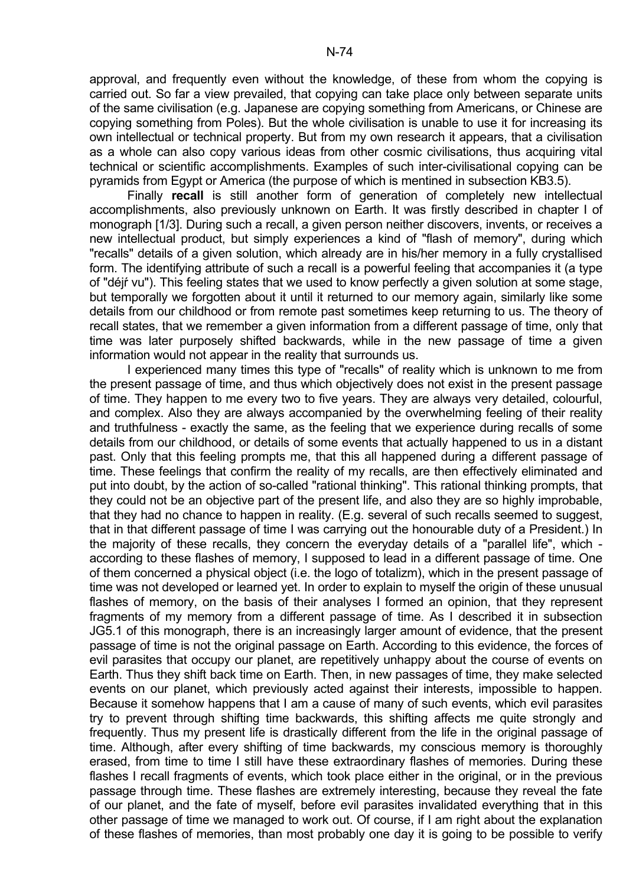approval, and frequently even without the knowledge, of these from whom the copying is carried out. So far a view prevailed, that copying can take place only between separate units of the same civilisation (e.g. Japanese are copying something from Americans, or Chinese are copying something from Poles). But the whole civilisation is unable to use it for increasing its own intellectual or technical property. But from my own research it appears, that a civilisation as a whole can also copy various ideas from other cosmic civilisations, thus acquiring vital technical or scientific accomplishments. Examples of such inter-civilisational copying can be pyramids from Egypt or America (the purpose of which is mentined in subsection KB3.5).

Finally **recall** is still another form of generation of completely new intellectual accomplishments, also previously unknown on Earth. It was firstly described in chapter I of monograph [1/3]. During such a recall, a given person neither discovers, invents, or receives a new intellectual product, but simply experiences a kind of "flash of memory", during which "recalls" details of a given solution, which already are in his/her memory in a fully crystallised form. The identifying attribute of such a recall is a powerful feeling that accompanies it (a type of "déjŕ vu"). This feeling states that we used to know perfectly a given solution at some stage, but temporally we forgotten about it until it returned to our memory again, similarly like some details from our childhood or from remote past sometimes keep returning to us. The theory of recall states, that we remember a given information from a different passage of time, only that time was later purposely shifted backwards, while in the new passage of time a given information would not appear in the reality that surrounds us.

I experienced many times this type of "recalls" of reality which is unknown to me from the present passage of time, and thus which objectively does not exist in the present passage of time. They happen to me every two to five years. They are always very detailed, colourful, and complex. Also they are always accompanied by the overwhelming feeling of their reality and truthfulness - exactly the same, as the feeling that we experience during recalls of some details from our childhood, or details of some events that actually happened to us in a distant past. Only that this feeling prompts me, that this all happened during a different passage of time. These feelings that confirm the reality of my recalls, are then effectively eliminated and put into doubt, by the action of so-called "rational thinking". This rational thinking prompts, that they could not be an objective part of the present life, and also they are so highly improbable, that they had no chance to happen in reality. (E.g. several of such recalls seemed to suggest, that in that different passage of time I was carrying out the honourable duty of a President.) In the majority of these recalls, they concern the everyday details of a "parallel life", which - according to these flashes of memory, I supposed to lead in a different passage of time. One of them concerned a physical object (i.e. the logo of totalizm), which in the present passage of time was not developed or learned yet. In order to explain to myself the origin of these unusual flashes of memory, on the basis of their analyses I formed an opinion, that they represent fragments of my memory from a different passage of time. As I described it in subsection JG5.1 of this monograph, there is an increasingly larger amount of evidence, that the present passage of time is not the original passage on Earth. According to this evidence, the forces of evil parasites that occupy our planet, are repetitively unhappy about the course of events on Earth. Thus they shift back time on Earth. Then, in new passages of time, they make selected events on our planet, which previously acted against their interests, impossible to happen. Because it somehow happens that I am a cause of many of such events, which evil parasites try to prevent through shifting time backwards, this shifting affects me quite strongly and frequently. Thus my present life is drastically different from the life in the original passage of time. Although, after every shifting of time backwards, my conscious memory is thoroughly erased, from time to time I still have these extraordinary flashes of memories. During these flashes I recall fragments of events, which took place either in the original, or in the previous passage through time. These flashes are extremely interesting, because they reveal the fate of our planet, and the fate of myself, before evil parasites invalidated everything that in this other passage of time we managed to work out. Of course, if I am right about the explanation of these flashes of memories, than most probably one day it is going to be possible to verify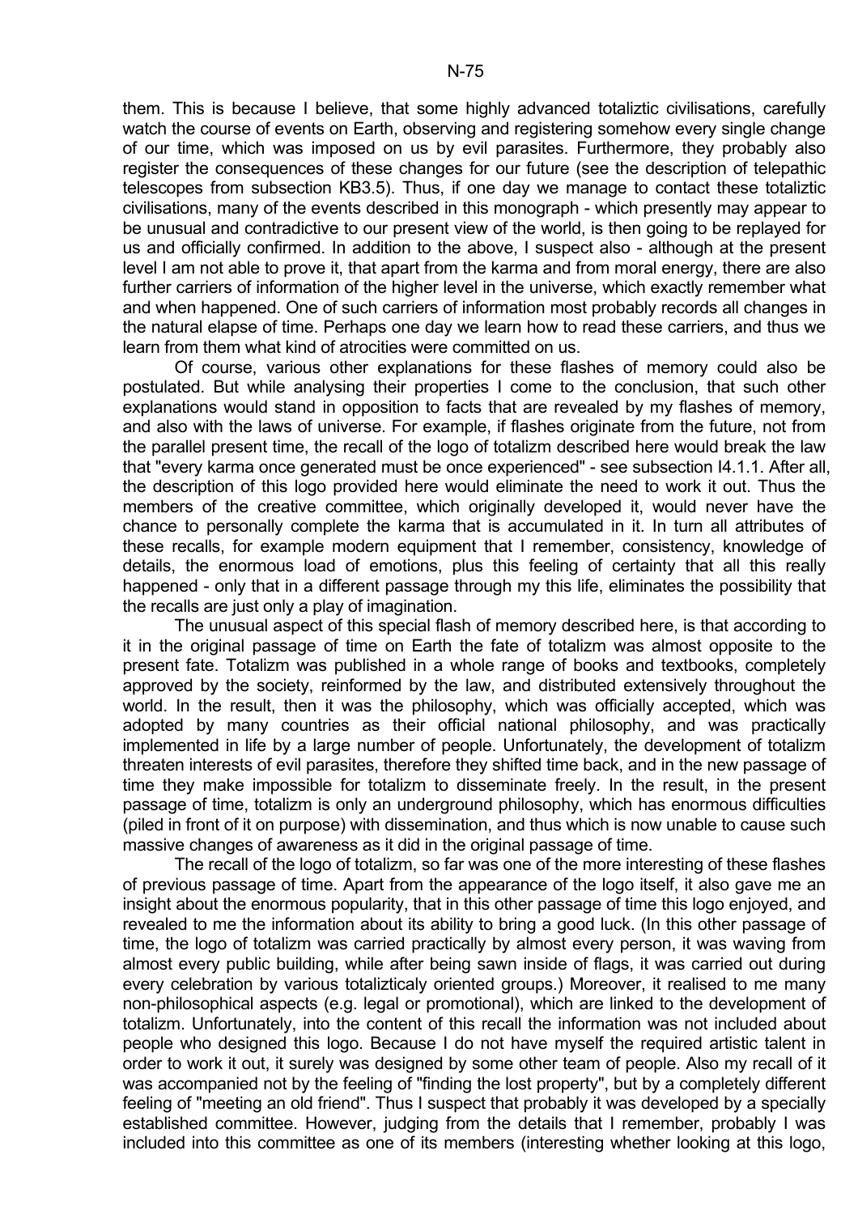them. This is because I believe, that some highly advanced totaliztic civilisations, carefully watch the course of events on Earth, observing and registering somehow every single change of our time, which was imposed on us by evil parasites. Furthermore, they probably also register the consequences of these changes for our future (see the description of telepathic telescopes from subsection KB3.5). Thus, if one day we manage to contact these totaliztic civilisations, many of the events described in this monograph - which presently may appear to be unusual and contradictive to our present view of the world, is then going to be replayed for us and officially confirmed. In addition to the above, I suspect also - although at the present level I am not able to prove it, that apart from the karma and from moral energy, there are also further carriers of information of the higher level in the universe, which exactly remember what and when happened. One of such carriers of information most probably records all changes in the natural elapse of time. Perhaps one day we learn how to read these carriers, and thus we learn from them what kind of atrocities were committed on us.

Of course, various other explanations for these flashes of memory could also be postulated. But while analysing their properties I come to the conclusion, that such other explanations would stand in opposition to facts that are revealed by my flashes of memory, and also with the laws of universe. For example, if flashes originate from the future, not from the parallel present time, the recall of the logo of totalizm described here would break the law that "every karma once generated must be once experienced" - see subsection I4.1.1. After all, the description of this logo provided here would eliminate the need to work it out. Thus the members of the creative committee, which originally developed it, would never have the chance to personally complete the karma that is accumulated in it. In turn all attributes of these recalls, for example modern equipment that I remember, consistency, knowledge of details, the enormous load of emotions, plus this feeling of certainty that all this really happened - only that in a different passage through my this life, eliminates the possibility that the recalls are just only a play of imagination.

The unusual aspect of this special flash of memory described here, is that according to it in the original passage of time on Earth the fate of totalizm was almost opposite to the present fate. Totalizm was published in a whole range of books and textbooks, completely approved by the society, reinformed by the law, and distributed extensively throughout the world. In the result, then it was the philosophy, which was officially accepted, which was adopted by many countries as their official national philosophy, and was practically implemented in life by a large number of people. Unfortunately, the development of totalizm threaten interests of evil parasites, therefore they shifted time back, and in the new passage of time they make impossible for totalizm to disseminate freely. In the result, in the present passage of time, totalizm is only an underground philosophy, which has enormous difficulties (piled in front of it on purpose) with dissemination, and thus which is now unable to cause such massive changes of awareness as it did in the original passage of time.

The recall of the logo of totalizm, so far was one of the more interesting of these flashes of previous passage of time. Apart from the appearance of the logo itself, it also gave me an insight about the enormous popularity, that in this other passage of time this logo enjoyed, and revealed to me the information about its ability to bring a good luck. (In this other passage of time, the logo of totalizm was carried practically by almost every person, it was waving from almost every public building, while after being sawn inside of flags, it was carried out during every celebration by various totalizticaly oriented groups.) Moreover, it realised to me many non-philosophical aspects (e.g. legal or promotional), which are linked to the development of totalizm. Unfortunately, into the content of this recall the information was not included about people who designed this logo. Because I do not have myself the required artistic talent in order to work it out, it surely was designed by some other team of people. Also my recall of it was accompanied not by the feeling of "finding the lost property", but by a completely different feeling of "meeting an old friend". Thus I suspect that probably it was developed by a specially established committee. However, judging from the details that I remember, probably I was included into this committee as one of its members (interesting whether looking at this logo,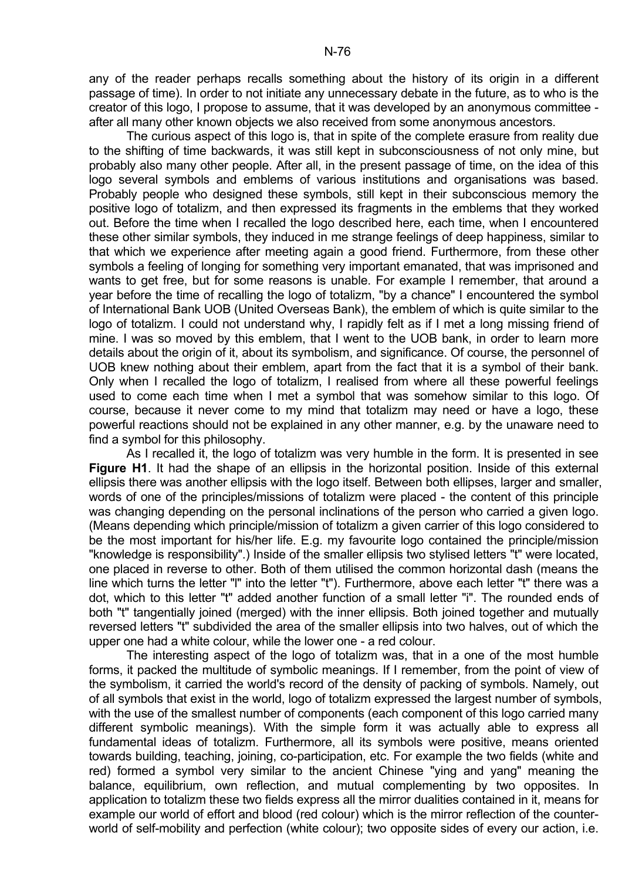any of the reader perhaps recalls something about the history of its origin in a different passage of time). In order to not initiate any unnecessary debate in the future, as to who is the creator of this logo, I propose to assume, that it was developed by an anonymous committee - after all many other known objects we also received from some anonymous ancestors.

The curious aspect of this logo is, that in spite of the complete erasure from reality due to the shifting of time backwards, it was still kept in subconsciousness of not only mine, but probably also many other people. After all, in the present passage of time, on the idea of this logo several symbols and emblems of various institutions and organisations was based. Probably people who designed these symbols, still kept in their subconscious memory the positive logo of totalizm, and then expressed its fragments in the emblems that they worked out. Before the time when I recalled the logo described here, each time, when I encountered these other similar symbols, they induced in me strange feelings of deep happiness, similar to that which we experience after meeting again a good friend. Furthermore, from these other symbols a feeling of longing for something very important emanated, that was imprisoned and wants to get free, but for some reasons is unable. For example I remember, that around a year before the time of recalling the logo of totalizm, "by a chance" I encountered the symbol of International Bank UOB (United Overseas Bank), the emblem of which is quite similar to the logo of totalizm. I could not understand why, I rapidly felt as if I met a long missing friend of mine. I was so moved by this emblem, that I went to the UOB bank, in order to learn more details about the origin of it, about its symbolism, and significance. Of course, the personnel of UOB knew nothing about their emblem, apart from the fact that it is a symbol of their bank. Only when I recalled the logo of totalizm, I realised from where all these powerful feelings used to come each time when I met a symbol that was somehow similar to this logo. Of course, because it never come to my mind that totalizm may need or have a logo, these powerful reactions should not be explained in any other manner, e.g. by the unaware need to find a symbol for this philosophy.

As I recalled it, the logo of totalizm was very humble in the form. It is presented in see **Figure H1**. It had the shape of an ellipsis in the horizontal position. Inside of this external ellipsis there was another ellipsis with the logo itself. Between both ellipses, larger and smaller, words of one of the principles/missions of totalizm were placed - the content of this principle was changing depending on the personal inclinations of the person who carried a given logo. (Means depending which principle/mission of totalizm a given carrier of this logo considered to be the most important for his/her life. E.g. my favourite logo contained the principle/mission "knowledge is responsibility".) Inside of the smaller ellipsis two stylised letters "t" were located, one placed in reverse to other. Both of them utilised the common horizontal dash (means the line which turns the letter "l" into the letter "t"). Furthermore, above each letter "t" there was a dot, which to this letter "t" added another function of a small letter "i". The rounded ends of both "t" tangentially joined (merged) with the inner ellipsis. Both joined together and mutually reversed letters "t" subdivided the area of the smaller ellipsis into two halves, out of which the upper one had a white colour, while the lower one - a red colour.

The interesting aspect of the logo of totalizm was, that in a one of the most humble forms, it packed the multitude of symbolic meanings. If I remember, from the point of view of the symbolism, it carried the world's record of the density of packing of symbols. Namely, out of all symbols that exist in the world, logo of totalizm expressed the largest number of symbols, with the use of the smallest number of components (each component of this logo carried many different symbolic meanings). With the simple form it was actually able to express all fundamental ideas of totalizm. Furthermore, all its symbols were positive, means oriented towards building, teaching, joining, co-participation, etc. For example the two fields (white and red) formed a symbol very similar to the ancient Chinese "ying and yang" meaning the balance, equilibrium, own reflection, and mutual complementing by two opposites. In application to totalizm these two fields express all the mirror dualities contained in it, means for example our world of effort and blood (red colour) which is the mirror reflection of the counter-world of self-mobility and perfection (white colour); two opposite sides of every our action, i.e.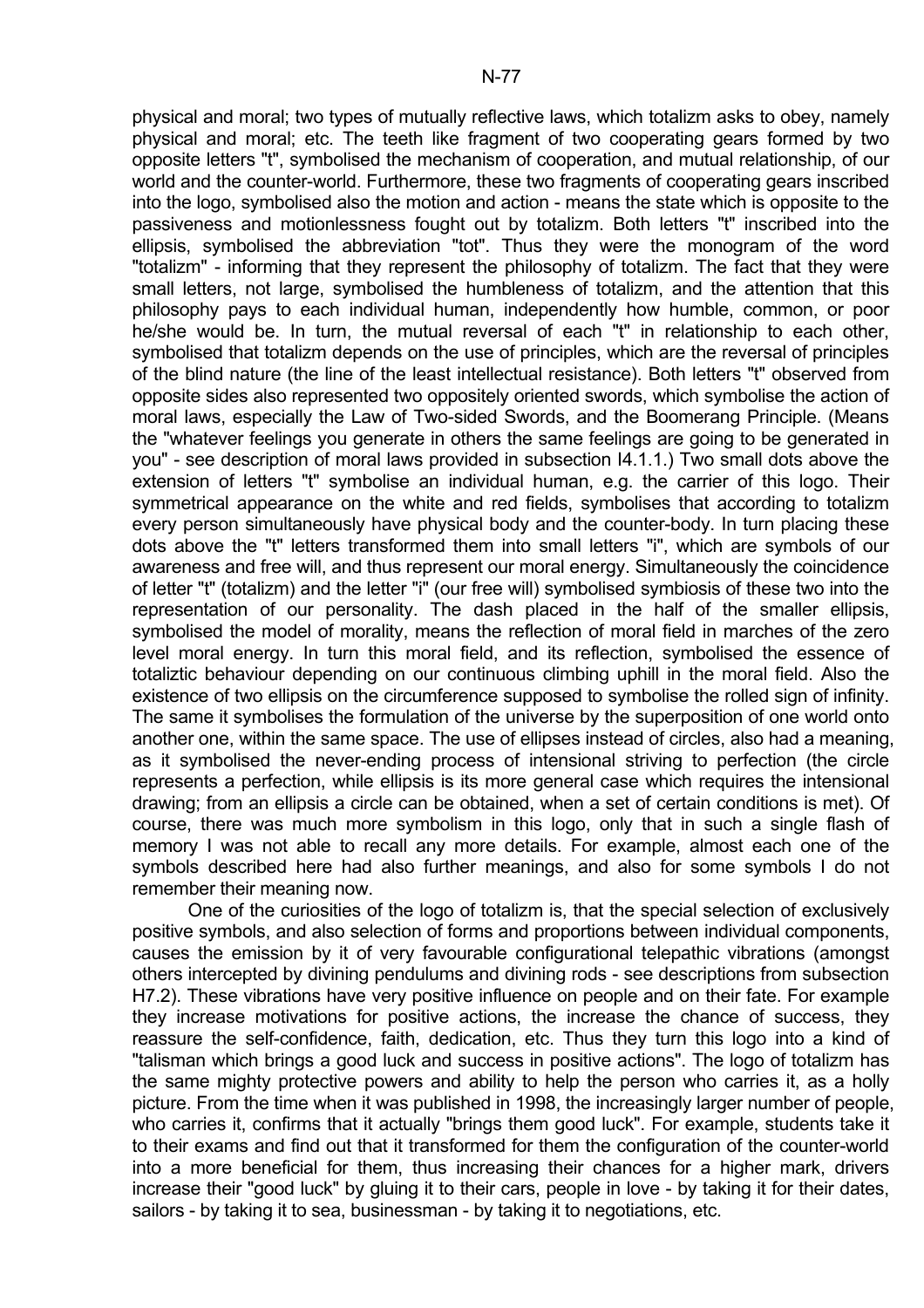physical and moral; two types of mutually reflective laws, which totalizm asks to obey, namely physical and moral; etc. The teeth like fragment of two cooperating gears formed by two opposite letters "t", symbolised the mechanism of cooperation, and mutual relationship, of our world and the counter-world. Furthermore, these two fragments of cooperating gears inscribed into the logo, symbolised also the motion and action - means the state which is opposite to the passiveness and motionlessness fought out by totalizm. Both letters "t" inscribed into the ellipsis, symbolised the abbreviation "tot". Thus they were the monogram of the word "totalizm" - informing that they represent the philosophy of totalizm. The fact that they were small letters, not large, symbolised the humbleness of totalizm, and the attention that this philosophy pays to each individual human, independently how humble, common, or poor he/she would be. In turn, the mutual reversal of each "t" in relationship to each other, symbolised that totalizm depends on the use of principles, which are the reversal of principles of the blind nature (the line of the least intellectual resistance). Both letters "t" observed from opposite sides also represented two oppositely oriented swords, which symbolise the action of moral laws, especially the Law of Two-sided Swords, and the Boomerang Principle. (Means the "whatever feelings you generate in others the same feelings are going to be generated in you" - see description of moral laws provided in subsection I4.1.1.) Two small dots above the extension of letters "t" symbolise an individual human, e.g. the carrier of this logo. Their symmetrical appearance on the white and red fields, symbolises that according to totalizm every person simultaneously have physical body and the counter-body. In turn placing these dots above the "t" letters transformed them into small letters "i", which are symbols of our awareness and free will, and thus represent our moral energy. Simultaneously the coincidence of letter "t" (totalizm) and the letter "i" (our free will) symbolised symbiosis of these two into the representation of our personality. The dash placed in the half of the smaller ellipsis, symbolised the model of morality, means the reflection of moral field in marches of the zero level moral energy. In turn this moral field, and its reflection, symbolised the essence of totaliztic behaviour depending on our continuous climbing uphill in the moral field. Also the existence of two ellipsis on the circumference supposed to symbolise the rolled sign of infinity. The same it symbolises the formulation of the universe by the superposition of one world onto another one, within the same space. The use of ellipses instead of circles, also had a meaning, as it symbolised the never-ending process of intensional striving to perfection (the circle represents a perfection, while ellipsis is its more general case which requires the intensional drawing; from an ellipsis a circle can be obtained, when a set of certain conditions is met). Of course, there was much more symbolism in this logo, only that in such a single flash of memory I was not able to recall any more details. For example, almost each one of the symbols described here had also further meanings, and also for some symbols I do not remember their meaning now.

One of the curiosities of the logo of totalizm is, that the special selection of exclusively positive symbols, and also selection of forms and proportions between individual components, causes the emission by it of very favourable configurational telepathic vibrations (amongst others intercepted by divining pendulums and divining rods - see descriptions from subsection H7.2). These vibrations have very positive influence on people and on their fate. For example they increase motivations for positive actions, the increase the chance of success, they reassure the self-confidence, faith, dedication, etc. Thus they turn this logo into a kind of "talisman which brings a good luck and success in positive actions". The logo of totalizm has the same mighty protective powers and ability to help the person who carries it, as a holly picture. From the time when it was published in 1998, the increasingly larger number of people, who carries it, confirms that it actually "brings them good luck". For example, students take it to their exams and find out that it transformed for them the configuration of the counter-world into a more beneficial for them, thus increasing their chances for a higher mark, drivers increase their "good luck" by gluing it to their cars, people in love - by taking it for their dates, sailors - by taking it to sea, businessman - by taking it to negotiations, etc.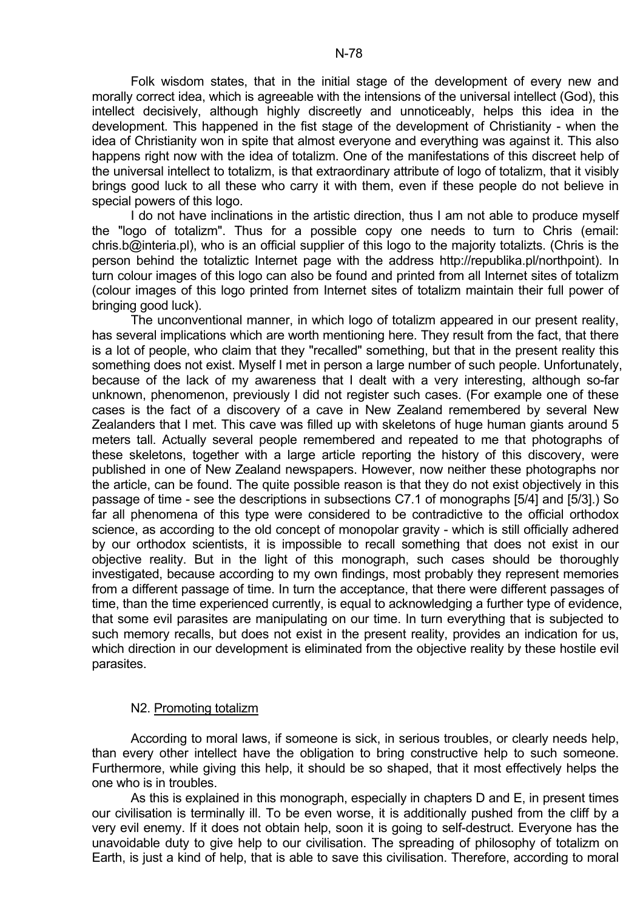Folk wisdom states, that in the initial stage of the development of every new and morally correct idea, which is agreeable with the intensions of the universal intellect (God), this intellect decisively, although highly discreetly and unnoticeably, helps this idea in the development. This happened in the fist stage of the development of Christianity - when the idea of Christianity won in spite that almost everyone and everything was against it. This also happens right now with the idea of totalizm. One of the manifestations of this discreet help of the universal intellect to totalizm, is that extraordinary attribute of logo of totalizm, that it visibly brings good luck to all these who carry it with them, even if these people do not believe in special powers of this logo.

I do not have inclinations in the artistic direction, thus I am not able to produce myself the "logo of totalizm". Thus for a possible copy one needs to turn to Chris (email: chris.b@interia.pl), who is an official supplier of this logo to the majority totalizts. (Chris is the person behind the totaliztic Internet page with the address http://republika.pl/northpoint). In turn colour images of this logo can also be found and printed from all Internet sites of totalizm (colour images of this logo printed from Internet sites of totalizm maintain their full power of bringing good luck).

The unconventional manner, in which logo of totalizm appeared in our present reality, has several implications which are worth mentioning here. They result from the fact, that there is a lot of people, who claim that they "recalled" something, but that in the present reality this something does not exist. Myself I met in person a large number of such people. Unfortunately, because of the lack of my awareness that I dealt with a very interesting, although so-far unknown, phenomenon, previously I did not register such cases. (For example one of these cases is the fact of a discovery of a cave in New Zealand remembered by several New Zealanders that I met. This cave was filled up with skeletons of huge human giants around 5 meters tall. Actually several people remembered and repeated to me that photographs of these skeletons, together with a large article reporting the history of this discovery, were published in one of New Zealand newspapers. However, now neither these photographs nor the article, can be found. The quite possible reason is that they do not exist objectively in this passage of time - see the descriptions in subsections C7.1 of monographs [5/4] and [5/3].) So far all phenomena of this type were considered to be contradictive to the official orthodox science, as according to the old concept of monopolar gravity - which is still officially adhered by our orthodox scientists, it is impossible to recall something that does not exist in our objective reality. But in the light of this monograph, such cases should be thoroughly investigated, because according to my own findings, most probably they represent memories from a different passage of time. In turn the acceptance, that there were different passages of time, than the time experienced currently, is equal to acknowledging a further type of evidence, that some evil parasites are manipulating on our time. In turn everything that is subjected to such memory recalls, but does not exist in the present reality, provides an indication for us, which direction in our development is eliminated from the objective reality by these hostile evil parasites.

## N2. Promoting totalizm

According to moral laws, if someone is sick, in serious troubles, or clearly needs help, than every other intellect have the obligation to bring constructive help to such someone. Furthermore, while giving this help, it should be so shaped, that it most effectively helps the one who is in troubles.

As this is explained in this monograph, especially in chapters D and E, in present times our civilisation is terminally ill. To be even worse, it is additionally pushed from the cliff by a very evil enemy. If it does not obtain help, soon it is going to self-destruct. Everyone has the unavoidable duty to give help to our civilisation. The spreading of philosophy of totalizm on Earth, is just a kind of help, that is able to save this civilisation. Therefore, according to moral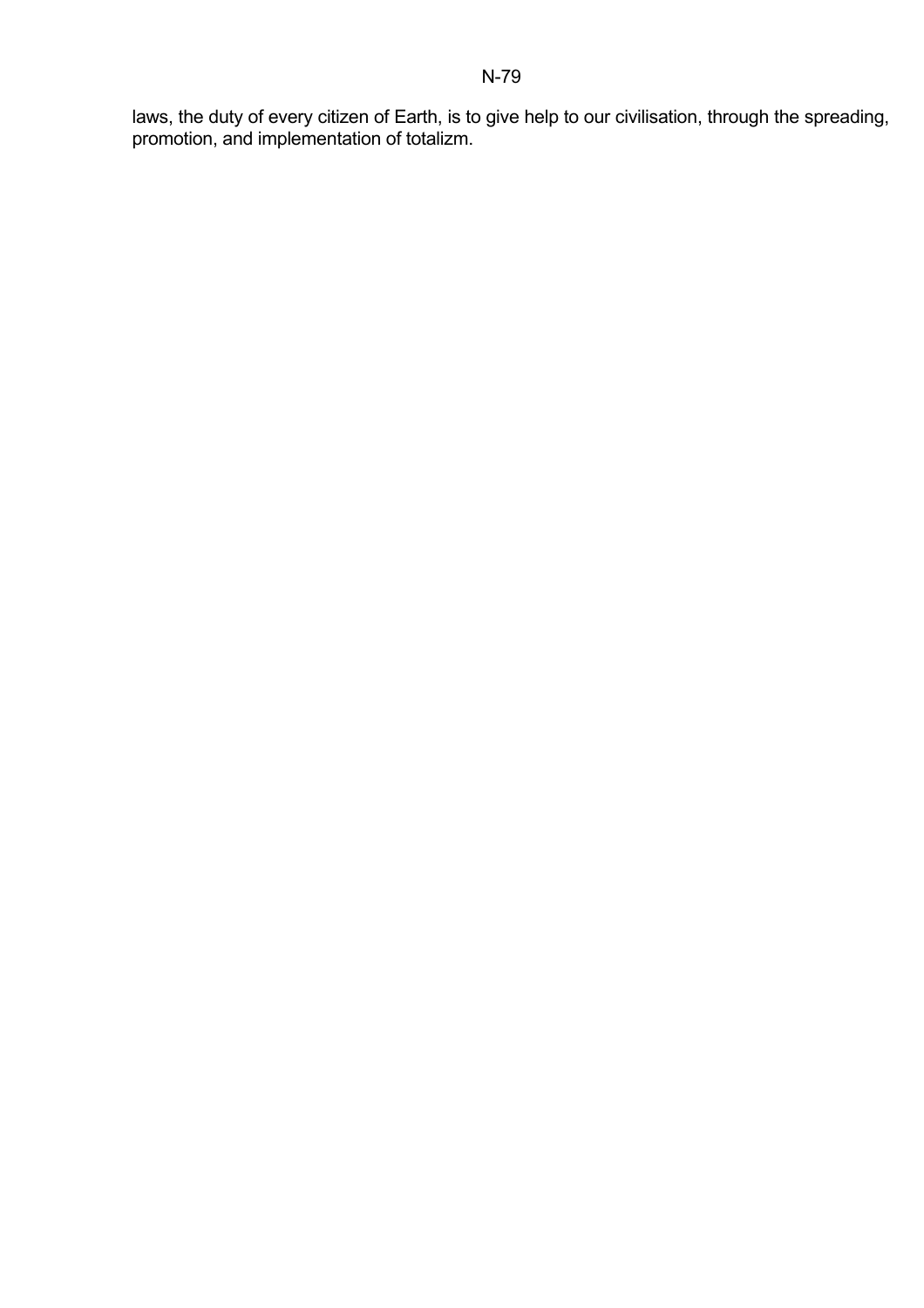laws, the duty of every citizen of Earth, is to give help to our civilisation, through the spreading, promotion, and implementation of totalizm.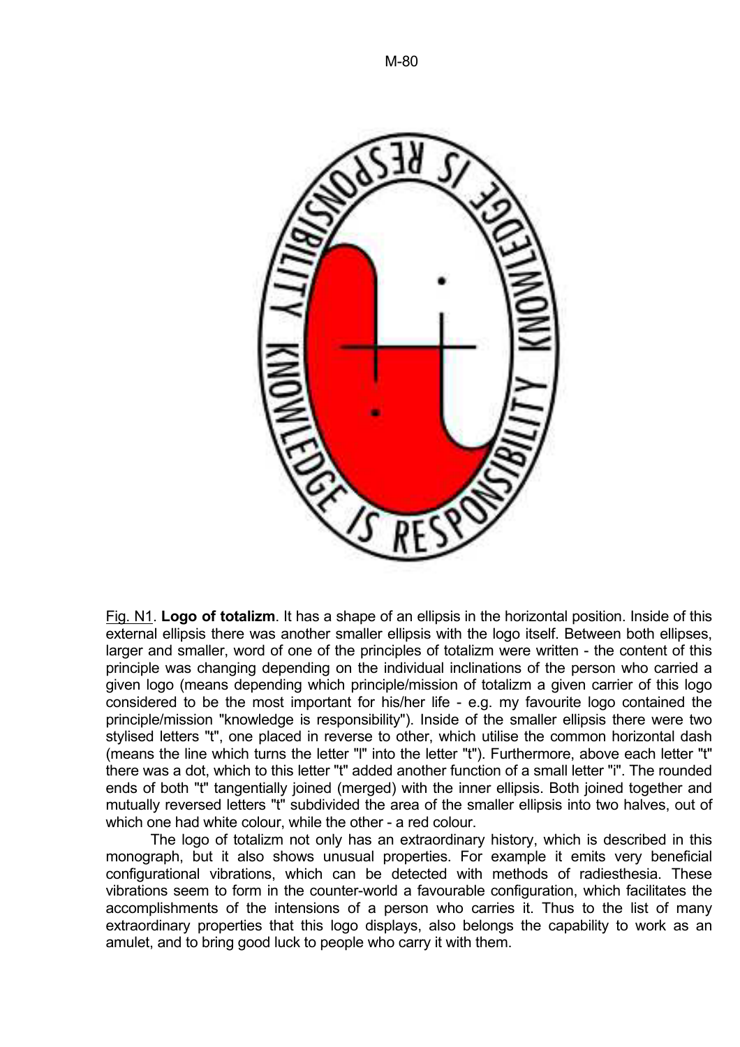Fig. N1. **Logo of totalizm**. It has a shape of an ellipsis in the horizontal position. Inside of this external ellipsis there was another smaller ellipsis with the logo itself. Between both ellipses, larger and smaller, word of one of the principles of totalizm were written - the content of this principle was changing depending on the individual inclinations of the person who carried a given logo (means depending which principle/mission of totalizm a given carrier of this logo considered to be the most important for his/her life - e.g. my favourite logo contained the principle/mission "knowledge is responsibility"). Inside of the smaller ellipsis there were two stylised letters "t", one placed in reverse to other, which utilise the common horizontal dash (means the line which turns the letter "l" into the letter "t"). Furthermore, above each letter "t" there was a dot, which to this letter "t" added another function of a small letter "i". The rounded ends of both "t" tangentially joined (merged) with the inner ellipsis. Both joined together and mutually reversed letters "t" subdivided the area of the smaller ellipsis into two halves, out of which one had white colour, while the other - a red colour.

The logo of totalizm not only has an extraordinary history, which is described in this monograph, but it also shows unusual properties. For example it emits very beneficial configurational vibrations, which can be detected with methods of radiesthesia. These vibrations seem to form in the counter-world a favourable configuration, which facilitates the accomplishments of the intensions of a person who carries it. Thus to the list of many extraordinary properties that this logo displays, also belongs the capability to work as an amulet, and to bring good luck to people who carry it with them.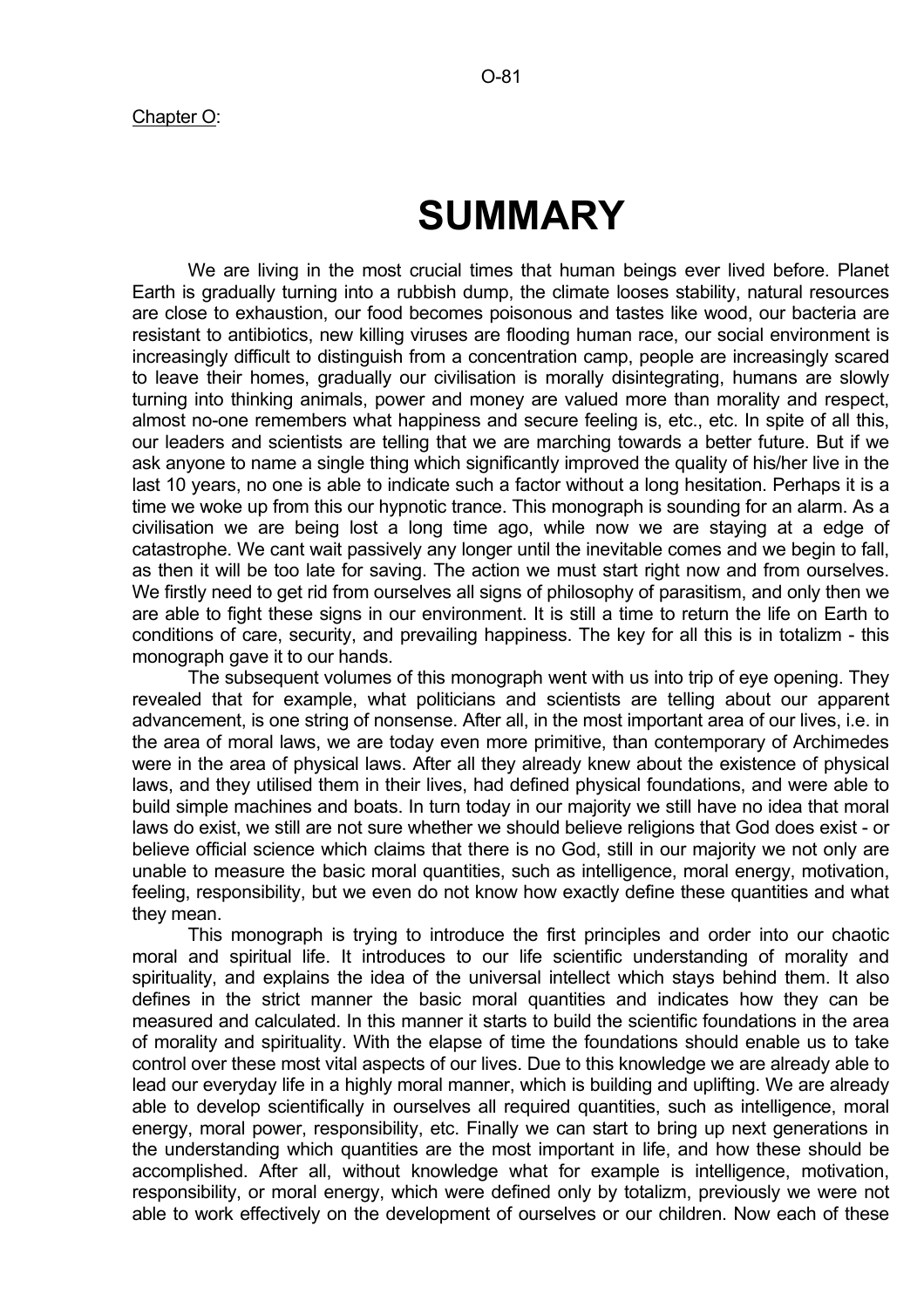Chapter O:

# SUMMARY

We are living in the most crucial times that human beings ever lived before. Planet Earth is gradually turning into a rubbish dump, the climate looses stability, natural resources are close to exhaustion, our food becomes poisonous and tastes like wood, our bacteria are resistant to antibiotics, new killing viruses are flooding human race, our social environment is increasingly difficult to distinguish from a concentration camp, people are increasingly scared to leave their homes, gradually our civilisation is morally disintegrating, humans are slowly turning into thinking animals, power and money are valued more than morality and respect, almost no-one remembers what happiness and secure feeling is, etc., etc. In spite of all this, our leaders and scientists are telling that we are marching towards a better future. But if we ask anyone to name a single thing which significantly improved the quality of his/her live in the last 10 years, no one is able to indicate such a factor without a long hesitation. Perhaps it is a time we woke up from this our hypnotic trance. This monograph is sounding for an alarm. As a civilisation we are being lost a long time ago, while now we are staying at a edge of catastrophe. We cant wait passively any longer until the inevitable comes and we begin to fall, as then it will be too late for saving. The action we must start right now and from ourselves. We firstly need to get rid from ourselves all signs of philosophy of parasitism, and only then we are able to fight these signs in our environment. It is still a time to return the life on Earth to conditions of care, security, and prevailing happiness. The key for all this is in totalizm - this monograph gave it to our hands.

The subsequent volumes of this monograph went with us into trip of eye opening. They revealed that for example, what politicians and scientists are telling about our apparent advancement, is one string of nonsense. After all, in the most important area of our lives, i.e. in the area of moral laws, we are today even more primitive, than contemporary of Archimedes were in the area of physical laws. After all they already knew about the existence of physical laws, and they utilised them in their lives, had defined physical foundations, and were able to build simple machines and boats. In turn today in our majority we still have no idea that moral laws do exist, we still are not sure whether we should believe religions that God does exist - or believe official science which claims that there is no God, still in our majority we not only are unable to measure the basic moral quantities, such as intelligence, moral energy, motivation, feeling, responsibility, but we even do not know how exactly define these quantities and what they mean.

This monograph is trying to introduce the first principles and order into our chaotic moral and spiritual life. It introduces to our life scientific understanding of morality and spirituality, and explains the idea of the universal intellect which stays behind them. It also defines in the strict manner the basic moral quantities and indicates how they can be measured and calculated. In this manner it starts to build the scientific foundations in the area of morality and spirituality. With the elapse of time the foundations should enable us to take control over these most vital aspects of our lives. Due to this knowledge we are already able to lead our everyday life in a highly moral manner, which is building and uplifting. We are already able to develop scientifically in ourselves all required quantities, such as intelligence, moral energy, moral power, responsibility, etc. Finally we can start to bring up next generations in the understanding which quantities are the most important in life, and how these should be accomplished. After all, without knowledge what for example is intelligence, motivation, responsibility, or moral energy, which were defined only by totalizm, previously we were not able to work effectively on the development of ourselves or our children. Now each of these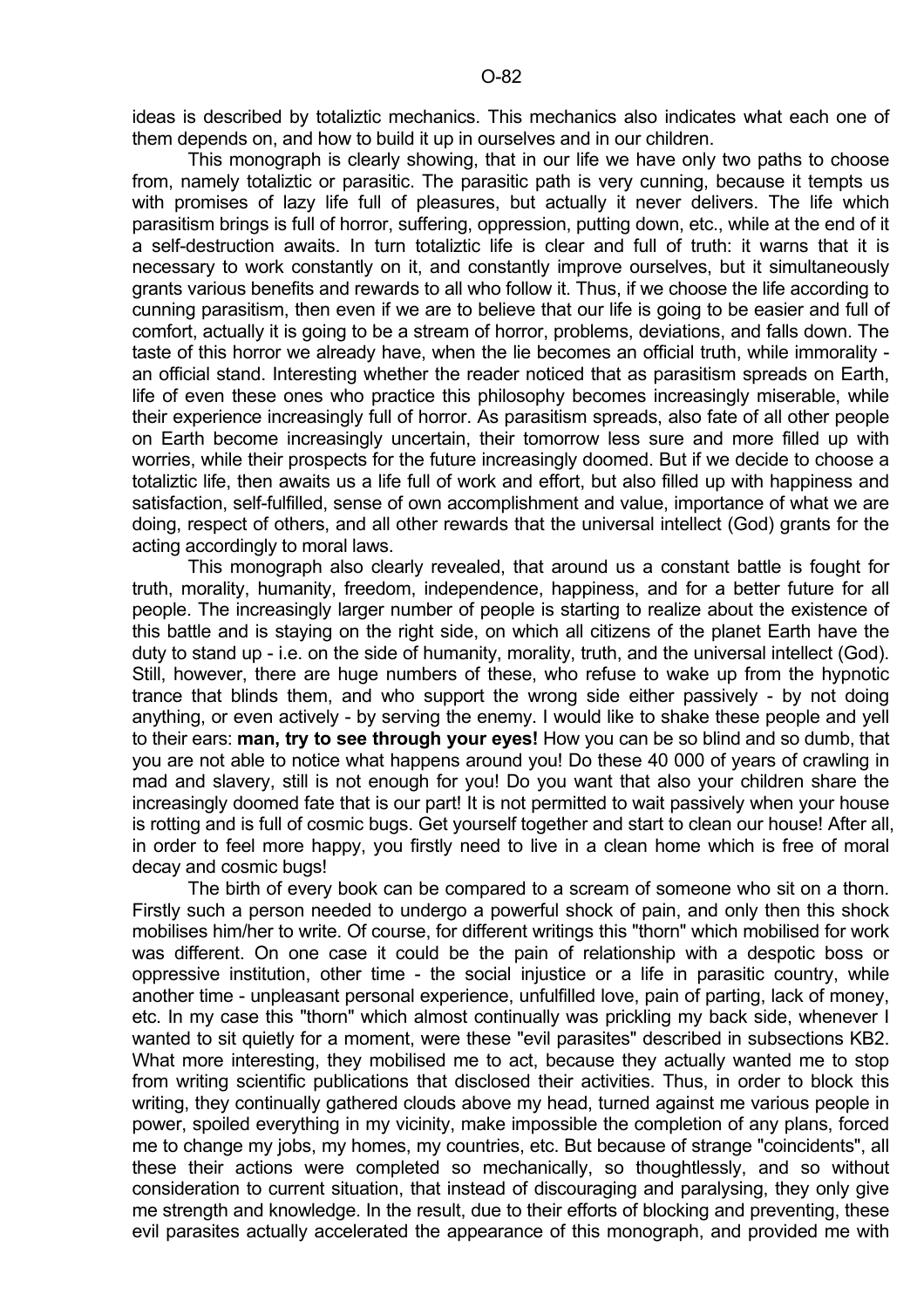ideas is described by totaliztic mechanics. This mechanics also indicates what each one of them depends on, and how to build it up in ourselves and in our children.

This monograph is clearly showing, that in our life we have only two paths to choose from, namely totaliztic or parasitic. The parasitic path is very cunning, because it tempts us with promises of lazy life full of pleasures, but actually it never delivers. The life which parasitism brings is full of horror, suffering, oppression, putting down, etc., while at the end of it a self-destruction awaits. In turn totaliztic life is clear and full of truth: it warns that it is necessary to work constantly on it, and constantly improve ourselves, but it simultaneously grants various benefits and rewards to all who follow it. Thus, if we choose the life according to cunning parasitism, then even if we are to believe that our life is going to be easier and full of comfort, actually it is going to be a stream of horror, problems, deviations, and falls down. The taste of this horror we already have, when the lie becomes an official truth, while immorality - an official stand. Interesting whether the reader noticed that as parasitism spreads on Earth, life of even these ones who practice this philosophy becomes increasingly miserable, while their experience increasingly full of horror. As parasitism spreads, also fate of all other people on Earth become increasingly uncertain, their tomorrow less sure and more filled up with worries, while their prospects for the future increasingly doomed. But if we decide to choose a totaliztic life, then awaits us a life full of work and effort, but also filled up with happiness and satisfaction, self-fulfilled, sense of own accomplishment and value, importance of what we are doing, respect of others, and all other rewards that the universal intellect (God) grants for the acting accordingly to moral laws.

This monograph also clearly revealed, that around us a constant battle is fought for truth, morality, humanity, freedom, independence, happiness, and for a better future for all people. The increasingly larger number of people is starting to realize about the existence of this battle and is staying on the right side, on which all citizens of the planet Earth have the duty to stand up - i.e. on the side of humanity, morality, truth, and the universal intellect (God). Still, however, there are huge numbers of these, who refuse to wake up from the hypnotic trance that blinds them, and who support the wrong side either passively - by not doing anything, or even actively - by serving the enemy. I would like to shake these people and yell to their ears: **man, try to see through your eyes!** How you can be so blind and so dumb, that you are not able to notice what happens around you! Do these 40 000 of years of crawling in mad and slavery, still is not enough for you! Do you want that also your children share the increasingly doomed fate that is our part! It is not permitted to wait passively when your house is rotting and is full of cosmic bugs. Get yourself together and start to clean our house! After all, in order to feel more happy, you firstly need to live in a clean home which is free of moral decay and cosmic bugs!

The birth of every book can be compared to a scream of someone who sit on a thorn. Firstly such a person needed to undergo a powerful shock of pain, and only then this shock mobilises him/her to write. Of course, for different writings this "thorn" which mobilised for work was different. On one case it could be the pain of relationship with a despotic boss or oppressive institution, other time - the social injustice or a life in parasitic country, while another time - unpleasant personal experience, unfulfilled love, pain of parting, lack of money, etc. In my case this "thorn" which almost continually was prickling my back side, whenever I wanted to sit quietly for a moment, were these "evil parasites" described in subsections KB2. What more interesting, they mobilised me to act, because they actually wanted me to stop from writing scientific publications that disclosed their activities. Thus, in order to block this writing, they continually gathered clouds above my head, turned against me various people in power, spoiled everything in my vicinity, make impossible the completion of any plans, forced me to change my jobs, my homes, my countries, etc. But because of strange "coincidents", all these their actions were completed so mechanically, so thoughtlessly, and so without consideration to current situation, that instead of discouraging and paralysing, they only give me strength and knowledge. In the result, due to their efforts of blocking and preventing, these evil parasites actually accelerated the appearance of this monograph, and provided me with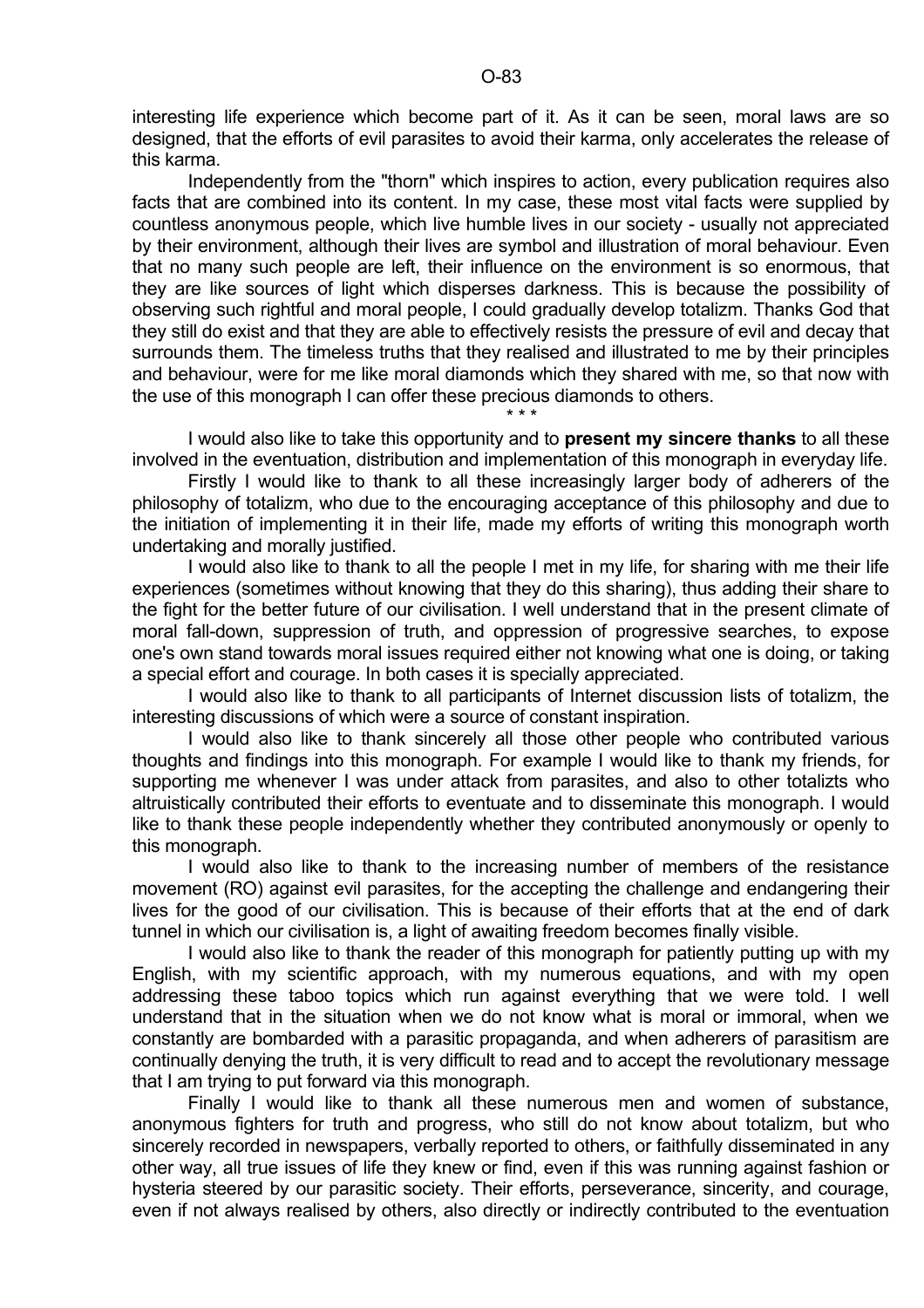interesting life experience which become part of it. As it can be seen, moral laws are so designed, that the efforts of evil parasites to avoid their karma, only accelerates the release of this karma.

Independently from the "thorn" which inspires to action, every publication requires also facts that are combined into its content. In my case, these most vital facts were supplied by countless anonymous people, which live humble lives in our society - usually not appreciated by their environment, although their lives are symbol and illustration of moral behaviour. Even that no many such people are left, their influence on the environment is so enormous, that they are like sources of light which disperses darkness. This is because the possibility of observing such rightful and moral people, I could gradually develop totalizm. Thanks God that they still do exist and that they are able to effectively resists the pressure of evil and decay that surrounds them. The timeless truths that they realised and illustrated to me by their principles and behaviour, were for me like moral diamonds which they shared with me, so that now with the use of this monograph I can offer these precious diamonds to others.

\* \* \*

I would also like to take this opportunity and to **present my sincere thanks** to all these involved in the eventuation, distribution and implementation of this monograph in everyday life.

Firstly I would like to thank to all these increasingly larger body of adherers of the philosophy of totalizm, who due to the encouraging acceptance of this philosophy and due to the initiation of implementing it in their life, made my efforts of writing this monograph worth undertaking and morally justified.

I would also like to thank to all the people I met in my life, for sharing with me their life experiences (sometimes without knowing that they do this sharing), thus adding their share to the fight for the better future of our civilisation. I well understand that in the present climate of moral fall-down, suppression of truth, and oppression of progressive searches, to expose one's own stand towards moral issues required either not knowing what one is doing, or taking a special effort and courage. In both cases it is specially appreciated.

I would also like to thank to all participants of Internet discussion lists of totalizm, the interesting discussions of which were a source of constant inspiration.

I would also like to thank sincerely all those other people who contributed various thoughts and findings into this monograph. For example I would like to thank my friends, for supporting me whenever I was under attack from parasites, and also to other totalizts who altruistically contributed their efforts to eventuate and to disseminate this monograph. I would like to thank these people independently whether they contributed anonymously or openly to this monograph.

I would also like to thank to the increasing number of members of the resistance movement (RO) against evil parasites, for the accepting the challenge and endangering their lives for the good of our civilisation. This is because of their efforts that at the end of dark tunnel in which our civilisation is, a light of awaiting freedom becomes finally visible.

I would also like to thank the reader of this monograph for patiently putting up with my English, with my scientific approach, with my numerous equations, and with my open addressing these taboo topics which run against everything that we were told. I well understand that in the situation when we do not know what is moral or immoral, when we constantly are bombarded with a parasitic propaganda, and when adherers of parasitism are continually denying the truth, it is very difficult to read and to accept the revolutionary message that I am trying to put forward via this monograph.

Finally I would like to thank all these numerous men and women of substance, anonymous fighters for truth and progress, who still do not know about totalizm, but who sincerely recorded in newspapers, verbally reported to others, or faithfully disseminated in any other way, all true issues of life they knew or find, even if this was running against fashion or hysteria steered by our parasitic society. Their efforts, perseverance, sincerity, and courage, even if not always realised by others, also directly or indirectly contributed to the eventuation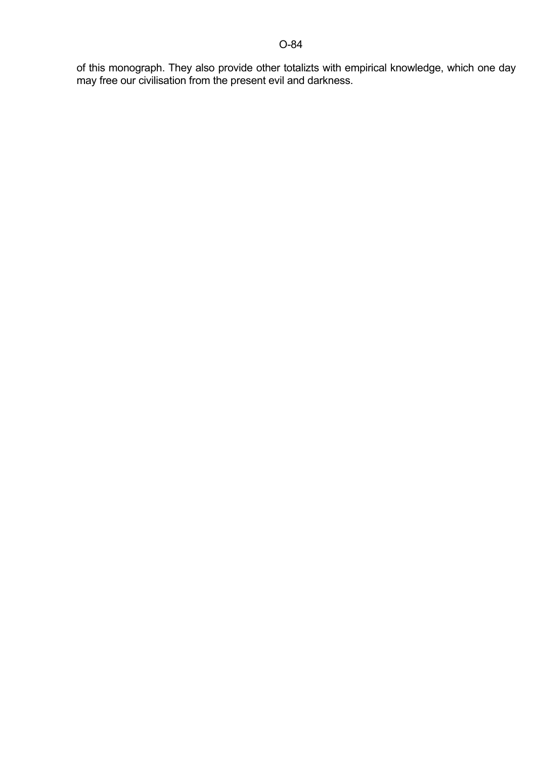of this monograph. They also provide other totalizts with empirical knowledge, which one day may free our civilisation from the present evil and darkness.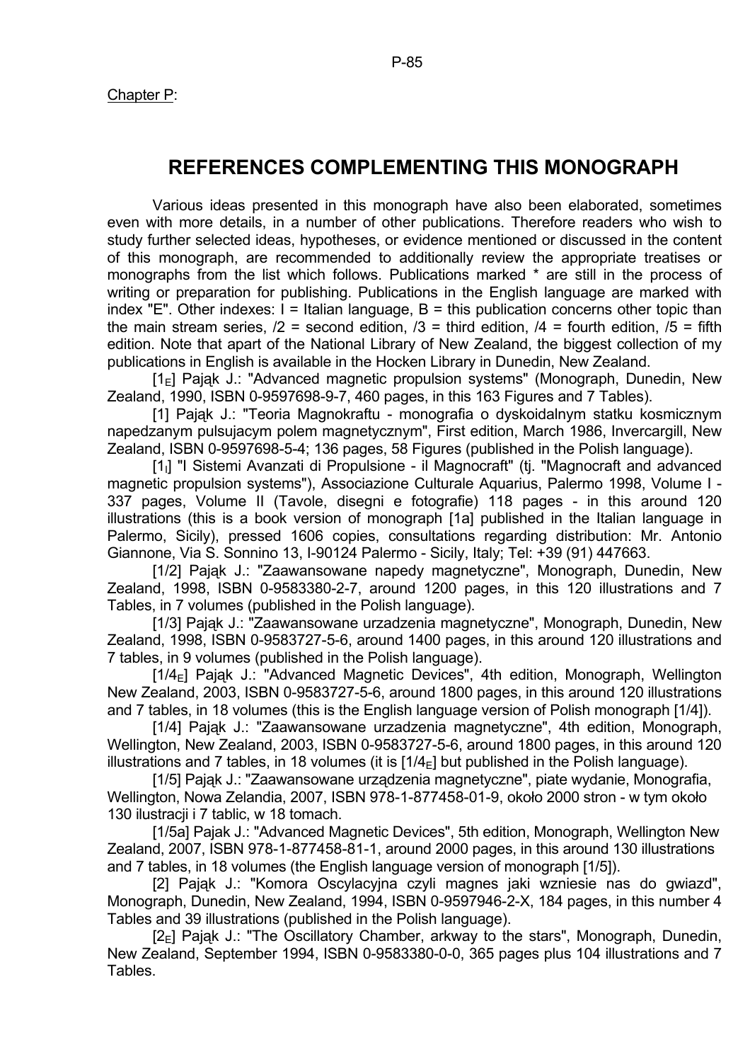Chapter P:

# REFERENCES COMPLEMENTING THIS MONOGRAPH

Various ideas presented in this monograph have also been elaborated, sometimes even with more details, in a number of other publications. Therefore readers who wish to study further selected ideas, hypotheses, or evidence mentioned or discussed in the content of this monograph, are recommended to additionally review the appropriate treatises or monographs from the list which follows. Publications marked * are still in the process of writing or preparation for publishing. Publications in the English language are marked with index "E". Other indexes: I = Italian language, B = this publication concerns other topic than the main stream series, /2 = second edition, /3 = third edition, /4 = fourth edition, /5 = fifth edition. Note that apart of the National Library of New Zealand, the biggest collection of my publications in English is available in the Hocken Library in Dunedin, New Zealand.

[$1_E$] Pająk J.: "Advanced magnetic propulsion systems" (Monograph, Dunedin, New Zealand, 1990, ISBN 0-9597698-9-7, 460 pages, in this 163 Figures and 7 Tables).

[1] Pająk J.: "Teoria Magnokraftu - monografia o dyskoidalnym statku kosmicznym napedzanym pulsujacym polem magnetycznym", First edition, March 1986, Invercargill, New Zealand, ISBN 0-9597698-5-4; 136 pages, 58 Figures (published in the Polish language).

[$1_I$] "I Sistemi Avanzati di Propulsione - il Magnocraft" (tj. "Magnocraft and advanced magnetic propulsion systems"), Associazione Culturale Aquarius, Palermo 1998, Volume I - 337 pages, Volume II (Tavole, disegni e fotografie) 118 pages - in this around 120 illustrations (this is a book version of monograph [1a] published in the Italian language in Palermo, Sicily), pressed 1606 copies, consultations regarding distribution: Mr. Antonio Giannone, Via S. Sonnino 13, I-90124 Palermo - Sicily, Italy; Tel: +39 (91) 447663.

[1/2] Pająk J.: "Zaawansowane napedy magnetyczne", Monograph, Dunedin, New Zealand, 1998, ISBN 0-9583380-2-7, around 1200 pages, in this 120 illustrations and 7 Tables, in 7 volumes (published in the Polish language).

[1/3] Pająk J.: "Zaawansowane urzadzenia magnetyczne", Monograph, Dunedin, New Zealand, 1998, ISBN 0-9583727-5-6, around 1400 pages, in this around 120 illustrations and 7 tables, in 9 volumes (published in the Polish language).

[$1/4_E$] Pająk J.: "Advanced Magnetic Devices", 4th edition, Monograph, Wellington New Zealand, 2003, ISBN 0-9583727-5-6, around 1800 pages, in this around 120 illustrations and 7 tables, in 18 volumes (this is the English language version of Polish monograph [1/4]).

[1/4] Pająk J.: "Zaawansowane urzadzenia magnetyczne", 4th edition, Monograph, Wellington, New Zealand, 2003, ISBN 0-9583727-5-6, around 1800 pages, in this around 120 illustrations and 7 tables, in 18 volumes (it is [$1/4_E$] but published in the Polish language).

[1/5] Pająk J.: "Zaawansowane urządzenia magnetyczne", piate wydanie, Monografia, Wellington, Nowa Zelandia, 2007, ISBN 978-1-877458-01-9, około 2000 stron - w tym około 130 ilustracji i 7 tablic, w 18 tomach.

[1/5a] Pajak J.: "Advanced Magnetic Devices", 5th edition, Monograph, Wellington New Zealand, 2007, ISBN 978-1-877458-81-1, around 2000 pages, in this around 130 illustrations and 7 tables, in 18 volumes (the English language version of monograph [1/5]).

[2] Pająk J.: "Komora Oscylacyjna czyli magnes jaki wzniesie nas do gwiazd", Monograph, Dunedin, New Zealand, 1994, ISBN 0-9597946-2-X, 184 pages, in this number 4 Tables and 39 illustrations (published in the Polish language).

[$2_E$] Pająk J.: "The Oscillatory Chamber, arkway to the stars", Monograph, Dunedin, New Zealand, September 1994, ISBN 0-9583380-0-0, 365 pages plus 104 illustrations and 7 Tables.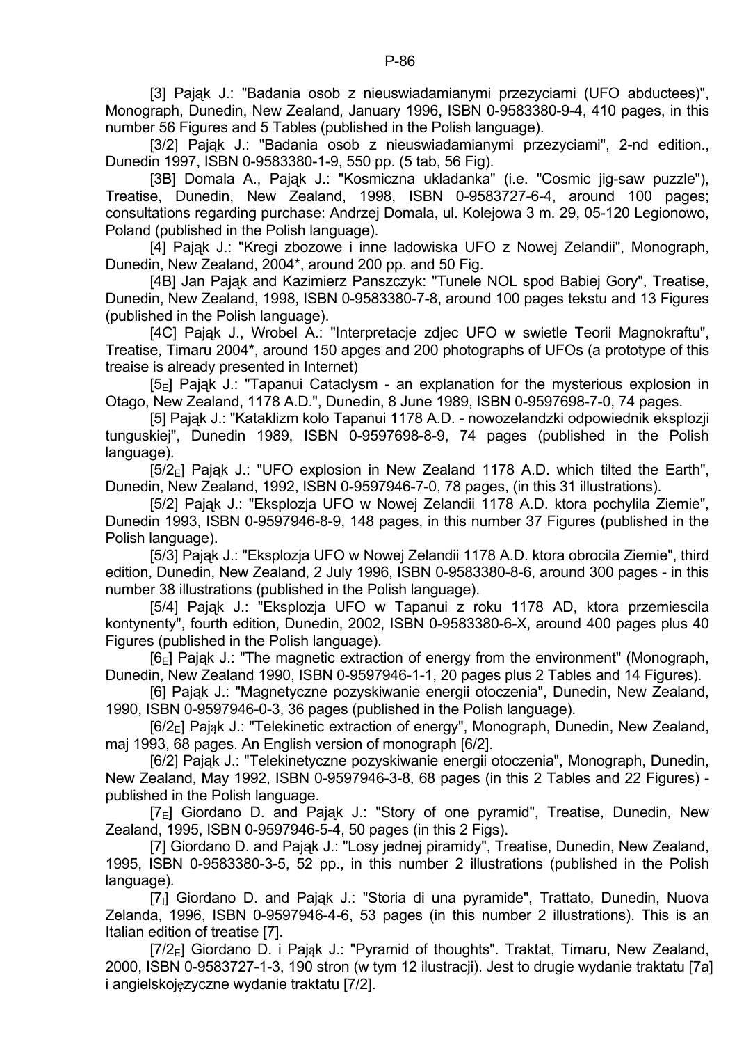[3] Pająk J.: "Badania osob z nieuswiadamianymi przezyciami (UFO abductees)", Monograph, Dunedin, New Zealand, January 1996, ISBN 0-9583380-9-4, 410 pages, in this number 56 Figures and 5 Tables (published in the Polish language).

[3/2] Pająk J.: "Badania osob z nieuswiadamianymi przezyciami", 2-nd edition., Dunedin 1997, ISBN 0-9583380-1-9, 550 pp. (5 tab, 56 Fig).

[3B] Domala A., Pająk J.: "Kosmiczna ukladanka" (i.e. "Cosmic jig-saw puzzle"), Treatise, Dunedin, New Zealand, 1998, ISBN 0-9583727-6-4, around 100 pages; consultations regarding purchase: Andrzej Domala, ul. Kolejowa 3 m. 29, 05-120 Legionowo, Poland (published in the Polish language).

[4] Pająk J.: "Kregi zbozowe i inne ladowiska UFO z Nowej Zelandii", Monograph, Dunedin, New Zealand, 2004*, around 200 pp. and 50 Fig.

[4B] Jan Pająk and Kazimierz Panszczyk: "Tunele NOL spod Babiej Gory", Treatise, Dunedin, New Zealand, 1998, ISBN 0-9583380-7-8, around 100 pages tekstu and 13 Figures (published in the Polish language).

[4C] Pająk J., Wrobel A.: "Interpretacje zdjec UFO w swietle Teorii Magnokraftu", Treatise, Timaru 2004*, around 150 apges and 200 photographs of UFOs (a prototype of this treaise is already presented in Internet)

[$5_E$] Pająk J.: "Tapanui Cataclysm - an explanation for the mysterious explosion in Otago, New Zealand, 1178 A.D.", Dunedin, 8 June 1989, ISBN 0-9597698-7-0, 74 pages.

[5] Pająk J.: "Kataklizm kolo Tapanui 1178 A.D. - nowozelandzki odpowiednik eksplozji tunguskiej", Dunedin 1989, ISBN 0-9597698-8-9, 74 pages (published in the Polish language).

[$5/2_E$] Pająk J.: "UFO explosion in New Zealand 1178 A.D. which tilted the Earth", Dunedin, New Zealand, 1992, ISBN 0-9597946-7-0, 78 pages, (in this 31 illustrations).

[5/2] Pająk J.: "Eksplozja UFO w Nowej Zelandii 1178 A.D. ktora pochylila Ziemie", Dunedin 1993, ISBN 0-9597946-8-9, 148 pages, in this number 37 Figures (published in the Polish language).

[5/3] Pająk J.: "Eksplozja UFO w Nowej Zelandii 1178 A.D. ktora obrocila Ziemie", third edition, Dunedin, New Zealand, 2 July 1996, ISBN 0-9583380-8-6, around 300 pages - in this number 38 illustrations (published in the Polish language).

[5/4] Pająk J.: "Eksplozja UFO w Tapanui z roku 1178 AD, ktora przemiescila kontynenty", fourth edition, Dunedin, 2002, ISBN 0-9583380-6-X, around 400 pages plus 40 Figures (published in the Polish language).

[$6_E$] Pająk J.: "The magnetic extraction of energy from the environment" (Monograph, Dunedin, New Zealand 1990, ISBN 0-9597946-1-1, 20 pages plus 2 Tables and 14 Figures).

[6] Pająk J.: "Magnetyczne pozyskiwanie energii otoczenia", Dunedin, New Zealand, 1990, ISBN 0-9597946-0-3, 36 pages (published in the Polish language).

[$6/2_E$] Pająk J.: "Telekinetic extraction of energy", Monograph, Dunedin, New Zealand, maj 1993, 68 pages. An English version of monograph [6/2].

[6/2] Pająk J.: "Telekinetyczne pozyskiwanie energii otoczenia", Monograph, Dunedin, New Zealand, May 1992, ISBN 0-9597946-3-8, 68 pages (in this 2 Tables and 22 Figures) - published in the Polish language.

[$7_E$] Giordano D. and Pająk J.: "Story of one pyramid", Treatise, Dunedin, New Zealand, 1995, ISBN 0-9597946-5-4, 50 pages (in this 2 Figs).

[7] Giordano D. and Pająk J.: "Losy jednej piramidy", Treatise, Dunedin, New Zealand, 1995, ISBN 0-9583380-3-5, 52 pp., in this number 2 illustrations (published in the Polish language).

[$7_I$] Giordano D. and Pająk J.: "Storia di una pyramide", Trattato, Dunedin, Nuova Zelanda, 1996, ISBN 0-9597946-4-6, 53 pages (in this number 2 illustrations). This is an Italian edition of treatise [7].

[$7/2_E$] Giordano D. i Pająk J.: "Pyramid of thoughts". Traktat, Timaru, New Zealand, 2000, ISBN 0-9583727-1-3, 190 stron (w tym 12 ilustracji). Jest to drugie wydanie traktatu [7a] i angielskojęzyczne wydanie traktatu [7/2].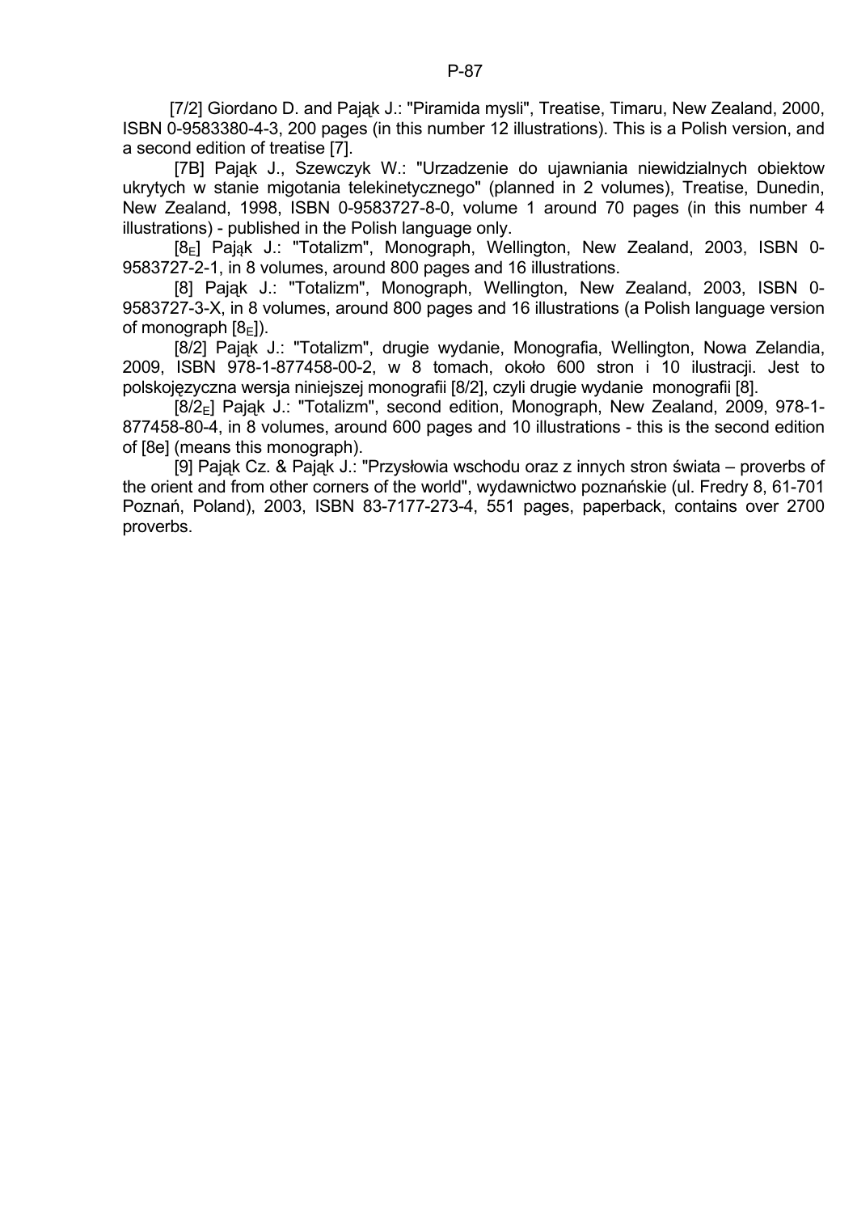[7/2] Giordano D. and Pająk J.: "Piramida mysli", Treatise, Timaru, New Zealand, 2000, ISBN 0-9583380-4-3, 200 pages (in this number 12 illustrations). This is a Polish version, and a second edition of treatise [7].

[7B] Pająk J., Szewczyk W.: "Urzadzenie do ujawniania niewidzialnych obiektow ukrytych w stanie migotania telekinetycznego" (planned in 2 volumes), Treatise, Dunedin, New Zealand, 1998, ISBN 0-9583727-8-0, volume 1 around 70 pages (in this number 4 illustrations) - published in the Polish language only.

[$8_E$] Pająk J.: "Totalizm", Monograph, Wellington, New Zealand, 2003, ISBN 0-9583727-2-1, in 8 volumes, around 800 pages and 16 illustrations.

[8] Pająk J.: "Totalizm", Monograph, Wellington, New Zealand, 2003, ISBN 0-9583727-3-X, in 8 volumes, around 800 pages and 16 illustrations (a Polish language version of monograph [$8_E$]).

[8/2] Pająk J.: "Totalizm", drugie wydanie, Monografia, Wellington, Nowa Zelandia, 2009, ISBN 978-1-877458-00-2, w 8 tomach, około 600 stron i 10 ilustracji. Jest to polskojęzyczna wersja niniejszej monografii [8/2], czyli drugie wydanie monografii [8].

[$8/2_E$] Pająk J.: "Totalizm", second edition, Monograph, New Zealand, 2009, 978-1-877458-80-4, in 8 volumes, around 600 pages and 10 illustrations - this is the second edition of [8e] (means this monograph).

[9] Pająk Cz. & Pająk J.: "Przysłowia wschodu oraz z innych stron świata – proverbs of the orient and from other corners of the world", wydawnictwo poznańskie (ul. Fredry 8, 61-701 Poznań, Poland), 2003, ISBN 83-7177-273-4, 551 pages, paperback, contains over 2700 proverbs.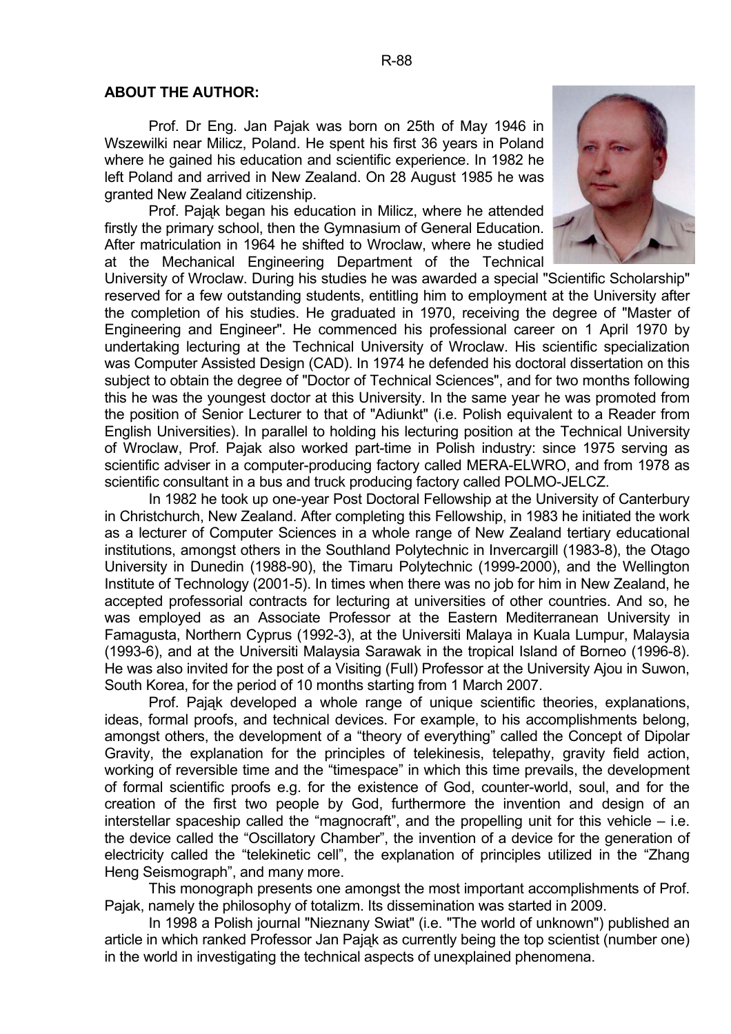**ABOUT THE AUTHOR:**

Prof. Dr Eng. Jan Pajak was born on 25th of May 1946 in Wszewilki near Milicz, Poland. He spent his first 36 years in Poland where he gained his education and scientific experience. In 1982 he left Poland and arrived in New Zealand. On 28 August 1985 he was granted New Zealand citizenship.

Prof. Pająk began his education in Milicz, where he attended firstly the primary school, then the Gymnasium of General Education. After matriculation in 1964 he shifted to Wroclaw, where he studied at the Mechanical Engineering Department of the Technical University of Wroclaw. During his studies he was awarded a special "Scientific Scholarship" reserved for a few outstanding students, entitling him to employment at the University after the completion of his studies. He graduated in 1970, receiving the degree of "Master of Engineering and Engineer". He commenced his professional career on 1 April 1970 by undertaking lecturing at the Technical University of Wroclaw. His scientific specialization was Computer Assisted Design (CAD). In 1974 he defended his doctoral dissertation on this subject to obtain the degree of "Doctor of Technical Sciences", and for two months following this he was the youngest doctor at this University. In the same year he was promoted from the position of Senior Lecturer to that of "Adiunkt" (i.e. Polish equivalent to a Reader from English Universities). In parallel to holding his lecturing position at the Technical University of Wroclaw, Prof. Pajak also worked part-time in Polish industry: since 1975 serving as scientific adviser in a computer-producing factory called MERA-ELWRO, and from 1978 as scientific consultant in a bus and truck producing factory called POLMO-JELCZ.

In 1982 he took up one-year Post Doctoral Fellowship at the University of Canterbury in Christchurch, New Zealand. After completing this Fellowship, in 1983 he initiated the work as a lecturer of Computer Sciences in a whole range of New Zealand tertiary educational institutions, amongst others in the Southland Polytechnic in Invercargill (1983-8), the Otago University in Dunedin (1988-90), the Timaru Polytechnic (1999-2000), and the Wellington Institute of Technology (2001-5). In times when there was no job for him in New Zealand, he accepted professorial contracts for lecturing at universities of other countries. And so, he was employed as an Associate Professor at the Eastern Mediterranean University in Famagusta, Northern Cyprus (1992-3), at the Universiti Malaya in Kuala Lumpur, Malaysia (1993-6), and at the Universiti Malaysia Sarawak in the tropical Island of Borneo (1996-8). He was also invited for the post of a Visiting (Full) Professor at the University Ajou in Suwon, South Korea, for the period of 10 months starting from 1 March 2007.

Prof. Pająk developed a whole range of unique scientific theories, explanations, ideas, formal proofs, and technical devices. For example, to his accomplishments belong, amongst others, the development of a "theory of everything" called the Concept of Dipolar Gravity, the explanation for the principles of telekinesis, telepathy, gravity field action, working of reversible time and the "timespace" in which this time prevails, the development of formal scientific proofs e.g. for the existence of God, counter-world, soul, and for the creation of the first two people by God, furthermore the invention and design of an interstellar spaceship called the "magnocraft", and the propelling unit for this vehicle – i.e. the device called the "Oscillatory Chamber", the invention of a device for the generation of electricity called the "telekinetic cell", the explanation of principles utilized in the "Zhang Heng Seismograph", and many more.

This monograph presents one amongst the most important accomplishments of Prof. Pajak, namely the philosophy of totalizm. Its dissemination was started in 2009.

In 1998 a Polish journal "Nieznany Swiat" (i.e. "The world of unknown") published an article in which ranked Professor Jan Pająk as currently being the top scientist (number one) in the world in investigating the technical aspects of unexplained phenomena.